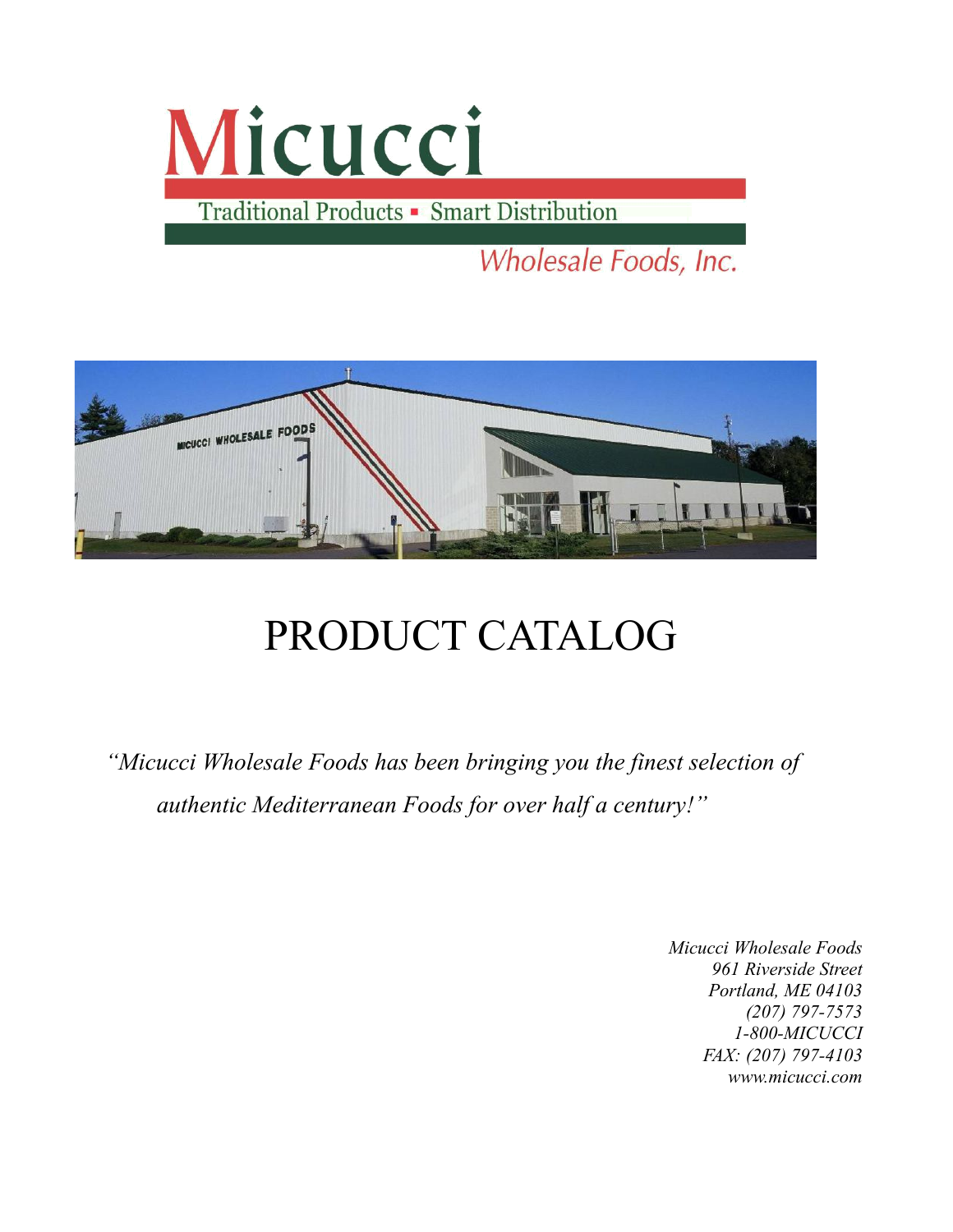# Micucci

Traditional Products ▪ Smart Distribution

*Wholesale Foods, Inc.*

# PRODUCT CATALOG

*"Micucci Wholesale Foods has been bringing you the finest selection of authentic Mediterranean Foods for over half a century!"*

*Micucci Wholesale Foods*
*961 Riverside Street*
*Portland, ME 04103*
*(207) 797-7573*
*1-800-MICUCCI*
*FAX: (207) 797-4103*
*www.micucci.com*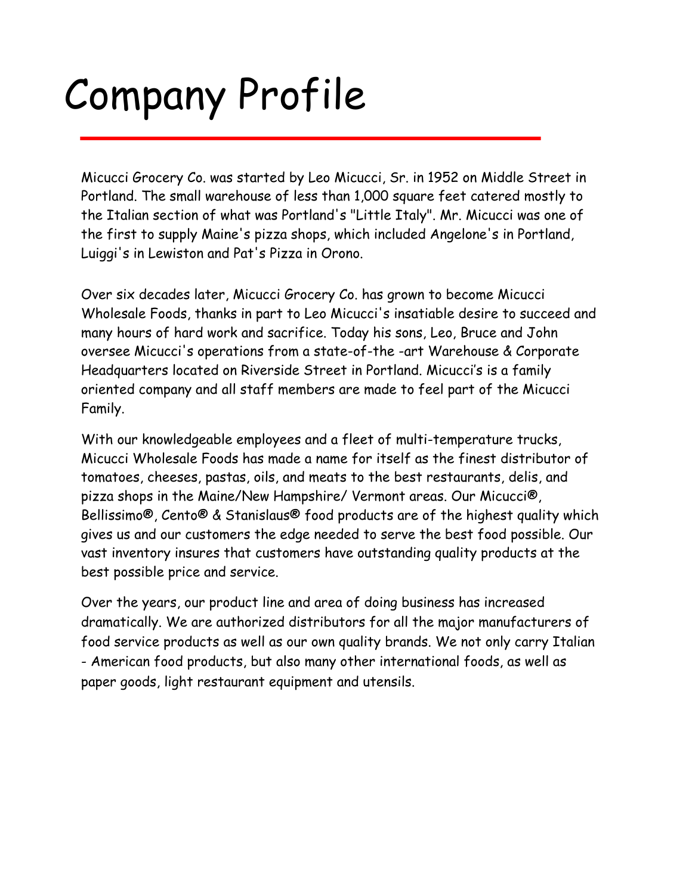# Company Profile

Micucci Grocery Co. was started by Leo Micucci, Sr. in 1952 on Middle Street in Portland. The small warehouse of less than 1,000 square feet catered mostly to the Italian section of what was Portland's "Little Italy". Mr. Micucci was one of the first to supply Maine's pizza shops, which included Angelone's in Portland, Luiggi's in Lewiston and Pat's Pizza in Orono.

Over six decades later, Micucci Grocery Co. has grown to become Micucci Wholesale Foods, thanks in part to Leo Micucci's insatiable desire to succeed and many hours of hard work and sacrifice. Today his sons, Leo, Bruce and John oversee Micucci's operations from a state-of-the -art Warehouse & Corporate Headquarters located on Riverside Street in Portland. Micucci's is a family oriented company and all staff members are made to feel part of the Micucci Family.

With our knowledgeable employees and a fleet of multi-temperature trucks, Micucci Wholesale Foods has made a name for itself as the finest distributor of tomatoes, cheeses, pastas, oils, and meats to the best restaurants, delis, and pizza shops in the Maine/New Hampshire/ Vermont areas. Our Micucci®, Bellissimo®, Cento® & Stanislaus® food products are of the highest quality which gives us and our customers the edge needed to serve the best food possible. Our vast inventory insures that customers have outstanding quality products at the best possible price and service.

Over the years, our product line and area of doing business has increased dramatically. We are authorized distributors for all the major manufacturers of food service products as well as our own quality brands. We not only carry Italian - American food products, but also many other international foods, as well as paper goods, light restaurant equipment and utensils.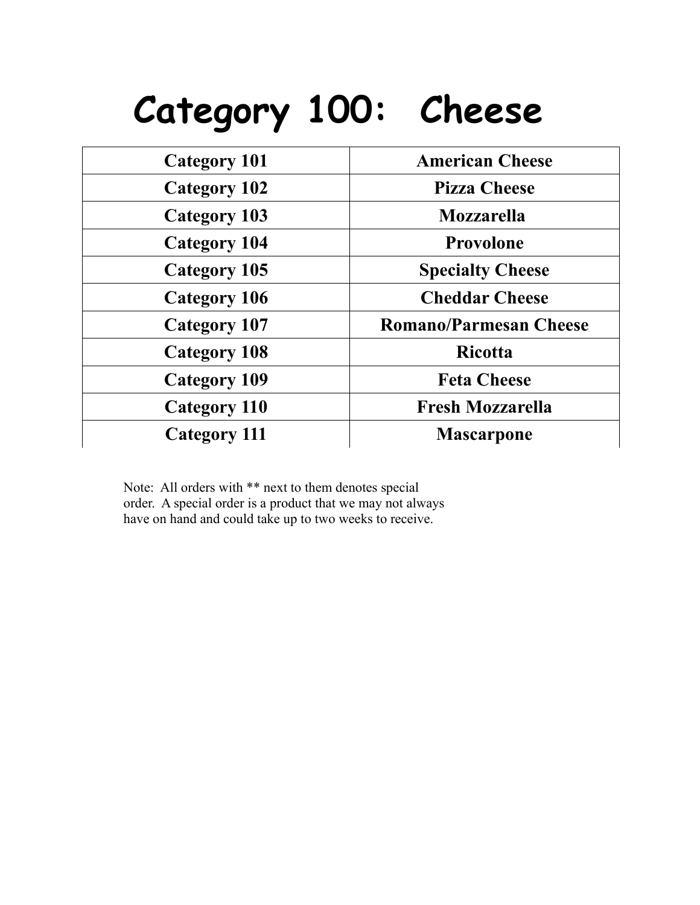# Category 100: Cheese

| Category 101 | American Cheese |
|---|---|
| Category 102 | Pizza Cheese |
| Category 103 | Mozzarella |
| Category 104 | Provolone |
| Category 105 | Specialty Cheese |
| Category 106 | Cheddar Cheese |
| Category 107 | Romano/Parmesan Cheese |
| Category 108 | Ricotta |
| Category 109 | Feta Cheese |
| Category 110 | Fresh Mozzarella |
| Category 111 | Mascarpone |

Note: All orders with ** next to them denotes special order. A special order is a product that we may not always have on hand and could take up to two weeks to receive.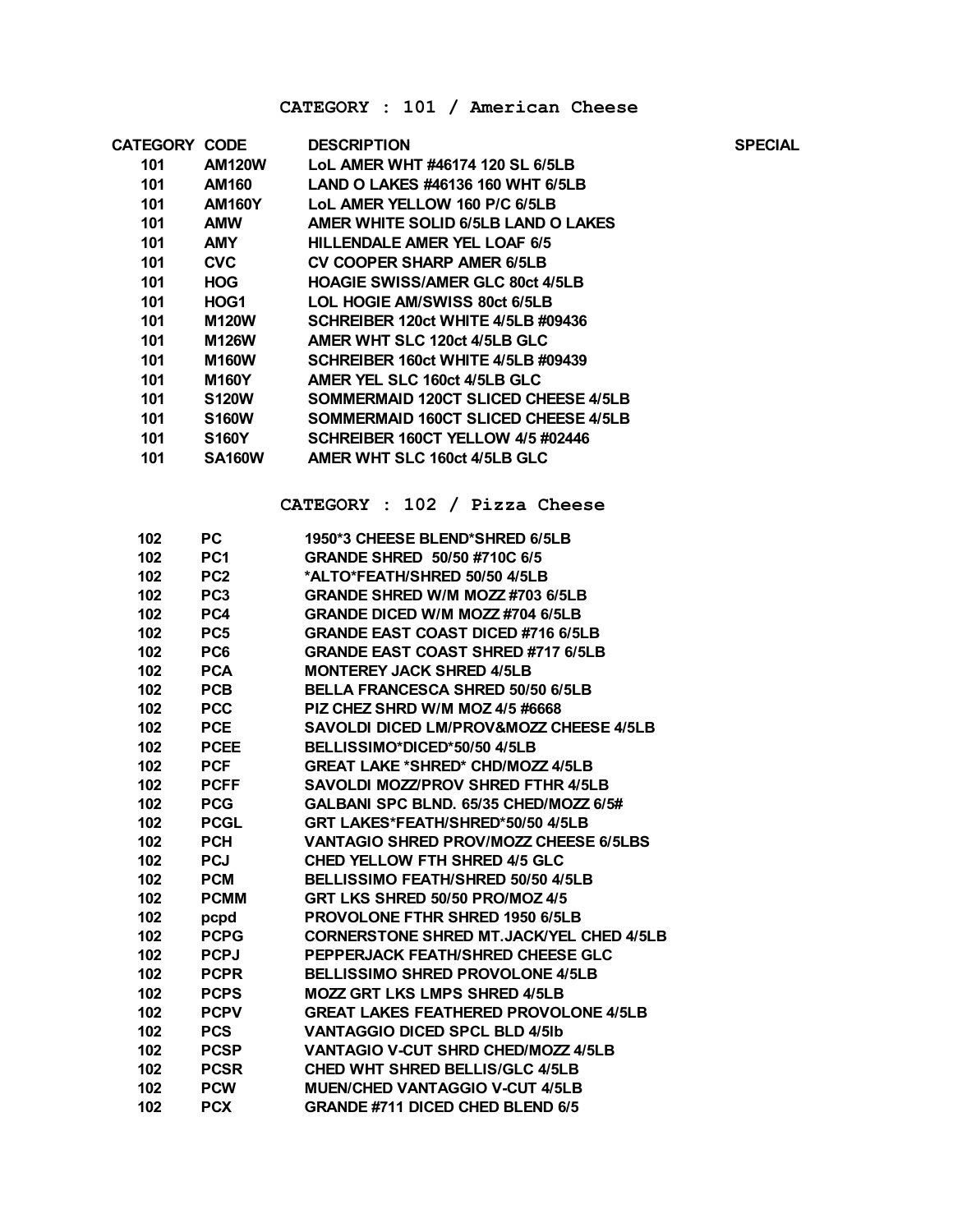## CATEGORY : 101 / American Cheese

| CATEGORY | CODE | DESCRIPTION | SPECIAL |
| --- | --- | --- | --- |
| 101 | AM120W | LoL AMER WHT #46174 120 SL 6/5LB | |
| 101 | AM160 | LAND O LAKES #46136 160 WHT 6/5LB | |
| 101 | AM160Y | LoL AMER YELLOW 160 P/C 6/5LB | |
| 101 | AMW | AMER WHITE SOLID 6/5LB LAND O LAKES | |
| 101 | AMY | HILLENDALE AMER YEL LOAF 6/5 | |
| 101 | CVC | CV COOPER SHARP AMER 6/5LB | |
| 101 | HOG | HOAGIE SWISS/AMER GLC 80ct 4/5LB | |
| 101 | HOG1 | LOL HOGIE AM/SWISS 80ct 6/5LB | |
| 101 | M120W | SCHREIBER 120ct WHITE 4/5LB #09436 | |
| 101 | M126W | AMER WHT SLC 120ct 4/5LB GLC | |
| 101 | M160W | SCHREIBER 160ct WHITE 4/5LB #09439 | |
| 101 | M160Y | AMER YEL SLC 160ct 4/5LB GLC | |
| 101 | S120W | SOMMERMAID 120CT SLICED CHEESE 4/5LB | |
| 101 | S160W | SOMMERMAID 160CT SLICED CHEESE 4/5LB | |
| 101 | S160Y | SCHREIBER 160CT YELLOW 4/5 #02446 | |
| 101 | SA160W | AMER WHT SLC 160ct 4/5LB GLC | |

## CATEGORY : 102 / Pizza Cheese

| CATEGORY | CODE | DESCRIPTION | SPECIAL |
| --- | --- | --- | --- |
| 102 | PC | 1950*3 CHEESE BLEND*SHRED 6/5LB | |
| 102 | PC1 | GRANDE SHRED 50/50 #710C 6/5 | |
| 102 | PC2 | *ALTO*FEATH/SHRED 50/50 4/5LB | |
| 102 | PC3 | GRANDE SHRED W/M MOZZ #703 6/5LB | |
| 102 | PC4 | GRANDE DICED W/M MOZZ #704 6/5LB | |
| 102 | PC5 | GRANDE EAST COAST DICED #716 6/5LB | |
| 102 | PC6 | GRANDE EAST COAST SHRED #717 6/5LB | |
| 102 | PCA | MONTEREY JACK SHRED 4/5LB | |
| 102 | PCB | BELLA FRANCESCA SHRED 50/50 6/5LB | |
| 102 | PCC | PIZ CHEZ SHRD W/M MOZ 4/5 #6668 | |
| 102 | PCE | SAVOLDI DICED LM/PROV&MOZZ CHEESE 4/5LB | |
| 102 | PCEE | BELLISSIMO*DICED*50/50 4/5LB | |
| 102 | PCF | GREAT LAKE *SHRED* CHD/MOZZ 4/5LB | |
| 102 | PCFF | SAVOLDI MOZZ/PROV SHRED FTHR 4/5LB | |
| 102 | PCG | GALBANI SPC BLND. 65/35 CHED/MOZZ 6/5# | |
| 102 | PCGL | GRT LAKES*FEATH/SHRED*50/50 4/5LB | |
| 102 | PCH | VANTAGIO SHRED PROV/MOZZ CHEESE 6/5LBS | |
| 102 | PCJ | CHED YELLOW FTH SHRED 4/5 GLC | |
| 102 | PCM | BELLISSIMO FEATH/SHRED 50/50 4/5LB | |
| 102 | PCMM | GRT LKS SHRED 50/50 PRO/MOZ 4/5 | |
| 102 | pcpd | PROVOLONE FTHR SHRED 1950 6/5LB | |
| 102 | PCPG | CORNERSTONE SHRED MT.JACK/YEL CHED 4/5LB | |
| 102 | PCPJ | PEPPERJACK FEATH/SHRED CHEESE GLC | |
| 102 | PCPR | BELLISSIMO SHRED PROVOLONE 4/5LB | |
| 102 | PCPS | MOZZ GRT LKS LMPS SHRED 4/5LB | |
| 102 | PCPV | GREAT LAKES FEATHERED PROVOLONE 4/5LB | |
| 102 | PCS | VANTAGGIO DICED SPCL BLD 4/5lb | |
| 102 | PCSP | VANTAGIO V-CUT SHRD CHED/MOZZ 4/5LB | |
| 102 | PCSR | CHED WHT SHRED BELLIS/GLC 4/5LB | |
| 102 | PCW | MUEN/CHED VANTAGGIO V-CUT 4/5LB | |
| 102 | PCX | GRANDE #711 DICED CHED BLEND 6/5 | |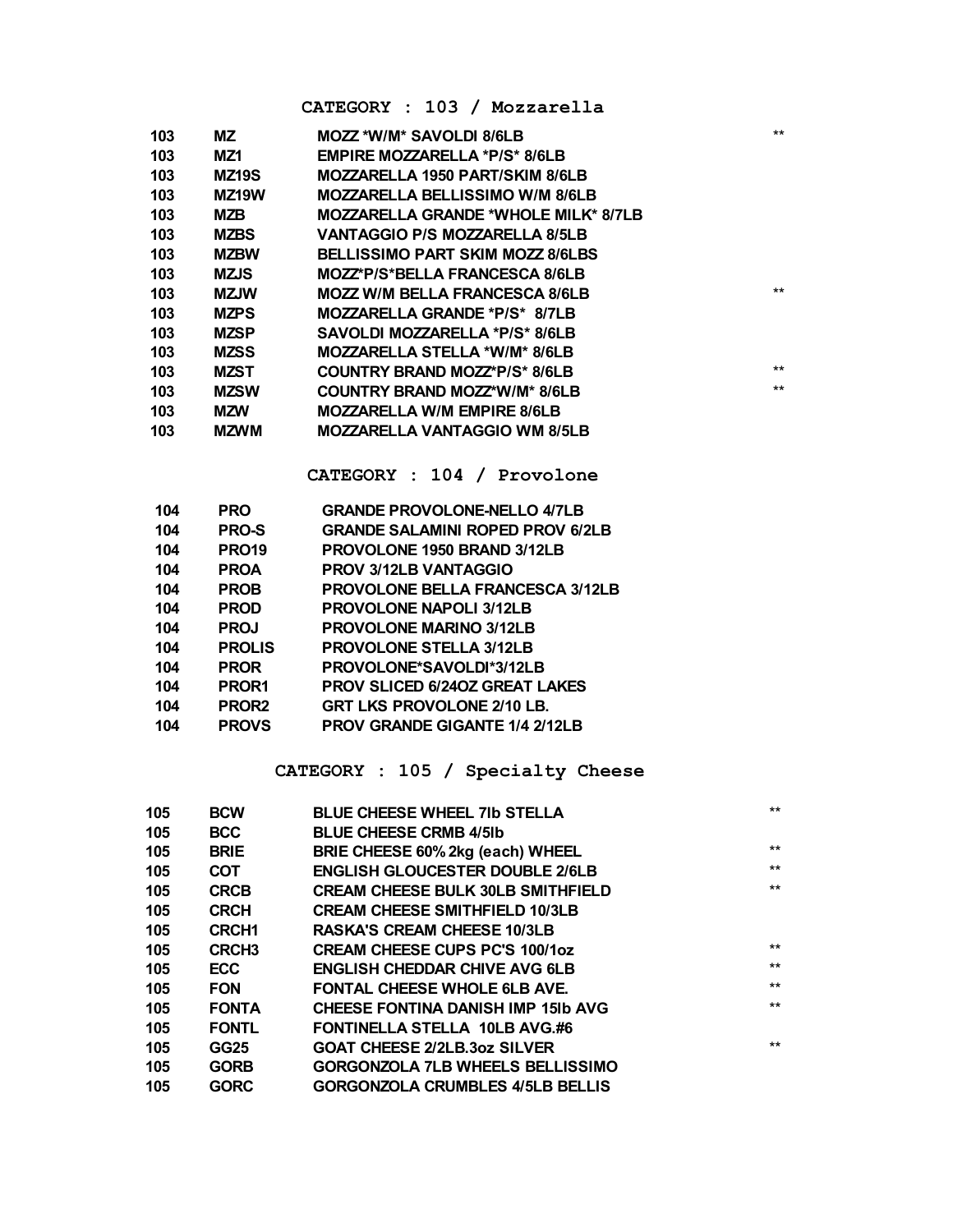## CATEGORY : 103 / Mozzarella

| | | | |
|---|---|---|---|
| 103 | MZ | MOZZ *W/M* SAVOLDI 8/6LB | ** |
| 103 | MZ1 | EMPIRE MOZZARELLA *P/S* 8/6LB | |
| 103 | MZ19S | MOZZARELLA 1950 PART/SKIM 8/6LB | |
| 103 | MZ19W | MOZZARELLA BELLISSIMO W/M 8/6LB | |
| 103 | MZB | MOZZARELLA GRANDE *WHOLE MILK* 8/7LB | |
| 103 | MZBS | VANTAGGIO P/S MOZZARELLA 8/5LB | |
| 103 | MZBW | BELLISSIMO PART SKIM MOZZ 8/6LBS | |
| 103 | MZJS | MOZZ*P/S*BELLA FRANCESCA 8/6LB | |
| 103 | MZJW | MOZZ W/M BELLA FRANCESCA 8/6LB | ** |
| 103 | MZPS | MOZZARELLA GRANDE *P/S* 8/7LB | |
| 103 | MZSP | SAVOLDI MOZZARELLA *P/S* 8/6LB | |
| 103 | MZSS | MOZZARELLA STELLA *W/M* 8/6LB | |
| 103 | MZST | COUNTRY BRAND MOZZ*P/S* 8/6LB | ** |
| 103 | MZSW | COUNTRY BRAND MOZZ*W/M* 8/6LB | ** |
| 103 | MZW | MOZZARELLA W/M EMPIRE 8/6LB | |
| 103 | MZWM | MOZZARELLA VANTAGGIO WM 8/5LB | |

## CATEGORY : 104 / Provolone

| | | |
|---|---|---|
| 104 | PRO | GRANDE PROVOLONE-NELLO 4/7LB |
| 104 | PRO-S | GRANDE SALAMINI ROPED PROV 6/2LB |
| 104 | PRO19 | PROVOLONE 1950 BRAND 3/12LB |
| 104 | PROA | PROV 3/12LB VANTAGGIO |
| 104 | PROB | PROVOLONE BELLA FRANCESCA 3/12LB |
| 104 | PROD | PROVOLONE NAPOLI 3/12LB |
| 104 | PROJ | PROVOLONE MARINO 3/12LB |
| 104 | PROLIS | PROVOLONE STELLA 3/12LB |
| 104 | PROR | PROVOLONE*SAVOLDI*3/12LB |
| 104 | PROR1 | PROV SLICED 6/24OZ GREAT LAKES |
| 104 | PROR2 | GRT LKS PROVOLONE 2/10 LB. |
| 104 | PROVS | PROV GRANDE GIGANTE 1/4 2/12LB |

## CATEGORY : 105 / Specialty Cheese

| | | | |
|---|---|---|---|
| 105 | BCW | BLUE CHEESE WHEEL 7lb STELLA | ** |
| 105 | BCC | BLUE CHEESE CRMB 4/5lb | |
| 105 | BRIE | BRIE CHEESE 60% 2kg (each) WHEEL | ** |
| 105 | COT | ENGLISH GLOUCESTER DOUBLE 2/6LB | ** |
| 105 | CRCB | CREAM CHEESE BULK 30LB SMITHFIELD | ** |
| 105 | CRCH | CREAM CHEESE SMITHFIELD 10/3LB | |
| 105 | CRCH1 | RASKA'S CREAM CHEESE 10/3LB | |
| 105 | CRCH3 | CREAM CHEESE CUPS PC'S 100/1oz | ** |
| 105 | ECC | ENGLISH CHEDDAR CHIVE AVG 6LB | ** |
| 105 | FON | FONTAL CHEESE WHOLE 6LB AVE. | ** |
| 105 | FONTA | CHEESE FONTINA DANISH IMP 15lb AVG | ** |
| 105 | FONTL | FONTINELLA STELLA 10LB AVG.#6 | |
| 105 | GG25 | GOAT CHEESE 2/2LB.3oz SILVER | ** |
| 105 | GORB | GORGONZOLA 7LB WHEELS BELLISSIMO | |
| 105 | GORC | GORGONZOLA CRUMBLES 4/5LB BELLIS | |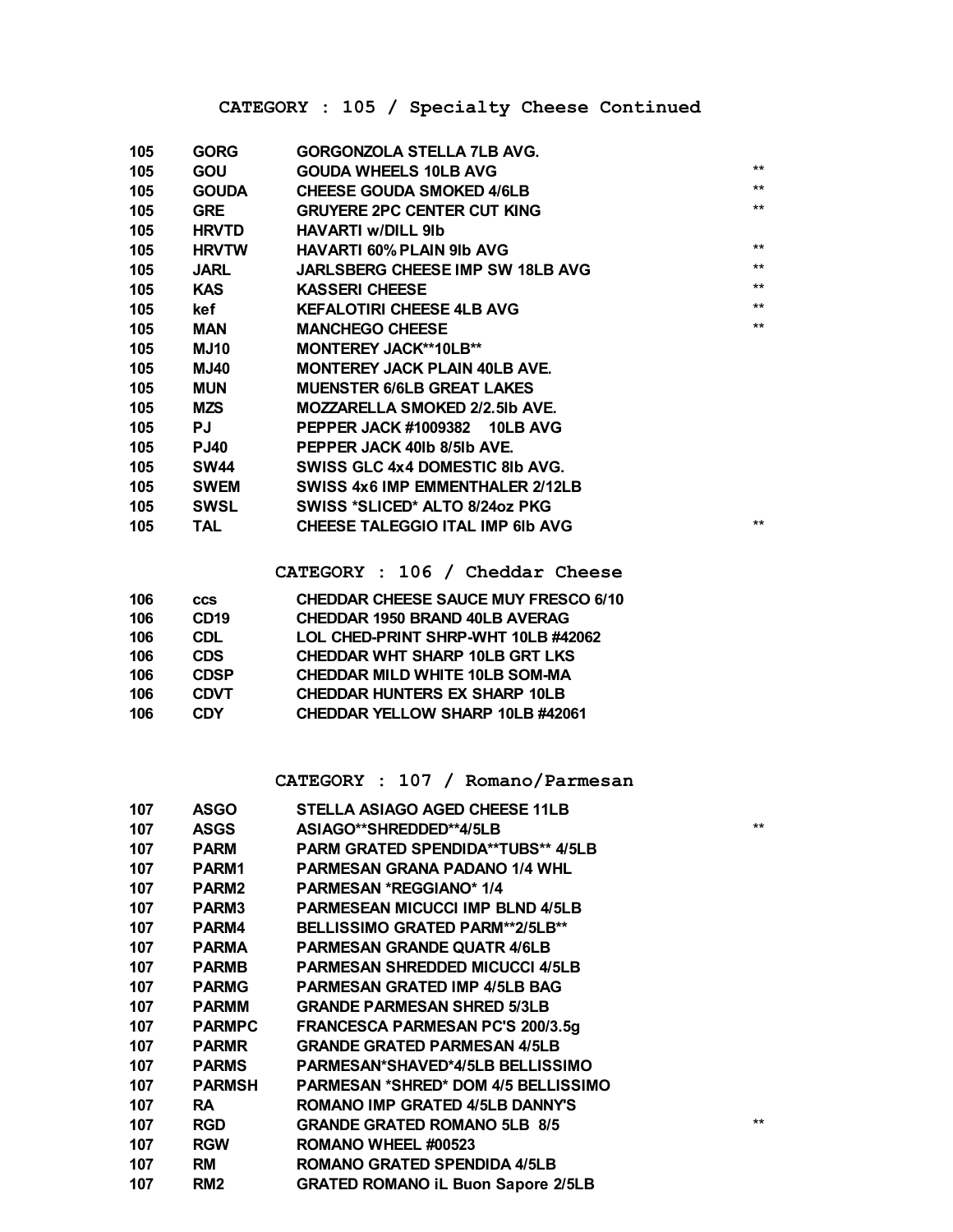## CATEGORY : 105 / Specialty Cheese Continued

| | | | |
|---|---|---|---|
| 105 | GORG | GORGONZOLA STELLA 7LB AVG. | |
| 105 | GOU | GOUDA WHEELS 10LB AVG | ** |
| 105 | GOUDA | CHEESE GOUDA SMOKED 4/6LB | ** |
| 105 | GRE | GRUYERE 2PC CENTER CUT KING | ** |
| 105 | HRVTD | HAVARTI w/DILL 9lb | |
| 105 | HRVTW | HAVARTI 60% PLAIN 9lb AVG | ** |
| 105 | JARL | JARLSBERG CHEESE IMP SW 18LB AVG | ** |
| 105 | KAS | KASSERI CHEESE | ** |
| 105 | kef | KEFALOTIRI CHEESE 4LB AVG | ** |
| 105 | MAN | MANCHEGO CHEESE | ** |
| 105 | MJ10 | MONTEREY JACK**10LB** | |
| 105 | MJ40 | MONTEREY JACK PLAIN 40LB AVE. | |
| 105 | MUN | MUENSTER 6/6LB GREAT LAKES | |
| 105 | MZS | MOZZARELLA SMOKED 2/2.5lb AVE. | |
| 105 | PJ | PEPPER JACK #1009382 10LB AVG | |
| 105 | PJ40 | PEPPER JACK 40lb 8/5lb AVE. | |
| 105 | SW44 | SWISS GLC 4x4 DOMESTIC 8lb AVG. | |
| 105 | SWEM | SWISS 4x6 IMP EMMENTHALER 2/12LB | |
| 105 | SWSL | SWISS *SLICED* ALTO 8/24oz PKG | |
| 105 | TAL | CHEESE TALEGGIO ITAL IMP 6lb AVG | ** |

## CATEGORY : 106 / Cheddar Cheese

| | | |
|---|---|---|
| 106 | ccs | CHEDDAR CHEESE SAUCE MUY FRESCO 6/10 |
| 106 | CD19 | CHEDDAR 1950 BRAND 40LB AVERAG |
| 106 | CDL | LOL CHED-PRINT SHRP-WHT 10LB #42062 |
| 106 | CDS | CHEDDAR WHT SHARP 10LB GRT LKS |
| 106 | CDSP | CHEDDAR MILD WHITE 10LB SOM-MA |
| 106 | CDVT | CHEDDAR HUNTERS EX SHARP 10LB |
| 106 | CDY | CHEDDAR YELLOW SHARP 10LB #42061 |

## CATEGORY : 107 / Romano/Parmesan

| | | | |
|---|---|---|---|
| 107 | ASGO | STELLA ASIAGO AGED CHEESE 11LB | |
| 107 | ASGS | ASIAGO**SHREDDED**4/5LB | ** |
| 107 | PARM | PARM GRATED SPENDIDA**TUBS** 4/5LB | |
| 107 | PARM1 | PARMESAN GRANA PADANO 1/4 WHL | |
| 107 | PARM2 | PARMESAN *REGGIANO* 1/4 | |
| 107 | PARM3 | PARMESEAN MICUCCI IMP BLND 4/5LB | |
| 107 | PARM4 | BELLISSIMO GRATED PARM**2/5LB** | |
| 107 | PARMA | PARMESAN GRANDE QUATR 4/6LB | |
| 107 | PARMB | PARMESAN SHREDDED MICUCCI 4/5LB | |
| 107 | PARMG | PARMESAN GRATED IMP 4/5LB BAG | |
| 107 | PARMM | GRANDE PARMESAN SHRED 5/3LB | |
| 107 | PARMPC | FRANCESCA PARMESAN PC'S 200/3.5g | |
| 107 | PARMR | GRANDE GRATED PARMESAN 4/5LB | |
| 107 | PARMS | PARMESAN*SHAVED*4/5LB BELLISSIMO | |
| 107 | PARMSH | PARMESAN *SHRED* DOM 4/5 BELLISSIMO | |
| 107 | RA | ROMANO IMP GRATED 4/5LB DANNY'S | |
| 107 | RGD | GRANDE GRATED ROMANO 5LB 8/5 | ** |
| 107 | RGW | ROMANO WHEEL #00523 | |
| 107 | RM | ROMANO GRATED SPENDIDA 4/5LB | |
| 107 | RM2 | GRATED ROMANO iL Buon Sapore 2/5LB | |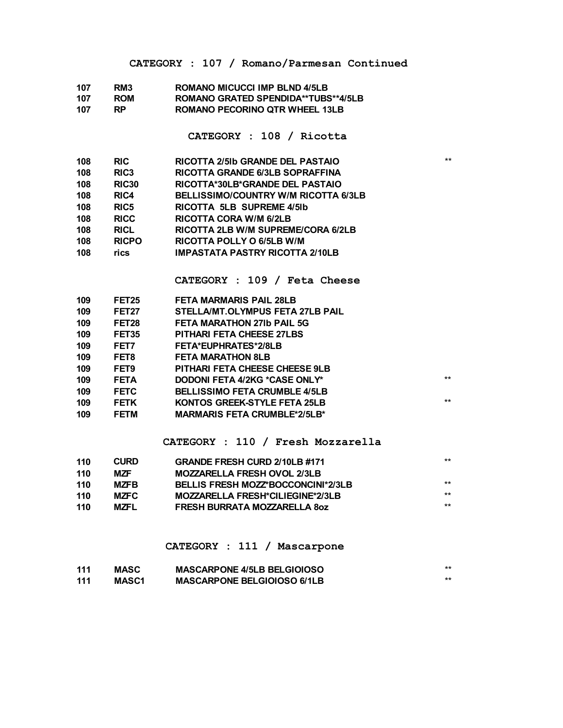## CATEGORY : 107 / Romano/Parmesan Continued

| | | | |
|---|---|---|---|
| 107 | RM3 | ROMANO MICUCCI IMP BLND 4/5LB | |
| 107 | ROM | ROMANO GRATED SPENDIDA**TUBS**4/5LB | |
| 107 | RP | ROMANO PECORINO QTR WHEEL 13LB | |

## CATEGORY : 108 / Ricotta

| | | | |
|---|---|---|---|
| 108 | RIC | RICOTTA 2/5lb GRANDE DEL PASTAIO | ** |
| 108 | RIC3 | RICOTTA GRANDE 6/3LB SOPRAFFINA | |
| 108 | RIC30 | RICOTTA*30LB*GRANDE DEL PASTAIO | |
| 108 | RIC4 | BELLISSIMO/COUNTRY W/M RICOTTA 6/3LB | |
| 108 | RIC5 | RICOTTA 5LB SUPREME 4/5lb | |
| 108 | RICC | RICOTTA CORA W/M 6/2LB | |
| 108 | RICL | RICOTTA 2LB W/M SUPREME/CORA 6/2LB | |
| 108 | RICPO | RICOTTA POLLY O 6/5LB W/M | |
| 108 | rics | IMPASTATA PASTRY RICOTTA 2/10LB | |

## CATEGORY : 109 / Feta Cheese

| | | | |
|---|---|---|---|
| 109 | FET25 | FETA MARMARIS PAIL 28LB | |
| 109 | FET27 | STELLA/MT.OLYMPUS FETA 27LB PAIL | |
| 109 | FET28 | FETA MARATHON 27lb PAIL 5G | |
| 109 | FET35 | PITHARI FETA CHEESE 27LBS | |
| 109 | FET7 | FETA*EUPHRATES*2/8LB | |
| 109 | FET8 | FETA MARATHON 8LB | |
| 109 | FET9 | PITHARI FETA CHEESE CHEESE 9LB | |
| 109 | FETA | DODONI FETA 4/2KG *CASE ONLY* | ** |
| 109 | FETC | BELLISSIMO FETA CRUMBLE 4/5LB | |
| 109 | FETK | KONTOS GREEK-STYLE FETA 25LB | ** |
| 109 | FETM | MARMARIS FETA CRUMBLE*2/5LB* | |

## CATEGORY : 110 / Fresh Mozzarella

| | | | |
|---|---|---|---|
| 110 | CURD | GRANDE FRESH CURD 2/10LB #171 | ** |
| 110 | MZF | MOZZARELLA FRESH OVOL 2/3LB | |
| 110 | MZFB | BELLIS FRESH MOZZ*BOCCONCINI*2/3LB | ** |
| 110 | MZFC | MOZZARELLA FRESH*CILIEGINE*2/3LB | ** |
| 110 | MZFL | FRESH BURRATA MOZZARELLA 8oz | ** |

## CATEGORY : 111 / Mascarpone

| | | | |
|---|---|---|---|
| 111 | MASC | MASCARPONE 4/5LB BELGIOIOSO | ** |
| 111 | MASC1 | MASCARPONE BELGIOIOSO 6/1LB | ** |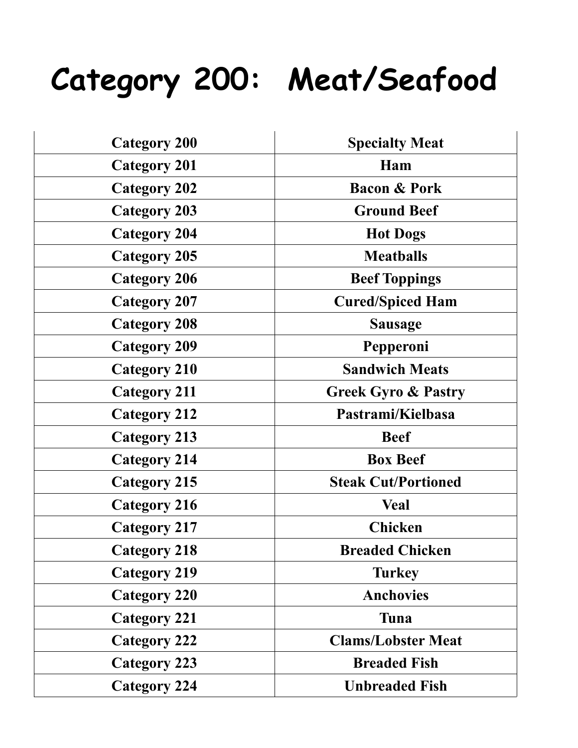# Category 200: Meat/Seafood

| Category 200 | Specialty Meat |
|---|---|
| Category 201 | Ham |
| Category 202 | Bacon & Pork |
| Category 203 | Ground Beef |
| Category 204 | Hot Dogs |
| Category 205 | Meatballs |
| Category 206 | Beef Toppings |
| Category 207 | Cured/Spiced Ham |
| Category 208 | Sausage |
| Category 209 | Pepperoni |
| Category 210 | Sandwich Meats |
| Category 211 | Greek Gyro & Pastry |
| Category 212 | Pastrami/Kielbasa |
| Category 213 | Beef |
| Category 214 | Box Beef |
| Category 215 | Steak Cut/Portioned |
| Category 216 | Veal |
| Category 217 | Chicken |
| Category 218 | Breaded Chicken |
| Category 219 | Turkey |
| Category 220 | Anchovies |
| Category 221 | Tuna |
| Category 222 | Clams/Lobster Meat |
| Category 223 | Breaded Fish |
| Category 224 | Unbreaded Fish |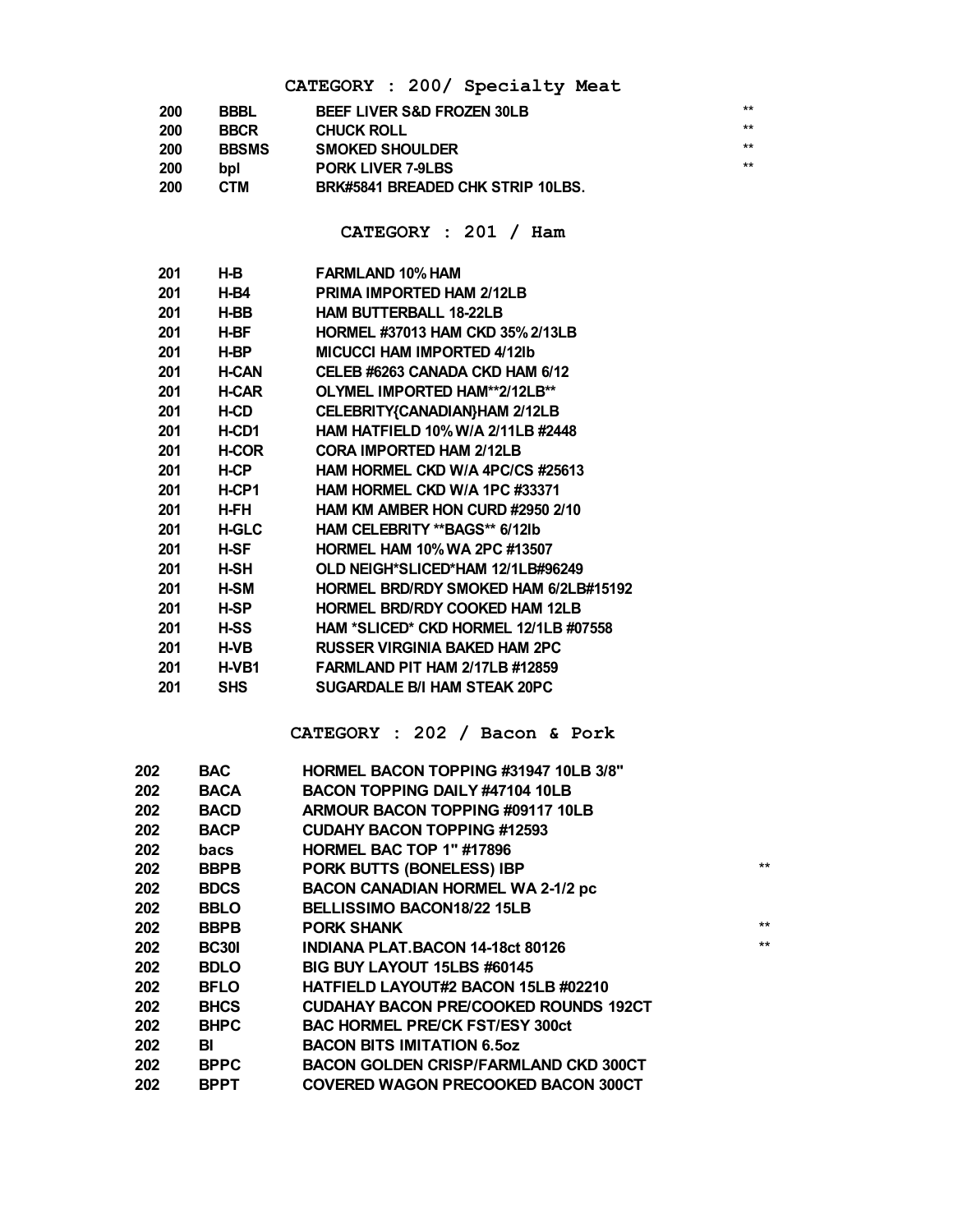## CATEGORY : 200/ Specialty Meat

| | | | |
|---|---|---|---|
| 200 | BBBL | BEEF LIVER S&D FROZEN 30LB | ** |
| 200 | BBCR | CHUCK ROLL | ** |
| 200 | BBSMS | SMOKED SHOULDER | ** |
| 200 | bpl | PORK LIVER 7-9LBS | ** |
| 200 | CTM | BRK#5841 BREADED CHK STRIP 10LBS. | |

## CATEGORY : 201 / Ham

| | | |
|---|---|---|
| 201 | H-B | FARMLAND 10% HAM |
| 201 | H-B4 | PRIMA IMPORTED HAM 2/12LB |
| 201 | H-BB | HAM BUTTERBALL 18-22LB |
| 201 | H-BF | HORMEL #37013 HAM CKD 35% 2/13LB |
| 201 | H-BP | MICUCCI HAM IMPORTED 4/12lb |
| 201 | H-CAN | CELEB #6263 CANADA CKD HAM 6/12 |
| 201 | H-CAR | OLYMEL IMPORTED HAM**2/12LB** |
| 201 | H-CD | CELEBRITY{CANADIAN}HAM 2/12LB |
| 201 | H-CD1 | HAM HATFIELD 10% W/A 2/11LB #2448 |
| 201 | H-COR | CORA IMPORTED HAM 2/12LB |
| 201 | H-CP | HAM HORMEL CKD W/A 4PC/CS #25613 |
| 201 | H-CP1 | HAM HORMEL CKD W/A 1PC #33371 |
| 201 | H-FH | HAM KM AMBER HON CURD #2950 2/10 |
| 201 | H-GLC | HAM CELEBRITY **BAGS** 6/12lb |
| 201 | H-SF | HORMEL HAM 10% WA 2PC #13507 |
| 201 | H-SH | OLD NEIGH*SLICED*HAM 12/1LB#96249 |
| 201 | H-SM | HORMEL BRD/RDY SMOKED HAM 6/2LB#15192 |
| 201 | H-SP | HORMEL BRD/RDY COOKED HAM 12LB |
| 201 | H-SS | HAM *SLICED* CKD HORMEL 12/1LB #07558 |
| 201 | H-VB | RUSSER VIRGINIA BAKED HAM 2PC |
| 201 | H-VB1 | FARMLAND PIT HAM 2/17LB #12859 |
| 201 | SHS | SUGARDALE B/I HAM STEAK 20PC |

## CATEGORY : 202 / Bacon & Pork

| | | | |
|---|---|---|---|
| 202 | BAC | HORMEL BACON TOPPING #31947 10LB 3/8" | |
| 202 | BACA | BACON TOPPING DAILY #47104 10LB | |
| 202 | BACD | ARMOUR BACON TOPPING #09117 10LB | |
| 202 | BACP | CUDAHY BACON TOPPING #12593 | |
| 202 | bacs | HORMEL BAC TOP 1" #17896 | |
| 202 | BBPB | PORK BUTTS (BONELESS) IBP | ** |
| 202 | BDCS | BACON CANADIAN HORMEL WA 2-1/2 pc | |
| 202 | BBLO | BELLISSIMO BACON18/22 15LB | |
| 202 | BBPB | PORK SHANK | ** |
| 202 | BC30I | INDIANA PLAT.BACON 14-18ct 80126 | ** |
| 202 | BDLO | BIG BUY LAYOUT 15LBS #60145 | |
| 202 | BFLO | HATFIELD LAYOUT#2 BACON 15LB #02210 | |
| 202 | BHCS | CUDAHAY BACON PRE/COOKED ROUNDS 192CT | |
| 202 | BHPC | BAC HORMEL PRE/CK FST/ESY 300ct | |
| 202 | BI | BACON BITS IMITATION 6.5oz | |
| 202 | BPPC | BACON GOLDEN CRISP/FARMLAND CKD 300CT | |
| 202 | BPPT | COVERED WAGON PRECOOKED BACON 300CT | |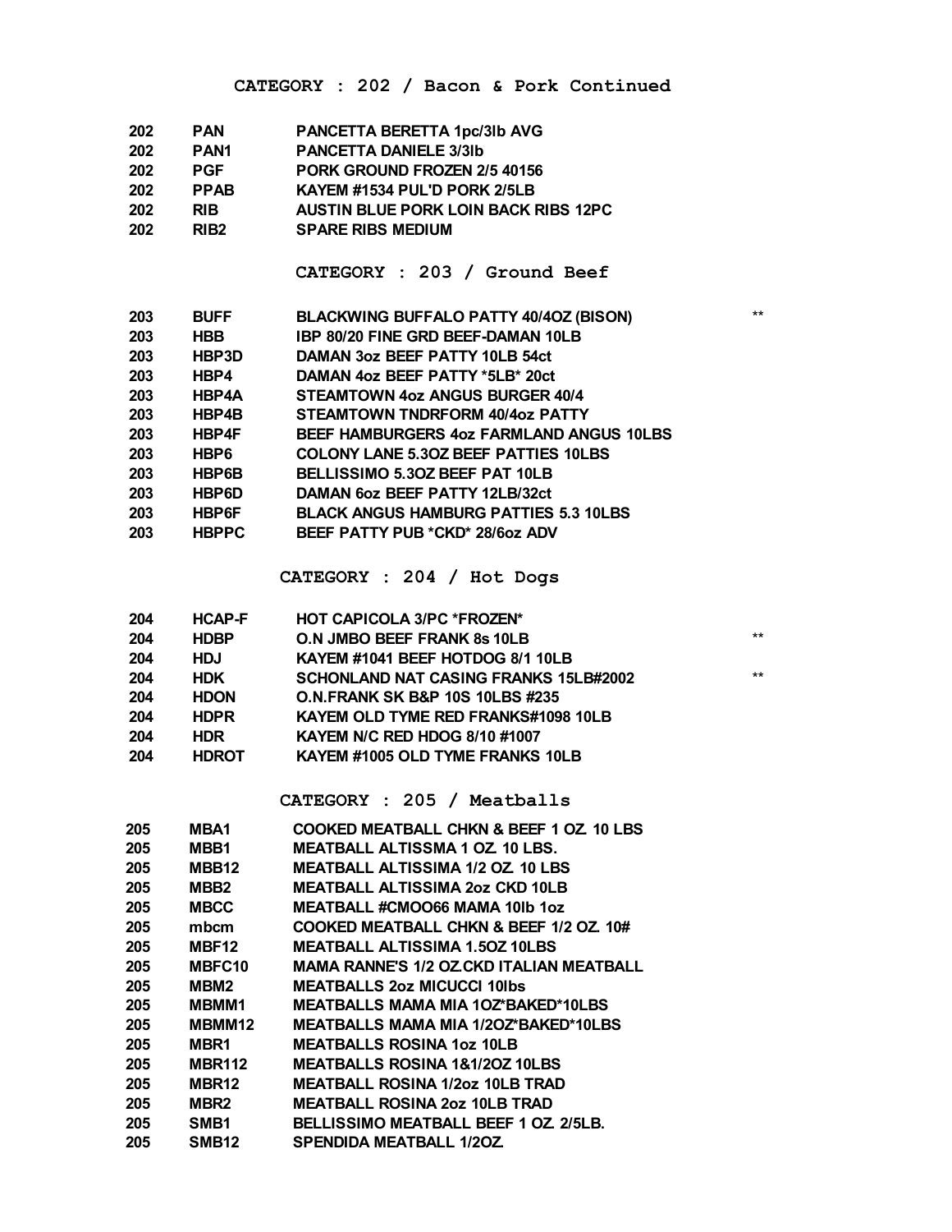## CATEGORY : 202 / Bacon & Pork Continued

| | | | |
|---|---|---|---|
| 202 | PAN | PANCETTA BERETTA 1pc/3lb AVG | |
| 202 | PAN1 | PANCETTA DANIELE 3/3lb | |
| 202 | PGF | PORK GROUND FROZEN 2/5 40156 | |
| 202 | PPAB | KAYEM #1534 PUL'D PORK 2/5LB | |
| 202 | RIB | AUSTIN BLUE PORK LOIN BACK RIBS 12PC | |
| 202 | RIB2 | SPARE RIBS MEDIUM | |

## CATEGORY : 203 / Ground Beef

| | | | |
|---|---|---|---|
| 203 | BUFF | BLACKWING BUFFALO PATTY 40/4OZ (BISON) | ** |
| 203 | HBB | IBP 80/20 FINE GRD BEEF-DAMAN 10LB | |
| 203 | HBP3D | DAMAN 3oz BEEF PATTY 10LB 54ct | |
| 203 | HBP4 | DAMAN 4oz BEEF PATTY *5LB* 20ct | |
| 203 | HBP4A | STEAMTOWN 4oz ANGUS BURGER 40/4 | |
| 203 | HBP4B | STEAMTOWN TNDRFORM 40/4oz PATTY | |
| 203 | HBP4F | BEEF HAMBURGERS 4oz FARMLAND ANGUS 10LBS | |
| 203 | HBP6 | COLONY LANE 5.3OZ BEEF PATTIES 10LBS | |
| 203 | HBP6B | BELLISSIMO 5.3OZ BEEF PAT 10LB | |
| 203 | HBP6D | DAMAN 6oz BEEF PATTY 12LB/32ct | |
| 203 | HBP6F | BLACK ANGUS HAMBURG PATTIES 5.3 10LBS | |
| 203 | HBPPC | BEEF PATTY PUB *CKD* 28/6oz ADV | |

## CATEGORY : 204 / Hot Dogs

| | | | |
|---|---|---|---|
| 204 | HCAP-F | HOT CAPICOLA 3/PC *FROZEN* | |
| 204 | HDBP | O.N JMBO BEEF FRANK 8s 10LB | ** |
| 204 | HDJ | KAYEM #1041 BEEF HOTDOG 8/1 10LB | |
| 204 | HDK | SCHONLAND NAT CASING FRANKS 15LB#2002 | ** |
| 204 | HDON | O.N.FRANK SK B&P 10S 10LBS #235 | |
| 204 | HDPR | KAYEM OLD TYME RED FRANKS#1098 10LB | |
| 204 | HDR | KAYEM N/C RED HDOG 8/10 #1007 | |
| 204 | HDROT | KAYEM #1005 OLD TYME FRANKS 10LB | |

## CATEGORY : 205 / Meatballs

| | | |
|---|---|---|
| 205 | MBA1 | COOKED MEATBALL CHKN & BEEF 1 OZ. 10 LBS |
| 205 | MBB1 | MEATBALL ALTISSMA 1 OZ. 10 LBS. |
| 205 | MBB12 | MEATBALL ALTISSIMA 1/2 OZ. 10 LBS |
| 205 | MBB2 | MEATBALL ALTISSIMA 2oz CKD 10LB |
| 205 | MBCC | MEATBALL #CMOO66 MAMA 10lb 1oz |
| 205 | mbcm | COOKED MEATBALL CHKN & BEEF 1/2 OZ. 10# |
| 205 | MBF12 | MEATBALL ALTISSIMA 1.5OZ 10LBS |
| 205 | MBFC10 | MAMA RANNE'S 1/2 OZ.CKD ITALIAN MEATBALL |
| 205 | MBM2 | MEATBALLS 2oz MICUCCI 10lbs |
| 205 | MBMM1 | MEATBALLS MAMA MIA 1OZ*BAKED*10LBS |
| 205 | MBMM12 | MEATBALLS MAMA MIA 1/2OZ*BAKED*10LBS |
| 205 | MBR1 | MEATBALLS ROSINA 1oz 10LB |
| 205 | MBR112 | MEATBALLS ROSINA 1&1/2OZ 10LBS |
| 205 | MBR12 | MEATBALLS ROSINA 1/2oz 10LB TRAD |
| 205 | MBR2 | MEATBALL ROSINA 2oz 10LB TRAD |
| 205 | SMB1 | BELLISSIMO MEATBALL BEEF 1 OZ. 2/5LB. |
| 205 | SMB12 | SPENDIDA MEATBALL 1/2OZ. |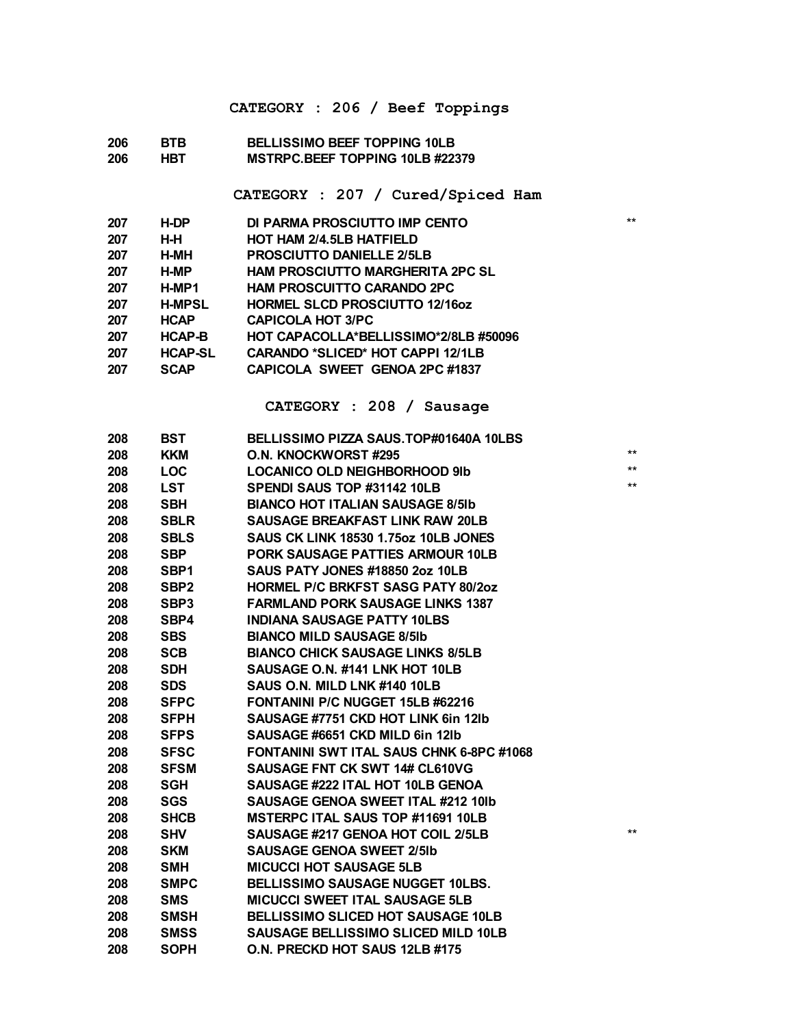## CATEGORY : 206 / Beef Toppings

| | | | |
|---|---|---|---|
| 206 | BTB | BELLISSIMO BEEF TOPPING 10LB | |
| 206 | HBT | MSTRPC.BEEF TOPPING 10LB #22379 | |

## CATEGORY : 207 / Cured/Spiced Ham

| | | | |
|---|---|---|---|
| 207 | H-DP | DI PARMA PROSCIUTTO IMP CENTO | ** |
| 207 | H-H | HOT HAM 2/4.5LB HATFIELD | |
| 207 | H-MH | PROSCIUTTO DANIELLE 2/5LB | |
| 207 | H-MP | HAM PROSCIUTTO MARGHERITA 2PC SL | |
| 207 | H-MP1 | HAM PROSCUITTO CARANDO 2PC | |
| 207 | H-MPSL | HORMEL SLCD PROSCIUTTO 12/16oz | |
| 207 | HCAP | CAPICOLA HOT 3/PC | |
| 207 | HCAP-B | HOT CAPACOLLA*BELLISSIMO*2/8LB #50096 | |
| 207 | HCAP-SL | CARANDO *SLICED* HOT CAPPI 12/1LB | |
| 207 | SCAP | CAPICOLA SWEET GENOA 2PC #1837 | |

## CATEGORY : 208 / Sausage

| | | | |
|---|---|---|---|
| 208 | BST | BELLISSIMO PIZZA SAUS.TOP#01640A 10LBS | |
| 208 | KKM | O.N. KNOCKWORST #295 | ** |
| 208 | LOC | LOCANICO OLD NEIGHBORHOOD 9lb | ** |
| 208 | LST | SPENDI SAUS TOP #31142 10LB | ** |
| 208 | SBH | BIANCO HOT ITALIAN SAUSAGE 8/5lb | |
| 208 | SBLR | SAUSAGE BREAKFAST LINK RAW 20LB | |
| 208 | SBLS | SAUS CK LINK 18530 1.75oz 10LB JONES | |
| 208 | SBP | PORK SAUSAGE PATTIES ARMOUR 10LB | |
| 208 | SBP1 | SAUS PATY JONES #18850 2oz 10LB | |
| 208 | SBP2 | HORMEL P/C BRKFST SASG PATY 80/2oz | |
| 208 | SBP3 | FARMLAND PORK SAUSAGE LINKS 1387 | |
| 208 | SBP4 | INDIANA SAUSAGE PATTY 10LBS | |
| 208 | SBS | BIANCO MILD SAUSAGE 8/5lb | |
| 208 | SCB | BIANCO CHICK SAUSAGE LINKS 8/5LB | |
| 208 | SDH | SAUSAGE O.N. #141 LNK HOT 10LB | |
| 208 | SDS | SAUS O.N. MILD LNK #140 10LB | |
| 208 | SFPC | FONTANINI P/C NUGGET 15LB #62216 | |
| 208 | SFPH | SAUSAGE #7751 CKD HOT LINK 6in 12lb | |
| 208 | SFPS | SAUSAGE #6651 CKD MILD 6in 12lb | |
| 208 | SFSC | FONTANINI SWT ITAL SAUS CHNK 6-8PC #1068 | |
| 208 | SFSM | SAUSAGE FNT CK SWT 14# CL610VG | |
| 208 | SGH | SAUSAGE #222 ITAL HOT 10LB GENOA | |
| 208 | SGS | SAUSAGE GENOA SWEET ITAL #212 10lb | |
| 208 | SHCB | MSTERPC ITAL SAUS TOP #11691 10LB | |
| 208 | SHV | SAUSAGE #217 GENOA HOT COIL 2/5LB | ** |
| 208 | SKM | SAUSAGE GENOA SWEET 2/5lb | |
| 208 | SMH | MICUCCI HOT SAUSAGE 5LB | |
| 208 | SMPC | BELLISSIMO SAUSAGE NUGGET 10LBS. | |
| 208 | SMS | MICUCCI SWEET ITAL SAUSAGE 5LB | |
| 208 | SMSH | BELLISSIMO SLICED HOT SAUSAGE 10LB | |
| 208 | SMSS | SAUSAGE BELLISSIMO SLICED MILD 10LB | |
| 208 | SOPH | O.N. PRECKD HOT SAUS 12LB #175 | |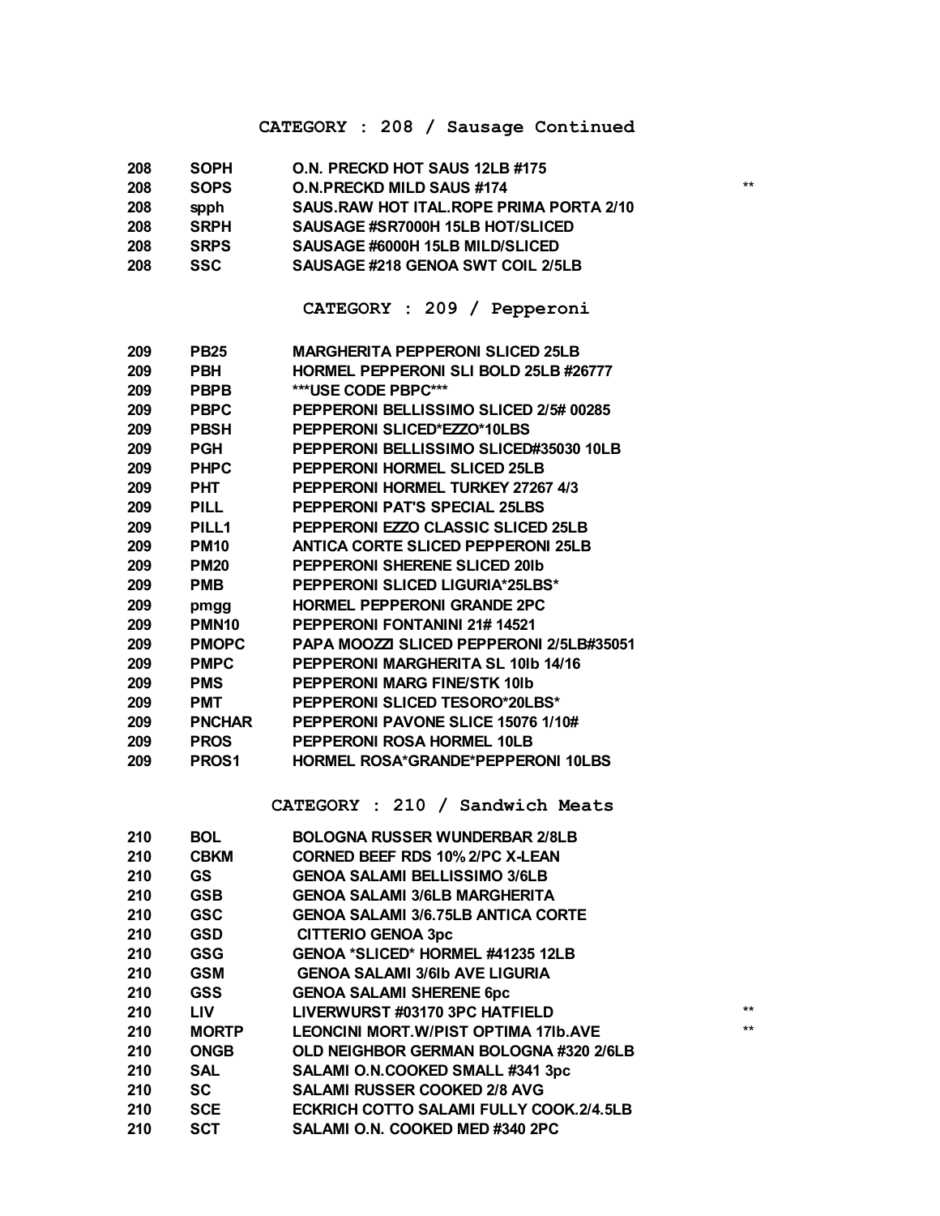## CATEGORY : 208 / Sausage Continued

| | | | |
|---|---|---|---|
| 208 | SOPH | O.N. PRECKD HOT SAUS 12LB #175 | |
| 208 | SOPS | O.N.PRECKD MILD SAUS #174 | ** |
| 208 | spph | SAUS.RAW HOT ITAL.ROPE PRIMA PORTA 2/10 | |
| 208 | SRPH | SAUSAGE #SR7000H 15LB HOT/SLICED | |
| 208 | SRPS | SAUSAGE #6000H 15LB MILD/SLICED | |
| 208 | SSC | SAUSAGE #218 GENOA SWT COIL 2/5LB | |

## CATEGORY : 209 / Pepperoni

| | | |
|---|---|---|
| 209 | PB25 | MARGHERITA PEPPERONI SLICED 25LB |
| 209 | PBH | HORMEL PEPPERONI SLI BOLD 25LB #26777 |
| 209 | PBPB | ***USE CODE PBPC*** |
| 209 | PBPC | PEPPERONI BELLISSIMO SLICED 2/5# 00285 |
| 209 | PBSH | PEPPERONI SLICED*EZZO*10LBS |
| 209 | PGH | PEPPERONI BELLISSIMO SLICED#35030 10LB |
| 209 | PHPC | PEPPERONI HORMEL SLICED 25LB |
| 209 | PHT | PEPPERONI HORMEL TURKEY 27267 4/3 |
| 209 | PILL | PEPPERONI PAT'S SPECIAL 25LBS |
| 209 | PILL1 | PEPPERONI EZZO CLASSIC SLICED 25LB |
| 209 | PM10 | ANTICA CORTE SLICED PEPPERONI 25LB |
| 209 | PM20 | PEPPERONI SHERENE SLICED 20lb |
| 209 | PMB | PEPPERONI SLICED LIGURIA*25LBS* |
| 209 | pmgg | HORMEL PEPPERONI GRANDE 2PC |
| 209 | PMN10 | PEPPERONI FONTANINI 21# 14521 |
| 209 | PMOPC | PAPA MOOZZI SLICED PEPPERONI 2/5LB#35051 |
| 209 | PMPC | PEPPERONI MARGHERITA SL 10lb 14/16 |
| 209 | PMS | PEPPERONI MARG FINE/STK 10lb |
| 209 | PMT | PEPPERONI SLICED TESORO*20LBS* |
| 209 | PNCHAR | PEPPERONI PAVONE SLICE 15076 1/10# |
| 209 | PROS | PEPPERONI ROSA HORMEL 10LB |
| 209 | PROS1 | HORMEL ROSA*GRANDE*PEPPERONI 10LBS |

## CATEGORY : 210 / Sandwich Meats

| | | | |
|---|---|---|---|
| 210 | BOL | BOLOGNA RUSSER WUNDERBAR 2/8LB | |
| 210 | CBKM | CORNED BEEF RDS 10% 2/PC X-LEAN | |
| 210 | GS | GENOA SALAMI BELLISSIMO 3/6LB | |
| 210 | GSB | GENOA SALAMI 3/6LB MARGHERITA | |
| 210 | GSC | GENOA SALAMI 3/6.75LB ANTICA CORTE | |
| 210 | GSD | CITTERIO GENOA 3pc | |
| 210 | GSG | GENOA *SLICED* HORMEL #41235 12LB | |
| 210 | GSM | GENOA SALAMI 3/6lb AVE LIGURIA | |
| 210 | GSS | GENOA SALAMI SHERENE 6pc | |
| 210 | LIV | LIVERWURST #03170 3PC HATFIELD | ** |
| 210 | MORTP | LEONCINI MORT.W/PIST OPTIMA 17lb.AVE | ** |
| 210 | ONGB | OLD NEIGHBOR GERMAN BOLOGNA #320 2/6LB | |
| 210 | SAL | SALAMI O.N.COOKED SMALL #341 3pc | |
| 210 | SC | SALAMI RUSSER COOKED 2/8 AVG | |
| 210 | SCE | ECKRICH COTTO SALAMI FULLY COOK.2/4.5LB | |
| 210 | SCT | SALAMI O.N. COOKED MED #340 2PC | |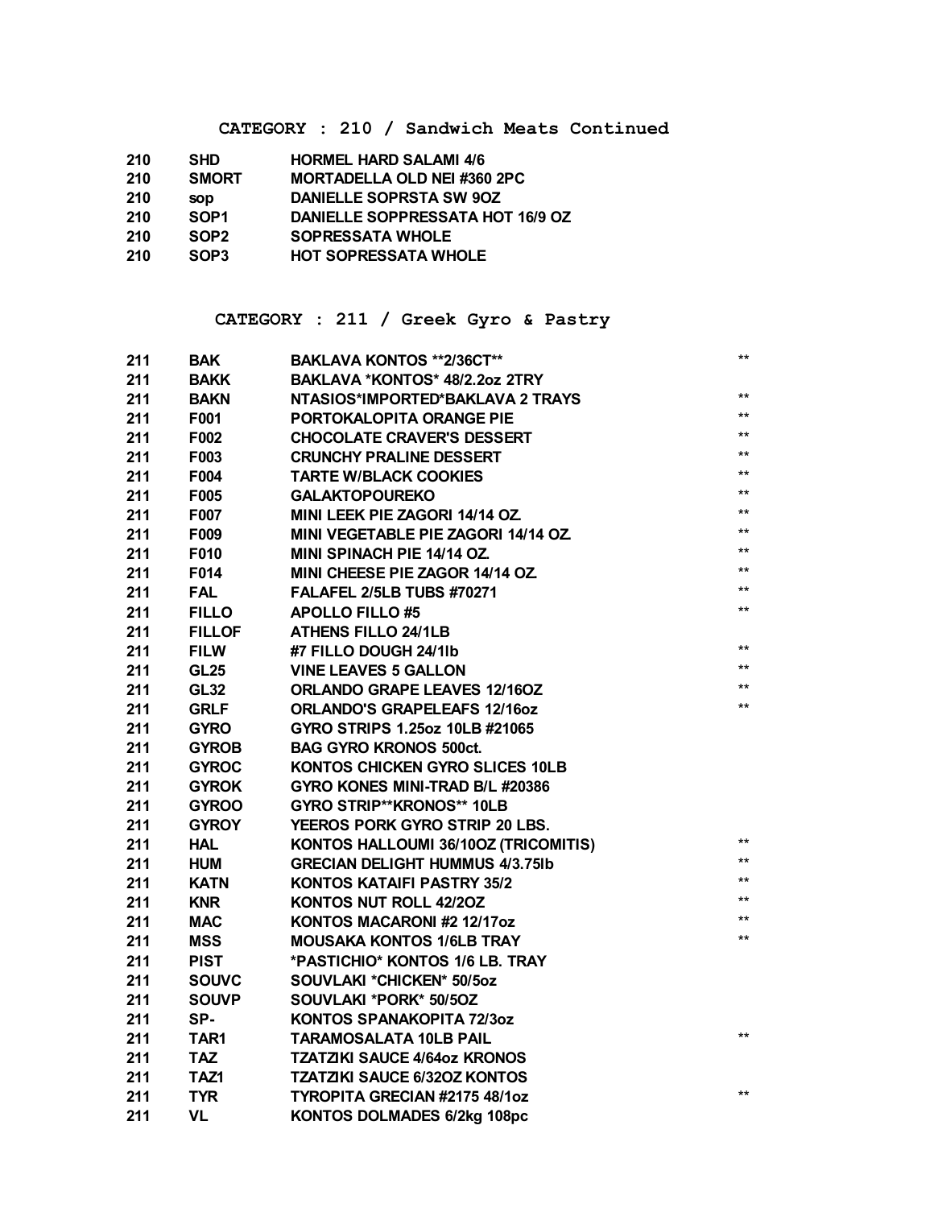## CATEGORY : 210 / Sandwich Meats Continued

| | | | |
|---|---|---|---|
| 210 | SHD | HORMEL HARD SALAMI 4/6 | |
| 210 | SMORT | MORTADELLA OLD NEI #360 2PC | |
| 210 | sop | DANIELLE SOPRSTA SW 9OZ | |
| 210 | SOP1 | DANIELLE SOPPRESSATA HOT 16/9 OZ | |
| 210 | SOP2 | SOPRESSATA WHOLE | |
| 210 | SOP3 | HOT SOPRESSATA WHOLE | |

## CATEGORY : 211 / Greek Gyro & Pastry

| | | | |
|---|---|---|---|
| 211 | BAK | BAKLAVA KONTOS **2/36CT** | ** |
| 211 | BAKK | BAKLAVA *KONTOS* 48/2.2oz 2TRY | |
| 211 | BAKN | NTASIOS*IMPORTED*BAKLAVA 2 TRAYS | ** |
| 211 | F001 | PORTOKALOPITA ORANGE PIE | ** |
| 211 | F002 | CHOCOLATE CRAVER'S DESSERT | ** |
| 211 | F003 | CRUNCHY PRALINE DESSERT | ** |
| 211 | F004 | TARTE W/BLACK COOKIES | ** |
| 211 | F005 | GALAKTOPOUREKO | ** |
| 211 | F007 | MINI LEEK PIE ZAGORI 14/14 OZ. | ** |
| 211 | F009 | MINI VEGETABLE PIE ZAGORI 14/14 OZ. | ** |
| 211 | F010 | MINI SPINACH PIE 14/14 OZ. | ** |
| 211 | F014 | MINI CHEESE PIE ZAGOR 14/14 OZ. | ** |
| 211 | FAL | FALAFEL 2/5LB TUBS #70271 | ** |
| 211 | FILLO | APOLLO FILLO #5 | ** |
| 211 | FILLOF | ATHENS FILLO 24/1LB | |
| 211 | FILW | #7 FILLO DOUGH 24/1lb | ** |
| 211 | GL25 | VINE LEAVES 5 GALLON | ** |
| 211 | GL32 | ORLANDO GRAPE LEAVES 12/16OZ | ** |
| 211 | GRLF | ORLANDO'S GRAPELEAFS 12/16oz | ** |
| 211 | GYRO | GYRO STRIPS 1.25oz 10LB #21065 | |
| 211 | GYROB | BAG GYRO KRONOS 500ct. | |
| 211 | GYROC | KONTOS CHICKEN GYRO SLICES 10LB | |
| 211 | GYROK | GYRO KONES MINI-TRAD B/L #20386 | |
| 211 | GYROO | GYRO STRIP**KRONOS** 10LB | |
| 211 | GYROY | YEEROS PORK GYRO STRIP 20 LBS. | |
| 211 | HAL | KONTOS HALLOUMI 36/10OZ (TRICOMITIS) | ** |
| 211 | HUM | GRECIAN DELIGHT HUMMUS 4/3.75lb | ** |
| 211 | KATN | KONTOS KATAIFI PASTRY 35/2 | ** |
| 211 | KNR | KONTOS NUT ROLL 42/2OZ | ** |
| 211 | MAC | KONTOS MACARONI #2 12/17oz | ** |
| 211 | MSS | MOUSAKA KONTOS 1/6LB TRAY | ** |
| 211 | PIST | *PASTICHIO* KONTOS 1/6 LB. TRAY | |
| 211 | SOUVC | SOUVLAKI *CHICKEN* 50/5oz | |
| 211 | SOUVP | SOUVLAKI *PORK* 50/5OZ | |
| 211 | SP- | KONTOS SPANAKOPITA 72/3oz | |
| 211 | TAR1 | TARAMOSALATA 10LB PAIL | ** |
| 211 | TAZ | TZATZIKI SAUCE 4/64oz KRONOS | |
| 211 | TAZ1 | TZATZIKI SAUCE 6/32OZ KONTOS | |
| 211 | TYR | TYROPITA GRECIAN #2175 48/1oz | ** |
| 211 | VL | KONTOS DOLMADES 6/2kg 108pc | |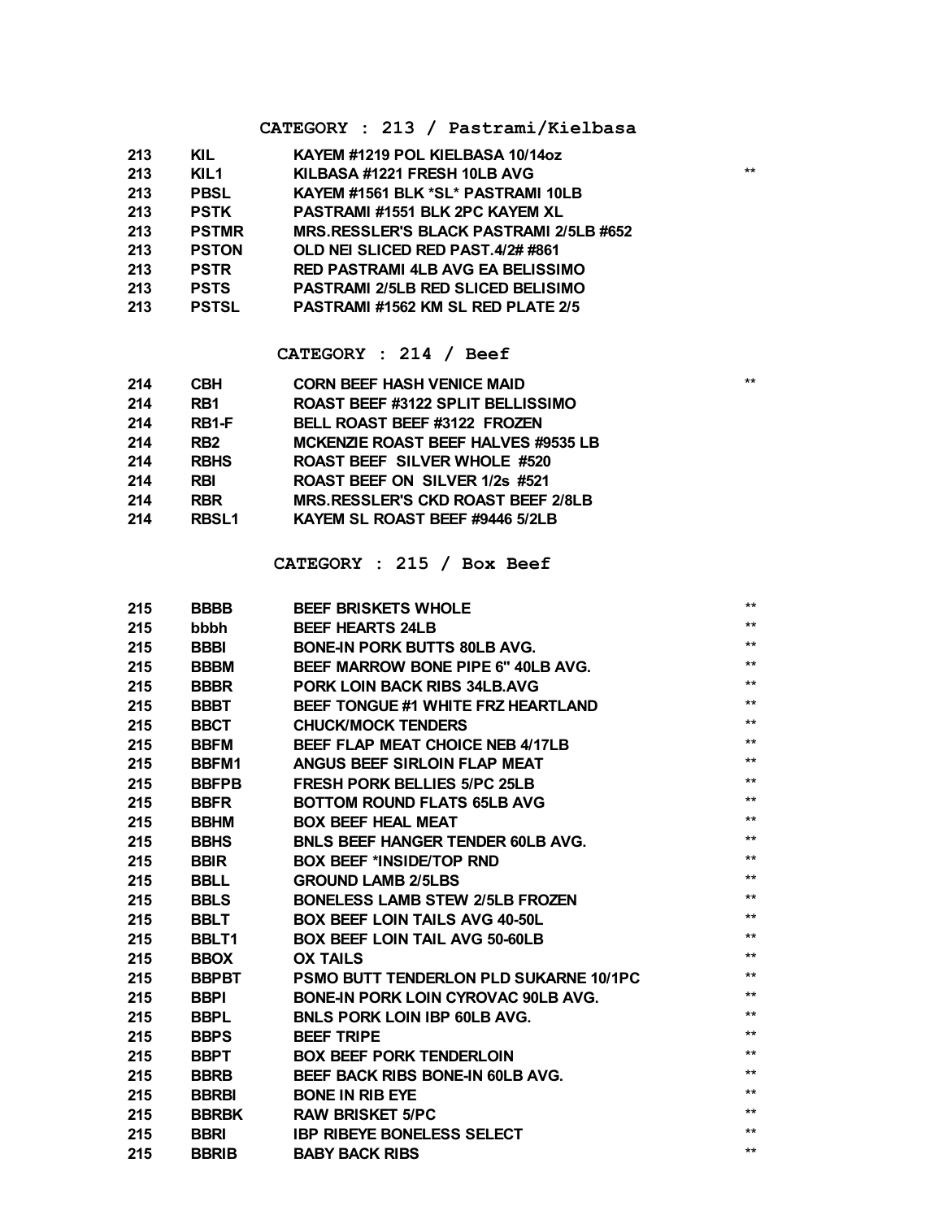### CATEGORY : 213 / Pastrami/Kielbasa

| | | | |
|---|---|---|---|
| 213 | KIL | KAYEM #1219 POL KIELBASA 10/14oz | |
| 213 | KIL1 | KILBASA #1221 FRESH 10LB AVG | ** |
| 213 | PBSL | KAYEM #1561 BLK *SL* PASTRAMI 10LB | |
| 213 | PSTK | PASTRAMI #1551 BLK 2PC KAYEM XL | |
| 213 | PSTMR | MRS.RESSLER'S BLACK PASTRAMI 2/5LB #652 | |
| 213 | PSTON | OLD NEI SLICED RED PAST.4/2# #861 | |
| 213 | PSTR | RED PASTRAMI 4LB AVG EA BELISSIMO | |
| 213 | PSTS | PASTRAMI 2/5LB RED SLICED BELISIMO | |
| 213 | PSTSL | PASTRAMI #1562 KM SL RED PLATE 2/5 | |

### CATEGORY : 214 / Beef

| | | | |
|---|---|---|---|
| 214 | CBH | CORN BEEF HASH VENICE MAID | ** |
| 214 | RB1 | ROAST BEEF #3122 SPLIT BELLISSIMO | |
| 214 | RB1-F | BELL ROAST BEEF #3122 FROZEN | |
| 214 | RB2 | MCKENZIE ROAST BEEF HALVES #9535 LB | |
| 214 | RBHS | ROAST BEEF SILVER WHOLE #520 | |
| 214 | RBI | ROAST BEEF ON SILVER 1/2s #521 | |
| 214 | RBR | MRS.RESSLER'S CKD ROAST BEEF 2/8LB | |
| 214 | RBSL1 | KAYEM SL ROAST BEEF #9446 5/2LB | |

### CATEGORY : 215 / Box Beef

| | | | |
|---|---|---|---|
| 215 | BBBB | BEEF BRISKETS WHOLE | ** |
| 215 | bbbh | BEEF HEARTS 24LB | ** |
| 215 | BBBI | BONE-IN PORK BUTTS 80LB AVG. | ** |
| 215 | BBBM | BEEF MARROW BONE PIPE 6" 40LB AVG. | ** |
| 215 | BBBR | PORK LOIN BACK RIBS 34LB.AVG | ** |
| 215 | BBBT | BEEF TONGUE #1 WHITE FRZ HEARTLAND | ** |
| 215 | BBCT | CHUCK/MOCK TENDERS | ** |
| 215 | BBFM | BEEF FLAP MEAT CHOICE NEB 4/17LB | ** |
| 215 | BBFM1 | ANGUS BEEF SIRLOIN FLAP MEAT | ** |
| 215 | BBFPB | FRESH PORK BELLIES 5/PC 25LB | ** |
| 215 | BBFR | BOTTOM ROUND FLATS 65LB AVG | ** |
| 215 | BBHM | BOX BEEF HEAL MEAT | ** |
| 215 | BBHS | BNLS BEEF HANGER TENDER 60LB AVG. | ** |
| 215 | BBIR | BOX BEEF *INSIDE/TOP RND | ** |
| 215 | BBLL | GROUND LAMB 2/5LBS | ** |
| 215 | BBLS | BONELESS LAMB STEW 2/5LB FROZEN | ** |
| 215 | BBLT | BOX BEEF LOIN TAILS AVG 40-50L | ** |
| 215 | BBLT1 | BOX BEEF LOIN TAIL AVG 50-60LB | ** |
| 215 | BBOX | OX TAILS | ** |
| 215 | BBPBT | PSMO BUTT TENDERLON PLD SUKARNE 10/1PC | ** |
| 215 | BBPI | BONE-IN PORK LOIN CYROVAC 90LB AVG. | ** |
| 215 | BBPL | BNLS PORK LOIN IBP 60LB AVG. | ** |
| 215 | BBPS | BEEF TRIPE | ** |
| 215 | BBPT | BOX BEEF PORK TENDERLOIN | ** |
| 215 | BBRB | BEEF BACK RIBS BONE-IN 60LB AVG. | ** |
| 215 | BBRBI | BONE IN RIB EYE | ** |
| 215 | BBRBK | RAW BRISKET 5/PC | ** |
| 215 | BBRI | IBP RIBEYE BONELESS SELECT | ** |
| 215 | BBRIB | BABY BACK RIBS | ** |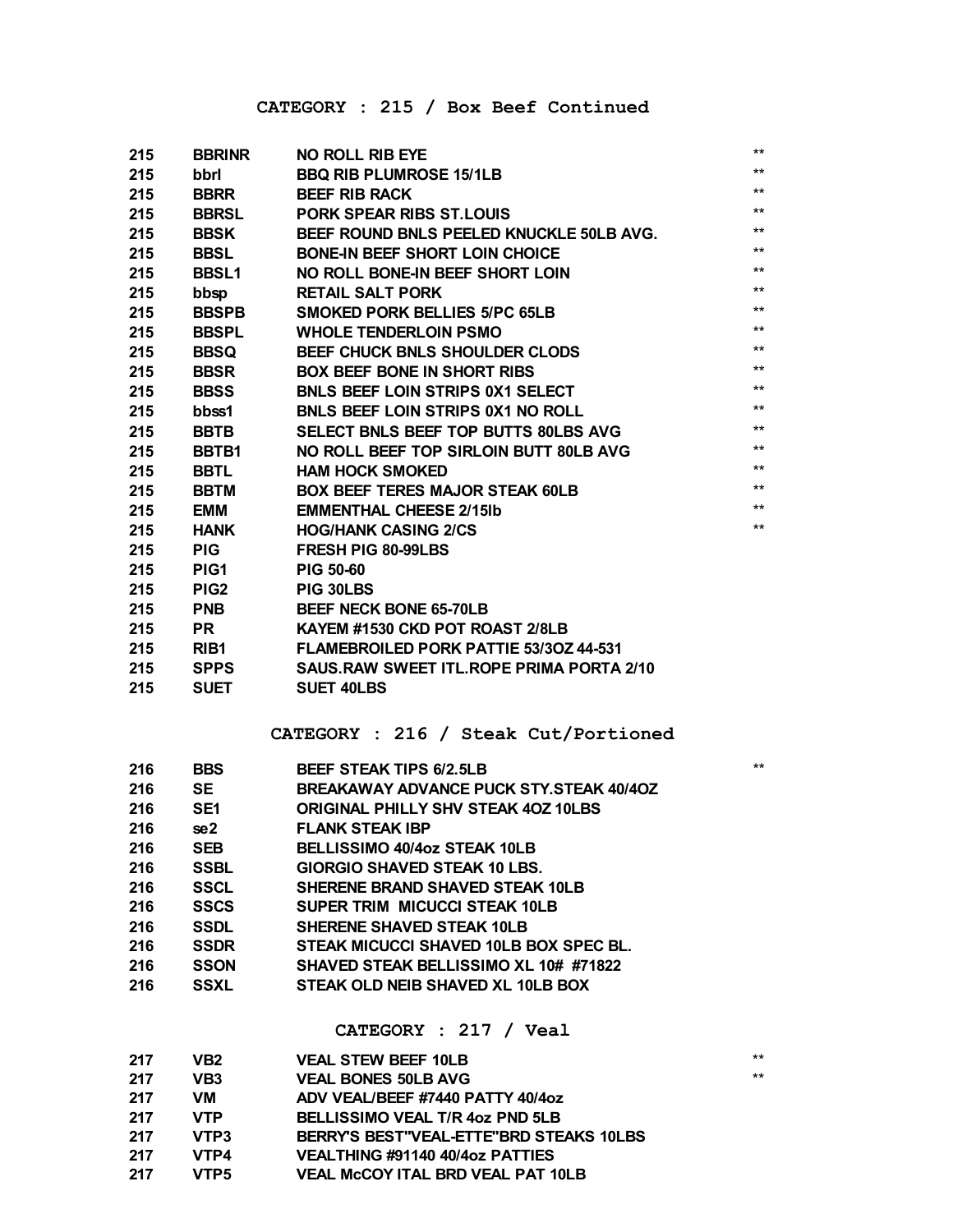## CATEGORY : 215 / Box Beef Continued

| | | | |
|---|---|---|---|
| 215 | BBRINR | NO ROLL RIB EYE | ** |
| 215 | bbrl | BBQ RIB PLUMROSE 15/1LB | ** |
| 215 | BBRR | BEEF RIB RACK | ** |
| 215 | BBRSL | PORK SPEAR RIBS ST.LOUIS | ** |
| 215 | BBSK | BEEF ROUND BNLS PEELED KNUCKLE 50LB AVG. | ** |
| 215 | BBSL | BONE-IN BEEF SHORT LOIN CHOICE | ** |
| 215 | BBSL1 | NO ROLL BONE-IN BEEF SHORT LOIN | ** |
| 215 | bbsp | RETAIL SALT PORK | ** |
| 215 | BBSPB | SMOKED PORK BELLIES 5/PC 65LB | ** |
| 215 | BBSPL | WHOLE TENDERLOIN PSMO | ** |
| 215 | BBSQ | BEEF CHUCK BNLS SHOULDER CLODS | ** |
| 215 | BBSR | BOX BEEF BONE IN SHORT RIBS | ** |
| 215 | BBSS | BNLS BEEF LOIN STRIPS 0X1 SELECT | ** |
| 215 | bbss1 | BNLS BEEF LOIN STRIPS 0X1 NO ROLL | ** |
| 215 | BBTB | SELECT BNLS BEEF TOP BUTTS 80LBS AVG | ** |
| 215 | BBTB1 | NO ROLL BEEF TOP SIRLOIN BUTT 80LB AVG | ** |
| 215 | BBTL | HAM HOCK SMOKED | ** |
| 215 | BBTM | BOX BEEF TERES MAJOR STEAK 60LB | ** |
| 215 | EMM | EMMENTHAL CHEESE 2/15lb | ** |
| 215 | HANK | HOG/HANK CASING 2/CS | ** |
| 215 | PIG | FRESH PIG 80-99LBS | |
| 215 | PIG1 | PIG 50-60 | |
| 215 | PIG2 | PIG 30LBS | |
| 215 | PNB | BEEF NECK BONE 65-70LB | |
| 215 | PR | KAYEM #1530 CKD POT ROAST 2/8LB | |
| 215 | RIB1 | FLAMEBROILED PORK PATTIE 53/3OZ 44-531 | |
| 215 | SPPS | SAUS.RAW SWEET ITL.ROPE PRIMA PORTA 2/10 | |
| 215 | SUET | SUET 40LBS | |

## CATEGORY : 216 / Steak Cut/Portioned

| | | | |
|---|---|---|---|
| 216 | BBS | BEEF STEAK TIPS 6/2.5LB | ** |
| 216 | SE | BREAKAWAY ADVANCE PUCK STY.STEAK 40/4OZ | |
| 216 | SE1 | ORIGINAL PHILLY SHV STEAK 4OZ 10LBS | |
| 216 | se2 | FLANK STEAK IBP | |
| 216 | SEB | BELLISSIMO 40/4oz STEAK 10LB | |
| 216 | SSBL | GIORGIO SHAVED STEAK 10 LBS. | |
| 216 | SSCL | SHERENE BRAND SHAVED STEAK 10LB | |
| 216 | SSCS | SUPER TRIM MICUCCI STEAK 10LB | |
| 216 | SSDL | SHERENE SHAVED STEAK 10LB | |
| 216 | SSDR | STEAK MICUCCI SHAVED 10LB BOX SPEC BL. | |
| 216 | SSON | SHAVED STEAK BELLISSIMO XL 10# #71822 | |
| 216 | SSXL | STEAK OLD NEIB SHAVED XL 10LB BOX | |

## CATEGORY : 217 / Veal

| | | | |
|---|---|---|---|
| 217 | VB2 | VEAL STEW BEEF 10LB | ** |
| 217 | VB3 | VEAL BONES 50LB AVG | ** |
| 217 | VM | ADV VEAL/BEEF #7440 PATTY 40/4oz | |
| 217 | VTP | BELLISSIMO VEAL T/R 4oz PND 5LB | |
| 217 | VTP3 | BERRY'S BEST"VEAL-ETTE"BRD STEAKS 10LBS | |
| 217 | VTP4 | VEALTHING #91140 40/4oz PATTIES | |
| 217 | VTP5 | VEAL McCOY ITAL BRD VEAL PAT 10LB | |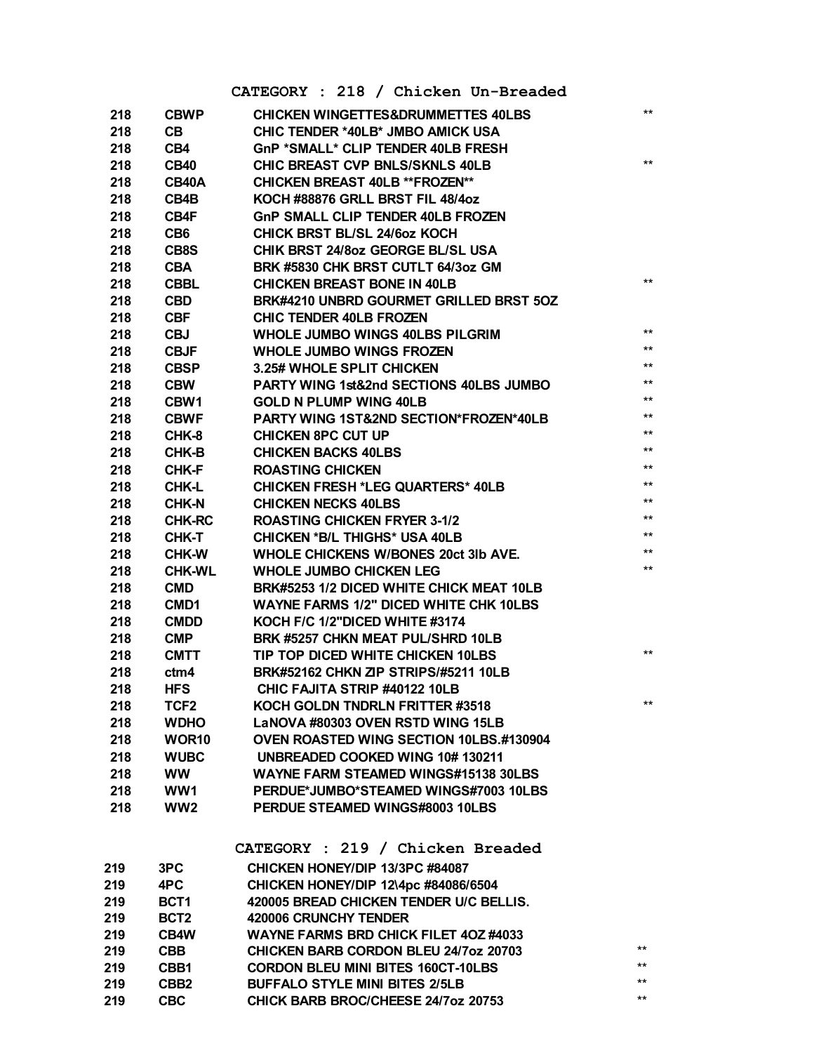## CATEGORY : 218 / Chicken Un-Breaded

| | | | |
|---|---|---|---|
| 218 | CBWP | CHICKEN WINGETTES&DRUMMETTES 40LBS | ** |
| 218 | CB | CHIC TENDER *40LB* JMBO AMICK USA | |
| 218 | CB4 | GnP *SMALL* CLIP TENDER 40LB FRESH | |
| 218 | CB40 | CHIC BREAST CVP BNLS/SKNLS 40LB | ** |
| 218 | CB40A | CHICKEN BREAST 40LB **FROZEN** | |
| 218 | CB4B | KOCH #88876 GRLL BRST FIL 48/4oz | |
| 218 | CB4F | GnP SMALL CLIP TENDER 40LB FROZEN | |
| 218 | CB6 | CHICK BRST BL/SL 24/6oz KOCH | |
| 218 | CB8S | CHIK BRST 24/8oz GEORGE BL/SL USA | |
| 218 | CBA | BRK #5830 CHK BRST CUTLT 64/3oz GM | |
| 218 | CBBL | CHICKEN BREAST BONE IN 40LB | ** |
| 218 | CBD | BRK#4210 UNBRD GOURMET GRILLED BRST 5OZ | |
| 218 | CBF | CHIC TENDER 40LB FROZEN | |
| 218 | CBJ | WHOLE JUMBO WINGS 40LBS PILGRIM | ** |
| 218 | CBJF | WHOLE JUMBO WINGS FROZEN | ** |
| 218 | CBSP | 3.25# WHOLE SPLIT CHICKEN | ** |
| 218 | CBW | PARTY WING 1st&2nd SECTIONS 40LBS JUMBO | ** |
| 218 | CBW1 | GOLD N PLUMP WING 40LB | ** |
| 218 | CBWF | PARTY WING 1ST&2ND SECTION*FROZEN*40LB | ** |
| 218 | CHK-8 | CHICKEN 8PC CUT UP | ** |
| 218 | CHK-B | CHICKEN BACKS 40LBS | ** |
| 218 | CHK-F | ROASTING CHICKEN | ** |
| 218 | CHK-L | CHICKEN FRESH *LEG QUARTERS* 40LB | ** |
| 218 | CHK-N | CHICKEN NECKS 40LBS | ** |
| 218 | CHK-RC | ROASTING CHICKEN FRYER 3-1/2 | ** |
| 218 | CHK-T | CHICKEN *B/L THIGHS* USA 40LB | ** |
| 218 | CHK-W | WHOLE CHICKENS W/BONES 20ct 3lb AVE. | ** |
| 218 | CHK-WL | WHOLE JUMBO CHICKEN LEG | ** |
| 218 | CMD | BRK#5253 1/2 DICED WHITE CHICK MEAT 10LB | |
| 218 | CMD1 | WAYNE FARMS 1/2" DICED WHITE CHK 10LBS | |
| 218 | CMDD | KOCH F/C 1/2"DICED WHITE #3174 | |
| 218 | CMP | BRK #5257 CHKN MEAT PUL/SHRD 10LB | |
| 218 | CMTT | TIP TOP DICED WHITE CHICKEN 10LBS | ** |
| 218 | ctm4 | BRK#52162 CHKN ZIP STRIPS/#5211 10LB | |
| 218 | HFS | CHIC FAJITA STRIP #40122 10LB | |
| 218 | TCF2 | KOCH GOLDN TNDRLN FRITTER #3518 | ** |
| 218 | WDHO | LaNOVA #80303 OVEN RSTD WING 15LB | |
| 218 | WOR10 | OVEN ROASTED WING SECTION 10LBS.#130904 | |
| 218 | WUBC | UNBREADED COOKED WING 10# 130211 | |
| 218 | WW | WAYNE FARM STEAMED WINGS#15138 30LBS | |
| 218 | WW1 | PERDUE*JUMBO*STEAMED WINGS#7003 10LBS | |
| 218 | WW2 | PERDUE STEAMED WINGS#8003 10LBS | |

## CATEGORY : 219 / Chicken Breaded

| | | | |
|---|---|---|---|
| 219 | 3PC | CHICKEN HONEY/DIP 13/3PC #84087 | |
| 219 | 4PC | CHICKEN HONEY/DIP 12\4pc #84086/6504 | |
| 219 | BCT1 | 420005 BREAD CHICKEN TENDER U/C BELLIS. | |
| 219 | BCT2 | 420006 CRUNCHY TENDER | |
| 219 | CB4W | WAYNE FARMS BRD CHICK FILET 4OZ #4033 | |
| 219 | CBB | CHICKEN BARB CORDON BLEU 24/7oz 20703 | ** |
| 219 | CBB1 | CORDON BLEU MINI BITES 160CT-10LBS | ** |
| 219 | CBB2 | BUFFALO STYLE MINI BITES 2/5LB | ** |
| 219 | CBC | CHICK BARB BROC/CHEESE 24/7oz 20753 | ** |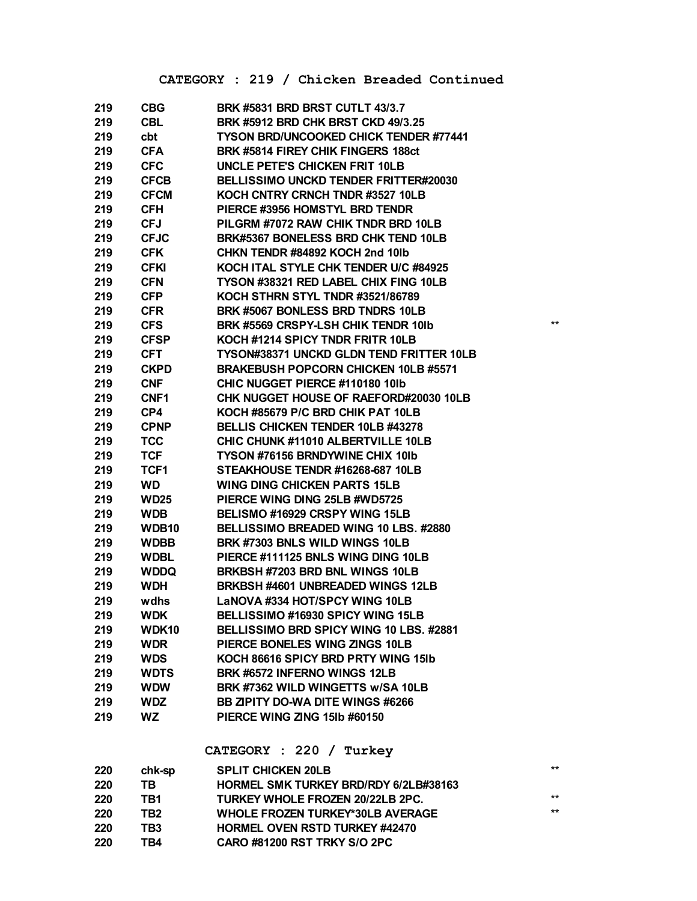## CATEGORY : 219 / Chicken Breaded Continued

| | | | |
|---|---|---|---|
| 219 | CBG | BRK #5831 BRD BRST CUTLT 43/3.7 | |
| 219 | CBL | BRK #5912 BRD CHK BRST CKD 49/3.25 | |
| 219 | cbt | TYSON BRD/UNCOOKED CHICK TENDER #77441 | |
| 219 | CFA | BRK #5814 FIREY CHIK FINGERS 188ct | |
| 219 | CFC | UNCLE PETE'S CHICKEN FRIT 10LB | |
| 219 | CFCB | BELLISSIMO UNCKD TENDER FRITTER#20030 | |
| 219 | CFCM | KOCH CNTRY CRNCH TNDR #3527 10LB | |
| 219 | CFH | PIERCE #3956 HOMSTYL BRD TENDR | |
| 219 | CFJ | PILGRM #7072 RAW CHIK TNDR BRD 10LB | |
| 219 | CFJC | BRK#5367 BONELESS BRD CHK TEND 10LB | |
| 219 | CFK | CHKN TENDR #84892 KOCH 2nd 10lb | |
| 219 | CFKI | KOCH ITAL STYLE CHK TENDER U/C #84925 | |
| 219 | CFN | TYSON #38321 RED LABEL CHIX FING 10LB | |
| 219 | CFP | KOCH STHRN STYL TNDR #3521/86789 | |
| 219 | CFR | BRK #5067 BONLESS BRD TNDRS 10LB | |
| 219 | CFS | BRK #5569 CRSPY-LSH CHIK TENDR 10lb | ** |
| 219 | CFSP | KOCH #1214 SPICY TNDR FRITR 10LB | |
| 219 | CFT | TYSON#38371 UNCKD GLDN TEND FRITTER 10LB | |
| 219 | CKPD | BRAKEBUSH POPCORN CHICKEN 10LB #5571 | |
| 219 | CNF | CHIC NUGGET PIERCE #110180 10lb | |
| 219 | CNF1 | CHK NUGGET HOUSE OF RAEFORD#20030 10LB | |
| 219 | CP4 | KOCH #85679 P/C BRD CHIK PAT 10LB | |
| 219 | CPNP | BELLIS CHICKEN TENDER 10LB #43278 | |
| 219 | TCC | CHIC CHUNK #11010 ALBERTVILLE 10LB | |
| 219 | TCF | TYSON #76156 BRNDYWINE CHIX 10lb | |
| 219 | TCF1 | STEAKHOUSE TENDR #16268-687 10LB | |
| 219 | WD | WING DING CHICKEN PARTS 15LB | |
| 219 | WD25 | PIERCE WING DING 25LB #WD5725 | |
| 219 | WDB | BELISMO #16929 CRSPY WING 15LB | |
| 219 | WDB10 | BELLISSIMO BREADED WING 10 LBS. #2880 | |
| 219 | WDBB | BRK #7303 BNLS WILD WINGS 10LB | |
| 219 | WDBL | PIERCE #111125 BNLS WING DING 10LB | |
| 219 | WDDQ | BRKBSH #7203 BRD BNL WINGS 10LB | |
| 219 | WDH | BRKBSH #4601 UNBREADED WINGS 12LB | |
| 219 | wdhs | LaNOVA #334 HOT/SPCY WING 10LB | |
| 219 | WDK | BELLISSIMO #16930 SPICY WING 15LB | |
| 219 | WDK10 | BELLISSIMO BRD SPICY WING 10 LBS. #2881 | |
| 219 | WDR | PIERCE BONELES WING ZINGS 10LB | |
| 219 | WDS | KOCH 86616 SPICY BRD PRTY WING 15lb | |
| 219 | WDTS | BRK #6572 INFERNO WINGS 12LB | |
| 219 | WDW | BRK #7362 WILD WINGETTS w/SA 10LB | |
| 219 | WDZ | BB ZIPITY DO-WA DITE WINGS #6266 | |
| 219 | WZ | PIERCE WING ZING 15lb #60150 | |

## CATEGORY : 220 / Turkey

| | | | |
|---|---|---|---|
| 220 | chk-sp | SPLIT CHICKEN 20LB | ** |
| 220 | TB | HORMEL SMK TURKEY BRD/RDY 6/2LB#38163 | |
| 220 | TB1 | TURKEY WHOLE FROZEN 20/22LB 2PC. | ** |
| 220 | TB2 | WHOLE FROZEN TURKEY*30LB AVERAGE | ** |
| 220 | TB3 | HORMEL OVEN RSTD TURKEY #42470 | |
| 220 | TB4 | CARO #81200 RST TRKY S/O 2PC | |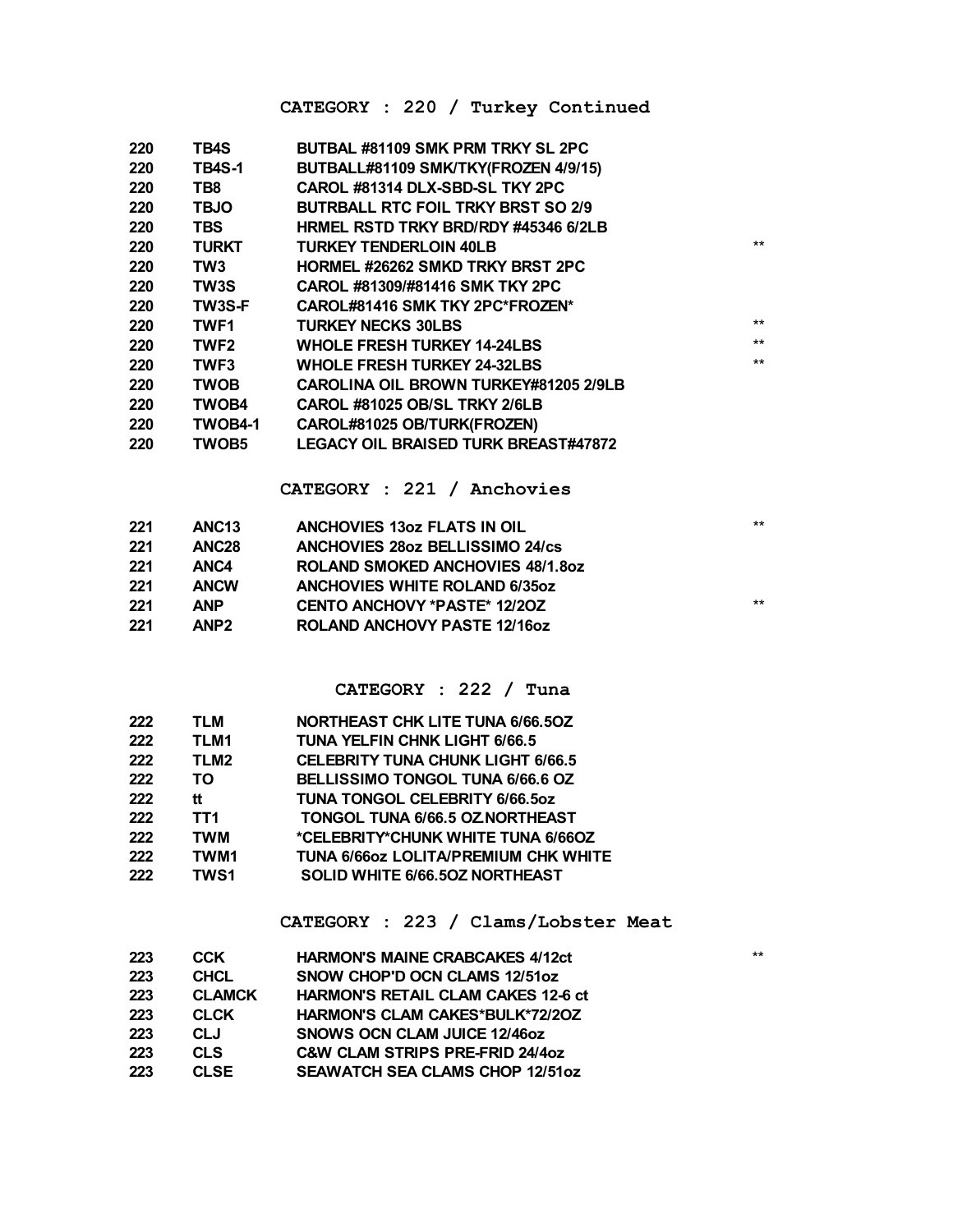## CATEGORY : 220 / Turkey Continued

| | | | |
|---|---|---|---|
| 220 | TB4S | BUTBAL #81109 SMK PRM TRKY SL 2PC | |
| 220 | TB4S-1 | BUTBALL#81109 SMK/TKY(FROZEN 4/9/15) | |
| 220 | TB8 | CAROL #81314 DLX-SBD-SL TKY 2PC | |
| 220 | TBJO | BUTRBALL RTC FOIL TRKY BRST SO 2/9 | |
| 220 | TBS | HRMEL RSTD TRKY BRD/RDY #45346 6/2LB | |
| 220 | TURKT | TURKEY TENDERLOIN 40LB | ** |
| 220 | TW3 | HORMEL #26262 SMKD TRKY BRST 2PC | |
| 220 | TW3S | CAROL #81309/#81416 SMK TKY 2PC | |
| 220 | TW3S-F | CAROL#81416 SMK TKY 2PC*FROZEN* | |
| 220 | TWF1 | TURKEY NECKS 30LBS | ** |
| 220 | TWF2 | WHOLE FRESH TURKEY 14-24LBS | ** |
| 220 | TWF3 | WHOLE FRESH TURKEY 24-32LBS | ** |
| 220 | TWOB | CAROLINA OIL BROWN TURKEY#81205 2/9LB | |
| 220 | TWOB4 | CAROL #81025 OB/SL TRKY 2/6LB | |
| 220 | TWOB4-1 | CAROL#81025 OB/TURK(FROZEN) | |
| 220 | TWOB5 | LEGACY OIL BRAISED TURK BREAST#47872 | |

## CATEGORY : 221 / Anchovies

| | | | |
|---|---|---|---|
| 221 | ANC13 | ANCHOVIES 13oz FLATS IN OIL | ** |
| 221 | ANC28 | ANCHOVIES 28oz BELLISSIMO 24/cs | |
| 221 | ANC4 | ROLAND SMOKED ANCHOVIES 48/1.8oz | |
| 221 | ANCW | ANCHOVIES WHITE ROLAND 6/35oz | |
| 221 | ANP | CENTO ANCHOVY *PASTE* 12/2OZ | ** |
| 221 | ANP2 | ROLAND ANCHOVY PASTE 12/16oz | |

## CATEGORY : 222 / Tuna

| | | |
|---|---|---|
| 222 | TLM | NORTHEAST CHK LITE TUNA 6/66.5OZ |
| 222 | TLM1 | TUNA YELFIN CHNK LIGHT 6/66.5 |
| 222 | TLM2 | CELEBRITY TUNA CHUNK LIGHT 6/66.5 |
| 222 | TO | BELLISSIMO TONGOL TUNA 6/66.6 OZ |
| 222 | tt | TUNA TONGOL CELEBRITY 6/66.5oz |
| 222 | TT1 | TONGOL TUNA 6/66.5 OZ.NORTHEAST |
| 222 | TWM | *CELEBRITY*CHUNK WHITE TUNA 6/66OZ |
| 222 | TWM1 | TUNA 6/66oz LOLITA/PREMIUM CHK WHITE |
| 222 | TWS1 | SOLID WHITE 6/66.5OZ NORTHEAST |

## CATEGORY : 223 / Clams/Lobster Meat

| | | | |
|---|---|---|---|
| 223 | CCK | HARMON'S MAINE CRABCAKES 4/12ct | ** |
| 223 | CHCL | SNOW CHOP'D OCN CLAMS 12/51oz | |
| 223 | CLAMCK | HARMON'S RETAIL CLAM CAKES 12-6 ct | |
| 223 | CLCK | HARMON'S CLAM CAKES*BULK*72/2OZ | |
| 223 | CLJ | SNOWS OCN CLAM JUICE 12/46oz | |
| 223 | CLS | C&W CLAM STRIPS PRE-FRID 24/4oz | |
| 223 | CLSE | SEAWATCH SEA CLAMS CHOP 12/51oz | |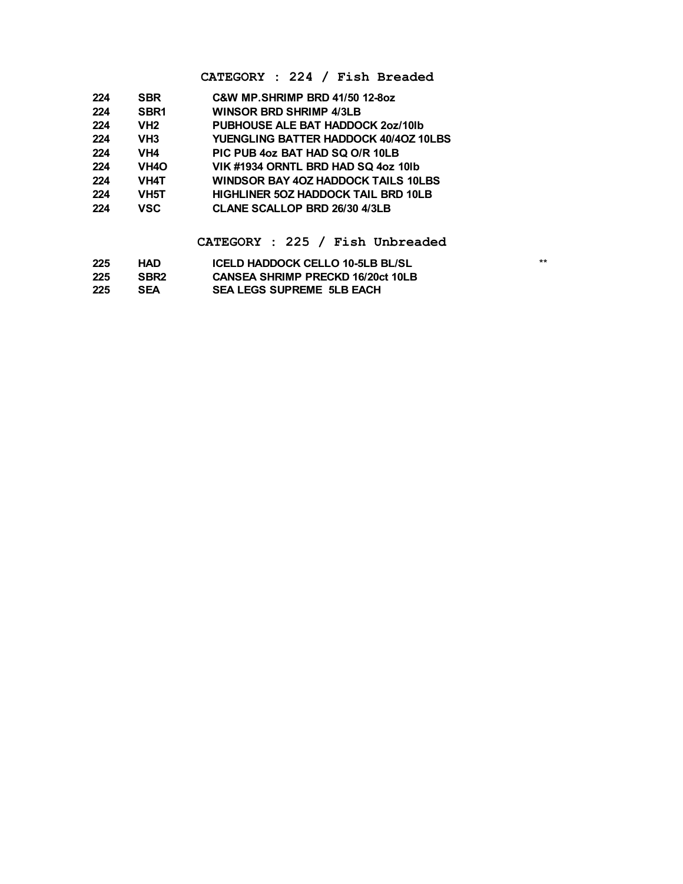## CATEGORY : 224 / Fish Breaded

| | | | |
|---|---|---|---|
| 224 | SBR | C&W MP.SHRIMP BRD 41/50 12-8oz | |
| 224 | SBR1 | WINSOR BRD SHRIMP 4/3LB | |
| 224 | VH2 | PUBHOUSE ALE BAT HADDOCK 2oz/10lb | |
| 224 | VH3 | YUENGLING BATTER HADDOCK 40/4OZ 10LBS | |
| 224 | VH4 | PIC PUB 4oz BAT HAD SQ O/R 10LB | |
| 224 | VH4O | VIK #1934 ORNTL BRD HAD SQ 4oz 10lb | |
| 224 | VH4T | WINDSOR BAY 4OZ HADDOCK TAILS 10LBS | |
| 224 | VH5T | HIGHLINER 5OZ HADDOCK TAIL BRD 10LB | |
| 224 | VSC | CLANE SCALLOP BRD 26/30 4/3LB | |

## CATEGORY : 225 / Fish Unbreaded

| | | | |
|---|---|---|---|
| 225 | HAD | ICELD HADDOCK CELLO 10-5LB BL/SL | ** |
| 225 | SBR2 | CANSEA SHRIMP PRECKD 16/20ct 10LB | |
| 225 | SEA | SEA LEGS SUPREME 5LB EACH | |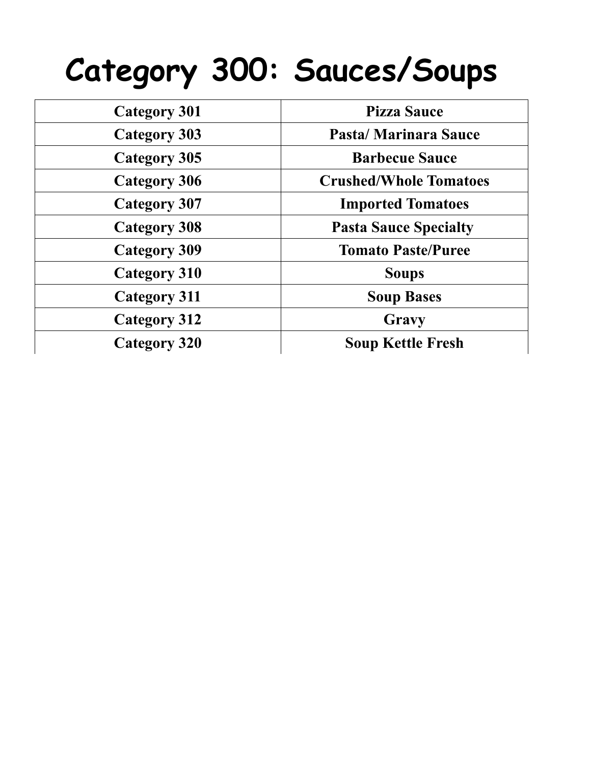# Category 300: Sauces/Soups

| Category 301 | Pizza Sauce |
|---|---|
| Category 303 | Pasta/ Marinara Sauce |
| Category 305 | Barbecue Sauce |
| Category 306 | Crushed/Whole Tomatoes |
| Category 307 | Imported Tomatoes |
| Category 308 | Pasta Sauce Specialty |
| Category 309 | Tomato Paste/Puree |
| Category 310 | Soups |
| Category 311 | Soup Bases |
| Category 312 | Gravy |
| Category 320 | Soup Kettle Fresh |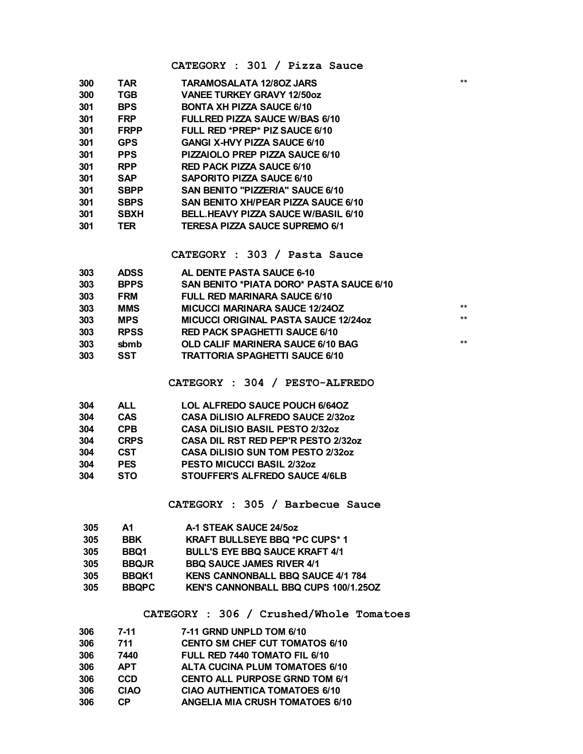## CATEGORY : 301 / Pizza Sauce

| | | | |
|---|---|---|---|
| 300 | TAR | TARAMOSALATA 12/8OZ JARS | ** |
| 300 | TGB | VANEE TURKEY GRAVY 12/50oz | |
| 301 | BPS | BONTA XH PIZZA SAUCE 6/10 | |
| 301 | FRP | FULLRED PIZZA SAUCE W/BAS 6/10 | |
| 301 | FRPP | FULL RED *PREP* PIZ SAUCE 6/10 | |
| 301 | GPS | GANGI X-HVY PIZZA SAUCE 6/10 | |
| 301 | PPS | PIZZAIOLO PREP PIZZA SAUCE 6/10 | |
| 301 | RPP | RED PACK PIZZA SAUCE 6/10 | |
| 301 | SAP | SAPORITO PIZZA SAUCE 6/10 | |
| 301 | SBPP | SAN BENITO "PIZZERIA" SAUCE 6/10 | |
| 301 | SBPS | SAN BENITO XH/PEAR PIZZA SAUCE 6/10 | |
| 301 | SBXH | BELL.HEAVY PIZZA SAUCE W/BASIL 6/10 | |
| 301 | TER | TERESA PIZZA SAUCE SUPREMO 6/1 | |

## CATEGORY : 303 / Pasta Sauce

| | | | |
|---|---|---|---|
| 303 | ADSS | AL DENTE PASTA SAUCE 6-10 | |
| 303 | BPPS | SAN BENITO *PIATA DORO* PASTA SAUCE 6/10 | |
| 303 | FRM | FULL RED MARINARA SAUCE 6/10 | |
| 303 | MMS | MICUCCI MARINARA SAUCE 12/24OZ | ** |
| 303 | MPS | MICUCCI ORIGINAL PASTA SAUCE 12/24oz | ** |
| 303 | RPSS | RED PACK SPAGHETTI SAUCE 6/10 | |
| 303 | sbmb | OLD CALIF MARINERA SAUCE 6/10 BAG | ** |
| 303 | SST | TRATTORIA SPAGHETTI SAUCE 6/10 | |

## CATEGORY : 304 / PESTO-ALFREDO

| | | |
|---|---|---|
| 304 | ALL | LOL ALFREDO SAUCE POUCH 6/64OZ |
| 304 | CAS | CASA DiLISIO ALFREDO SAUCE 2/32oz |
| 304 | CPB | CASA DiLISIO BASIL PESTO 2/32oz |
| 304 | CRPS | CASA DIL RST RED PEP'R PESTO 2/32oz |
| 304 | CST | CASA DiLISIO SUN TOM PESTO 2/32oz |
| 304 | PES | PESTO MICUCCI BASIL 2/32oz |
| 304 | STO | STOUFFER'S ALFREDO SAUCE 4/6LB |

## CATEGORY : 305 / Barbecue Sauce

| | | |
|---|---|---|
| 305 | A1 | A-1 STEAK SAUCE 24/5oz |
| 305 | BBK | KRAFT BULLSEYE BBQ *PC CUPS* 1 |
| 305 | BBQ1 | BULL'S EYE BBQ SAUCE KRAFT 4/1 |
| 305 | BBQJR | BBQ SAUCE JAMES RIVER 4/1 |
| 305 | BBQK1 | KENS CANNONBALL BBQ SAUCE 4/1 784 |
| 305 | BBQPC | KEN'S CANNONBALL BBQ CUPS 100/1.25OZ |

## CATEGORY : 306 / Crushed/Whole Tomatoes

| | | |
|---|---|---|
| 306 | 7-11 | 7-11 GRND UNPLD TOM 6/10 |
| 306 | 711 | CENTO SM CHEF CUT TOMATOS 6/10 |
| 306 | 7440 | FULL RED 7440 TOMATO FIL 6/10 |
| 306 | APT | ALTA CUCINA PLUM TOMATOES 6/10 |
| 306 | CCD | CENTO ALL PURPOSE GRND TOM 6/1 |
| 306 | CIAO | CIAO AUTHENTICA TOMATOES 6/10 |
| 306 | CP | ANGELIA MIA CRUSH TOMATOES 6/10 |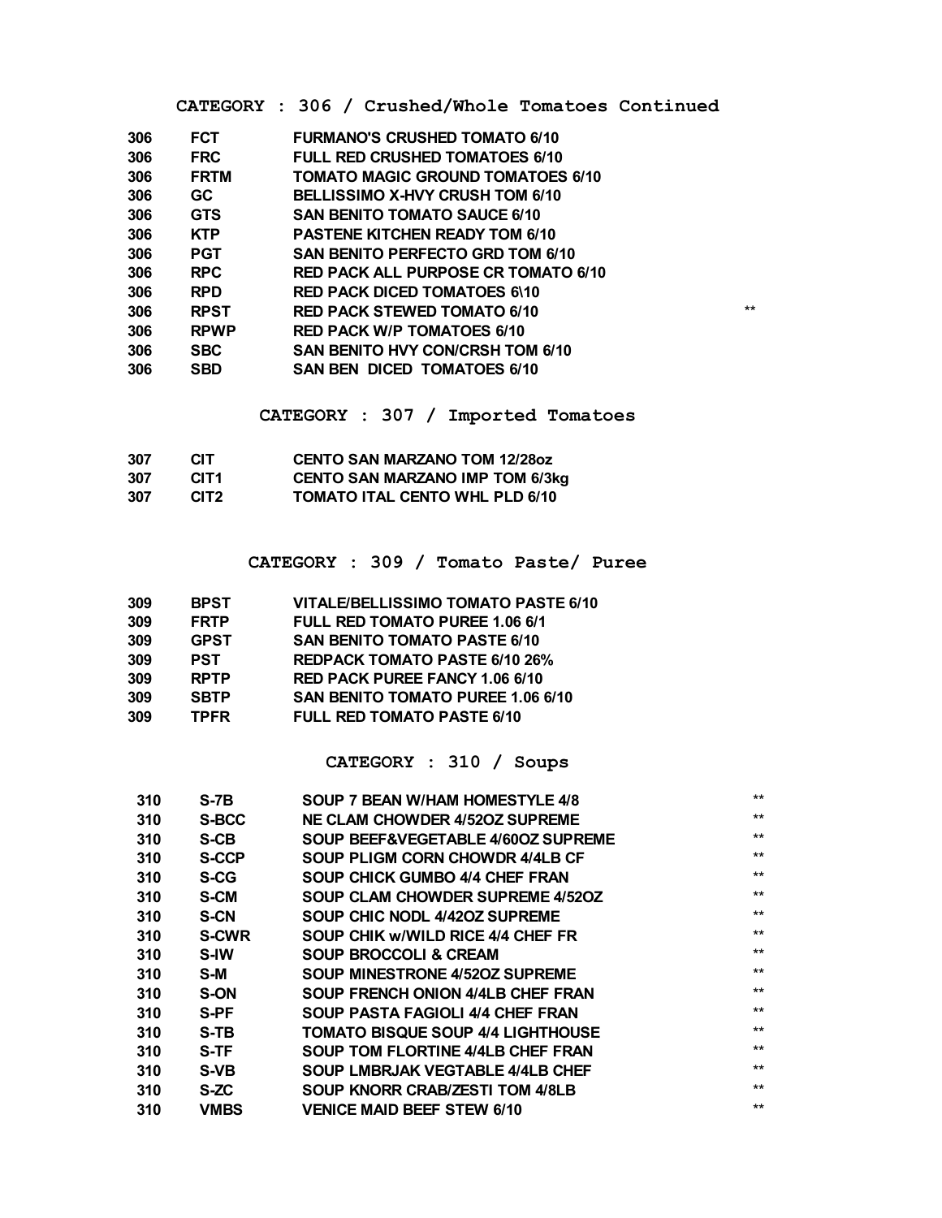## CATEGORY : 306 / Crushed/Whole Tomatoes Continued

| | | | |
|---|---|---|---|
| 306 | FCT | FURMANO'S CRUSHED TOMATO 6/10 | |
| 306 | FRC | FULL RED CRUSHED TOMATOES 6/10 | |
| 306 | FRTM | TOMATO MAGIC GROUND TOMATOES 6/10 | |
| 306 | GC | BELLISSIMO X-HVY CRUSH TOM 6/10 | |
| 306 | GTS | SAN BENITO TOMATO SAUCE 6/10 | |
| 306 | KTP | PASTENE KITCHEN READY TOM 6/10 | |
| 306 | PGT | SAN BENITO PERFECTO GRD TOM 6/10 | |
| 306 | RPC | RED PACK ALL PURPOSE CR TOMATO 6/10 | |
| 306 | RPD | RED PACK DICED TOMATOES 6\10 | |
| 306 | RPST | RED PACK STEWED TOMATO 6/10 | ** |
| 306 | RPWP | RED PACK W/P TOMATOES 6/10 | |
| 306 | SBC | SAN BENITO HVY CON/CRSH TOM 6/10 | |
| 306 | SBD | SAN BEN DICED TOMATOES 6/10 | |

## CATEGORY : 307 / Imported Tomatoes

| | | |
|---|---|---|
| 307 | CIT | CENTO SAN MARZANO TOM 12/28oz |
| 307 | CIT1 | CENTO SAN MARZANO IMP TOM 6/3kg |
| 307 | CIT2 | TOMATO ITAL CENTO WHL PLD 6/10 |

## CATEGORY : 309 / Tomato Paste/ Puree

| | | |
|---|---|---|
| 309 | BPST | VITALE/BELLISSIMO TOMATO PASTE 6/10 |
| 309 | FRTP | FULL RED TOMATO PUREE 1.06 6/1 |
| 309 | GPST | SAN BENITO TOMATO PASTE 6/10 |
| 309 | PST | REDPACK TOMATO PASTE 6/10 26% |
| 309 | RPTP | RED PACK PUREE FANCY 1.06 6/10 |
| 309 | SBTP | SAN BENITO TOMATO PUREE 1.06 6/10 |
| 309 | TPFR | FULL RED TOMATO PASTE 6/10 |

## CATEGORY : 310 / Soups

| | | | |
|---|---|---|---|
| 310 | S-7B | SOUP 7 BEAN W/HAM HOMESTYLE 4/8 | ** |
| 310 | S-BCC | NE CLAM CHOWDER 4/52OZ SUPREME | ** |
| 310 | S-CB | SOUP BEEF&VEGETABLE 4/60OZ SUPREME | ** |
| 310 | S-CCP | SOUP PLIGM CORN CHOWDR 4/4LB CF | ** |
| 310 | S-CG | SOUP CHICK GUMBO 4/4 CHEF FRAN | ** |
| 310 | S-CM | SOUP CLAM CHOWDER SUPREME 4/52OZ | ** |
| 310 | S-CN | SOUP CHIC NODL 4/42OZ SUPREME | ** |
| 310 | S-CWR | SOUP CHIK w/WILD RICE 4/4 CHEF FR | ** |
| 310 | S-IW | SOUP BROCCOLI & CREAM | ** |
| 310 | S-M | SOUP MINESTRONE 4/52OZ SUPREME | ** |
| 310 | S-ON | SOUP FRENCH ONION 4/4LB CHEF FRAN | ** |
| 310 | S-PF | SOUP PASTA FAGIOLI 4/4 CHEF FRAN | ** |
| 310 | S-TB | TOMATO BISQUE SOUP 4/4 LIGHTHOUSE | ** |
| 310 | S-TF | SOUP TOM FLORTINE 4/4LB CHEF FRAN | ** |
| 310 | S-VB | SOUP LMBRJAK VEGTABLE 4/4LB CHEF | ** |
| 310 | S-ZC | SOUP KNORR CRAB/ZESTI TOM 4/8LB | ** |
| 310 | VMBS | VENICE MAID BEEF STEW 6/10 | ** |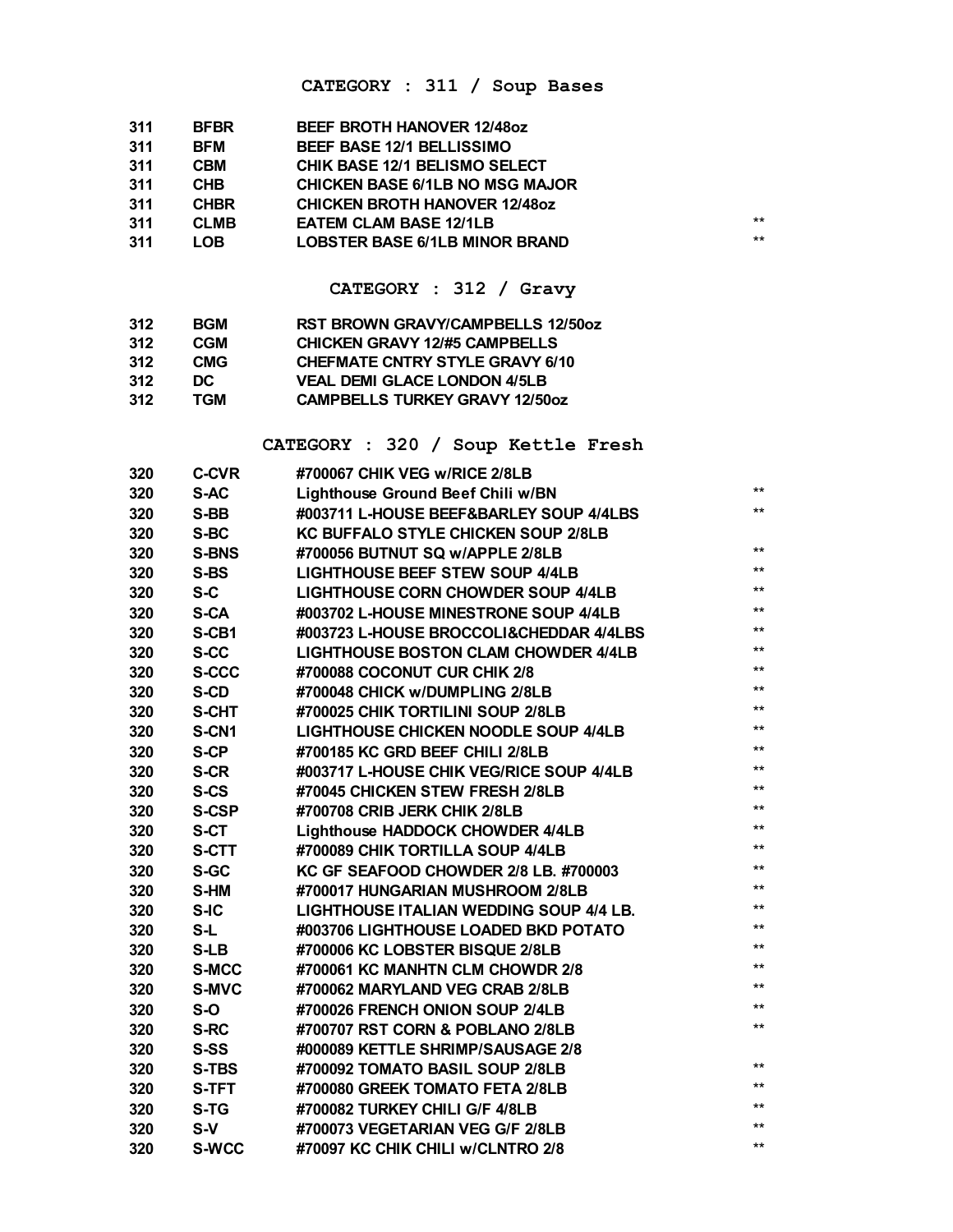## CATEGORY : 311 / Soup Bases

| | | | |
|---|---|---|---|
| 311 | BFBR | BEEF BROTH HANOVER 12/48oz | |
| 311 | BFM | BEEF BASE 12/1 BELLISSIMO | |
| 311 | CBM | CHIK BASE 12/1 BELISMO SELECT | |
| 311 | CHB | CHICKEN BASE 6/1LB NO MSG MAJOR | |
| 311 | CHBR | CHICKEN BROTH HANOVER 12/48oz | |
| 311 | CLMB | EATEM CLAM BASE 12/1LB | ** |
| 311 | LOB | LOBSTER BASE 6/1LB MINOR BRAND | ** |

## CATEGORY : 312 / Gravy

| | | | |
|---|---|---|---|
| 312 | BGM | RST BROWN GRAVY/CAMPBELLS 12/50oz | |
| 312 | CGM | CHICKEN GRAVY 12/#5 CAMPBELLS | |
| 312 | CMG | CHEFMATE CNTRY STYLE GRAVY 6/10 | |
| 312 | DC | VEAL DEMI GLACE LONDON 4/5LB | |
| 312 | TGM | CAMPBELLS TURKEY GRAVY 12/50oz | |

## CATEGORY : 320 / Soup Kettle Fresh

| | | | |
|---|---|---|---|
| 320 | C-CVR | #700067 CHIK VEG w/RICE 2/8LB | |
| 320 | S-AC | Lighthouse Ground Beef Chili w/BN | ** |
| 320 | S-BB | #003711 L-HOUSE BEEF&BARLEY SOUP 4/4LBS | ** |
| 320 | S-BC | KC BUFFALO STYLE CHICKEN SOUP 2/8LB | |
| 320 | S-BNS | #700056 BUTNUT SQ w/APPLE 2/8LB | ** |
| 320 | S-BS | LIGHTHOUSE BEEF STEW SOUP 4/4LB | ** |
| 320 | S-C | LIGHTHOUSE CORN CHOWDER SOUP 4/4LB | ** |
| 320 | S-CA | #003702 L-HOUSE MINESTRONE SOUP 4/4LB | ** |
| 320 | S-CB1 | #003723 L-HOUSE BROCCOLI&CHEDDAR 4/4LBS | ** |
| 320 | S-CC | LIGHTHOUSE BOSTON CLAM CHOWDER 4/4LB | ** |
| 320 | S-CCC | #700088 COCONUT CUR CHIK 2/8 | ** |
| 320 | S-CD | #700048 CHICK w/DUMPLING 2/8LB | ** |
| 320 | S-CHT | #700025 CHIK TORTILINI SOUP 2/8LB | ** |
| 320 | S-CN1 | LIGHTHOUSE CHICKEN NOODLE SOUP 4/4LB | ** |
| 320 | S-CP | #700185 KC GRD BEEF CHILI 2/8LB | ** |
| 320 | S-CR | #003717 L-HOUSE CHIK VEG/RICE SOUP 4/4LB | ** |
| 320 | S-CS | #70045 CHICKEN STEW FRESH 2/8LB | ** |
| 320 | S-CSP | #700708 CRIB JERK CHIK 2/8LB | ** |
| 320 | S-CT | Lighthouse HADDOCK CHOWDER 4/4LB | ** |
| 320 | S-CTT | #700089 CHIK TORTILLA SOUP 4/4LB | ** |
| 320 | S-GC | KC GF SEAFOOD CHOWDER 2/8 LB. #700003 | ** |
| 320 | S-HM | #700017 HUNGARIAN MUSHROOM 2/8LB | ** |
| 320 | S-IC | LIGHTHOUSE ITALIAN WEDDING SOUP 4/4 LB. | ** |
| 320 | S-L | #003706 LIGHTHOUSE LOADED BKD POTATO | ** |
| 320 | S-LB | #700006 KC LOBSTER BISQUE 2/8LB | ** |
| 320 | S-MCC | #700061 KC MANHTN CLM CHOWDR 2/8 | ** |
| 320 | S-MVC | #700062 MARYLAND VEG CRAB 2/8LB | ** |
| 320 | S-O | #700026 FRENCH ONION SOUP 2/4LB | ** |
| 320 | S-RC | #700707 RST CORN & POBLANO 2/8LB | ** |
| 320 | S-SS | #000089 KETTLE SHRIMP/SAUSAGE 2/8 | |
| 320 | S-TBS | #700092 TOMATO BASIL SOUP 2/8LB | ** |
| 320 | S-TFT | #700080 GREEK TOMATO FETA 2/8LB | ** |
| 320 | S-TG | #700082 TURKEY CHILI G/F 4/8LB | ** |
| 320 | S-V | #700073 VEGETARIAN VEG G/F 2/8LB | ** |
| 320 | S-WCC | #70097 KC CHIK CHILI w/CLNTRO 2/8 | ** |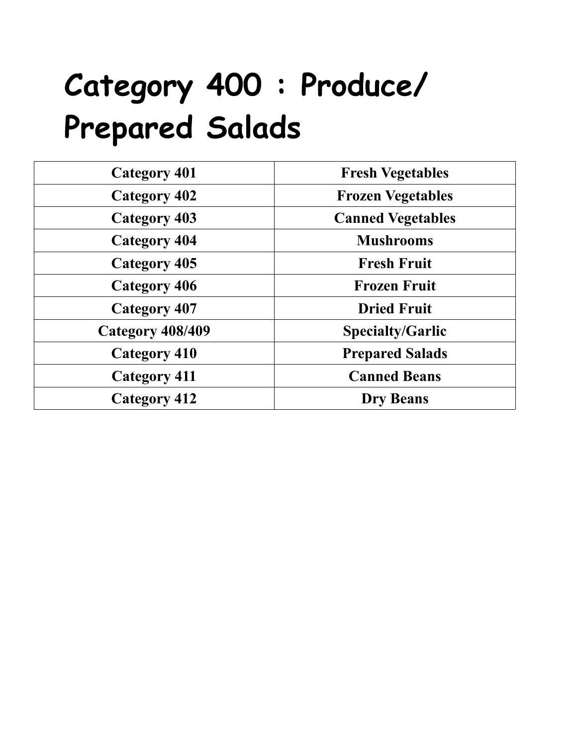# Category 400 : Produce/ Prepared Salads

| Category 401 | Fresh Vegetables |
|---|---|
| Category 402 | Frozen Vegetables |
| Category 403 | Canned Vegetables |
| Category 404 | Mushrooms |
| Category 405 | Fresh Fruit |
| Category 406 | Frozen Fruit |
| Category 407 | Dried Fruit |
| Category 408/409 | Specialty/Garlic |
| Category 410 | Prepared Salads |
| Category 411 | Canned Beans |
| Category 412 | Dry Beans |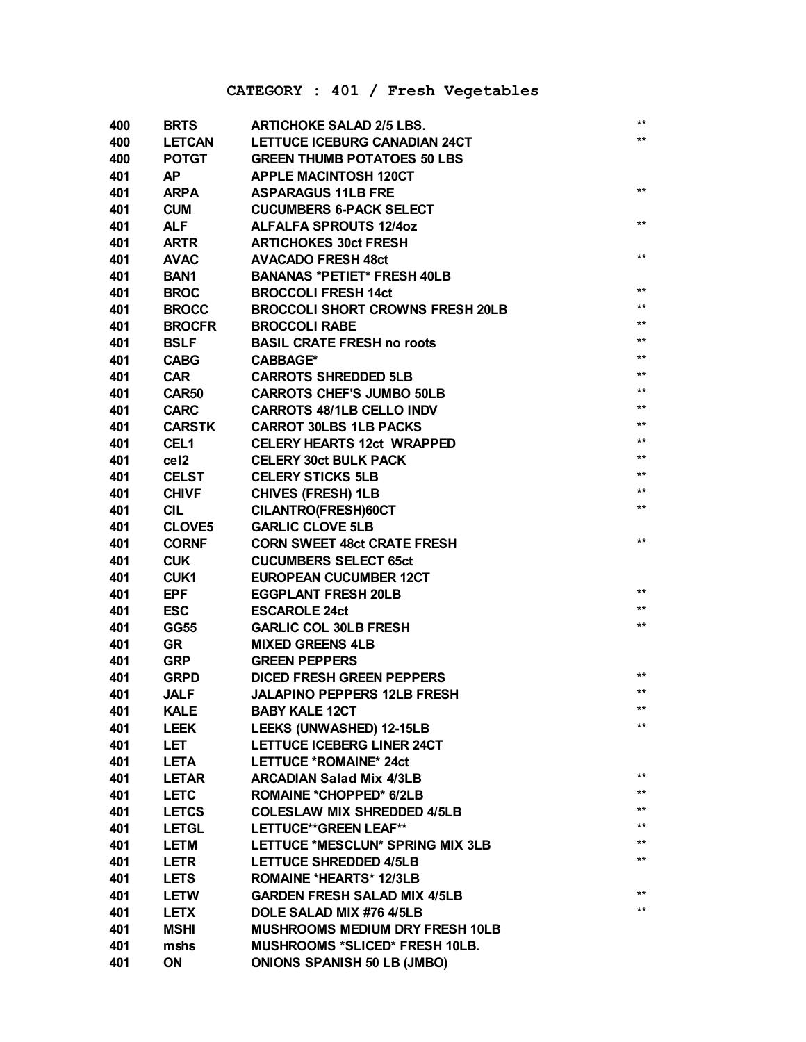## CATEGORY : 401 / Fresh Vegetables

| | | | |
|---|---|---|---|
| 400 | BRTS | ARTICHOKE SALAD 2/5 LBS. | ** |
| 400 | LETCAN | LETTUCE ICEBURG CANADIAN 24CT | ** |
| 400 | POTGT | GREEN THUMB POTATOES 50 LBS | |
| 401 | AP | APPLE MACINTOSH 120CT | |
| 401 | ARPA | ASPARAGUS 11LB FRE | ** |
| 401 | CUM | CUCUMBERS 6-PACK SELECT | |
| 401 | ALF | ALFALFA SPROUTS 12/4oz | ** |
| 401 | ARTR | ARTICHOKES 30ct FRESH | |
| 401 | AVAC | AVACADO FRESH 48ct | ** |
| 401 | BAN1 | BANANAS *PETIET* FRESH 40LB | |
| 401 | BROC | BROCCOLI FRESH 14ct | ** |
| 401 | BROCC | BROCCOLI SHORT CROWNS FRESH 20LB | ** |
| 401 | BROCFR | BROCCOLI RABE | ** |
| 401 | BSLF | BASIL CRATE FRESH no roots | ** |
| 401 | CABG | CABBAGE* | ** |
| 401 | CAR | CARROTS SHREDDED 5LB | ** |
| 401 | CAR50 | CARROTS CHEF'S JUMBO 50LB | ** |
| 401 | CARC | CARROTS 48/1LB CELLO INDV | ** |
| 401 | CARSTK | CARROT 30LBS 1LB PACKS | ** |
| 401 | CEL1 | CELERY HEARTS 12ct WRAPPED | ** |
| 401 | cel2 | CELERY 30ct BULK PACK | ** |
| 401 | CELST | CELERY STICKS 5LB | ** |
| 401 | CHIVF | CHIVES (FRESH) 1LB | ** |
| 401 | CIL | CILANTRO(FRESH)60CT | ** |
| 401 | CLOVE5 | GARLIC CLOVE 5LB | |
| 401 | CORNF | CORN SWEET 48ct CRATE FRESH | ** |
| 401 | CUK | CUCUMBERS SELECT 65ct | |
| 401 | CUK1 | EUROPEAN CUCUMBER 12CT | |
| 401 | EPF | EGGPLANT FRESH 20LB | ** |
| 401 | ESC | ESCAROLE 24ct | ** |
| 401 | GG55 | GARLIC COL 30LB FRESH | ** |
| 401 | GR | MIXED GREENS 4LB | |
| 401 | GRP | GREEN PEPPERS | |
| 401 | GRPD | DICED FRESH GREEN PEPPERS | ** |
| 401 | JALF | JALAPINO PEPPERS 12LB FRESH | ** |
| 401 | KALE | BABY KALE 12CT | ** |
| 401 | LEEK | LEEKS (UNWASHED) 12-15LB | ** |
| 401 | LET | LETTUCE ICEBERG LINER 24CT | |
| 401 | LETA | LETTUCE *ROMAINE* 24ct | |
| 401 | LETAR | ARCADIAN Salad Mix 4/3LB | ** |
| 401 | LETC | ROMAINE *CHOPPED* 6/2LB | ** |
| 401 | LETCS | COLESLAW MIX SHREDDED 4/5LB | ** |
| 401 | LETGL | LETTUCE**GREEN LEAF** | ** |
| 401 | LETM | LETTUCE *MESCLUN* SPRING MIX 3LB | ** |
| 401 | LETR | LETTUCE SHREDDED 4/5LB | ** |
| 401 | LETS | ROMAINE *HEARTS* 12/3LB | |
| 401 | LETW | GARDEN FRESH SALAD MIX 4/5LB | ** |
| 401 | LETX | DOLE SALAD MIX #76 4/5LB | ** |
| 401 | MSHI | MUSHROOMS MEDIUM DRY FRESH 10LB | |
| 401 | mshs | MUSHROOMS *SLICED* FRESH 10LB. | |
| 401 | ON | ONIONS SPANISH 50 LB (JMBO) | |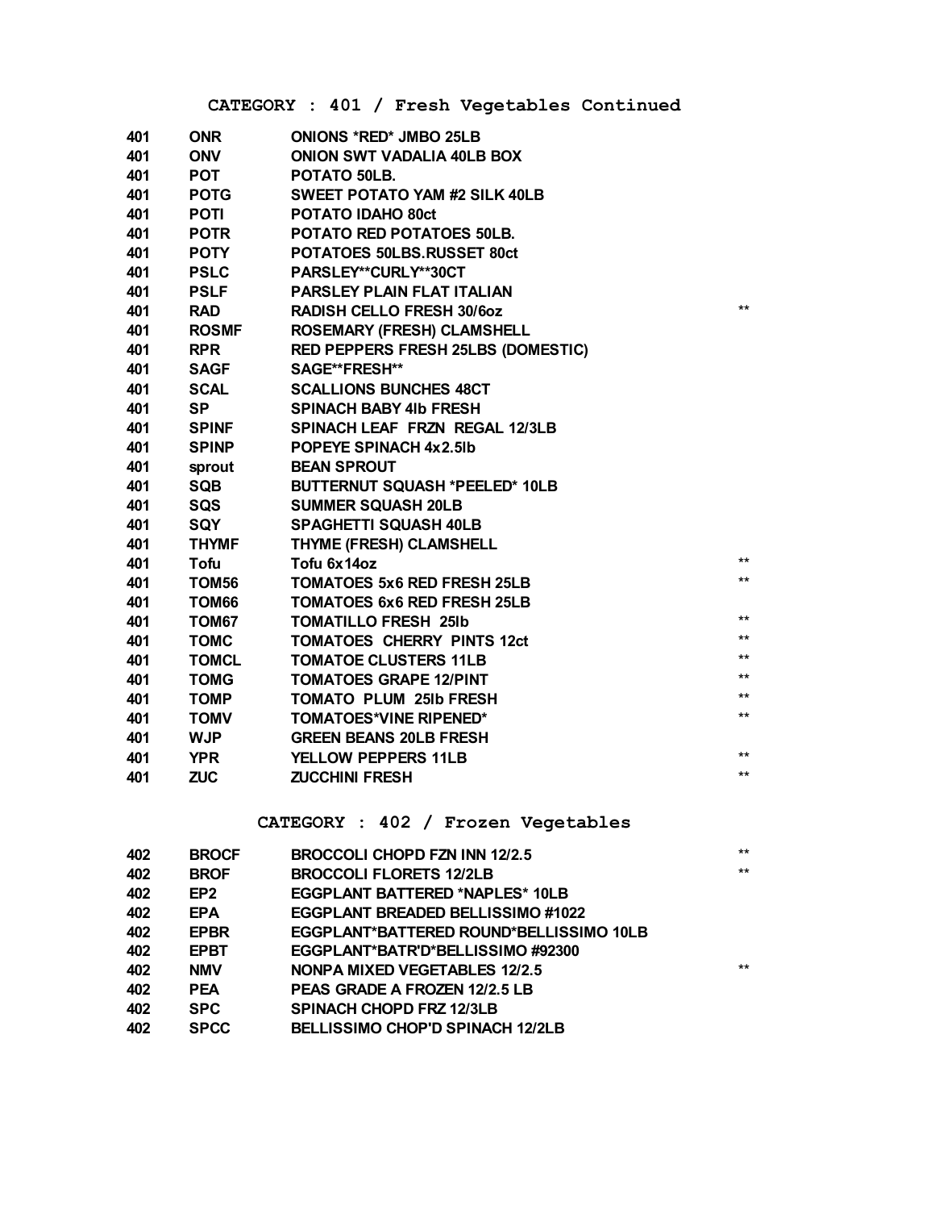## CATEGORY : 401 / Fresh Vegetables Continued

| | | | |
|---|---|---|---|
| 401 | ONR | ONIONS *RED* JMBO 25LB | |
| 401 | ONV | ONION SWT VADALIA 40LB BOX | |
| 401 | POT | POTATO 50LB. | |
| 401 | POTG | SWEET POTATO YAM #2 SILK 40LB | |
| 401 | POTI | POTATO IDAHO 80ct | |
| 401 | POTR | POTATO RED POTATOES 50LB. | |
| 401 | POTY | POTATOES 50LBS.RUSSET 80ct | |
| 401 | PSLC | PARSLEY**CURLY**30CT | |
| 401 | PSLF | PARSLEY PLAIN FLAT ITALIAN | |
| 401 | RAD | RADISH CELLO FRESH 30/6oz | ** |
| 401 | ROSMF | ROSEMARY (FRESH) CLAMSHELL | |
| 401 | RPR | RED PEPPERS FRESH 25LBS (DOMESTIC) | |
| 401 | SAGF | SAGE**FRESH** | |
| 401 | SCAL | SCALLIONS BUNCHES 48CT | |
| 401 | SP | SPINACH BABY 4lb FRESH | |
| 401 | SPINF | SPINACH LEAF FRZN REGAL 12/3LB | |
| 401 | SPINP | POPEYE SPINACH 4x2.5lb | |
| 401 | sprout | BEAN SPROUT | |
| 401 | SQB | BUTTERNUT SQUASH *PEELED* 10LB | |
| 401 | SQS | SUMMER SQUASH 20LB | |
| 401 | SQY | SPAGHETTI SQUASH 40LB | |
| 401 | THYMF | THYME (FRESH) CLAMSHELL | |
| 401 | Tofu | Tofu 6x14oz | ** |
| 401 | TOM56 | TOMATOES 5x6 RED FRESH 25LB | ** |
| 401 | TOM66 | TOMATOES 6x6 RED FRESH 25LB | |
| 401 | TOM67 | TOMATILLO FRESH 25lb | ** |
| 401 | TOMC | TOMATOES CHERRY PINTS 12ct | ** |
| 401 | TOMCL | TOMATOE CLUSTERS 11LB | ** |
| 401 | TOMG | TOMATOES GRAPE 12/PINT | ** |
| 401 | TOMP | TOMATO PLUM 25lb FRESH | ** |
| 401 | TOMV | TOMATOES*VINE RIPENED* | ** |
| 401 | WJP | GREEN BEANS 20LB FRESH | |
| 401 | YPR | YELLOW PEPPERS 11LB | ** |
| 401 | ZUC | ZUCCHINI FRESH | ** |

## CATEGORY : 402 / Frozen Vegetables

| | | | |
|---|---|---|---|
| 402 | BROCF | BROCCOLI CHOPD FZN INN 12/2.5 | ** |
| 402 | BROF | BROCCOLI FLORETS 12/2LB | ** |
| 402 | EP2 | EGGPLANT BATTERED *NAPLES* 10LB | |
| 402 | EPA | EGGPLANT BREADED BELLISSIMO #1022 | |
| 402 | EPBR | EGGPLANT*BATTERED ROUND*BELLISSIMO 10LB | |
| 402 | EPBT | EGGPLANT*BATR'D*BELLISSIMO #92300 | |
| 402 | NMV | NONPA MIXED VEGETABLES 12/2.5 | ** |
| 402 | PEA | PEAS GRADE A FROZEN 12/2.5 LB | |
| 402 | SPC | SPINACH CHOPD FRZ 12/3LB | |
| 402 | SPCC | BELLISSIMO CHOP'D SPINACH 12/2LB | |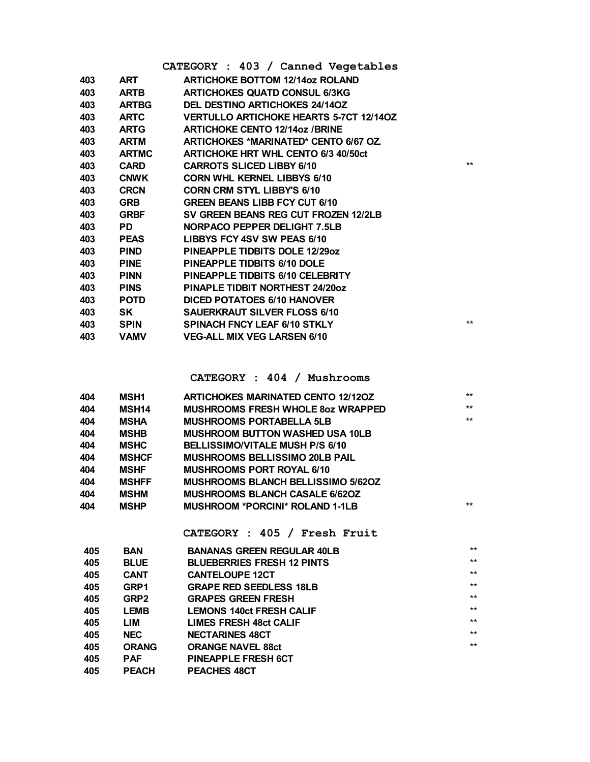## CATEGORY : 403 / Canned Vegetables

| | | | |
|---|---|---|---|
| 403 | ART | ARTICHOKE BOTTOM 12/14oz ROLAND | |
| 403 | ARTB | ARTICHOKES QUATD CONSUL 6/3KG | |
| 403 | ARTBG | DEL DESTINO ARTICHOKES 24/14OZ | |
| 403 | ARTC | VERTULLO ARTICHOKE HEARTS 5-7CT 12/14OZ | |
| 403 | ARTG | ARTICHOKE CENTO 12/14oz /BRINE | |
| 403 | ARTM | ARTICHOKES *MARINATED* CENTO 6/67 OZ. | |
| 403 | ARTMC | ARTICHOKE HRT WHL CENTO 6/3 40/50ct | |
| 403 | CARD | CARROTS SLICED LIBBY 6/10 | ** |
| 403 | CNWK | CORN WHL KERNEL LIBBYS 6/10 | |
| 403 | CRCN | CORN CRM STYL LIBBY'S 6/10 | |
| 403 | GRB | GREEN BEANS LIBB FCY CUT 6/10 | |
| 403 | GRBF | SV GREEN BEANS REG CUT FROZEN 12/2LB | |
| 403 | PD | NORPACO PEPPER DELIGHT 7.5LB | |
| 403 | PEAS | LIBBYS FCY 4SV SW PEAS 6/10 | |
| 403 | PIND | PINEAPPLE TIDBITS DOLE 12/29oz | |
| 403 | PINE | PINEAPPLE TIDBITS 6/10 DOLE | |
| 403 | PINN | PINEAPPLE TIDBITS 6/10 CELEBRITY | |
| 403 | PINS | PINAPLE TIDBIT NORTHEST 24/20oz | |
| 403 | POTD | DICED POTATOES 6/10 HANOVER | |
| 403 | SK | SAUERKRAUT SILVER FLOSS 6/10 | |
| 403 | SPIN | SPINACH FNCY LEAF 6/10 STKLY | ** |
| 403 | VAMV | VEG-ALL MIX VEG LARSEN 6/10 | |

## CATEGORY : 404 / Mushrooms

| | | | |
|---|---|---|---|
| 404 | MSH1 | ARTICHOKES MARINATED CENTO 12/12OZ | ** |
| 404 | MSH14 | MUSHROOMS FRESH WHOLE 8oz WRAPPED | ** |
| 404 | MSHA | MUSHROOMS PORTABELLA 5LB | ** |
| 404 | MSHB | MUSHROOM BUTTON WASHED USA 10LB | |
| 404 | MSHC | BELLISSIMO/VITALE MUSH P/S 6/10 | |
| 404 | MSHCF | MUSHROOMS BELLISSIMO 20LB PAIL | |
| 404 | MSHF | MUSHROOMS PORT ROYAL 6/10 | |
| 404 | MSHFF | MUSHROOMS BLANCH BELLISSIMO 5/62OZ | |
| 404 | MSHM | MUSHROOMS BLANCH CASALE 6/62OZ | |
| 404 | MSHP | MUSHROOM *PORCINI* ROLAND 1-1LB | ** |

## CATEGORY : 405 / Fresh Fruit

| | | | |
|---|---|---|---|
| 405 | BAN | BANANAS GREEN REGULAR 40LB | ** |
| 405 | BLUE | BLUEBERRIES FRESH 12 PINTS | ** |
| 405 | CANT | CANTELOUPE 12CT | ** |
| 405 | GRP1 | GRAPE RED SEEDLESS 18LB | ** |
| 405 | GRP2 | GRAPES GREEN FRESH | ** |
| 405 | LEMB | LEMONS 140ct FRESH CALIF | ** |
| 405 | LIM | LIMES FRESH 48ct CALIF | ** |
| 405 | NEC | NECTARINES 48CT | ** |
| 405 | ORANG | ORANGE NAVEL 88ct | ** |
| 405 | PAF | PINEAPPLE FRESH 6CT | |
| 405 | PEACH | PEACHES 48CT | |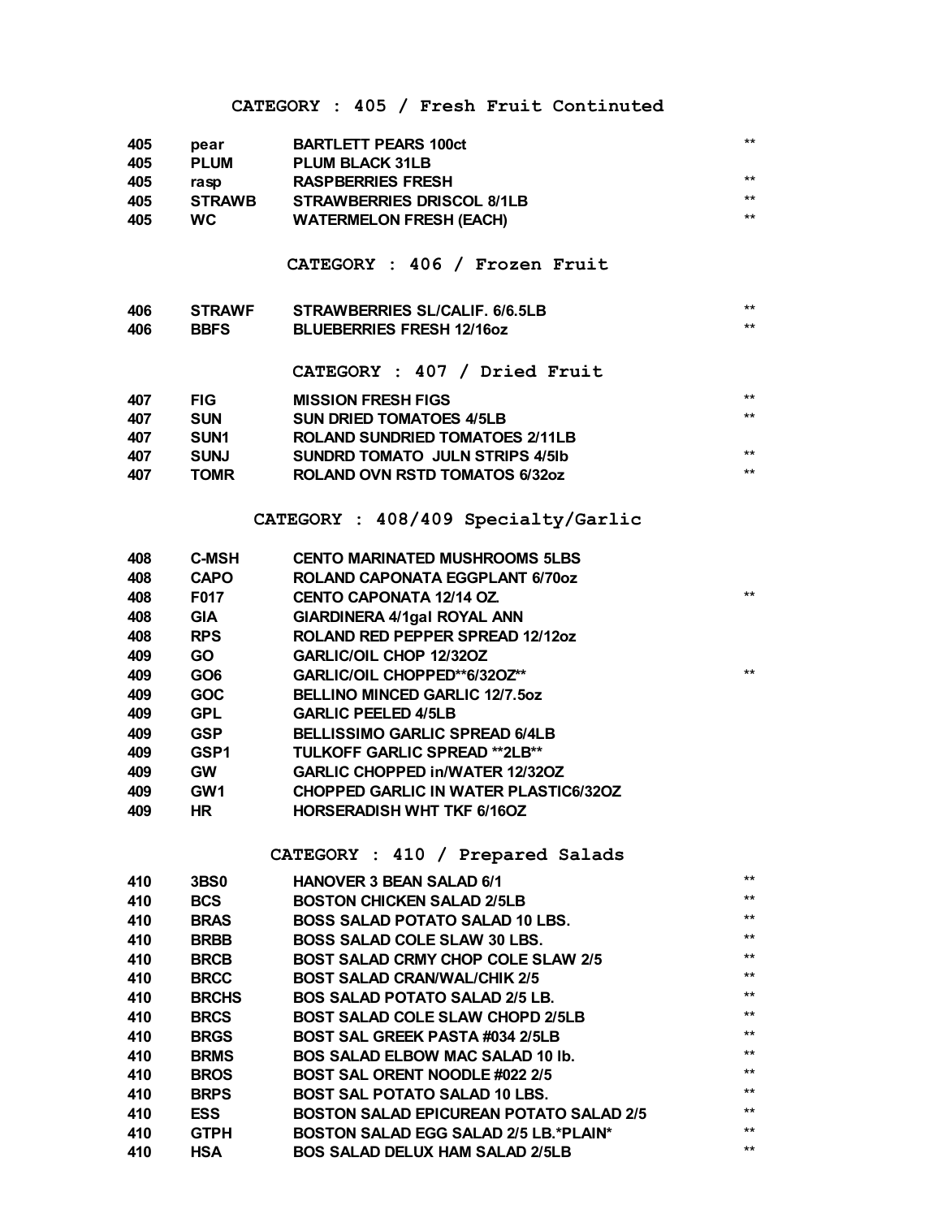## CATEGORY : 405 / Fresh Fruit Continuted

| | | | |
|---|---|---|---|
| 405 | pear | BARTLETT PEARS 100ct | ** |
| 405 | PLUM | PLUM BLACK 31LB | |
| 405 | rasp | RASPBERRIES FRESH | ** |
| 405 | STRAWB | STRAWBERRIES DRISCOL 8/1LB | ** |
| 405 | WC | WATERMELON FRESH (EACH) | ** |

## CATEGORY : 406 / Frozen Fruit

| | | | |
|---|---|---|---|
| 406 | STRAWF | STRAWBERRIES SL/CALIF. 6/6.5LB | ** |
| 406 | BBFS | BLUEBERRIES FRESH 12/16oz | ** |

## CATEGORY : 407 / Dried Fruit

| | | | |
|---|---|---|---|
| 407 | FIG | MISSION FRESH FIGS | ** |
| 407 | SUN | SUN DRIED TOMATOES 4/5LB | ** |
| 407 | SUN1 | ROLAND SUNDRIED TOMATOES 2/11LB | |
| 407 | SUNJ | SUNDRD TOMATO JULN STRIPS 4/5lb | ** |
| 407 | TOMR | ROLAND OVN RSTD TOMATOS 6/32oz | ** |

## CATEGORY : 408/409 Specialty/Garlic

| | | | |
|---|---|---|---|
| 408 | C-MSH | CENTO MARINATED MUSHROOMS 5LBS | |
| 408 | CAPO | ROLAND CAPONATA EGGPLANT 6/70oz | |
| 408 | F017 | CENTO CAPONATA 12/14 OZ. | ** |
| 408 | GIA | GIARDINERA 4/1gal ROYAL ANN | |
| 408 | RPS | ROLAND RED PEPPER SPREAD 12/12oz | |
| 409 | GO | GARLIC/OIL CHOP 12/32OZ | |
| 409 | GO6 | GARLIC/OIL CHOPPED**6/32OZ** | ** |
| 409 | GOC | BELLINO MINCED GARLIC 12/7.5oz | |
| 409 | GPL | GARLIC PEELED 4/5LB | |
| 409 | GSP | BELLISSIMO GARLIC SPREAD 6/4LB | |
| 409 | GSP1 | TULKOFF GARLIC SPREAD **2LB** | |
| 409 | GW | GARLIC CHOPPED in/WATER 12/32OZ | |
| 409 | GW1 | CHOPPED GARLIC IN WATER PLASTIC6/32OZ | |
| 409 | HR | HORSERADISH WHT TKF 6/16OZ | |

## CATEGORY : 410 / Prepared Salads

| | | | |
|---|---|---|---|
| 410 | 3BS0 | HANOVER 3 BEAN SALAD 6/1 | ** |
| 410 | BCS | BOSTON CHICKEN SALAD 2/5LB | ** |
| 410 | BRAS | BOSS SALAD POTATO SALAD 10 LBS. | ** |
| 410 | BRBB | BOSS SALAD COLE SLAW 30 LBS. | ** |
| 410 | BRCB | BOST SALAD CRMY CHOP COLE SLAW 2/5 | ** |
| 410 | BRCC | BOST SALAD CRAN/WAL/CHIK 2/5 | ** |
| 410 | BRCHS | BOS SALAD POTATO SALAD 2/5 LB. | ** |
| 410 | BRCS | BOST SALAD COLE SLAW CHOPD 2/5LB | ** |
| 410 | BRGS | BOST SAL GREEK PASTA #034 2/5LB | ** |
| 410 | BRMS | BOS SALAD ELBOW MAC SALAD 10 lb. | ** |
| 410 | BROS | BOST SAL ORENT NOODLE #022 2/5 | ** |
| 410 | BRPS | BOST SAL POTATO SALAD 10 LBS. | ** |
| 410 | ESS | BOSTON SALAD EPICUREAN POTATO SALAD 2/5 | ** |
| 410 | GTPH | BOSTON SALAD EGG SALAD 2/5 LB.*PLAIN* | ** |
| 410 | HSA | BOS SALAD DELUX HAM SALAD 2/5LB | ** |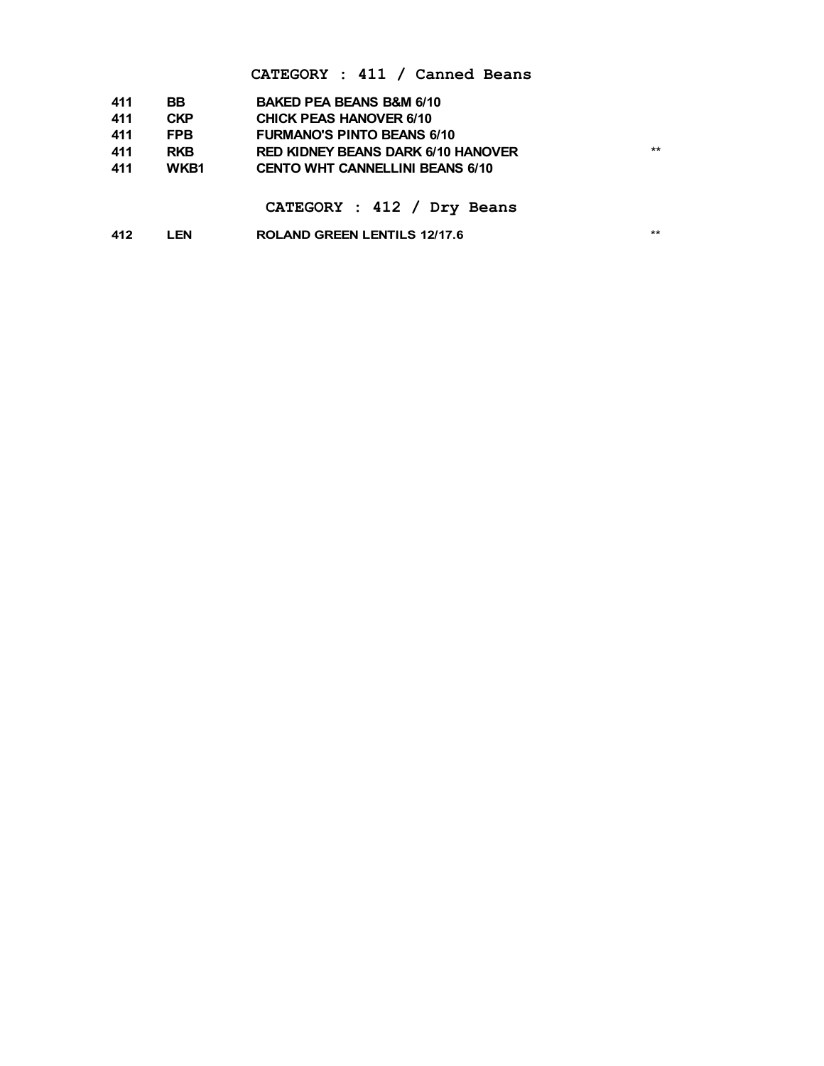## CATEGORY : 411 / Canned Beans

| | | | |
|---|---|---|---|
| 411 | BB | BAKED PEA BEANS B&M 6/10 | |
| 411 | CKP | CHICK PEAS HANOVER 6/10 | |
| 411 | FPB | FURMANO'S PINTO BEANS 6/10 | |
| 411 | RKB | RED KIDNEY BEANS DARK 6/10 HANOVER | ** |
| 411 | WKB1 | CENTO WHT CANNELLINI BEANS 6/10 | |

## CATEGORY : 412 / Dry Beans

| | | | |
|---|---|---|---|
| 412 | LEN | ROLAND GREEN LENTILS 12/17.6 | ** |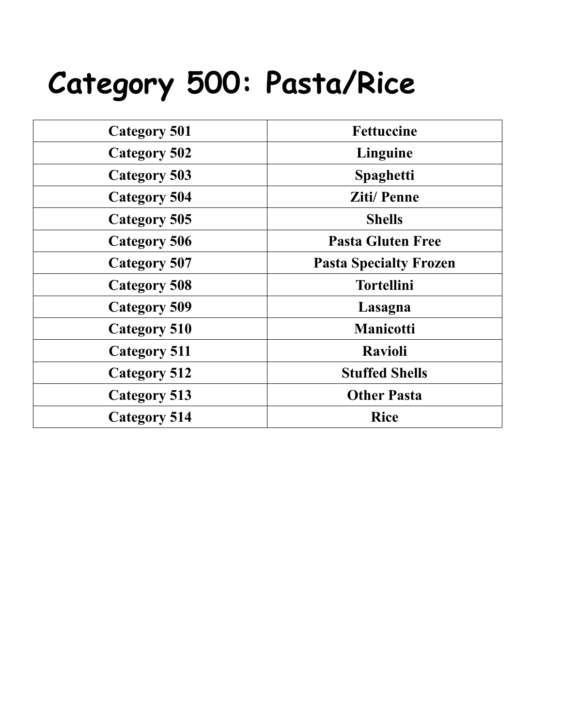# Category 500: Pasta/Rice

| Category 501 | Fettuccine |
|---|---|
| Category 502 | Linguine |
| Category 503 | Spaghetti |
| Category 504 | Ziti/ Penne |
| Category 505 | Shells |
| Category 506 | Pasta Gluten Free |
| Category 507 | Pasta Specialty Frozen |
| Category 508 | Tortellini |
| Category 509 | Lasagna |
| Category 510 | Manicotti |
| Category 511 | Ravioli |
| Category 512 | Stuffed Shells |
| Category 513 | Other Pasta |
| Category 514 | Rice |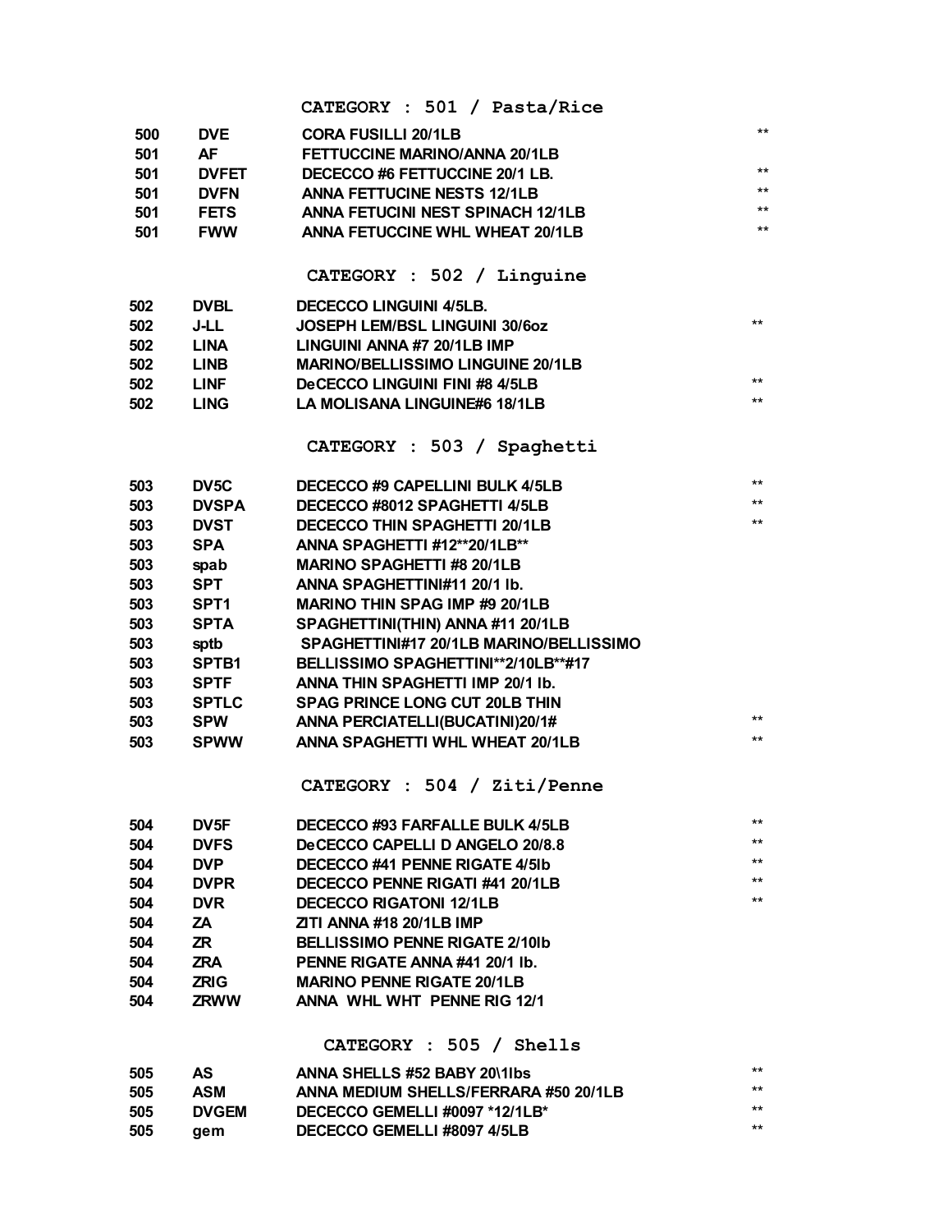## CATEGORY : 501 / Pasta/Rice

| | | | |
|---|---|---|---|
| 500 | DVE | CORA FUSILLI 20/1LB | ** |
| 501 | AF | FETTUCCINE MARINO/ANNA 20/1LB | |
| 501 | DVFET | DECECCO #6 FETTUCCINE 20/1 LB. | ** |
| 501 | DVFN | ANNA FETTUCINE NESTS 12/1LB | ** |
| 501 | FETS | ANNA FETUCINI NEST SPINACH 12/1LB | ** |
| 501 | FWW | ANNA FETUCCINE WHL WHEAT 20/1LB | ** |

## CATEGORY : 502 / Linguine

| | | | |
|---|---|---|---|
| 502 | DVBL | DECECCO LINGUINI 4/5LB. | |
| 502 | J-LL | JOSEPH LEM/BSL LINGUINI 30/6oz | ** |
| 502 | LINA | LINGUINI ANNA #7 20/1LB IMP | |
| 502 | LINB | MARINO/BELLISSIMO LINGUINE 20/1LB | |
| 502 | LINF | DeCECCO LINGUINI FINI #8 4/5LB | ** |
| 502 | LING | LA MOLISANA LINGUINE#6 18/1LB | ** |

## CATEGORY : 503 / Spaghetti

| | | | |
|---|---|---|---|
| 503 | DV5C | DECECCO #9 CAPELLINI BULK 4/5LB | ** |
| 503 | DVSPA | DECECCO #8012 SPAGHETTI 4/5LB | ** |
| 503 | DVST | DECECCO THIN SPAGHETTI 20/1LB | ** |
| 503 | SPA | ANNA SPAGHETTI #12**20/1LB** | |
| 503 | spab | MARINO SPAGHETTI #8 20/1LB | |
| 503 | SPT | ANNA SPAGHETTINI#11 20/1 lb. | |
| 503 | SPT1 | MARINO THIN SPAG IMP #9 20/1LB | |
| 503 | SPTA | SPAGHETTINI(THIN) ANNA #11 20/1LB | |
| 503 | sptb | SPAGHETTINI#17 20/1LB MARINO/BELLISSIMO | |
| 503 | SPTB1 | BELLISSIMO SPAGHETTINI**2/10LB**#17 | |
| 503 | SPTF | ANNA THIN SPAGHETTI IMP 20/1 lb. | |
| 503 | SPTLC | SPAG PRINCE LONG CUT 20LB THIN | |
| 503 | SPW | ANNA PERCIATELLI(BUCATINI)20/1# | ** |
| 503 | SPWW | ANNA SPAGHETTI WHL WHEAT 20/1LB | ** |

## CATEGORY : 504 / Ziti/Penne

| | | | |
|---|---|---|---|
| 504 | DV5F | DECECCO #93 FARFALLE BULK 4/5LB | ** |
| 504 | DVFS | DeCECCO CAPELLI D ANGELO 20/8.8 | ** |
| 504 | DVP | DECECCO #41 PENNE RIGATE 4/5lb | ** |
| 504 | DVPR | DECECCO PENNE RIGATI #41 20/1LB | ** |
| 504 | DVR | DECECCO RIGATONI 12/1LB | ** |
| 504 | ZA | ZITI ANNA #18 20/1LB IMP | |
| 504 | ZR | BELLISSIMO PENNE RIGATE 2/10lb | |
| 504 | ZRA | PENNE RIGATE ANNA #41 20/1 lb. | |
| 504 | ZRIG | MARINO PENNE RIGATE 20/1LB | |
| 504 | ZRWW | ANNA WHL WHT PENNE RIG 12/1 | |

## CATEGORY : 505 / Shells

| | | | |
|---|---|---|---|
| 505 | AS | ANNA SHELLS #52 BABY 20\1lbs | ** |
| 505 | ASM | ANNA MEDIUM SHELLS/FERRARA #50 20/1LB | ** |
| 505 | DVGEM | DECECCO GEMELLI #0097 *12/1LB* | ** |
| 505 | gem | DECECCO GEMELLI #8097 4/5LB | ** |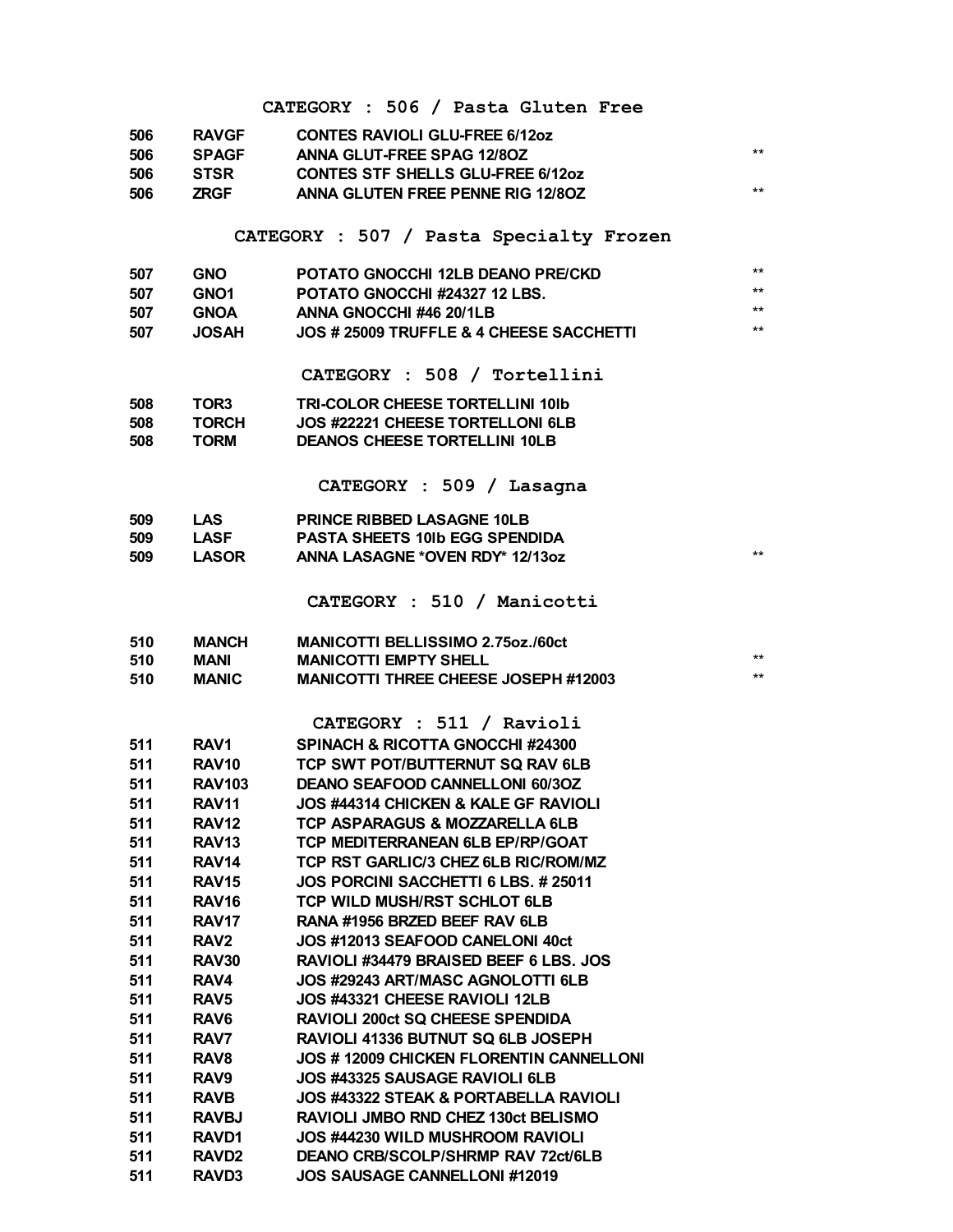## CATEGORY : 506 / Pasta Gluten Free

| | | | |
|---|---|---|---|
| 506 | RAVGF | CONTES RAVIOLI GLU-FREE 6/12oz | |
| 506 | SPAGF | ANNA GLUT-FREE SPAG 12/8OZ | ** |
| 506 | STSR | CONTES STF SHELLS GLU-FREE 6/12oz | |
| 506 | ZRGF | ANNA GLUTEN FREE PENNE RIG 12/8OZ | ** |

## CATEGORY : 507 / Pasta Specialty Frozen

| | | | |
|---|---|---|---|
| 507 | GNO | POTATO GNOCCHI 12LB DEANO PRE/CKD | ** |
| 507 | GNO1 | POTATO GNOCCHI #24327 12 LBS. | ** |
| 507 | GNOA | ANNA GNOCCHI #46 20/1LB | ** |
| 507 | JOSAH | JOS # 25009 TRUFFLE & 4 CHEESE SACCHETTI | ** |

## CATEGORY : 508 / Tortellini

| | | | |
|---|---|---|---|
| 508 | TOR3 | TRI-COLOR CHEESE TORTELLINI 10lb | |
| 508 | TORCH | JOS #22221 CHEESE TORTELLONI 6LB | |
| 508 | TORM | DEANOS CHEESE TORTELLINI 10LB | |

## CATEGORY : 509 / Lasagna

| | | | |
|---|---|---|---|
| 509 | LAS | PRINCE RIBBED LASAGNE 10LB | |
| 509 | LASF | PASTA SHEETS 10lb EGG SPENDIDA | |
| 509 | LASOR | ANNA LASAGNE *OVEN RDY* 12/13oz | ** |

## CATEGORY : 510 / Manicotti

| | | | |
|---|---|---|---|
| 510 | MANCH | MANICOTTI BELLISSIMO 2.75oz./60ct | |
| 510 | MANI | MANICOTTI EMPTY SHELL | ** |
| 510 | MANIC | MANICOTTI THREE CHEESE JOSEPH #12003 | ** |

## CATEGORY : 511 / Ravioli

| | | | |
|---|---|---|---|
| 511 | RAV1 | SPINACH & RICOTTA GNOCCHI #24300 | |
| 511 | RAV10 | TCP SWT POT/BUTTERNUT SQ RAV 6LB | |
| 511 | RAV103 | DEANO SEAFOOD CANNELLONI 60/3OZ | |
| 511 | RAV11 | JOS #44314 CHICKEN & KALE GF RAVIOLI | |
| 511 | RAV12 | TCP ASPARAGUS & MOZZARELLA 6LB | |
| 511 | RAV13 | TCP MEDITERRANEAN 6LB EP/RP/GOAT | |
| 511 | RAV14 | TCP RST GARLIC/3 CHEZ 6LB RIC/ROM/MZ | |
| 511 | RAV15 | JOS PORCINI SACCHETTI 6 LBS. # 25011 | |
| 511 | RAV16 | TCP WILD MUSH/RST SCHLOT 6LB | |
| 511 | RAV17 | RANA #1956 BRZED BEEF RAV 6LB | |
| 511 | RAV2 | JOS #12013 SEAFOOD CANELONI 40ct | |
| 511 | RAV30 | RAVIOLI #34479 BRAISED BEEF 6 LBS. JOS | |
| 511 | RAV4 | JOS #29243 ART/MASC AGNOLOTTI 6LB | |
| 511 | RAV5 | JOS #43321 CHEESE RAVIOLI 12LB | |
| 511 | RAV6 | RAVIOLI 200ct SQ CHEESE SPENDIDA | |
| 511 | RAV7 | RAVIOLI 41336 BUTNUT SQ 6LB JOSEPH | |
| 511 | RAV8 | JOS # 12009 CHICKEN FLORENTIN CANNELLONI | |
| 511 | RAV9 | JOS #43325 SAUSAGE RAVIOLI 6LB | |
| 511 | RAVB | JOS #43322 STEAK & PORTABELLA RAVIOLI | |
| 511 | RAVBJ | RAVIOLI JMBO RND CHEZ 130ct BELISMO | |
| 511 | RAVD1 | JOS #44230 WILD MUSHROOM RAVIOLI | |
| 511 | RAVD2 | DEANO CRB/SCOLP/SHRMP RAV 72ct/6LB | |
| 511 | RAVD3 | JOS SAUSAGE CANNELLONI #12019 | |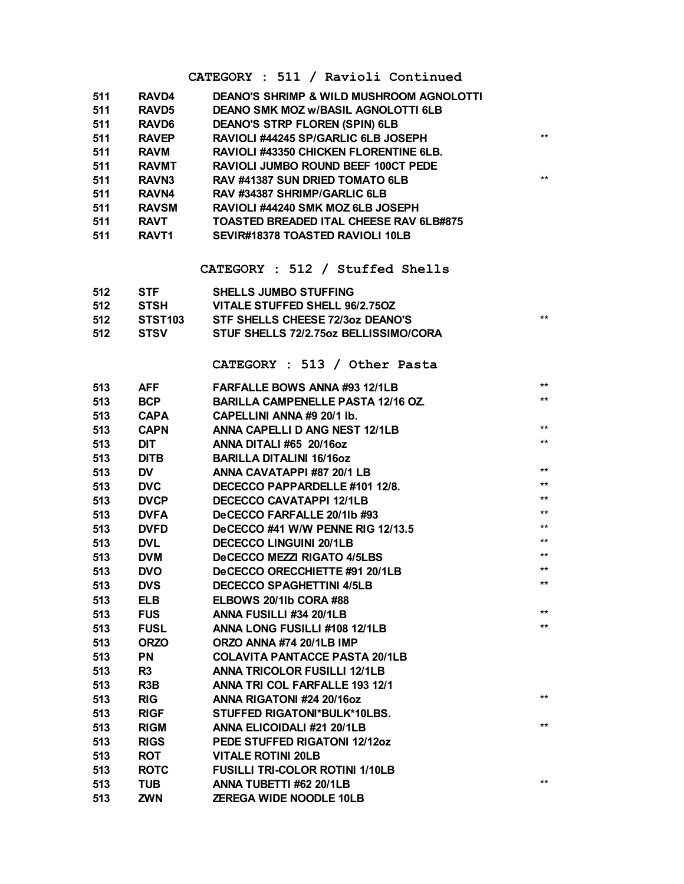## CATEGORY : 511 / Ravioli Continued

| | | | |
|---|---|---|---|
| 511 | RAVD4 | DEANO'S SHRIMP & WILD MUSHROOM AGNOLOTTI | |
| 511 | RAVD5 | DEANO SMK MOZ w/BASIL AGNOLOTTI 6LB | |
| 511 | RAVD6 | DEANO'S STRP FLOREN (SPIN) 6LB | |
| 511 | RAVEP | RAVIOLI #44245 SP/GARLIC 6LB JOSEPH | ** |
| 511 | RAVM | RAVIOLI #43350 CHICKEN FLORENTINE 6LB. | |
| 511 | RAVMT | RAVIOLI JUMBO ROUND BEEF 100CT PEDE | |
| 511 | RAVN3 | RAV #41387 SUN DRIED TOMATO 6LB | ** |
| 511 | RAVN4 | RAV #34387 SHRIMP/GARLIC 6LB | |
| 511 | RAVSM | RAVIOLI #44240 SMK MOZ 6LB JOSEPH | |
| 511 | RAVT | TOASTED BREADED ITAL CHEESE RAV 6LB#875 | |
| 511 | RAVT1 | SEVIR#18378 TOASTED RAVIOLI 10LB | |

## CATEGORY : 512 / Stuffed Shells

| | | | |
|---|---|---|---|
| 512 | STF | SHELLS JUMBO STUFFING | |
| 512 | STSH | VITALE STUFFED SHELL 96/2.75OZ | |
| 512 | STST103 | STF SHELLS CHEESE 72/3oz DEANO'S | ** |
| 512 | STSV | STUF SHELLS 72/2.75oz BELLISSIMO/CORA | |

## CATEGORY : 513 / Other Pasta

| | | | |
|---|---|---|---|
| 513 | AFF | FARFALLE BOWS ANNA #93 12/1LB | ** |
| 513 | BCP | BARILLA CAMPENELLE PASTA 12/16 OZ. | ** |
| 513 | CAPA | CAPELLINI ANNA #9 20/1 lb. | |
| 513 | CAPN | ANNA CAPELLI D ANG NEST 12/1LB | ** |
| 513 | DIT | ANNA DITALI #65 20/16oz | ** |
| 513 | DITB | BARILLA DITALINI 16/16oz | |
| 513 | DV | ANNA CAVATAPPI #87 20/1 LB | ** |
| 513 | DVC | DECECCO PAPPARDELLE #101 12/8. | ** |
| 513 | DVCP | DECECCO CAVATAPPI 12/1LB | ** |
| 513 | DVFA | DeCECCO FARFALLE 20/1lb #93 | ** |
| 513 | DVFD | DeCECCO #41 W/W PENNE RIG 12/13.5 | ** |
| 513 | DVL | DECECCO LINGUINI 20/1LB | ** |
| 513 | DVM | DeCECCO MEZZI RIGATO 4/5LBS | ** |
| 513 | DVO | DeCECCO ORECCHIETTE #91 20/1LB | ** |
| 513 | DVS | DECECCO SPAGHETTINI 4/5LB | ** |
| 513 | ELB | ELBOWS 20/1lb CORA #88 | |
| 513 | FUS | ANNA FUSILLI #34 20/1LB | ** |
| 513 | FUSL | ANNA LONG FUSILLI #108 12/1LB | ** |
| 513 | ORZO | ORZO ANNA #74 20/1LB IMP | |
| 513 | PN | COLAVITA PANTACCE PASTA 20/1LB | |
| 513 | R3 | ANNA TRICOLOR FUSILLI 12/1LB | |
| 513 | R3B | ANNA TRI COL FARFALLE 193 12/1 | |
| 513 | RIG | ANNA RIGATONI #24 20/16oz | ** |
| 513 | RIGF | STUFFED RIGATONI*BULK*10LBS. | |
| 513 | RIGM | ANNA ELICOIDALI #21 20/1LB | ** |
| 513 | RIGS | PEDE STUFFED RIGATONI 12/12oz | |
| 513 | ROT | VITALE ROTINI 20LB | |
| 513 | ROTC | FUSILLI TRI-COLOR ROTINI 1/10LB | |
| 513 | TUB | ANNA TUBETTI #62 20/1LB | ** |
| 513 | ZWN | ZEREGA WIDE NOODLE 10LB | |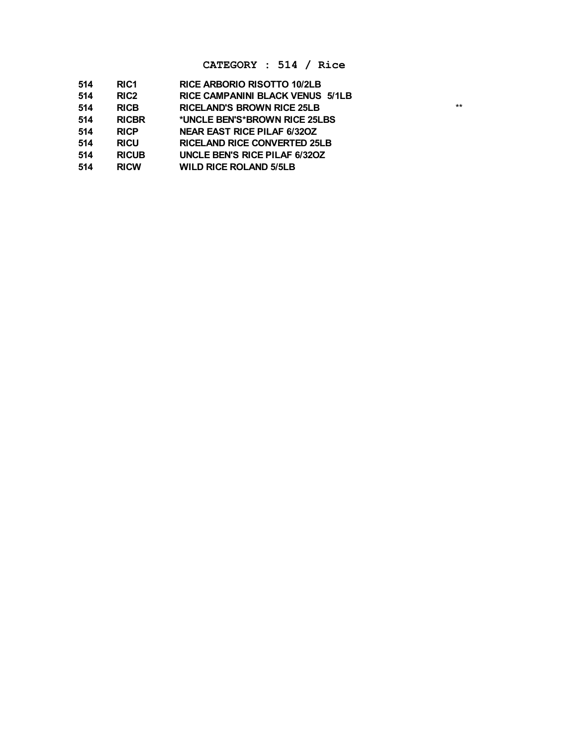## CATEGORY : 514 / Rice

| | | | |
|---|---|---|---|
| 514 | RIC1 | RICE ARBORIO RISOTTO 10/2LB | |
| 514 | RIC2 | RICE CAMPANINI BLACK VENUS 5/1LB | |
| 514 | RICB | RICELAND'S BROWN RICE 25LB | ** |
| 514 | RICBR | *UNCLE BEN'S*BROWN RICE 25LBS | |
| 514 | RICP | NEAR EAST RICE PILAF 6/32OZ | |
| 514 | RICU | RICELAND RICE CONVERTED 25LB | |
| 514 | RICUB | UNCLE BEN'S RICE PILAF 6/32OZ | |
| 514 | RICW | WILD RICE ROLAND 5/5LB | |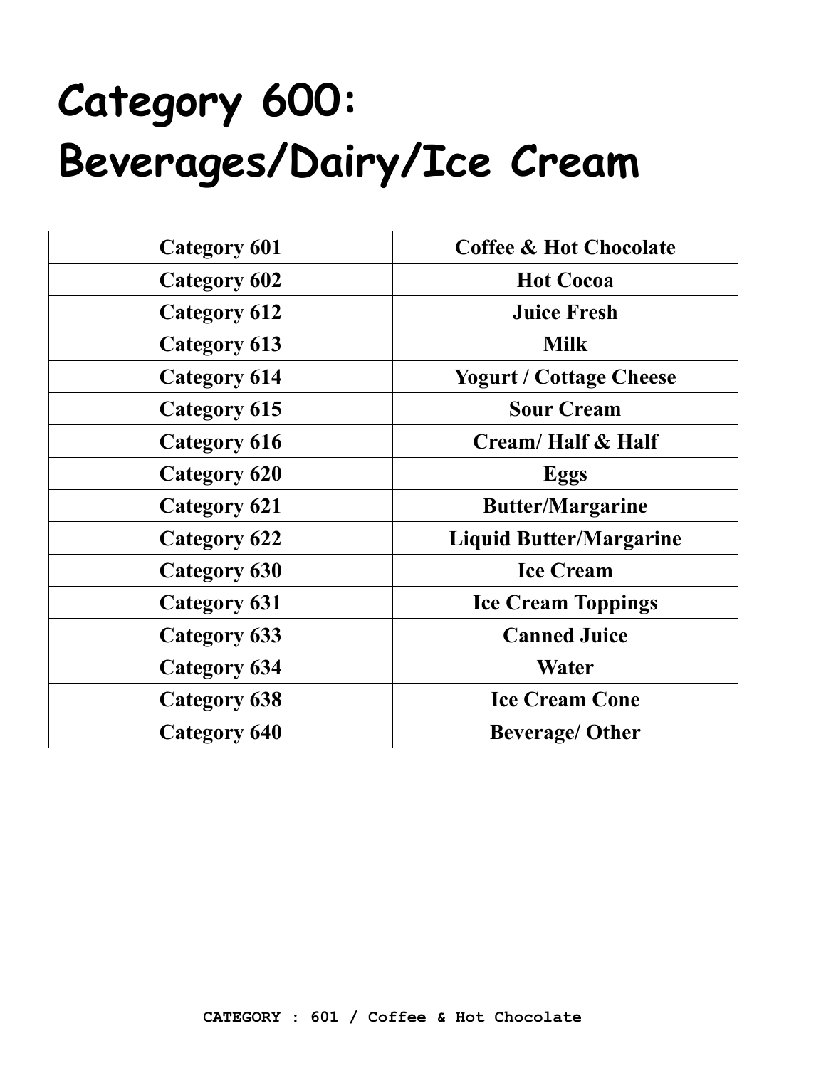# Category 600: Beverages/Dairy/Ice Cream

| Category 601 | Coffee & Hot Chocolate |
|---|---|
| Category 602 | Hot Cocoa |
| Category 612 | Juice Fresh |
| Category 613 | Milk |
| Category 614 | Yogurt / Cottage Cheese |
| Category 615 | Sour Cream |
| Category 616 | Cream/ Half & Half |
| Category 620 | Eggs |
| Category 621 | Butter/Margarine |
| Category 622 | Liquid Butter/Margarine |
| Category 630 | Ice Cream |
| Category 631 | Ice Cream Toppings |
| Category 633 | Canned Juice |
| Category 634 | Water |
| Category 638 | Ice Cream Cone |
| Category 640 | Beverage/ Other |

**CATEGORY : 601 / Coffee & Hot Chocolate**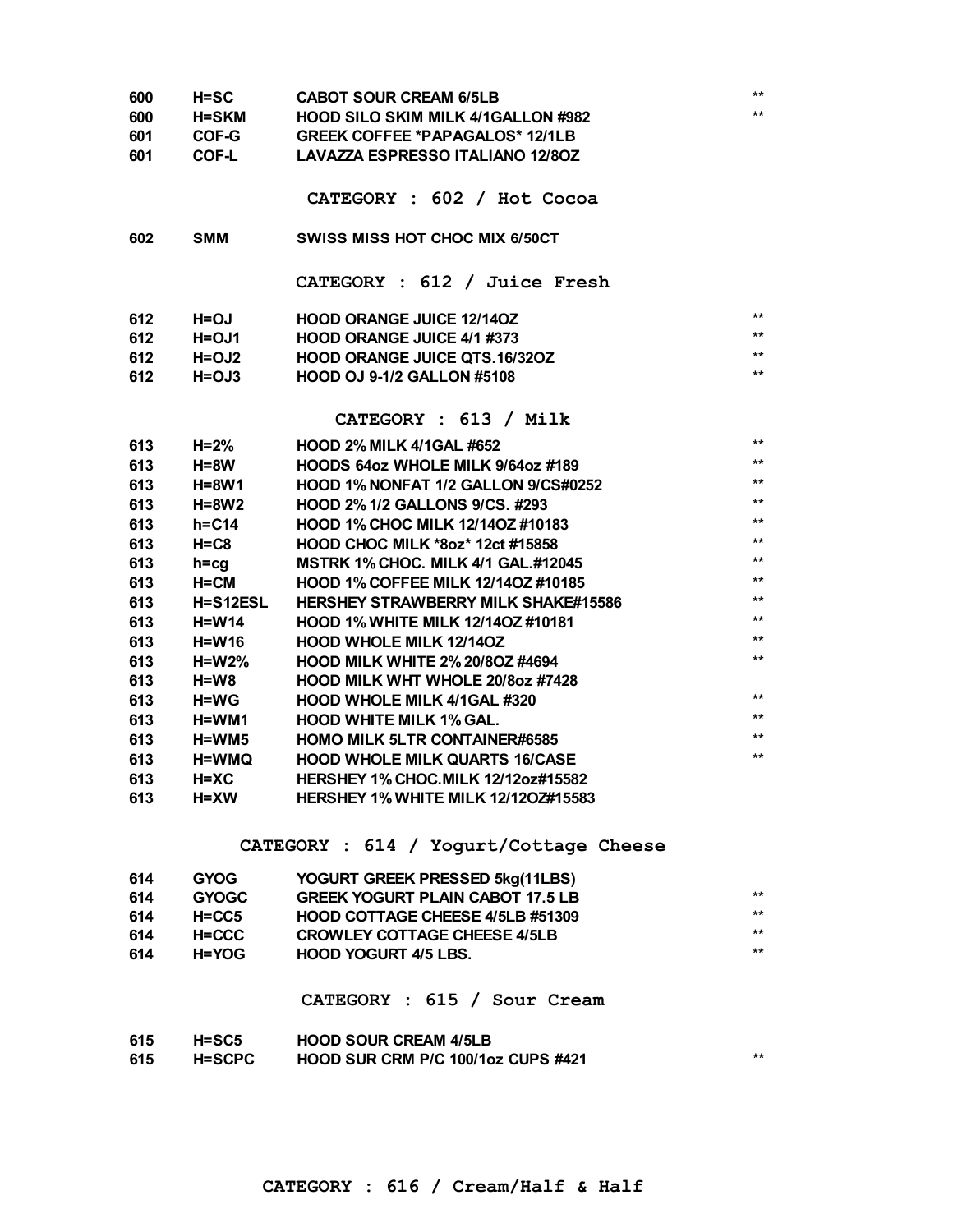| | | | |
|---|---|---|---|
| 600 | H=SC | CABOT SOUR CREAM 6/5LB | ** |
| 600 | H=SKM | HOOD SILO SKIM MILK 4/1GALLON #982 | ** |
| 601 | COF-G | GREEK COFFEE *PAPAGALOS* 12/1LB | |
| 601 | COF-L | LAVAZZA ESPRESSO ITALIANO 12/8OZ | |

## CATEGORY : 602 / Hot Cocoa

| | | | |
|---|---|---|---|
| 602 | SMM | SWISS MISS HOT CHOC MIX 6/50CT | |

## CATEGORY : 612 / Juice Fresh

| | | | |
|---|---|---|---|
| 612 | H=OJ | HOOD ORANGE JUICE 12/14OZ | ** |
| 612 | H=OJ1 | HOOD ORANGE JUICE 4/1 #373 | ** |
| 612 | H=OJ2 | HOOD ORANGE JUICE QTS.16/32OZ | ** |
| 612 | H=OJ3 | HOOD OJ 9-1/2 GALLON #5108 | ** |

## CATEGORY : 613 / Milk

| | | | |
|---|---|---|---|
| 613 | H=2% | HOOD 2% MILK 4/1GAL #652 | ** |
| 613 | H=8W | HOODS 64oz WHOLE MILK 9/64oz #189 | ** |
| 613 | H=8W1 | HOOD 1% NONFAT 1/2 GALLON 9/CS#0252 | ** |
| 613 | H=8W2 | HOOD 2% 1/2 GALLONS 9/CS. #293 | ** |
| 613 | h=C14 | HOOD 1% CHOC MILK 12/14OZ #10183 | ** |
| 613 | H=C8 | HOOD CHOC MILK *8oz* 12ct #15858 | ** |
| 613 | h=cg | MSTRK 1% CHOC. MILK 4/1 GAL.#12045 | ** |
| 613 | H=CM | HOOD 1% COFFEE MILK 12/14OZ #10185 | ** |
| 613 | H=S12ESL | HERSHEY STRAWBERRY MILK SHAKE#15586 | ** |
| 613 | H=W14 | HOOD 1% WHITE MILK 12/14OZ #10181 | ** |
| 613 | H=W16 | HOOD WHOLE MILK 12/14OZ | ** |
| 613 | H=W2% | HOOD MILK WHITE 2% 20/8OZ #4694 | ** |
| 613 | H=W8 | HOOD MILK WHT WHOLE 20/8oz #7428 | |
| 613 | H=WG | HOOD WHOLE MILK 4/1GAL #320 | ** |
| 613 | H=WM1 | HOOD WHITE MILK 1% GAL. | ** |
| 613 | H=WM5 | HOMO MILK 5LTR CONTAINER#6585 | ** |
| 613 | H=WMQ | HOOD WHOLE MILK QUARTS 16/CASE | ** |
| 613 | H=XC | HERSHEY 1% CHOC.MILK 12/12oz#15582 | |
| 613 | H=XW | HERSHEY 1% WHITE MILK 12/12OZ#15583 | |

## CATEGORY : 614 / Yogurt/Cottage Cheese

| | | | |
|---|---|---|---|
| 614 | GYOG | YOGURT GREEK PRESSED 5kg(11LBS) | |
| 614 | GYOGC | GREEK YOGURT PLAIN CABOT 17.5 LB | ** |
| 614 | H=CC5 | HOOD COTTAGE CHEESE 4/5LB #51309 | ** |
| 614 | H=CCC | CROWLEY COTTAGE CHEESE 4/5LB | ** |
| 614 | H=YOG | HOOD YOGURT 4/5 LBS. | ** |

## CATEGORY : 615 / Sour Cream

| | | | |
|---|---|---|---|
| 615 | H=SC5 | HOOD SOUR CREAM 4/5LB | |
| 615 | H=SCPC | HOOD SUR CRM P/C 100/1oz CUPS #421 | ** |

## CATEGORY : 616 / Cream/Half & Half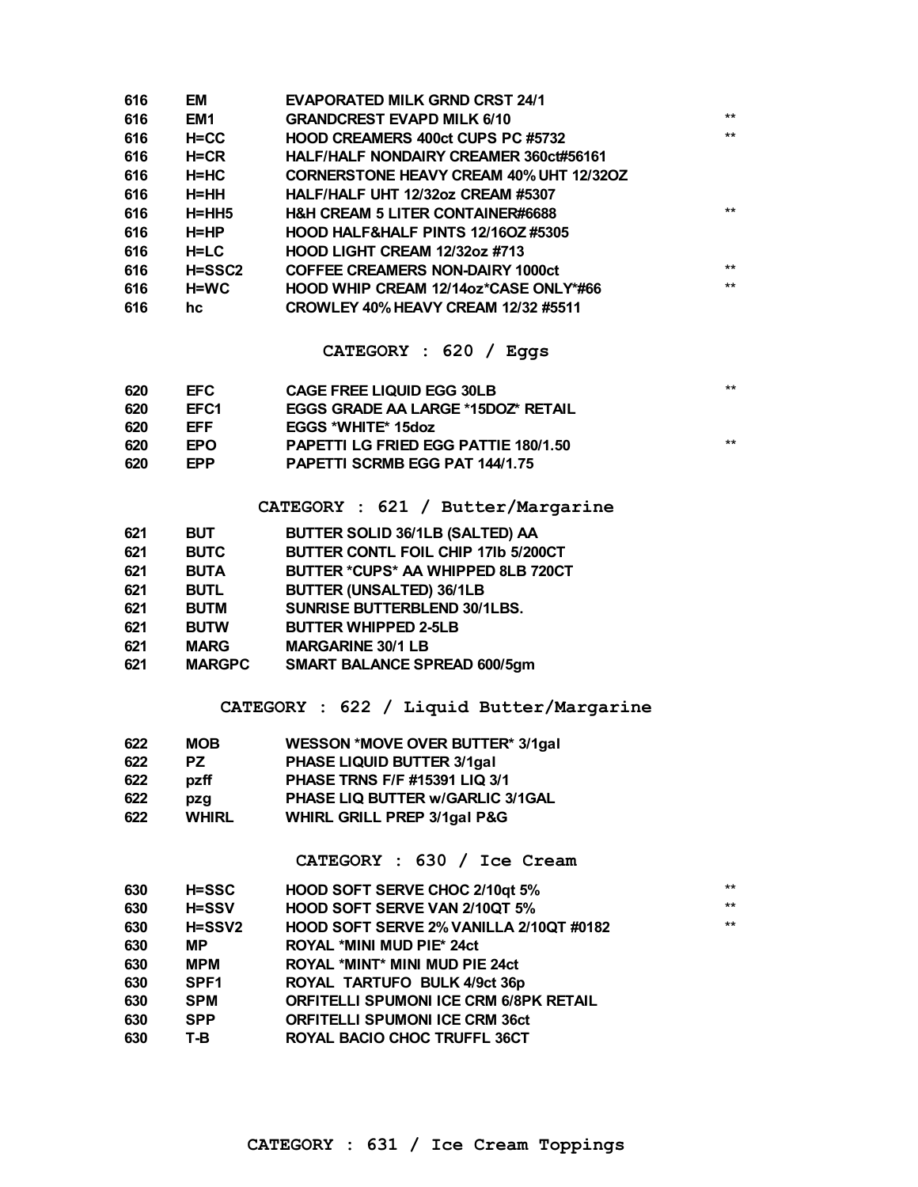| | | | |
|---|---|---|---|
| 616 | EM | EVAPORATED MILK GRND CRST 24/1 | |
| 616 | EM1 | GRANDCREST EVAPD MILK 6/10 | ** |
| 616 | H=CC | HOOD CREAMERS 400ct CUPS PC #5732 | ** |
| 616 | H=CR | HALF/HALF NONDAIRY CREAMER 360ct#56161 | |
| 616 | H=HC | CORNERSTONE HEAVY CREAM 40% UHT 12/32OZ | |
| 616 | H=HH | HALF/HALF UHT 12/32oz CREAM #5307 | |
| 616 | H=HH5 | H&H CREAM 5 LITER CONTAINER#6688 | ** |
| 616 | H=HP | HOOD HALF&HALF PINTS 12/16OZ #5305 | |
| 616 | H=LC | HOOD LIGHT CREAM 12/32oz #713 | |
| 616 | H=SSC2 | COFFEE CREAMERS NON-DAIRY 1000ct | ** |
| 616 | H=WC | HOOD WHIP CREAM 12/14oz*CASE ONLY*#66 | ** |
| 616 | hc | CROWLEY 40% HEAVY CREAM 12/32 #5511 | |

## CATEGORY : 620 / Eggs

| | | | |
|---|---|---|---|
| 620 | EFC | CAGE FREE LIQUID EGG 30LB | ** |
| 620 | EFC1 | EGGS GRADE AA LARGE *15DOZ* RETAIL | |
| 620 | EFF | EGGS *WHITE* 15doz | |
| 620 | EPO | PAPETTI LG FRIED EGG PATTIE 180/1.50 | ** |
| 620 | EPP | PAPETTI SCRMB EGG PAT 144/1.75 | |

## CATEGORY : 621 / Butter/Margarine

| | | |
|---|---|---|
| 621 | BUT | BUTTER SOLID 36/1LB (SALTED) AA |
| 621 | BUTC | BUTTER CONTL FOIL CHIP 17lb 5/200CT |
| 621 | BUTA | BUTTER *CUPS* AA WHIPPED 8LB 720CT |
| 621 | BUTL | BUTTER (UNSALTED) 36/1LB |
| 621 | BUTM | SUNRISE BUTTERBLEND 30/1LBS. |
| 621 | BUTW | BUTTER WHIPPED 2-5LB |
| 621 | MARG | MARGARINE 30/1 LB |
| 621 | MARGPC | SMART BALANCE SPREAD 600/5gm |

## CATEGORY : 622 / Liquid Butter/Margarine

| | | |
|---|---|---|
| 622 | MOB | WESSON *MOVE OVER BUTTER* 3/1gal |
| 622 | PZ | PHASE LIQUID BUTTER 3/1gal |
| 622 | pzff | PHASE TRNS F/F #15391 LIQ 3/1 |
| 622 | pzg | PHASE LIQ BUTTER w/GARLIC 3/1GAL |
| 622 | WHIRL | WHIRL GRILL PREP 3/1gal P&G |

## CATEGORY : 630 / Ice Cream

| | | | |
|---|---|---|---|
| 630 | H=SSC | HOOD SOFT SERVE CHOC 2/10qt 5% | ** |
| 630 | H=SSV | HOOD SOFT SERVE VAN 2/10QT 5% | ** |
| 630 | H=SSV2 | HOOD SOFT SERVE 2% VANILLA 2/10QT #0182 | ** |
| 630 | MP | ROYAL *MINI MUD PIE* 24ct | |
| 630 | MPM | ROYAL *MINT* MINI MUD PIE 24ct | |
| 630 | SPF1 | ROYAL TARTUFO BULK 4/9ct 36p | |
| 630 | SPM | ORFITELLI SPUMONI ICE CRM 6/8PK RETAIL | |
| 630 | SPP | ORFITELLI SPUMONI ICE CRM 36ct | |
| 630 | T-B | ROYAL BACIO CHOC TRUFFL 36CT | |

## CATEGORY : 631 / Ice Cream Toppings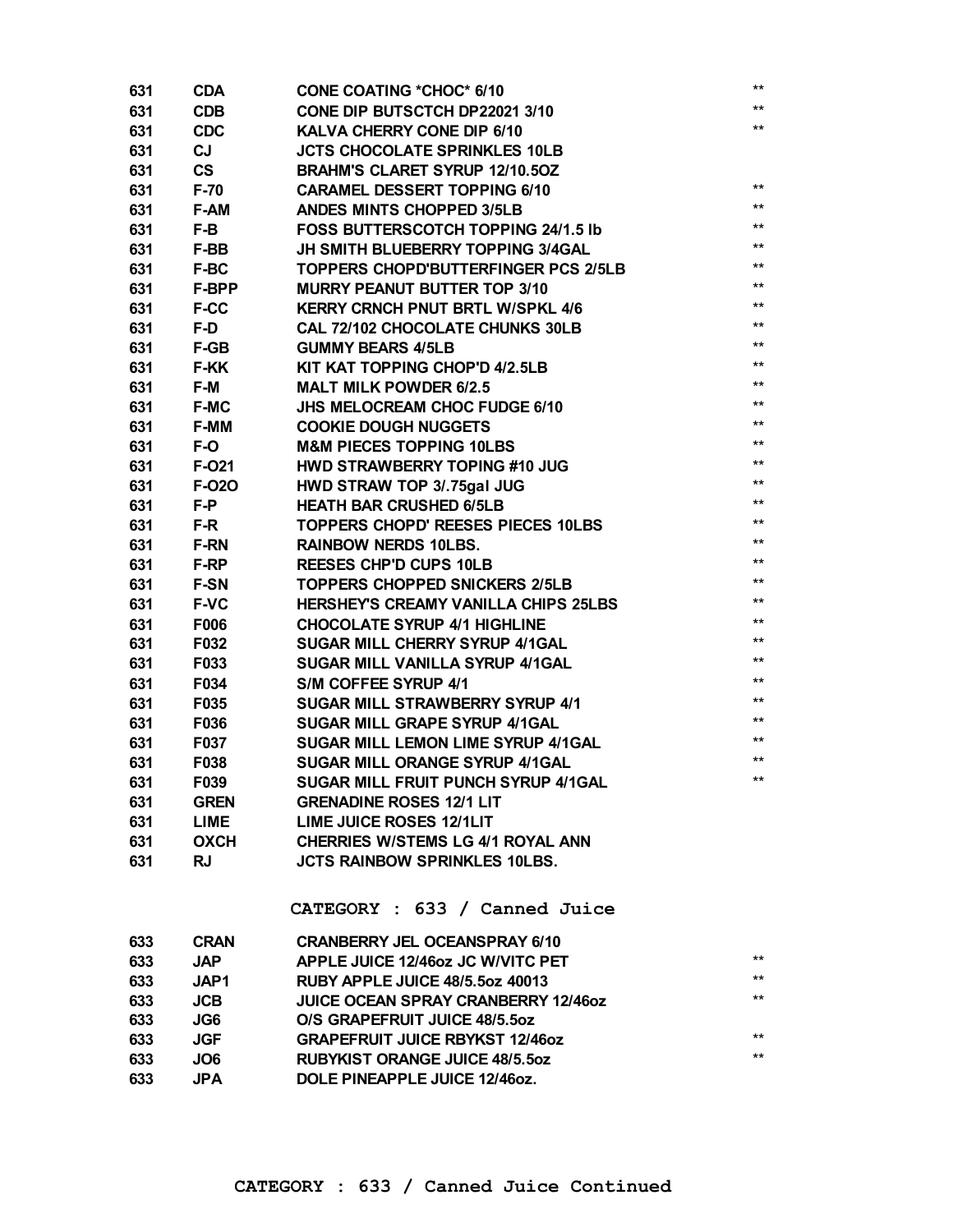| | | | |
|---|---|---|---|
| 631 | CDA | CONE COATING *CHOC* 6/10 | ** |
| 631 | CDB | CONE DIP BUTSCTCH DP22021 3/10 | ** |
| 631 | CDC | KALVA CHERRY CONE DIP 6/10 | ** |
| 631 | CJ | JCTS CHOCOLATE SPRINKLES 10LB | |
| 631 | CS | BRAHM'S CLARET SYRUP 12/10.5OZ | |
| 631 | F-70 | CARAMEL DESSERT TOPPING 6/10 | ** |
| 631 | F-AM | ANDES MINTS CHOPPED 3/5LB | ** |
| 631 | F-B | FOSS BUTTERSCOTCH TOPPING 24/1.5 lb | ** |
| 631 | F-BB | JH SMITH BLUEBERRY TOPPING 3/4GAL | ** |
| 631 | F-BC | TOPPERS CHOPD'BUTTERFINGER PCS 2/5LB | ** |
| 631 | F-BPP | MURRY PEANUT BUTTER TOP 3/10 | ** |
| 631 | F-CC | KERRY CRNCH PNUT BRTL W/SPKL 4/6 | ** |
| 631 | F-D | CAL 72/102 CHOCOLATE CHUNKS 30LB | ** |
| 631 | F-GB | GUMMY BEARS 4/5LB | ** |
| 631 | F-KK | KIT KAT TOPPING CHOP'D 4/2.5LB | ** |
| 631 | F-M | MALT MILK POWDER 6/2.5 | ** |
| 631 | F-MC | JHS MELOCREAM CHOC FUDGE 6/10 | ** |
| 631 | F-MM | COOKIE DOUGH NUGGETS | ** |
| 631 | F-O | M&M PIECES TOPPING 10LBS | ** |
| 631 | F-O21 | HWD STRAWBERRY TOPING #10 JUG | ** |
| 631 | F-O2O | HWD STRAW TOP 3/.75gal JUG | ** |
| 631 | F-P | HEATH BAR CRUSHED 6/5LB | ** |
| 631 | F-R | TOPPERS CHOPD' REESES PIECES 10LBS | ** |
| 631 | F-RN | RAINBOW NERDS 10LBS. | ** |
| 631 | F-RP | REESES CHP'D CUPS 10LB | ** |
| 631 | F-SN | TOPPERS CHOPPED SNICKERS 2/5LB | ** |
| 631 | F-VC | HERSHEY'S CREAMY VANILLA CHIPS 25LBS | ** |
| 631 | F006 | CHOCOLATE SYRUP 4/1 HIGHLINE | ** |
| 631 | F032 | SUGAR MILL CHERRY SYRUP 4/1GAL | ** |
| 631 | F033 | SUGAR MILL VANILLA SYRUP 4/1GAL | ** |
| 631 | F034 | S/M COFFEE SYRUP 4/1 | ** |
| 631 | F035 | SUGAR MILL STRAWBERRY SYRUP 4/1 | ** |
| 631 | F036 | SUGAR MILL GRAPE SYRUP 4/1GAL | ** |
| 631 | F037 | SUGAR MILL LEMON LIME SYRUP 4/1GAL | ** |
| 631 | F038 | SUGAR MILL ORANGE SYRUP 4/1GAL | ** |
| 631 | F039 | SUGAR MILL FRUIT PUNCH SYRUP 4/1GAL | ** |
| 631 | GREN | GRENADINE ROSES 12/1 LIT | |
| 631 | LIME | LIME JUICE ROSES 12/1LIT | |
| 631 | OXCH | CHERRIES W/STEMS LG 4/1 ROYAL ANN | |
| 631 | RJ | JCTS RAINBOW SPRINKLES 10LBS. | |

## CATEGORY : 633 / Canned Juice

| | | | |
|---|---|---|---|
| 633 | CRAN | CRANBERRY JEL OCEANSPRAY 6/10 | |
| 633 | JAP | APPLE JUICE 12/46oz JC W/VITC PET | ** |
| 633 | JAP1 | RUBY APPLE JUICE 48/5.5oz 40013 | ** |
| 633 | JCB | JUICE OCEAN SPRAY CRANBERRY 12/46oz | ** |
| 633 | JG6 | O/S GRAPEFRUIT JUICE 48/5.5oz | |
| 633 | JGF | GRAPEFRUIT JUICE RBYKST 12/46oz | ** |
| 633 | JO6 | RUBYKIST ORANGE JUICE 48/5.5oz | ** |
| 633 | JPA | DOLE PINEAPPLE JUICE 12/46oz. | |

## CATEGORY : 633 / Canned Juice Continued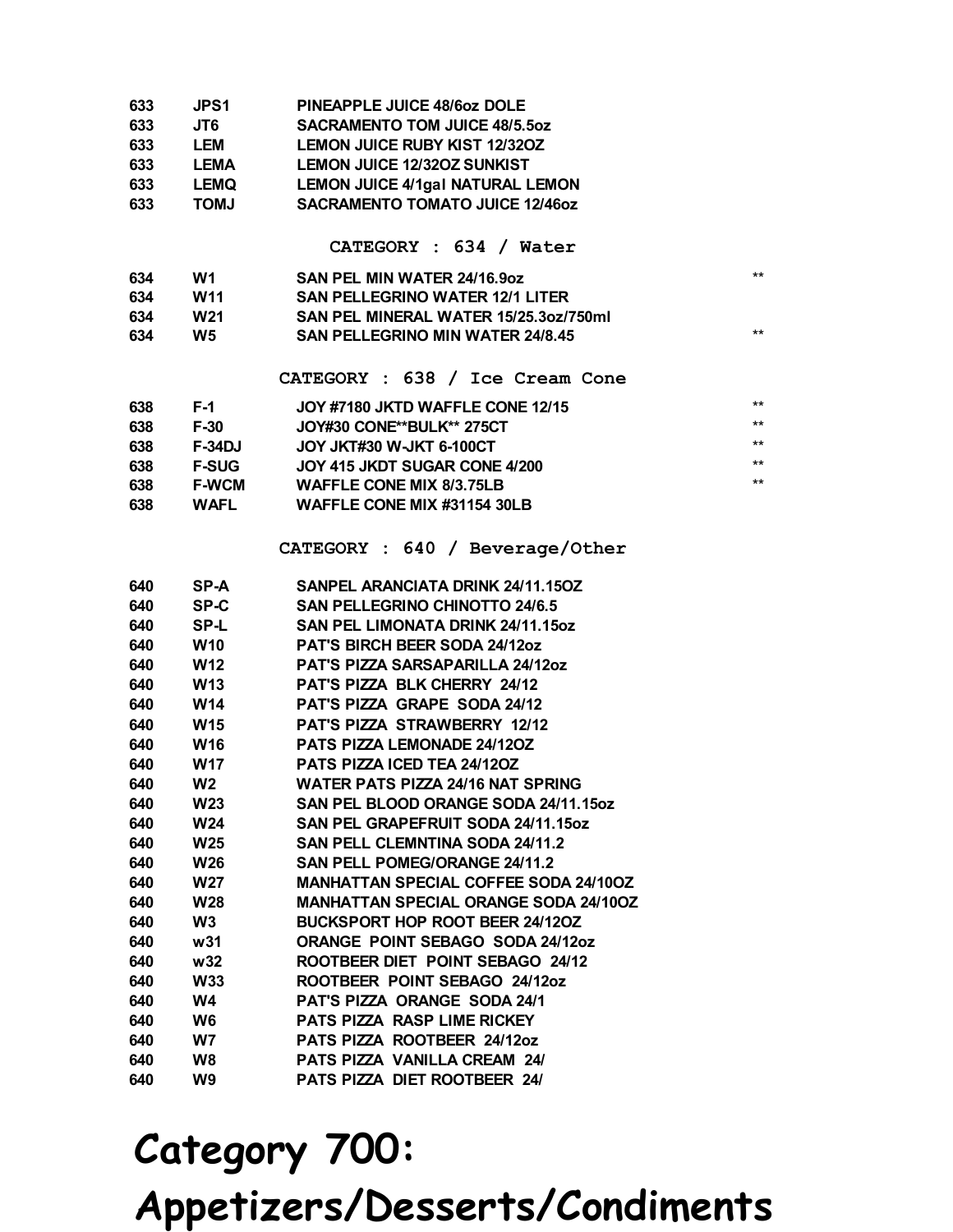| | | | |
|---|---|---|---|
| 633 | JPS1 | PINEAPPLE JUICE 48/6oz DOLE | |
| 633 | JT6 | SACRAMENTO TOM JUICE 48/5.5oz | |
| 633 | LEM | LEMON JUICE RUBY KIST 12/32OZ | |
| 633 | LEMA | LEMON JUICE 12/32OZ SUNKIST | |
| 633 | LEMQ | LEMON JUICE 4/1gal NATURAL LEMON | |
| 633 | TOMJ | SACRAMENTO TOMATO JUICE 12/46oz | |

### CATEGORY : 634 / Water

| | | | |
|---|---|---|---|
| 634 | W1 | SAN PEL MIN WATER 24/16.9oz | ** |
| 634 | W11 | SAN PELLEGRINO WATER 12/1 LITER | |
| 634 | W21 | SAN PEL MINERAL WATER 15/25.3oz/750ml | |
| 634 | W5 | SAN PELLEGRINO MIN WATER 24/8.45 | ** |

### CATEGORY : 638 / Ice Cream Cone

| | | | |
|---|---|---|---|
| 638 | F-1 | JOY #7180 JKTD WAFFLE CONE 12/15 | ** |
| 638 | F-30 | JOY#30 CONE**BULK** 275CT | ** |
| 638 | F-34DJ | JOY JKT#30 W-JKT 6-100CT | ** |
| 638 | F-SUG | JOY 415 JKDT SUGAR CONE 4/200 | ** |
| 638 | F-WCM | WAFFLE CONE MIX 8/3.75LB | ** |
| 638 | WAFL | WAFFLE CONE MIX #31154 30LB | |

### CATEGORY : 640 / Beverage/Other

| | | |
|---|---|---|
| 640 | SP-A | SANPEL ARANCIATA DRINK 24/11.15OZ |
| 640 | SP-C | SAN PELLEGRINO CHINOTTO 24/6.5 |
| 640 | SP-L | SAN PEL LIMONATA DRINK 24/11.15oz |
| 640 | W10 | PAT'S BIRCH BEER SODA 24/12oz |
| 640 | W12 | PAT'S PIZZA SARSAPARILLA 24/12oz |
| 640 | W13 | PAT'S PIZZA BLK CHERRY 24/12 |
| 640 | W14 | PAT'S PIZZA GRAPE SODA 24/12 |
| 640 | W15 | PAT'S PIZZA STRAWBERRY 12/12 |
| 640 | W16 | PATS PIZZA LEMONADE 24/12OZ |
| 640 | W17 | PATS PIZZA ICED TEA 24/12OZ |
| 640 | W2 | WATER PATS PIZZA 24/16 NAT SPRING |
| 640 | W23 | SAN PEL BLOOD ORANGE SODA 24/11.15oz |
| 640 | W24 | SAN PEL GRAPEFRUIT SODA 24/11.15oz |
| 640 | W25 | SAN PELL CLEMNTINA SODA 24/11.2 |
| 640 | W26 | SAN PELL POMEG/ORANGE 24/11.2 |
| 640 | W27 | MANHATTAN SPECIAL COFFEE SODA 24/10OZ |
| 640 | W28 | MANHATTAN SPECIAL ORANGE SODA 24/10OZ |
| 640 | W3 | BUCKSPORT HOP ROOT BEER 24/12OZ |
| 640 | w31 | ORANGE POINT SEBAGO SODA 24/12oz |
| 640 | w32 | ROOTBEER DIET POINT SEBAGO 24/12 |
| 640 | W33 | ROOTBEER POINT SEBAGO 24/12oz |
| 640 | W4 | PAT'S PIZZA ORANGE SODA 24/1 |
| 640 | W6 | PATS PIZZA RASP LIME RICKEY |
| 640 | W7 | PATS PIZZA ROOTBEER 24/12oz |
| 640 | W8 | PATS PIZZA VANILLA CREAM 24/ |
| 640 | W9 | PATS PIZZA DIET ROOTBEER 24/ |

# Category 700: Appetizers/Desserts/Condiments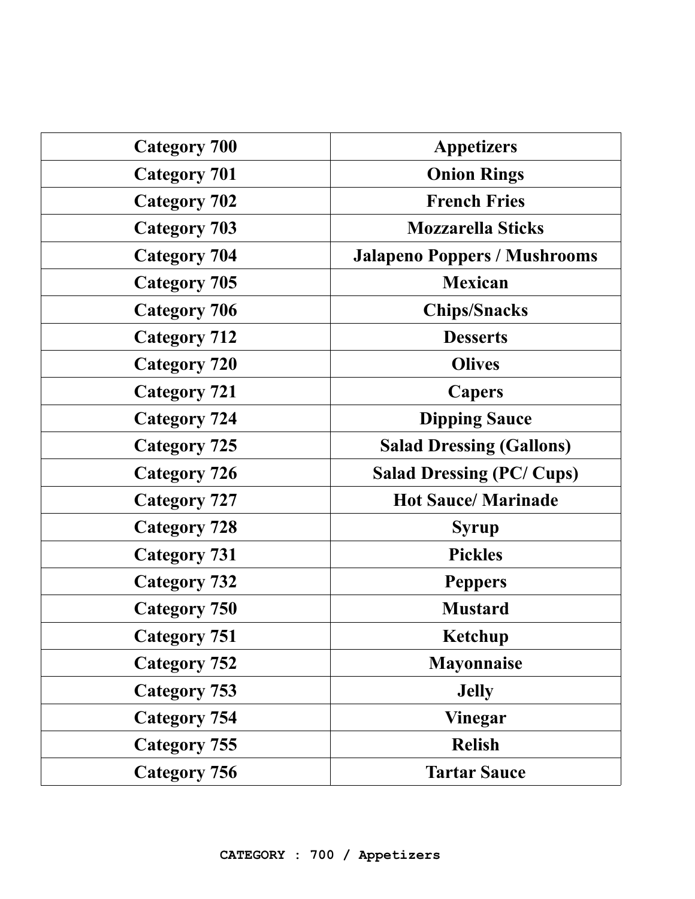| Category 700 | Appetizers |
| --- | --- |
| Category 701 | Onion Rings |
| Category 702 | French Fries |
| Category 703 | Mozzarella Sticks |
| Category 704 | Jalapeno Poppers / Mushrooms |
| Category 705 | Mexican |
| Category 706 | Chips/Snacks |
| Category 712 | Desserts |
| Category 720 | Olives |
| Category 721 | Capers |
| Category 724 | Dipping Sauce |
| Category 725 | Salad Dressing (Gallons) |
| Category 726 | Salad Dressing (PC/ Cups) |
| Category 727 | Hot Sauce/ Marinade |
| Category 728 | Syrup |
| Category 731 | Pickles |
| Category 732 | Peppers |
| Category 750 | Mustard |
| Category 751 | Ketchup |
| Category 752 | Mayonnaise |
| Category 753 | Jelly |
| Category 754 | Vinegar |
| Category 755 | Relish |
| Category 756 | Tartar Sauce |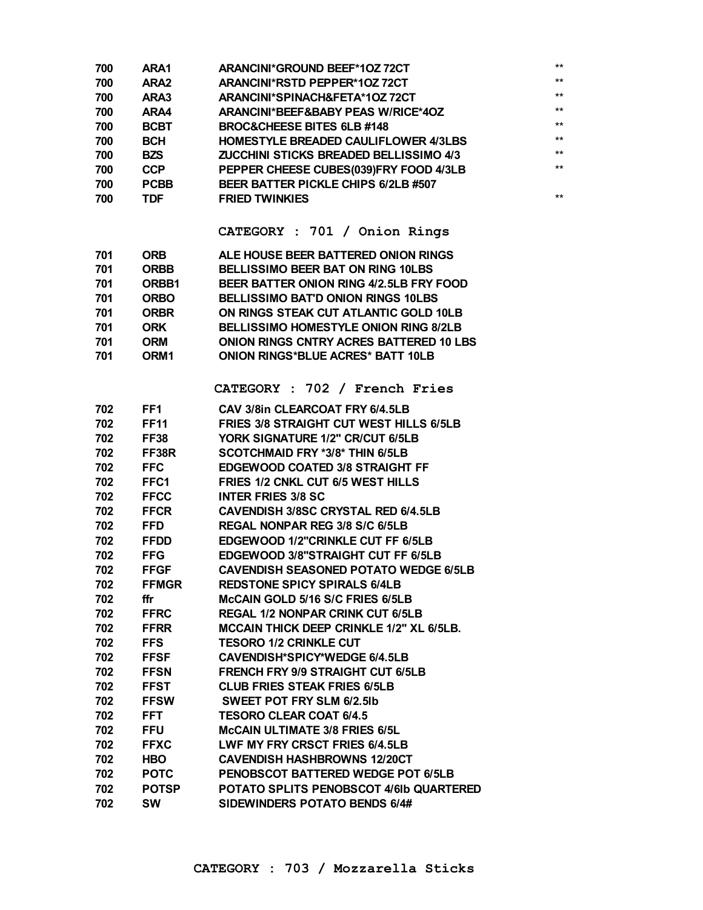| | | | |
|---|---|---|---|
| 700 | ARA1 | ARANCINI*GROUND BEEF*1OZ 72CT | ** |
| 700 | ARA2 | ARANCINI*RSTD PEPPER*1OZ 72CT | ** |
| 700 | ARA3 | ARANCINI*SPINACH&FETA*1OZ 72CT | ** |
| 700 | ARA4 | ARANCINI*BEEF&BABY PEAS W/RICE*4OZ | ** |
| 700 | BCBT | BROC&CHEESE BITES 6LB #148 | ** |
| 700 | BCH | HOMESTYLE BREADED CAULIFLOWER 4/3LBS | ** |
| 700 | BZS | ZUCCHINI STICKS BREADED BELLISSIMO 4/3 | ** |
| 700 | CCP | PEPPER CHEESE CUBES(039)FRY FOOD 4/3LB | ** |
| 700 | PCBB | BEER BATTER PICKLE CHIPS 6/2LB #507 | |
| 700 | TDF | FRIED TWINKIES | ** |

## CATEGORY : 701 / Onion Rings

| | | |
|---|---|---|
| 701 | ORB | ALE HOUSE BEER BATTERED ONION RINGS |
| 701 | ORBB | BELLISSIMO BEER BAT ON RING 10LBS |
| 701 | ORBB1 | BEER BATTER ONION RING 4/2.5LB FRY FOOD |
| 701 | ORBO | BELLISSIMO BAT'D ONION RINGS 10LBS |
| 701 | ORBR | ON RINGS STEAK CUT ATLANTIC GOLD 10LB |
| 701 | ORK | BELLISSIMO HOMESTYLE ONION RING 8/2LB |
| 701 | ORM | ONION RINGS CNTRY ACRES BATTERED 10 LBS |
| 701 | ORM1 | ONION RINGS*BLUE ACRES* BATT 10LB |

## CATEGORY : 702 / French Fries

| | | |
|---|---|---|
| 702 | FF1 | CAV 3/8in CLEARCOAT FRY 6/4.5LB |
| 702 | FF11 | FRIES 3/8 STRAIGHT CUT WEST HILLS 6/5LB |
| 702 | FF38 | YORK SIGNATURE 1/2" CR/CUT 6/5LB |
| 702 | FF38R | SCOTCHMAID FRY *3/8* THIN 6/5LB |
| 702 | FFC | EDGEWOOD COATED 3/8 STRAIGHT FF |
| 702 | FFC1 | FRIES 1/2 CNKL CUT 6/5 WEST HILLS |
| 702 | FFCC | INTER FRIES 3/8 SC |
| 702 | FFCR | CAVENDISH 3/8SC CRYSTAL RED 6/4.5LB |
| 702 | FFD | REGAL NONPAR REG 3/8 S/C 6/5LB |
| 702 | FFDD | EDGEWOOD 1/2"CRINKLE CUT FF 6/5LB |
| 702 | FFG | EDGEWOOD 3/8"STRAIGHT CUT FF 6/5LB |
| 702 | FFGF | CAVENDISH SEASONED POTATO WEDGE 6/5LB |
| 702 | FFMGR | REDSTONE SPICY SPIRALS 6/4LB |
| 702 | ffr | McCAIN GOLD 5/16 S/C FRIES 6/5LB |
| 702 | FFRC | REGAL 1/2 NONPAR CRINK CUT 6/5LB |
| 702 | FFRR | MCCAIN THICK DEEP CRINKLE 1/2" XL 6/5LB. |
| 702 | FFS | TESORO 1/2 CRINKLE CUT |
| 702 | FFSF | CAVENDISH*SPICY*WEDGE 6/4.5LB |
| 702 | FFSN | FRENCH FRY 9/9 STRAIGHT CUT 6/5LB |
| 702 | FFST | CLUB FRIES STEAK FRIES 6/5LB |
| 702 | FFSW | SWEET POT FRY SLM 6/2.5lb |
| 702 | FFT | TESORO CLEAR COAT 6/4.5 |
| 702 | FFU | McCAIN ULTIMATE 3/8 FRIES 6/5L |
| 702 | FFXC | LWF MY FRY CRSCT FRIES 6/4.5LB |
| 702 | HBO | CAVENDISH HASHBROWNS 12/20CT |
| 702 | POTC | PENOBSCOT BATTERED WEDGE POT 6/5LB |
| 702 | POTSP | POTATO SPLITS PENOBSCOT 4/6lb QUARTERED |
| 702 | SW | SIDEWINDERS POTATO BENDS 6/4# |

## CATEGORY : 703 / Mozzarella Sticks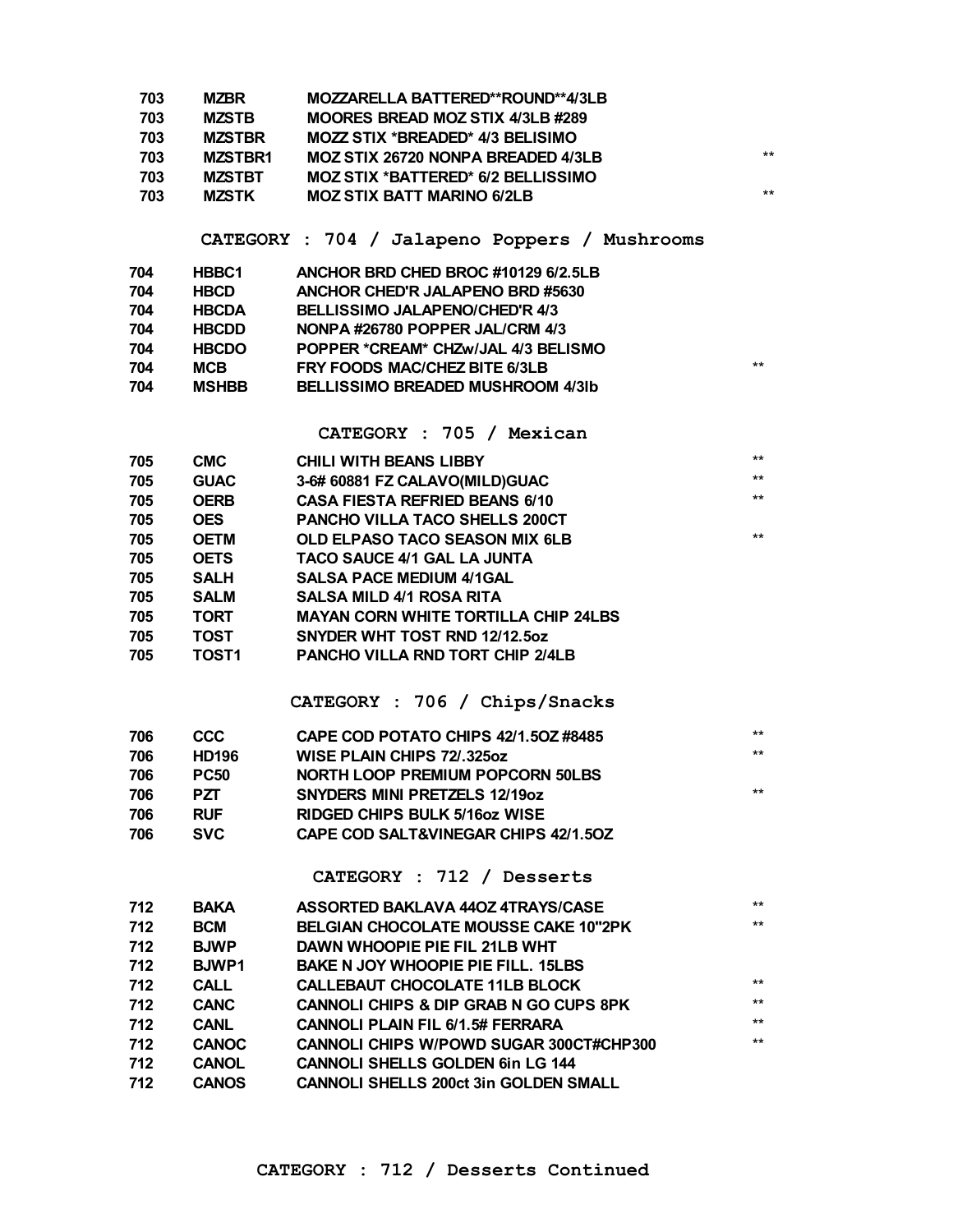| | | | |
|---|---|---|---|
| 703 | MZBR | MOZZARELLA BATTERED**ROUND**4/3LB | |
| 703 | MZSTB | MOORES BREAD MOZ STIX 4/3LB #289 | |
| 703 | MZSTBR | MOZZ STIX *BREADED* 4/3 BELISIMO | |
| 703 | MZSTBR1 | MOZ STIX 26720 NONPA BREADED 4/3LB | ** |
| 703 | MZSTBT | MOZ STIX *BATTERED* 6/2 BELLISSIMO | |
| 703 | MZSTK | MOZ STIX BATT MARINO 6/2LB | ** |

## CATEGORY : 704 / Jalapeno Poppers / Mushrooms

| | | | |
|---|---|---|---|
| 704 | HBBC1 | ANCHOR BRD CHED BROC #10129 6/2.5LB | |
| 704 | HBCD | ANCHOR CHED'R JALAPENO BRD #5630 | |
| 704 | HBCDA | BELLISSIMO JALAPENO/CHED'R 4/3 | |
| 704 | HBCDD | NONPA #26780 POPPER JAL/CRM 4/3 | |
| 704 | HBCDO | POPPER *CREAM* CHZw/JAL 4/3 BELISMO | |
| 704 | MCB | FRY FOODS MAC/CHEZ BITE 6/3LB | ** |
| 704 | MSHBB | BELLISSIMO BREADED MUSHROOM 4/3lb | |

## CATEGORY : 705 / Mexican

| | | | |
|---|---|---|---|
| 705 | CMC | CHILI WITH BEANS LIBBY | ** |
| 705 | GUAC | 3-6# 60881 FZ CALAVO(MILD)GUAC | ** |
| 705 | OERB | CASA FIESTA REFRIED BEANS 6/10 | ** |
| 705 | OES | PANCHO VILLA TACO SHELLS 200CT | |
| 705 | OETM | OLD ELPASO TACO SEASON MIX 6LB | ** |
| 705 | OETS | TACO SAUCE 4/1 GAL LA JUNTA | |
| 705 | SALH | SALSA PACE MEDIUM 4/1GAL | |
| 705 | SALM | SALSA MILD 4/1 ROSA RITA | |
| 705 | TORT | MAYAN CORN WHITE TORTILLA CHIP 24LBS | |
| 705 | TOST | SNYDER WHT TOST RND 12/12.5oz | |
| 705 | TOST1 | PANCHO VILLA RND TORT CHIP 2/4LB | |

## CATEGORY : 706 / Chips/Snacks

| | | | |
|---|---|---|---|
| 706 | CCC | CAPE COD POTATO CHIPS 42/1.5OZ #8485 | ** |
| 706 | HD196 | WISE PLAIN CHIPS 72/.325oz | ** |
| 706 | PC50 | NORTH LOOP PREMIUM POPCORN 50LBS | |
| 706 | PZT | SNYDERS MINI PRETZELS 12/19oz | ** |
| 706 | RUF | RIDGED CHIPS BULK 5/16oz WISE | |
| 706 | SVC | CAPE COD SALT&VINEGAR CHIPS 42/1.5OZ | |

## CATEGORY : 712 / Desserts

| | | | |
|---|---|---|---|
| 712 | BAKA | ASSORTED BAKLAVA 44OZ 4TRAYS/CASE | ** |
| 712 | BCM | BELGIAN CHOCOLATE MOUSSE CAKE 10"2PK | ** |
| 712 | BJWP | DAWN WHOOPIE PIE FIL 21LB WHT | |
| 712 | BJWP1 | BAKE N JOY WHOOPIE PIE FILL. 15LBS | |
| 712 | CALL | CALLEBAUT CHOCOLATE 11LB BLOCK | ** |
| 712 | CANC | CANNOLI CHIPS & DIP GRAB N GO CUPS 8PK | ** |
| 712 | CANL | CANNOLI PLAIN FIL 6/1.5# FERRARA | ** |
| 712 | CANOC | CANNOLI CHIPS W/POWD SUGAR 300CT#CHP300 | ** |
| 712 | CANOL | CANNOLI SHELLS GOLDEN 6in LG 144 | |
| 712 | CANOS | CANNOLI SHELLS 200ct 3in GOLDEN SMALL | |

## CATEGORY : 712 / Desserts Continued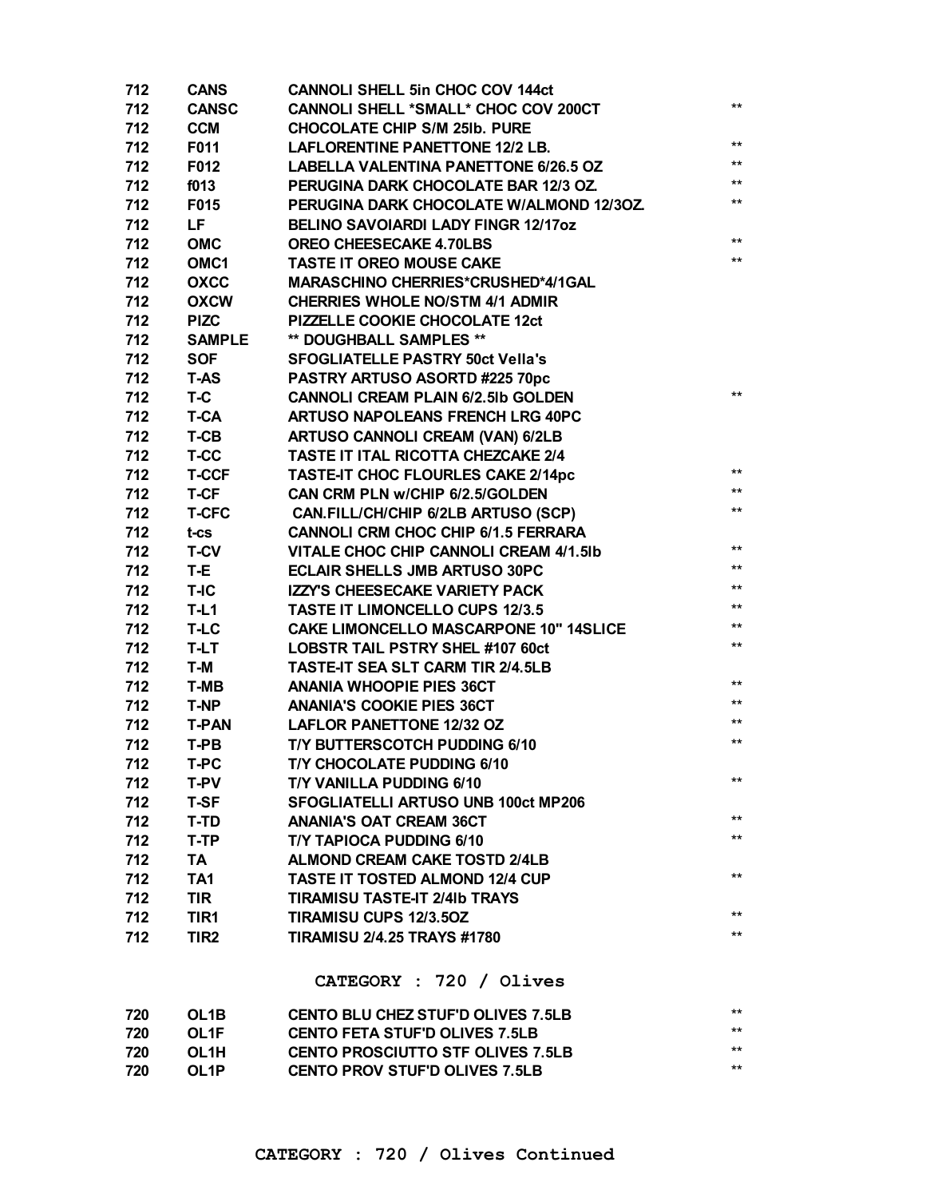| | | | |
|---|---|---|---|
| 712 | CANS | CANNOLI SHELL 5in CHOC COV 144ct | |
| 712 | CANSC | CANNOLI SHELL *SMALL* CHOC COV 200CT | ** |
| 712 | CCM | CHOCOLATE CHIP S/M 25lb. PURE | |
| 712 | F011 | LAFLORENTINE PANETTONE 12/2 LB. | ** |
| 712 | F012 | LABELLA VALENTINA PANETTONE 6/26.5 OZ | ** |
| 712 | f013 | PERUGINA DARK CHOCOLATE BAR 12/3 OZ. | ** |
| 712 | F015 | PERUGINA DARK CHOCOLATE W/ALMOND 12/3OZ. | ** |
| 712 | LF | BELINO SAVOIARDI LADY FINGR 12/17oz | |
| 712 | OMC | OREO CHEESECAKE 4.70LBS | ** |
| 712 | OMC1 | TASTE IT OREO MOUSE CAKE | ** |
| 712 | OXCC | MARASCHINO CHERRIES*CRUSHED*4/1GAL | |
| 712 | OXCW | CHERRIES WHOLE NO/STM 4/1 ADMIR | |
| 712 | PIZC | PIZZELLE COOKIE CHOCOLATE 12ct | |
| 712 | SAMPLE | ** DOUGHBALL SAMPLES ** | |
| 712 | SOF | SFOGLIATELLE PASTRY 50ct Vella's | |
| 712 | T-AS | PASTRY ARTUSO ASORTD #225 70pc | |
| 712 | T-C | CANNOLI CREAM PLAIN 6/2.5lb GOLDEN | ** |
| 712 | T-CA | ARTUSO NAPOLEANS FRENCH LRG 40PC | |
| 712 | T-CB | ARTUSO CANNOLI CREAM (VAN) 6/2LB | |
| 712 | T-CC | TASTE IT ITAL RICOTTA CHEZCAKE 2/4 | |
| 712 | T-CCF | TASTE-IT CHOC FLOURLES CAKE 2/14pc | ** |
| 712 | T-CF | CAN CRM PLN w/CHIP 6/2.5/GOLDEN | ** |
| 712 | T-CFC | CAN.FILL/CH/CHIP 6/2LB ARTUSO (SCP) | ** |
| 712 | t-cs | CANNOLI CRM CHOC CHIP 6/1.5 FERRARA | |
| 712 | T-CV | VITALE CHOC CHIP CANNOLI CREAM 4/1.5lb | ** |
| 712 | T-E | ECLAIR SHELLS JMB ARTUSO 30PC | ** |
| 712 | T-IC | IZZY'S CHEESECAKE VARIETY PACK | ** |
| 712 | T-L1 | TASTE IT LIMONCELLO CUPS 12/3.5 | ** |
| 712 | T-LC | CAKE LIMONCELLO MASCARPONE 10" 14SLICE | ** |
| 712 | T-LT | LOBSTR TAIL PSTRY SHEL #107 60ct | ** |
| 712 | T-M | TASTE-IT SEA SLT CARM TIR 2/4.5LB | |
| 712 | T-MB | ANANIA WHOOPIE PIES 36CT | ** |
| 712 | T-NP | ANANIA'S COOKIE PIES 36CT | ** |
| 712 | T-PAN | LAFLOR PANETTONE 12/32 OZ | ** |
| 712 | T-PB | T/Y BUTTERSCOTCH PUDDING 6/10 | ** |
| 712 | T-PC | T/Y CHOCOLATE PUDDING 6/10 | |
| 712 | T-PV | T/Y VANILLA PUDDING 6/10 | ** |
| 712 | T-SF | SFOGLIATELLI ARTUSO UNB 100ct MP206 | |
| 712 | T-TD | ANANIA'S OAT CREAM 36CT | ** |
| 712 | T-TP | T/Y TAPIOCA PUDDING 6/10 | ** |
| 712 | TA | ALMOND CREAM CAKE TOSTD 2/4LB | |
| 712 | TA1 | TASTE IT TOSTED ALMOND 12/4 CUP | ** |
| 712 | TIR | TIRAMISU TASTE-IT 2/4lb TRAYS | |
| 712 | TIR1 | TIRAMISU CUPS 12/3.5OZ | ** |
| 712 | TIR2 | TIRAMISU 2/4.25 TRAYS #1780 | ** |

## CATEGORY : 720 / Olives

| | | | |
|---|---|---|---|
| 720 | OL1B | CENTO BLU CHEZ STUF'D OLIVES 7.5LB | ** |
| 720 | OL1F | CENTO FETA STUF'D OLIVES 7.5LB | ** |
| 720 | OL1H | CENTO PROSCIUTTO STF OLIVES 7.5LB | ** |
| 720 | OL1P | CENTO PROV STUF'D OLIVES 7.5LB | ** |

## CATEGORY : 720 / Olives Continued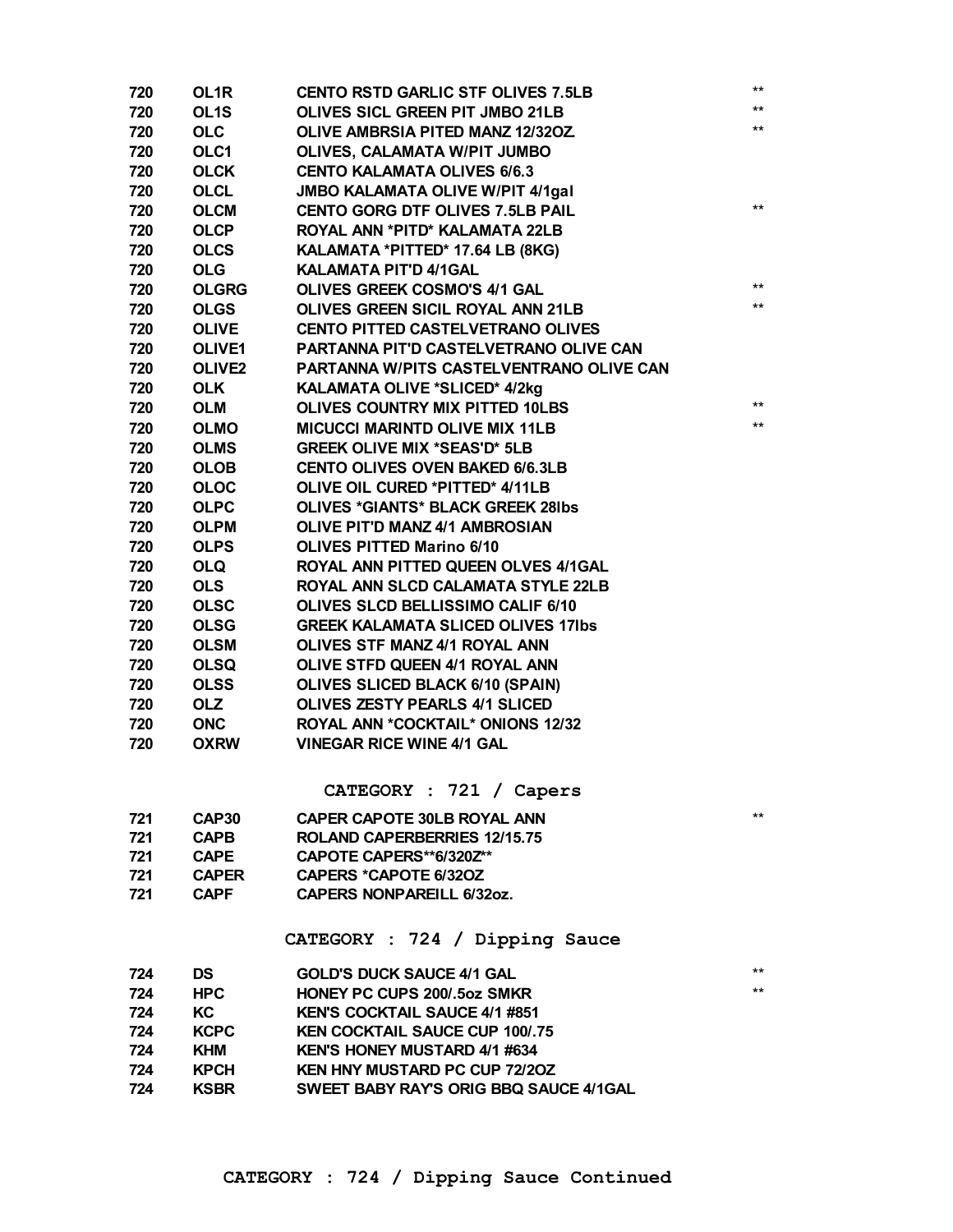| | | | |
|---|---|---|---|
| 720 | OL1R | CENTO RSTD GARLIC STF OLIVES 7.5LB | ** |
| 720 | OL1S | OLIVES SICL GREEN PIT JMBO 21LB | ** |
| 720 | OLC | OLIVE AMBRSIA PITED MANZ 12/32OZ. | ** |
| 720 | OLC1 | OLIVES, CALAMATA W/PIT JUMBO | |
| 720 | OLCK | CENTO KALAMATA OLIVES 6/6.3 | |
| 720 | OLCL | JMBO KALAMATA OLIVE W/PIT 4/1gal | |
| 720 | OLCM | CENTO GORG DTF OLIVES 7.5LB PAIL | ** |
| 720 | OLCP | ROYAL ANN *PITD* KALAMATA 22LB | |
| 720 | OLCS | KALAMATA *PITTED* 17.64 LB (8KG) | |
| 720 | OLG | KALAMATA PIT'D 4/1GAL | |
| 720 | OLGRG | OLIVES GREEK COSMO'S 4/1 GAL | ** |
| 720 | OLGS | OLIVES GREEN SICIL ROYAL ANN 21LB | ** |
| 720 | OLIVE | CENTO PITTED CASTELVETRANO OLIVES | |
| 720 | OLIVE1 | PARTANNA PIT'D CASTELVETRANO OLIVE CAN | |
| 720 | OLIVE2 | PARTANNA W/PITS CASTELVENTRANO OLIVE CAN | |
| 720 | OLK | KALAMATA OLIVE *SLICED* 4/2kg | |
| 720 | OLM | OLIVES COUNTRY MIX PITTED 10LBS | ** |
| 720 | OLMO | MICUCCI MARINTD OLIVE MIX 11LB | ** |
| 720 | OLMS | GREEK OLIVE MIX *SEAS'D* 5LB | |
| 720 | OLOB | CENTO OLIVES OVEN BAKED 6/6.3LB | |
| 720 | OLOC | OLIVE OIL CURED *PITTED* 4/11LB | |
| 720 | OLPC | OLIVES *GIANTS* BLACK GREEK 28lbs | |
| 720 | OLPM | OLIVE PIT'D MANZ 4/1 AMBROSIAN | |
| 720 | OLPS | OLIVES PITTED Marino 6/10 | |
| 720 | OLQ | ROYAL ANN PITTED QUEEN OLVES 4/1GAL | |
| 720 | OLS | ROYAL ANN SLCD CALAMATA STYLE 22LB | |
| 720 | OLSC | OLIVES SLCD BELLISSIMO CALIF 6/10 | |
| 720 | OLSG | GREEK KALAMATA SLICED OLIVES 17lbs | |
| 720 | OLSM | OLIVES STF MANZ 4/1 ROYAL ANN | |
| 720 | OLSQ | OLIVE STFD QUEEN 4/1 ROYAL ANN | |
| 720 | OLSS | OLIVES SLICED BLACK 6/10 (SPAIN) | |
| 720 | OLZ | OLIVES ZESTY PEARLS 4/1 SLICED | |
| 720 | ONC | ROYAL ANN *COCKTAIL* ONIONS 12/32 | |
| 720 | OXRW | VINEGAR RICE WINE 4/1 GAL | |

## CATEGORY : 721 / Capers

| | | | |
|---|---|---|---|
| 721 | CAP30 | CAPER CAPOTE 30LB ROYAL ANN | ** |
| 721 | CAPB | ROLAND CAPERBERRIES 12/15.75 | |
| 721 | CAPE | CAPOTE CAPERS**6/320Z** | |
| 721 | CAPER | CAPERS *CAPOTE 6/32OZ | |
| 721 | CAPF | CAPERS NONPAREILL 6/32oz. | |

## CATEGORY : 724 / Dipping Sauce

| | | | |
|---|---|---|---|
| 724 | DS | GOLD'S DUCK SAUCE 4/1 GAL | ** |
| 724 | HPC | HONEY PC CUPS 200/.5oz SMKR | ** |
| 724 | KC | KEN'S COCKTAIL SAUCE 4/1 #851 | |
| 724 | KCPC | KEN COCKTAIL SAUCE CUP 100/.75 | |
| 724 | KHM | KEN'S HONEY MUSTARD 4/1 #634 | |
| 724 | KPCH | KEN HNY MUSTARD PC CUP 72/2OZ | |
| 724 | KSBR | SWEET BABY RAY'S ORIG BBQ SAUCE 4/1GAL | |

## CATEGORY : 724 / Dipping Sauce Continued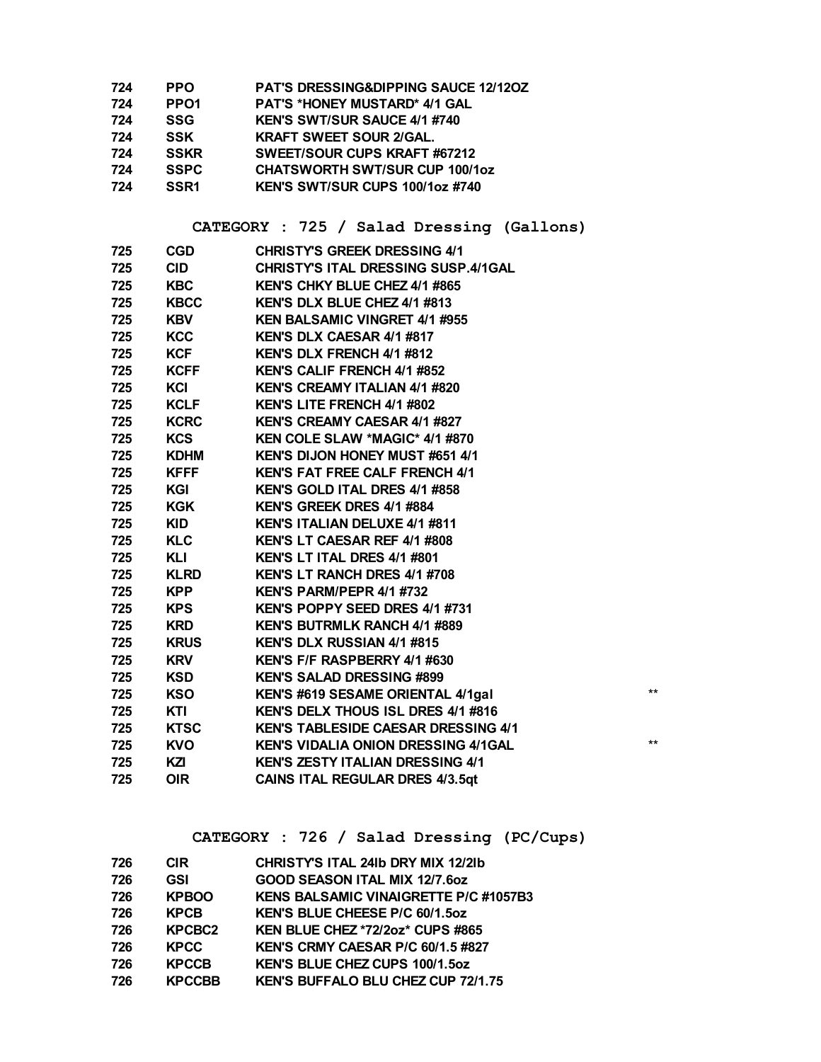| | | | |
|---|---|---|---|
| 724 | PPO | PAT'S DRESSING&DIPPING SAUCE 12/12OZ | |
| 724 | PPO1 | PAT'S *HONEY MUSTARD* 4/1 GAL | |
| 724 | SSG | KEN'S SWT/SUR SAUCE 4/1 #740 | |
| 724 | SSK | KRAFT SWEET SOUR 2/GAL. | |
| 724 | SSKR | SWEET/SOUR CUPS KRAFT #67212 | |
| 724 | SSPC | CHATSWORTH SWT/SUR CUP 100/1oz | |
| 724 | SSR1 | KEN'S SWT/SUR CUPS 100/1oz #740 | |

## CATEGORY : 725 / Salad Dressing (Gallons)

| | | | |
|---|---|---|---|
| 725 | CGD | CHRISTY'S GREEK DRESSING 4/1 | |
| 725 | CID | CHRISTY'S ITAL DRESSING SUSP.4/1GAL | |
| 725 | KBC | KEN'S CHKY BLUE CHEZ 4/1 #865 | |
| 725 | KBCC | KEN'S DLX BLUE CHEZ 4/1 #813 | |
| 725 | KBV | KEN BALSAMIC VINGRET 4/1 #955 | |
| 725 | KCC | KEN'S DLX CAESAR 4/1 #817 | |
| 725 | KCF | KEN'S DLX FRENCH 4/1 #812 | |
| 725 | KCFF | KEN'S CALIF FRENCH 4/1 #852 | |
| 725 | KCI | KEN'S CREAMY ITALIAN 4/1 #820 | |
| 725 | KCLF | KEN'S LITE FRENCH 4/1 #802 | |
| 725 | KCRC | KEN'S CREAMY CAESAR 4/1 #827 | |
| 725 | KCS | KEN COLE SLAW *MAGIC* 4/1 #870 | |
| 725 | KDHM | KEN'S DIJON HONEY MUST #651 4/1 | |
| 725 | KFFF | KEN'S FAT FREE CALF FRENCH 4/1 | |
| 725 | KGI | KEN'S GOLD ITAL DRES 4/1 #858 | |
| 725 | KGK | KEN'S GREEK DRES 4/1 #884 | |
| 725 | KID | KEN'S ITALIAN DELUXE 4/1 #811 | |
| 725 | KLC | KEN'S LT CAESAR REF 4/1 #808 | |
| 725 | KLI | KEN'S LT ITAL DRES 4/1 #801 | |
| 725 | KLRD | KEN'S LT RANCH DRES 4/1 #708 | |
| 725 | KPP | KEN'S PARM/PEPR 4/1 #732 | |
| 725 | KPS | KEN'S POPPY SEED DRES 4/1 #731 | |
| 725 | KRD | KEN'S BUTRMLK RANCH 4/1 #889 | |
| 725 | KRUS | KEN'S DLX RUSSIAN 4/1 #815 | |
| 725 | KRV | KEN'S F/F RASPBERRY 4/1 #630 | |
| 725 | KSD | KEN'S SALAD DRESSING #899 | |
| 725 | KSO | KEN'S #619 SESAME ORIENTAL 4/1gal | ** |
| 725 | KTI | KEN'S DELX THOUS ISL DRES 4/1 #816 | |
| 725 | KTSC | KEN'S TABLESIDE CAESAR DRESSING 4/1 | |
| 725 | KVO | KEN'S VIDALIA ONION DRESSING 4/1GAL | ** |
| 725 | KZI | KEN'S ZESTY ITALIAN DRESSING 4/1 | |
| 725 | OIR | CAINS ITAL REGULAR DRES 4/3.5qt | |

## CATEGORY : 726 / Salad Dressing (PC/Cups)

| | | |
|---|---|---|
| 726 | CIR | CHRISTY'S ITAL 24lb DRY MIX 12/2lb |
| 726 | GSI | GOOD SEASON ITAL MIX 12/7.6oz |
| 726 | KPBOO | KENS BALSAMIC VINAIGRETTE P/C #1057B3 |
| 726 | KPCB | KEN'S BLUE CHEESE P/C 60/1.5oz |
| 726 | KPCBC2 | KEN BLUE CHEZ *72/2oz* CUPS #865 |
| 726 | KPCC | KEN'S CRMY CAESAR P/C 60/1.5 #827 |
| 726 | KPCCB | KEN'S BLUE CHEZ CUPS 100/1.5oz |
| 726 | KPCCBB | KEN'S BUFFALO BLU CHEZ CUP 72/1.75 |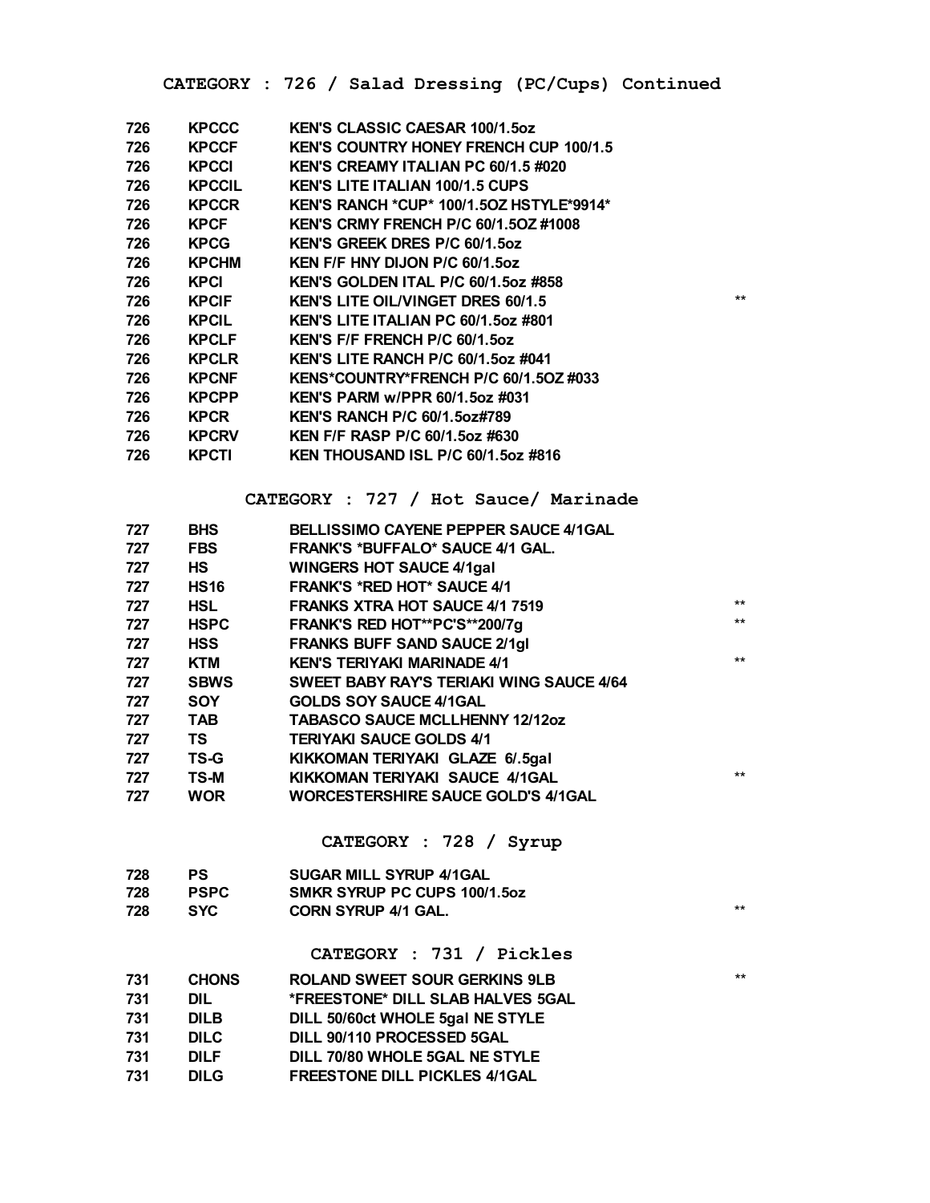## CATEGORY : 726 / Salad Dressing (PC/Cups) Continued

| | | | |
|---|---|---|---|
| 726 | KPCCC | KEN'S CLASSIC CAESAR 100/1.5oz | |
| 726 | KPCCF | KEN'S COUNTRY HONEY FRENCH CUP 100/1.5 | |
| 726 | KPCCI | KEN'S CREAMY ITALIAN PC 60/1.5 #020 | |
| 726 | KPCCIL | KEN'S LITE ITALIAN 100/1.5 CUPS | |
| 726 | KPCCR | KEN'S RANCH *CUP* 100/1.5OZ HSTYLE*9914* | |
| 726 | KPCF | KEN'S CRMY FRENCH P/C 60/1.5OZ #1008 | |
| 726 | KPCG | KEN'S GREEK DRES P/C 60/1.5oz | |
| 726 | KPCHM | KEN F/F HNY DIJON P/C 60/1.5oz | |
| 726 | KPCI | KEN'S GOLDEN ITAL P/C 60/1.5oz #858 | |
| 726 | KPCIF | KEN'S LITE OIL/VINGET DRES 60/1.5 | ** |
| 726 | KPCIL | KEN'S LITE ITALIAN PC 60/1.5oz #801 | |
| 726 | KPCLF | KEN'S F/F FRENCH P/C 60/1.5oz | |
| 726 | KPCLR | KEN'S LITE RANCH P/C 60/1.5oz #041 | |
| 726 | KPCNF | KENS*COUNTRY*FRENCH P/C 60/1.5OZ #033 | |
| 726 | KPCPP | KEN'S PARM w/PPR 60/1.5oz #031 | |
| 726 | KPCR | KEN'S RANCH P/C 60/1.5oz#789 | |
| 726 | KPCRV | KEN F/F RASP P/C 60/1.5oz #630 | |
| 726 | KPCTI | KEN THOUSAND ISL P/C 60/1.5oz #816 | |

## CATEGORY : 727 / Hot Sauce/ Marinade

| | | | |
|---|---|---|---|
| 727 | BHS | BELLISSIMO CAYENE PEPPER SAUCE 4/1GAL | |
| 727 | FBS | FRANK'S *BUFFALO* SAUCE 4/1 GAL. | |
| 727 | HS | WINGERS HOT SAUCE 4/1gal | |
| 727 | HS16 | FRANK'S *RED HOT* SAUCE 4/1 | |
| 727 | HSL | FRANKS XTRA HOT SAUCE 4/1 7519 | ** |
| 727 | HSPC | FRANK'S RED HOT**PC'S**200/7g | ** |
| 727 | HSS | FRANKS BUFF SAND SAUCE 2/1gl | |
| 727 | KTM | KEN'S TERIYAKI MARINADE 4/1 | ** |
| 727 | SBWS | SWEET BABY RAY'S TERIAKI WING SAUCE 4/64 | |
| 727 | SOY | GOLDS SOY SAUCE 4/1GAL | |
| 727 | TAB | TABASCO SAUCE MCLLHENNY 12/12oz | |
| 727 | TS | TERIYAKI SAUCE GOLDS 4/1 | |
| 727 | TS-G | KIKKOMAN TERIYAKI GLAZE 6/.5gal | |
| 727 | TS-M | KIKKOMAN TERIYAKI SAUCE 4/1GAL | ** |
| 727 | WOR | WORCESTERSHIRE SAUCE GOLD'S 4/1GAL | |

## CATEGORY : 728 / Syrup

| | | | |
|---|---|---|---|
| 728 | PS | SUGAR MILL SYRUP 4/1GAL | |
| 728 | PSPC | SMKR SYRUP PC CUPS 100/1.5oz | |
| 728 | SYC | CORN SYRUP 4/1 GAL. | ** |

## CATEGORY : 731 / Pickles

| | | | |
|---|---|---|---|
| 731 | CHONS | ROLAND SWEET SOUR GERKINS 9LB | ** |
| 731 | DIL | *FREESTONE* DILL SLAB HALVES 5GAL | |
| 731 | DILB | DILL 50/60ct WHOLE 5gal NE STYLE | |
| 731 | DILC | DILL 90/110 PROCESSED 5GAL | |
| 731 | DILF | DILL 70/80 WHOLE 5GAL NE STYLE | |
| 731 | DILG | FREESTONE DILL PICKLES 4/1GAL | |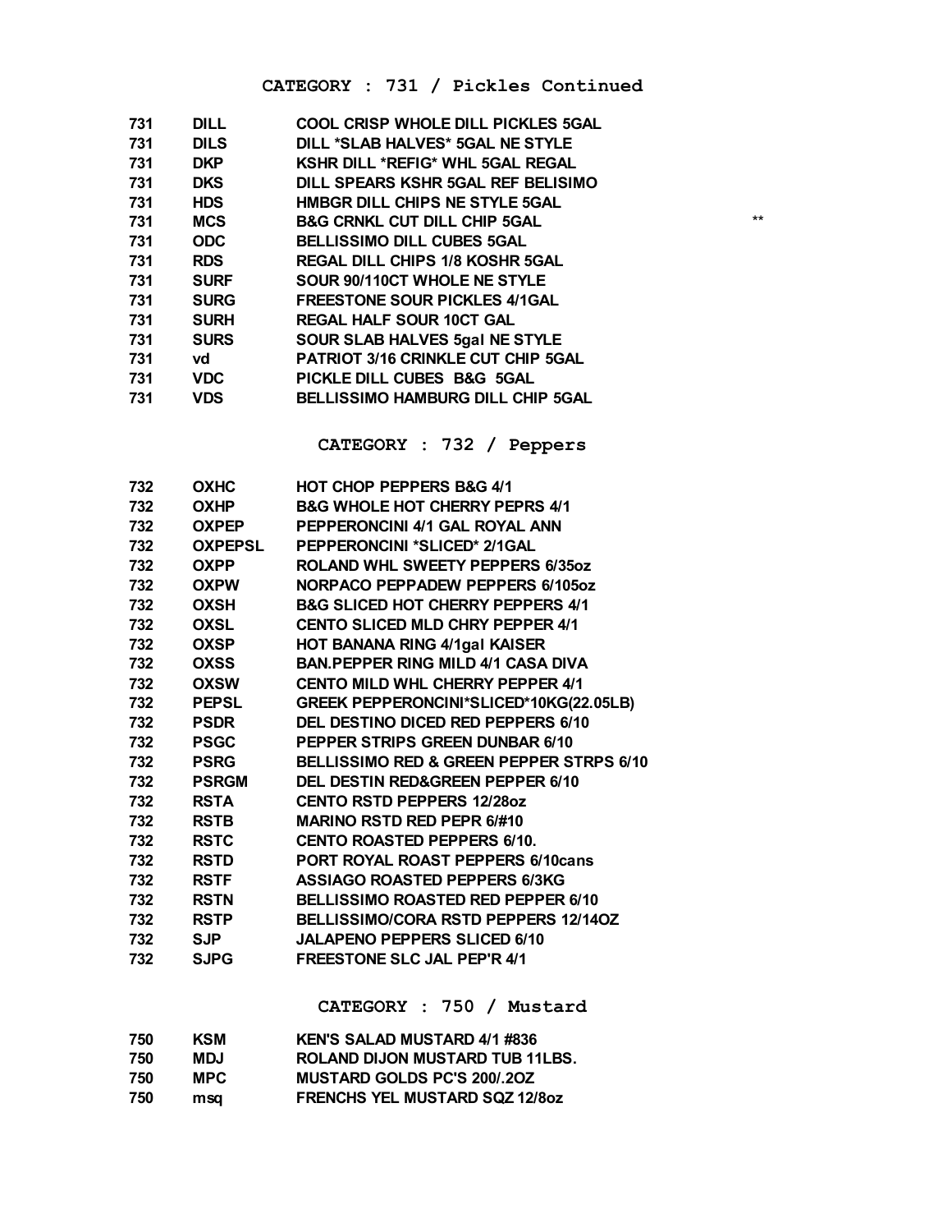## CATEGORY : 731 / Pickles Continued

| | | | |
|---|---|---|---|
| 731 | DILL | COOL CRISP WHOLE DILL PICKLES 5GAL | |
| 731 | DILS | DILL *SLAB HALVES* 5GAL NE STYLE | |
| 731 | DKP | KSHR DILL *REFIG* WHL 5GAL REGAL | |
| 731 | DKS | DILL SPEARS KSHR 5GAL REF BELISIMO | |
| 731 | HDS | HMBGR DILL CHIPS NE STYLE 5GAL | |
| 731 | MCS | B&G CRNKL CUT DILL CHIP 5GAL | ** |
| 731 | ODC | BELLISSIMO DILL CUBES 5GAL | |
| 731 | RDS | REGAL DILL CHIPS 1/8 KOSHR 5GAL | |
| 731 | SURF | SOUR 90/110CT WHOLE NE STYLE | |
| 731 | SURG | FREESTONE SOUR PICKLES 4/1GAL | |
| 731 | SURH | REGAL HALF SOUR 10CT GAL | |
| 731 | SURS | SOUR SLAB HALVES 5gal NE STYLE | |
| 731 | vd | PATRIOT 3/16 CRINKLE CUT CHIP 5GAL | |
| 731 | VDC | PICKLE DILL CUBES B&G 5GAL | |
| 731 | VDS | BELLISSIMO HAMBURG DILL CHIP 5GAL | |

## CATEGORY : 732 / Peppers

| | | |
|---|---|---|
| 732 | OXHC | HOT CHOP PEPPERS B&G 4/1 |
| 732 | OXHP | B&G WHOLE HOT CHERRY PEPRS 4/1 |
| 732 | OXPEP | PEPPERONCINI 4/1 GAL ROYAL ANN |
| 732 | OXPEPSL | PEPPERONCINI *SLICED* 2/1GAL |
| 732 | OXPP | ROLAND WHL SWEETY PEPPERS 6/35oz |
| 732 | OXPW | NORPACO PEPPADEW PEPPERS 6/105oz |
| 732 | OXSH | B&G SLICED HOT CHERRY PEPPERS 4/1 |
| 732 | OXSL | CENTO SLICED MLD CHRY PEPPER 4/1 |
| 732 | OXSP | HOT BANANA RING 4/1gal KAISER |
| 732 | OXSS | BAN.PEPPER RING MILD 4/1 CASA DIVA |
| 732 | OXSW | CENTO MILD WHL CHERRY PEPPER 4/1 |
| 732 | PEPSL | GREEK PEPPERONCINI*SLICED*10KG(22.05LB) |
| 732 | PSDR | DEL DESTINO DICED RED PEPPERS 6/10 |
| 732 | PSGC | PEPPER STRIPS GREEN DUNBAR 6/10 |
| 732 | PSRG | BELLISSIMO RED & GREEN PEPPER STRPS 6/10 |
| 732 | PSRGM | DEL DESTIN RED&GREEN PEPPER 6/10 |
| 732 | RSTA | CENTO RSTD PEPPERS 12/28oz |
| 732 | RSTB | MARINO RSTD RED PEPR 6/#10 |
| 732 | RSTC | CENTO ROASTED PEPPERS 6/10. |
| 732 | RSTD | PORT ROYAL ROAST PEPPERS 6/10cans |
| 732 | RSTF | ASSIAGO ROASTED PEPPERS 6/3KG |
| 732 | RSTN | BELLISSIMO ROASTED RED PEPPER 6/10 |
| 732 | RSTP | BELLISSIMO/CORA RSTD PEPPERS 12/14OZ |
| 732 | SJP | JALAPENO PEPPERS SLICED 6/10 |
| 732 | SJPG | FREESTONE SLC JAL PEP'R 4/1 |

## CATEGORY : 750 / Mustard

| | | |
|---|---|---|
| 750 | KSM | KEN'S SALAD MUSTARD 4/1 #836 |
| 750 | MDJ | ROLAND DIJON MUSTARD TUB 11LBS. |
| 750 | MPC | MUSTARD GOLDS PC'S 200/.2OZ |
| 750 | msq | FRENCHS YEL MUSTARD SQZ 12/8oz |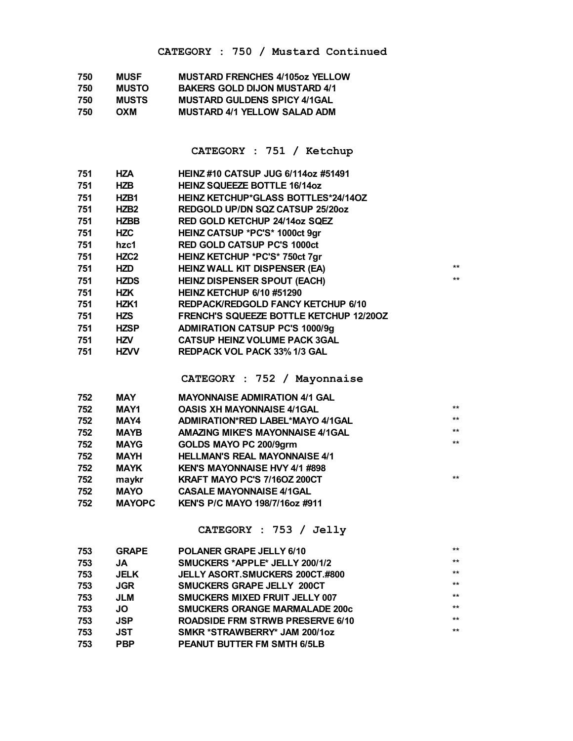## CATEGORY : 750 / Mustard Continued

| | | | |
|---|---|---|---|
| 750 | MUSF | MUSTARD FRENCHES 4/105oz YELLOW | |
| 750 | MUSTO | BAKERS GOLD DIJON MUSTARD 4/1 | |
| 750 | MUSTS | MUSTARD GULDENS SPICY 4/1GAL | |
| 750 | OXM | MUSTARD 4/1 YELLOW SALAD ADM | |

## CATEGORY : 751 / Ketchup

| | | | |
|---|---|---|---|
| 751 | HZA | HEINZ #10 CATSUP JUG 6/114oz #51491 | |
| 751 | HZB | HEINZ SQUEEZE BOTTLE 16/14oz | |
| 751 | HZB1 | HEINZ KETCHUP*GLASS BOTTLES*24/14OZ | |
| 751 | HZB2 | REDGOLD UP/DN SQZ CATSUP 25/20oz | |
| 751 | HZBB | RED GOLD KETCHUP 24/14oz SQEZ | |
| 751 | HZC | HEINZ CATSUP *PC'S* 1000ct 9gr | |
| 751 | hzc1 | RED GOLD CATSUP PC'S 1000ct | |
| 751 | HZC2 | HEINZ KETCHUP *PC'S* 750ct 7gr | |
| 751 | HZD | HEINZ WALL KIT DISPENSER (EA) | ** |
| 751 | HZDS | HEINZ DISPENSER SPOUT (EACH) | ** |
| 751 | HZK | HEINZ KETCHUP 6/10 #51290 | |
| 751 | HZK1 | REDPACK/REDGOLD FANCY KETCHUP 6/10 | |
| 751 | HZS | FRENCH'S SQUEEZE BOTTLE KETCHUP 12/20OZ | |
| 751 | HZSP | ADMIRATION CATSUP PC'S 1000/9g | |
| 751 | HZV | CATSUP HEINZ VOLUME PACK 3GAL | |
| 751 | HZVV | REDPACK VOL PACK 33% 1/3 GAL | |

## CATEGORY : 752 / Mayonnaise

| | | | |
|---|---|---|---|
| 752 | MAY | MAYONNAISE ADMIRATION 4/1 GAL | |
| 752 | MAY1 | OASIS XH MAYONNAISE 4/1GAL | ** |
| 752 | MAY4 | ADMIRATION*RED LABEL*MAYO 4/1GAL | ** |
| 752 | MAYB | AMAZING MIKE'S MAYONNAISE 4/1GAL | ** |
| 752 | MAYG | GOLDS MAYO PC 200/9grm | ** |
| 752 | MAYH | HELLMAN'S REAL MAYONNAISE 4/1 | |
| 752 | MAYK | KEN'S MAYONNAISE HVY 4/1 #898 | |
| 752 | maykr | KRAFT MAYO PC'S 7/16OZ 200CT | ** |
| 752 | MAYO | CASALE MAYONNAISE 4/1GAL | |
| 752 | MAYOPC | KEN'S P/C MAYO 198/7/16oz #911 | |

## CATEGORY : 753 / Jelly

| | | | |
|---|---|---|---|
| 753 | GRAPE | POLANER GRAPE JELLY 6/10 | ** |
| 753 | JA | SMUCKERS *APPLE* JELLY 200/1/2 | ** |
| 753 | JELK | JELLY ASORT.SMUCKERS 200CT.#800 | ** |
| 753 | JGR | SMUCKERS GRAPE JELLY 200CT | ** |
| 753 | JLM | SMUCKERS MIXED FRUIT JELLY 007 | ** |
| 753 | JO | SMUCKERS ORANGE MARMALADE 200c | ** |
| 753 | JSP | ROADSIDE FRM STRWB PRESERVE 6/10 | ** |
| 753 | JST | SMKR *STRAWBERRY* JAM 200/1oz | ** |
| 753 | PBP | PEANUT BUTTER FM SMTH 6/5LB | |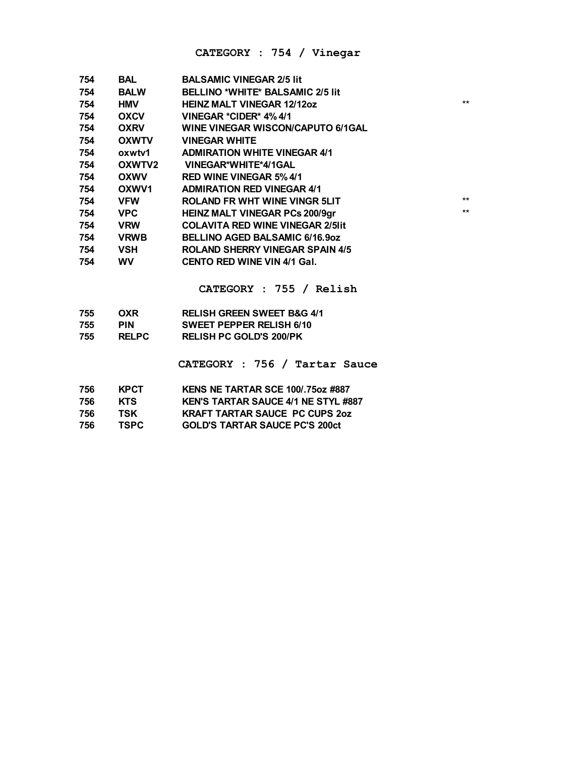## CATEGORY : 754 / Vinegar

| | | | |
|---|---|---|---|
| 754 | BAL | BALSAMIC VINEGAR 2/5 lit | |
| 754 | BALW | BELLINO *WHITE* BALSAMIC 2/5 lit | |
| 754 | HMV | HEINZ MALT VINEGAR 12/12oz | ** |
| 754 | OXCV | VINEGAR *CIDER* 4% 4/1 | |
| 754 | OXRV | WINE VINEGAR WISCON/CAPUTO 6/1GAL | |
| 754 | OXWTV | VINEGAR WHITE | |
| 754 | oxwtv1 | ADMIRATION WHITE VINEGAR 4/1 | |
| 754 | OXWTV2 | VINEGAR*WHITE*4/1GAL | |
| 754 | OXWV | RED WINE VINEGAR 5% 4/1 | |
| 754 | OXWV1 | ADMIRATION RED VINEGAR 4/1 | |
| 754 | VFW | ROLAND FR WHT WINE VINGR 5LIT | ** |
| 754 | VPC | HEINZ MALT VINEGAR PCs 200/9gr | ** |
| 754 | VRW | COLAVITA RED WINE VINEGAR 2/5lit | |
| 754 | VRWB | BELLINO AGED BALSAMIC 6/16.9oz | |
| 754 | VSH | ROLAND SHERRY VINEGAR SPAIN 4/5 | |
| 754 | WV | CENTO RED WINE VIN 4/1 Gal. | |

## CATEGORY : 755 / Relish

| | | |
|---|---|---|
| 755 | OXR | RELISH GREEN SWEET B&G 4/1 |
| 755 | PIN | SWEET PEPPER RELISH 6/10 |
| 755 | RELPC | RELISH PC GOLD'S 200/PK |

## CATEGORY : 756 / Tartar Sauce

| | | |
|---|---|---|
| 756 | KPCT | KENS NE TARTAR SCE 100/.75oz #887 |
| 756 | KTS | KEN'S TARTAR SAUCE 4/1 NE STYL #887 |
| 756 | TSK | KRAFT TARTAR SAUCE PC CUPS 2oz |
| 756 | TSPC | GOLD'S TARTAR SAUCE PC'S 200ct |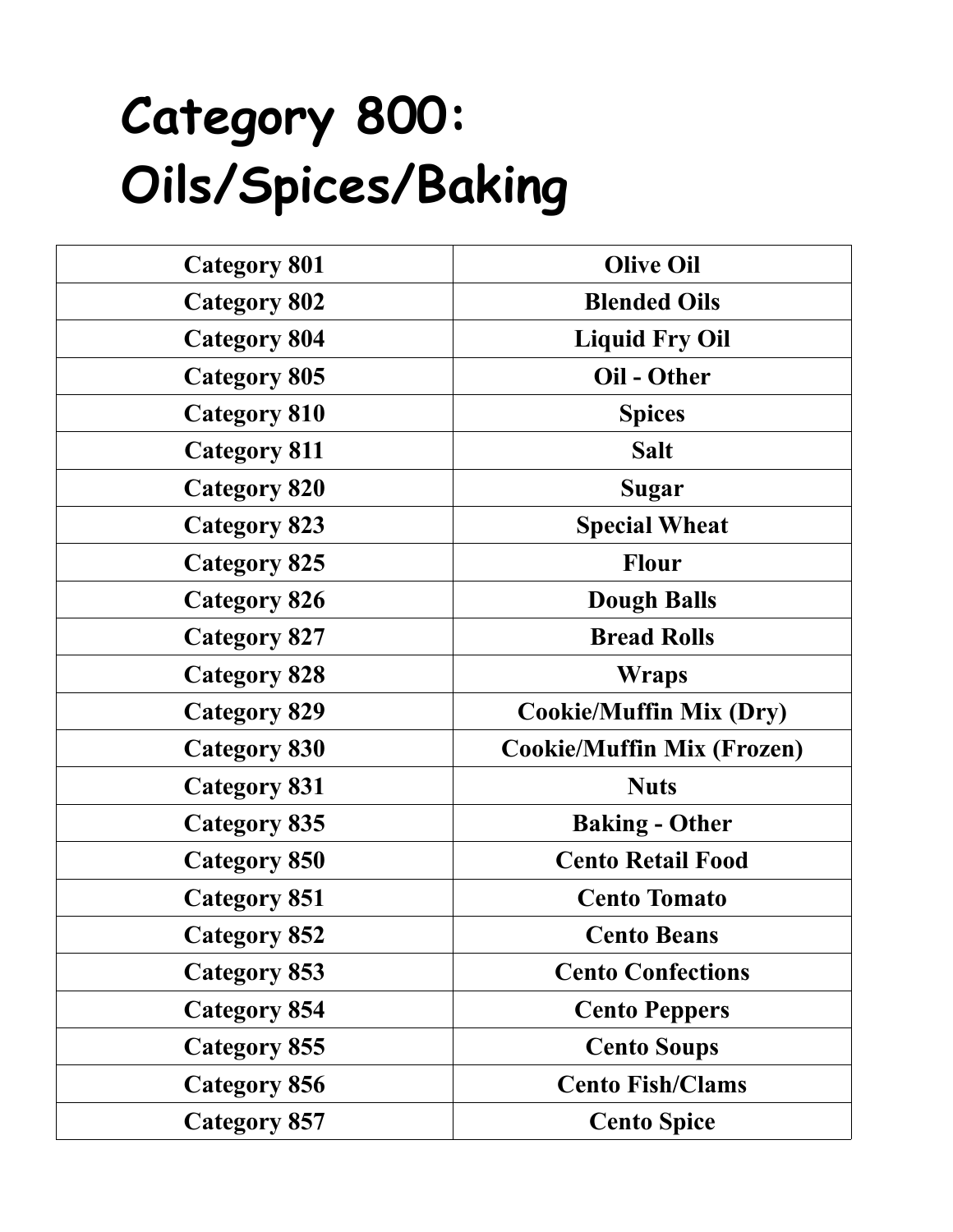# Category 800: Oils/Spices/Baking

| | |
|---|---|
| **Category 801** | **Olive Oil** |
| **Category 802** | **Blended Oils** |
| **Category 804** | **Liquid Fry Oil** |
| **Category 805** | **Oil - Other** |
| **Category 810** | **Spices** |
| **Category 811** | **Salt** |
| **Category 820** | **Sugar** |
| **Category 823** | **Special Wheat** |
| **Category 825** | **Flour** |
| **Category 826** | **Dough Balls** |
| **Category 827** | **Bread Rolls** |
| **Category 828** | **Wraps** |
| **Category 829** | **Cookie/Muffin Mix (Dry)** |
| **Category 830** | **Cookie/Muffin Mix (Frozen)** |
| **Category 831** | **Nuts** |
| **Category 835** | **Baking - Other** |
| **Category 850** | **Cento Retail Food** |
| **Category 851** | **Cento Tomato** |
| **Category 852** | **Cento Beans** |
| **Category 853** | **Cento Confections** |
| **Category 854** | **Cento Peppers** |
| **Category 855** | **Cento Soups** |
| **Category 856** | **Cento Fish/Clams** |
| **Category 857** | **Cento Spice** |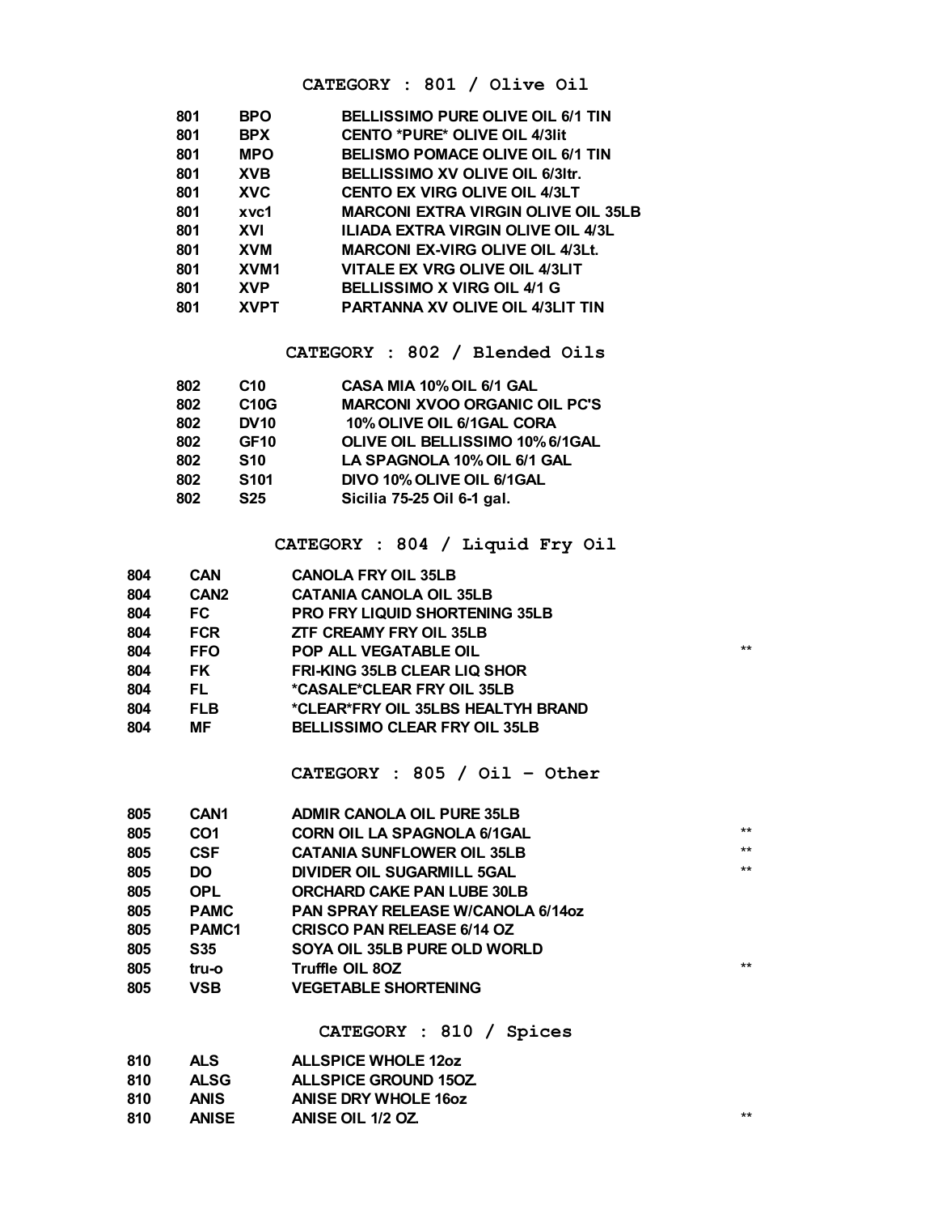## CATEGORY : 801 / Olive Oil

| | | | |
|---|---|---|---|
| 801 | BPO | BELLISSIMO PURE OLIVE OIL 6/1 TIN | |
| 801 | BPX | CENTO *PURE* OLIVE OIL 4/3lit | |
| 801 | MPO | BELISMO POMACE OLIVE OIL 6/1 TIN | |
| 801 | XVB | BELLISSIMO XV OLIVE OIL 6/3ltr. | |
| 801 | XVC | CENTO EX VIRG OLIVE OIL 4/3LT | |
| 801 | xvc1 | MARCONI EXTRA VIRGIN OLIVE OIL 35LB | |
| 801 | XVI | ILIADA EXTRA VIRGIN OLIVE OIL 4/3L | |
| 801 | XVM | MARCONI EX-VIRG OLIVE OIL 4/3Lt. | |
| 801 | XVM1 | VITALE EX VRG OLIVE OIL 4/3LIT | |
| 801 | XVP | BELLISSIMO X VIRG OIL 4/1 G | |
| 801 | XVPT | PARTANNA XV OLIVE OIL 4/3LIT TIN | |

## CATEGORY : 802 / Blended Oils

| | | | |
|---|---|---|---|
| 802 | C10 | CASA MIA 10% OIL 6/1 GAL | |
| 802 | C10G | MARCONI XVOO ORGANIC OIL PC'S | |
| 802 | DV10 | 10% OLIVE OIL 6/1GAL CORA | |
| 802 | GF10 | OLIVE OIL BELLISSIMO 10% 6/1GAL | |
| 802 | S10 | LA SPAGNOLA 10% OIL 6/1 GAL | |
| 802 | S101 | DIVO 10% OLIVE OIL 6/1GAL | |
| 802 | S25 | Sicilia 75-25 Oil 6-1 gal. | |

## CATEGORY : 804 / Liquid Fry Oil

| | | | |
|---|---|---|---|
| 804 | CAN | CANOLA FRY OIL 35LB | |
| 804 | CAN2 | CATANIA CANOLA OIL 35LB | |
| 804 | FC | PRO FRY LIQUID SHORTENING 35LB | |
| 804 | FCR | ZTF CREAMY FRY OIL 35LB | |
| 804 | FFO | POP ALL VEGATABLE OIL | ** |
| 804 | FK | FRI-KING 35LB CLEAR LIQ SHOR | |
| 804 | FL | *CASALE*CLEAR FRY OIL 35LB | |
| 804 | FLB | *CLEAR*FRY OIL 35LBS HEALTYH BRAND | |
| 804 | MF | BELLISSIMO CLEAR FRY OIL 35LB | |

## CATEGORY : 805 / Oil – Other

| | | | |
|---|---|---|---|
| 805 | CAN1 | ADMIR CANOLA OIL PURE 35LB | |
| 805 | CO1 | CORN OIL LA SPAGNOLA 6/1GAL | ** |
| 805 | CSF | CATANIA SUNFLOWER OIL 35LB | ** |
| 805 | DO | DIVIDER OIL SUGARMILL 5GAL | ** |
| 805 | OPL | ORCHARD CAKE PAN LUBE 30LB | |
| 805 | PAMC | PAN SPRAY RELEASE W/CANOLA 6/14oz | |
| 805 | PAMC1 | CRISCO PAN RELEASE 6/14 OZ | |
| 805 | S35 | SOYA OIL 35LB PURE OLD WORLD | |
| 805 | tru-o | Truffle OIL 8OZ | ** |
| 805 | VSB | VEGETABLE SHORTENING | |

## CATEGORY : 810 / Spices

| | | | |
|---|---|---|---|
| 810 | ALS | ALLSPICE WHOLE 12oz | |
| 810 | ALSG | ALLSPICE GROUND 15OZ. | |
| 810 | ANIS | ANISE DRY WHOLE 16oz | |
| 810 | ANISE | ANISE OIL 1/2 OZ. | ** |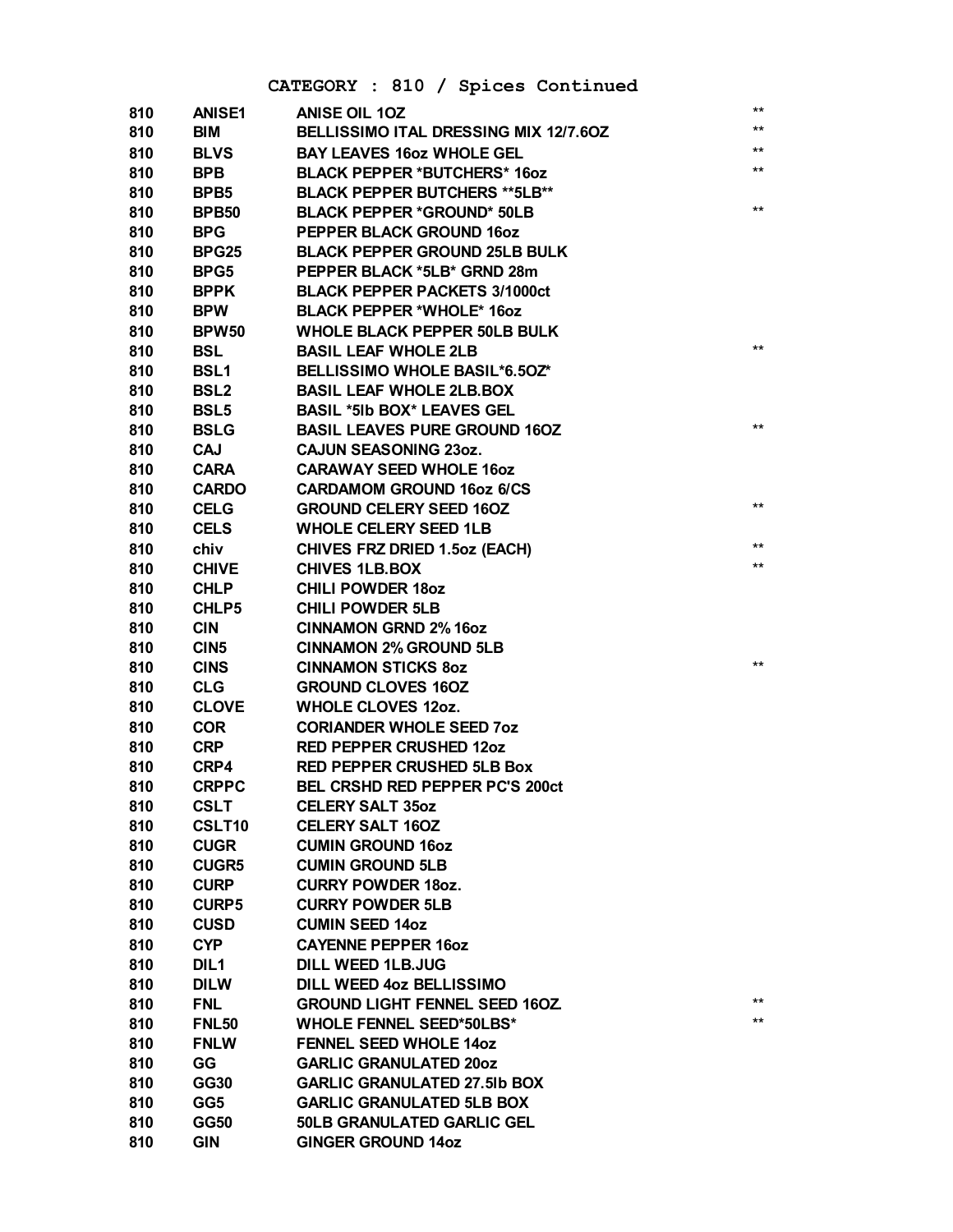CATEGORY : 810 / Spices Continued

| | | | |
|---|---|---|---|
| 810 | ANISE1 | ANISE OIL 1OZ | ** |
| 810 | BIM | BELLISSIMO ITAL DRESSING MIX 12/7.6OZ | ** |
| 810 | BLVS | BAY LEAVES 16oz WHOLE GEL | ** |
| 810 | BPB | BLACK PEPPER *BUTCHERS* 16oz | ** |
| 810 | BPB5 | BLACK PEPPER BUTCHERS **5LB** | |
| 810 | BPB50 | BLACK PEPPER *GROUND* 50LB | ** |
| 810 | BPG | PEPPER BLACK GROUND 16oz | |
| 810 | BPG25 | BLACK PEPPER GROUND 25LB BULK | |
| 810 | BPG5 | PEPPER BLACK *5LB* GRND 28m | |
| 810 | BPPK | BLACK PEPPER PACKETS 3/1000ct | |
| 810 | BPW | BLACK PEPPER *WHOLE* 16oz | |
| 810 | BPW50 | WHOLE BLACK PEPPER 50LB BULK | |
| 810 | BSL | BASIL LEAF WHOLE 2LB | ** |
| 810 | BSL1 | BELLISSIMO WHOLE BASIL*6.5OZ* | |
| 810 | BSL2 | BASIL LEAF WHOLE 2LB.BOX | |
| 810 | BSL5 | BASIL *5lb BOX* LEAVES GEL | |
| 810 | BSLG | BASIL LEAVES PURE GROUND 16OZ | ** |
| 810 | CAJ | CAJUN SEASONING 23oz. | |
| 810 | CARA | CARAWAY SEED WHOLE 16oz | |
| 810 | CARDO | CARDAMOM GROUND 16oz 6/CS | |
| 810 | CELG | GROUND CELERY SEED 16OZ | ** |
| 810 | CELS | WHOLE CELERY SEED 1LB | |
| 810 | chiv | CHIVES FRZ DRIED 1.5oz (EACH) | ** |
| 810 | CHIVE | CHIVES 1LB.BOX | ** |
| 810 | CHLP | CHILI POWDER 18oz | |
| 810 | CHLP5 | CHILI POWDER 5LB | |
| 810 | CIN | CINNAMON GRND 2% 16oz | |
| 810 | CIN5 | CINNAMON 2% GROUND 5LB | |
| 810 | CINS | CINNAMON STICKS 8oz | ** |
| 810 | CLG | GROUND CLOVES 16OZ | |
| 810 | CLOVE | WHOLE CLOVES 12oz. | |
| 810 | COR | CORIANDER WHOLE SEED 7oz | |
| 810 | CRP | RED PEPPER CRUSHED 12oz | |
| 810 | CRP4 | RED PEPPER CRUSHED 5LB Box | |
| 810 | CRPPC | BEL CRSHD RED PEPPER PC'S 200ct | |
| 810 | CSLT | CELERY SALT 35oz | |
| 810 | CSLT10 | CELERY SALT 16OZ | |
| 810 | CUGR | CUMIN GROUND 16oz | |
| 810 | CUGR5 | CUMIN GROUND 5LB | |
| 810 | CURP | CURRY POWDER 18oz. | |
| 810 | CURP5 | CURRY POWDER 5LB | |
| 810 | CUSD | CUMIN SEED 14oz | |
| 810 | CYP | CAYENNE PEPPER 16oz | |
| 810 | DIL1 | DILL WEED 1LB.JUG | |
| 810 | DILW | DILL WEED 4oz BELLISSIMO | |
| 810 | FNL | GROUND LIGHT FENNEL SEED 16OZ. | ** |
| 810 | FNL50 | WHOLE FENNEL SEED*50LBS* | ** |
| 810 | FNLW | FENNEL SEED WHOLE 14oz | |
| 810 | GG | GARLIC GRANULATED 20oz | |
| 810 | GG30 | GARLIC GRANULATED 27.5lb BOX | |
| 810 | GG5 | GARLIC GRANULATED 5LB BOX | |
| 810 | GG50 | 50LB GRANULATED GARLIC GEL | |
| 810 | GIN | GINGER GROUND 14oz | |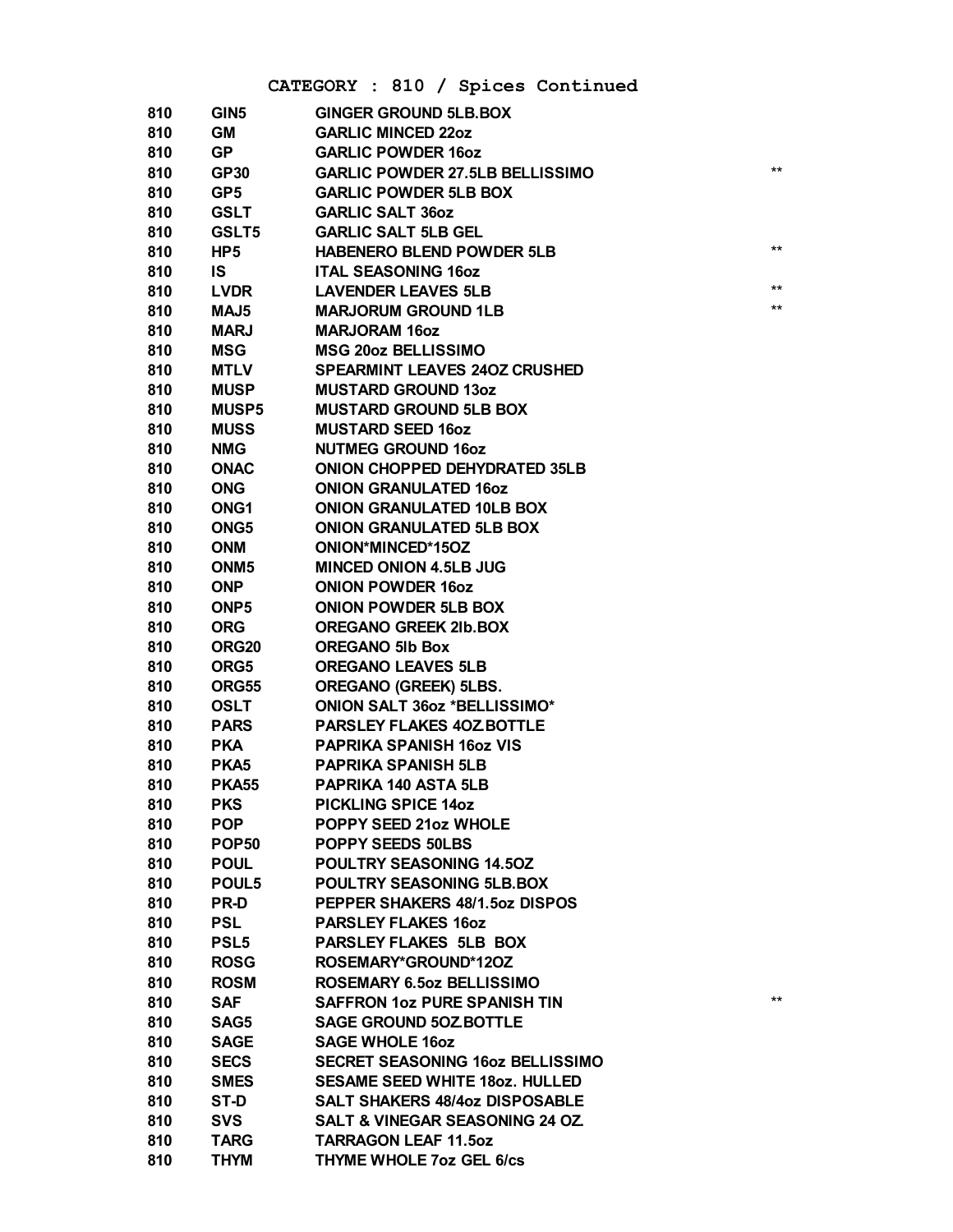CATEGORY : 810 / Spices Continued

| | | | |
|---|---|---|---|
| 810 | GIN5 | GINGER GROUND 5LB.BOX | |
| 810 | GM | GARLIC MINCED 22oz | |
| 810 | GP | GARLIC POWDER 16oz | |
| 810 | GP30 | GARLIC POWDER 27.5LB BELLISSIMO | ** |
| 810 | GP5 | GARLIC POWDER 5LB BOX | |
| 810 | GSLT | GARLIC SALT 36oz | |
| 810 | GSLT5 | GARLIC SALT 5LB GEL | |
| 810 | HP5 | HABENERO BLEND POWDER 5LB | ** |
| 810 | IS | ITAL SEASONING 16oz | |
| 810 | LVDR | LAVENDER LEAVES 5LB | ** |
| 810 | MAJ5 | MARJORUM GROUND 1LB | ** |
| 810 | MARJ | MARJORAM 16oz | |
| 810 | MSG | MSG 20oz BELLISSIMO | |
| 810 | MTLV | SPEARMINT LEAVES 24OZ CRUSHED | |
| 810 | MUSP | MUSTARD GROUND 13oz | |
| 810 | MUSP5 | MUSTARD GROUND 5LB BOX | |
| 810 | MUSS | MUSTARD SEED 16oz | |
| 810 | NMG | NUTMEG GROUND 16oz | |
| 810 | ONAC | ONION CHOPPED DEHYDRATED 35LB | |
| 810 | ONG | ONION GRANULATED 16oz | |
| 810 | ONG1 | ONION GRANULATED 10LB BOX | |
| 810 | ONG5 | ONION GRANULATED 5LB BOX | |
| 810 | ONM | ONION*MINCED*15OZ | |
| 810 | ONM5 | MINCED ONION 4.5LB JUG | |
| 810 | ONP | ONION POWDER 16oz | |
| 810 | ONP5 | ONION POWDER 5LB BOX | |
| 810 | ORG | OREGANO GREEK 2lb.BOX | |
| 810 | ORG20 | OREGANO 5lb Box | |
| 810 | ORG5 | OREGANO LEAVES 5LB | |
| 810 | ORG55 | OREGANO (GREEK) 5LBS. | |
| 810 | OSLT | ONION SALT 36oz *BELLISSIMO* | |
| 810 | PARS | PARSLEY FLAKES 4OZ.BOTTLE | |
| 810 | PKA | PAPRIKA SPANISH 16oz VIS | |
| 810 | PKA5 | PAPRIKA SPANISH 5LB | |
| 810 | PKA55 | PAPRIKA 140 ASTA 5LB | |
| 810 | PKS | PICKLING SPICE 14oz | |
| 810 | POP | POPPY SEED 21oz WHOLE | |
| 810 | POP50 | POPPY SEEDS 50LBS | |
| 810 | POUL | POULTRY SEASONING 14.5OZ | |
| 810 | POUL5 | POULTRY SEASONING 5LB.BOX | |
| 810 | PR-D | PEPPER SHAKERS 48/1.5oz DISPOS | |
| 810 | PSL | PARSLEY FLAKES 16oz | |
| 810 | PSL5 | PARSLEY FLAKES 5LB BOX | |
| 810 | ROSG | ROSEMARY*GROUND*12OZ | |
| 810 | ROSM | ROSEMARY 6.5oz BELLISSIMO | |
| 810 | SAF | SAFFRON 1oz PURE SPANISH TIN | ** |
| 810 | SAG5 | SAGE GROUND 5OZ.BOTTLE | |
| 810 | SAGE | SAGE WHOLE 16oz | |
| 810 | SECS | SECRET SEASONING 16oz BELLISSIMO | |
| 810 | SMES | SESAME SEED WHITE 18oz. HULLED | |
| 810 | ST-D | SALT SHAKERS 48/4oz DISPOSABLE | |
| 810 | SVS | SALT & VINEGAR SEASONING 24 OZ. | |
| 810 | TARG | TARRAGON LEAF 11.5oz | |
| 810 | THYM | THYME WHOLE 7oz GEL 6/cs | |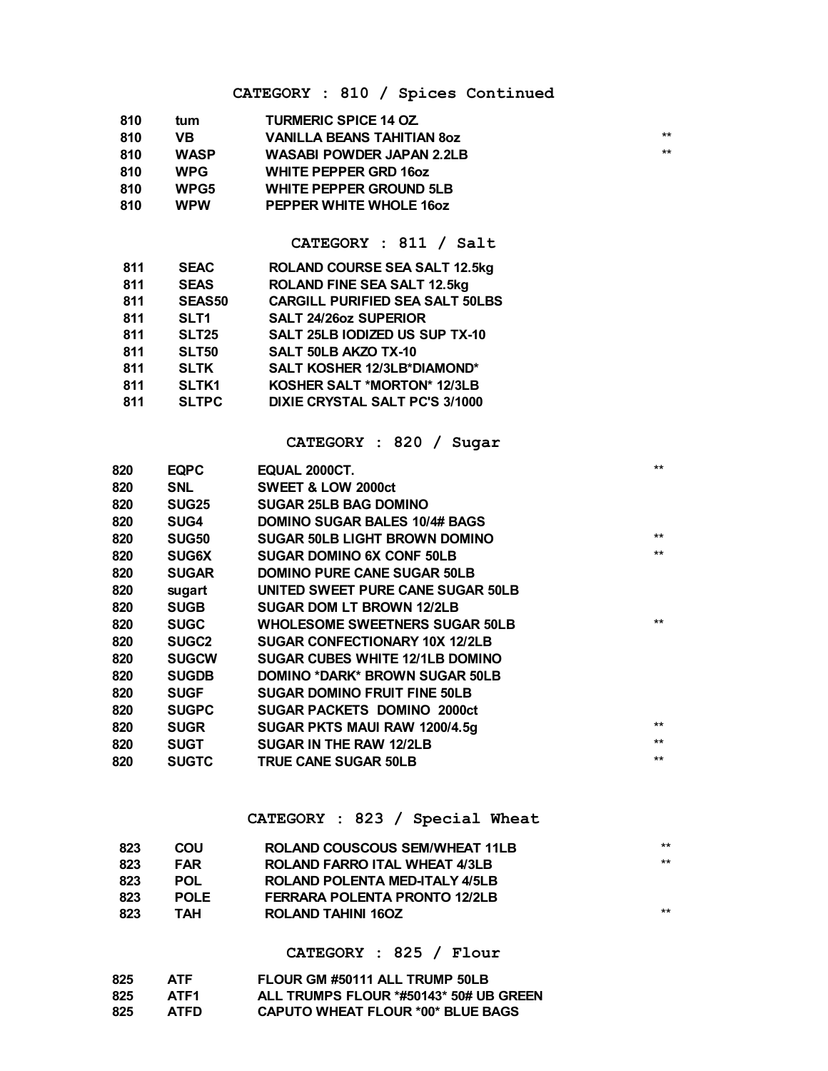## CATEGORY : 810 / Spices Continued

| | | | |
|---|---|---|---|
| 810 | tum | TURMERIC SPICE 14 OZ. | |
| 810 | VB | VANILLA BEANS TAHITIAN 8oz | ** |
| 810 | WASP | WASABI POWDER JAPAN 2.2LB | ** |
| 810 | WPG | WHITE PEPPER GRD 16oz | |
| 810 | WPG5 | WHITE PEPPER GROUND 5LB | |
| 810 | WPW | PEPPER WHITE WHOLE 16oz | |

## CATEGORY : 811 / Salt

| | | |
|---|---|---|
| 811 | SEAC | ROLAND COURSE SEA SALT 12.5kg |
| 811 | SEAS | ROLAND FINE SEA SALT 12.5kg |
| 811 | SEAS50 | CARGILL PURIFIED SEA SALT 50LBS |
| 811 | SLT1 | SALT 24/26oz SUPERIOR |
| 811 | SLT25 | SALT 25LB IODIZED US SUP TX-10 |
| 811 | SLT50 | SALT 50LB AKZO TX-10 |
| 811 | SLTK | SALT KOSHER 12/3LB*DIAMOND* |
| 811 | SLTK1 | KOSHER SALT *MORTON* 12/3LB |
| 811 | SLTPC | DIXIE CRYSTAL SALT PC'S 3/1000 |

## CATEGORY : 820 / Sugar

| | | | |
|---|---|---|---|
| 820 | EQPC | EQUAL 2000CT. | ** |
| 820 | SNL | SWEET & LOW 2000ct | |
| 820 | SUG25 | SUGAR 25LB BAG DOMINO | |
| 820 | SUG4 | DOMINO SUGAR BALES 10/4# BAGS | |
| 820 | SUG50 | SUGAR 50LB LIGHT BROWN DOMINO | ** |
| 820 | SUG6X | SUGAR DOMINO 6X CONF 50LB | ** |
| 820 | SUGAR | DOMINO PURE CANE SUGAR 50LB | |
| 820 | sugart | UNITED SWEET PURE CANE SUGAR 50LB | |
| 820 | SUGB | SUGAR DOM LT BROWN 12/2LB | |
| 820 | SUGC | WHOLESOME SWEETNERS SUGAR 50LB | ** |
| 820 | SUGC2 | SUGAR CONFECTIONARY 10X 12/2LB | |
| 820 | SUGCW | SUGAR CUBES WHITE 12/1LB DOMINO | |
| 820 | SUGDB | DOMINO *DARK* BROWN SUGAR 50LB | |
| 820 | SUGF | SUGAR DOMINO FRUIT FINE 50LB | |
| 820 | SUGPC | SUGAR PACKETS DOMINO 2000ct | |
| 820 | SUGR | SUGAR PKTS MAUI RAW 1200/4.5g | ** |
| 820 | SUGT | SUGAR IN THE RAW 12/2LB | ** |
| 820 | SUGTC | TRUE CANE SUGAR 50LB | ** |

## CATEGORY : 823 / Special Wheat

| | | | |
|---|---|---|---|
| 823 | COU | ROLAND COUSCOUS SEM/WHEAT 11LB | ** |
| 823 | FAR | ROLAND FARRO ITAL WHEAT 4/3LB | ** |
| 823 | POL | ROLAND POLENTA MED-ITALY 4/5LB | |
| 823 | POLE | FERRARA POLENTA PRONTO 12/2LB | |
| 823 | TAH | ROLAND TAHINI 16OZ | ** |

## CATEGORY : 825 / Flour

| | | |
|---|---|---|
| 825 | ATF | FLOUR GM #50111 ALL TRUMP 50LB |
| 825 | ATF1 | ALL TRUMPS FLOUR *#50143* 50# UB GREEN |
| 825 | ATFD | CAPUTO WHEAT FLOUR *00* BLUE BAGS |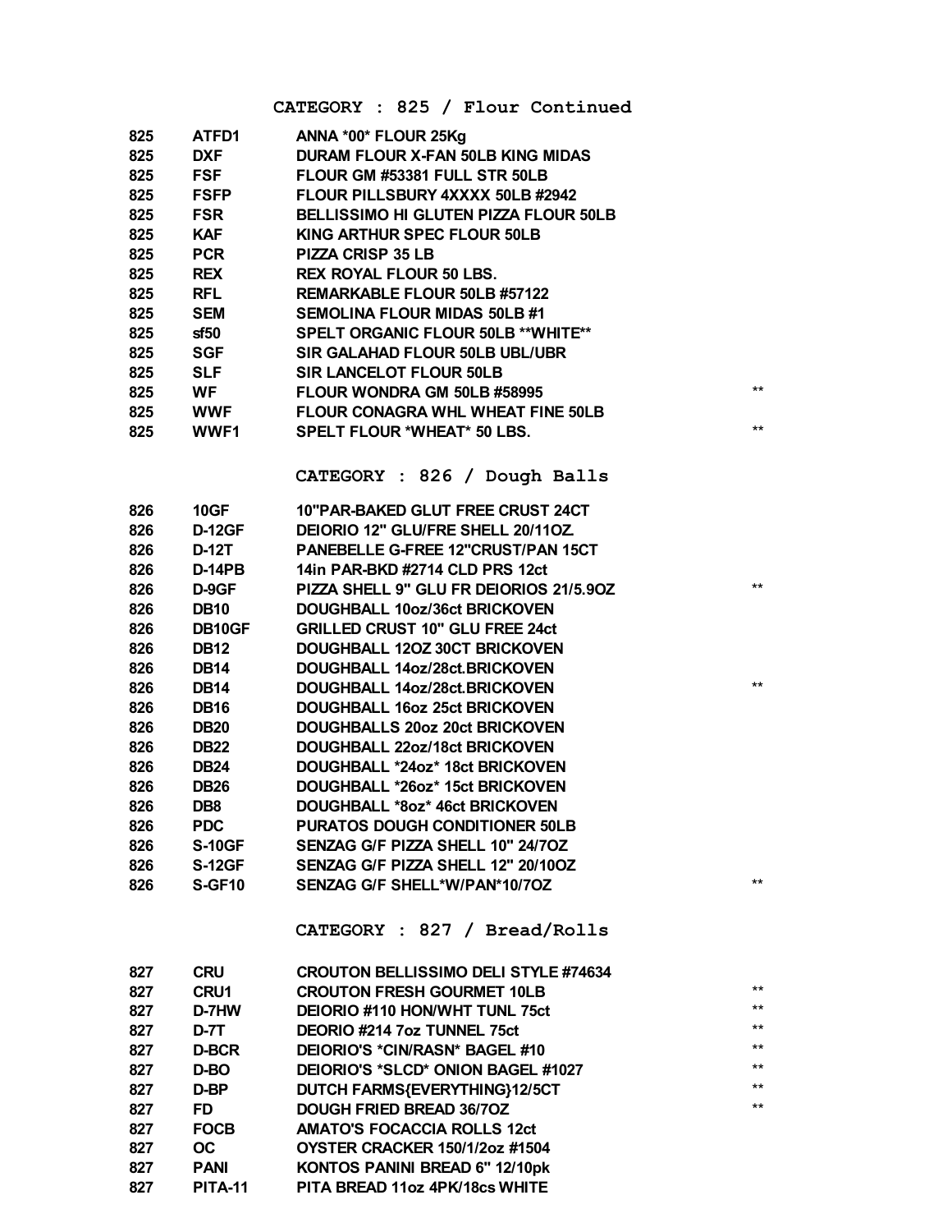## CATEGORY : 825 / Flour Continued

| | | | |
|---|---|---|---|
| 825 | ATFD1 | ANNA *00* FLOUR 25Kg | |
| 825 | DXF | DURAM FLOUR X-FAN 50LB KING MIDAS | |
| 825 | FSF | FLOUR GM #53381 FULL STR 50LB | |
| 825 | FSFP | FLOUR PILLSBURY 4XXXX 50LB #2942 | |
| 825 | FSR | BELLISSIMO HI GLUTEN PIZZA FLOUR 50LB | |
| 825 | KAF | KING ARTHUR SPEC FLOUR 50LB | |
| 825 | PCR | PIZZA CRISP 35 LB | |
| 825 | REX | REX ROYAL FLOUR 50 LBS. | |
| 825 | RFL | REMARKABLE FLOUR 50LB #57122 | |
| 825 | SEM | SEMOLINA FLOUR MIDAS 50LB #1 | |
| 825 | sf50 | SPELT ORGANIC FLOUR 50LB **WHITE** | |
| 825 | SGF | SIR GALAHAD FLOUR 50LB UBL/UBR | |
| 825 | SLF | SIR LANCELOT FLOUR 50LB | |
| 825 | WF | FLOUR WONDRA GM 50LB #58995 | ** |
| 825 | WWF | FLOUR CONAGRA WHL WHEAT FINE 50LB | |
| 825 | WWF1 | SPELT FLOUR *WHEAT* 50 LBS. | ** |

## CATEGORY : 826 / Dough Balls

| | | | |
|---|---|---|---|
| 826 | 10GF | 10"PAR-BAKED GLUT FREE CRUST 24CT | |
| 826 | D-12GF | DEIORIO 12" GLU/FRE SHELL 20/11OZ. | |
| 826 | D-12T | PANEBELLE G-FREE 12"CRUST/PAN 15CT | |
| 826 | D-14PB | 14in PAR-BKD #2714 CLD PRS 12ct | |
| 826 | D-9GF | PIZZA SHELL 9" GLU FR DEIORIOS 21/5.9OZ | ** |
| 826 | DB10 | DOUGHBALL 10oz/36ct BRICKOVEN | |
| 826 | DB10GF | GRILLED CRUST 10" GLU FREE 24ct | |
| 826 | DB12 | DOUGHBALL 12OZ 30CT BRICKOVEN | |
| 826 | DB14 | DOUGHBALL 14oz/28ct.BRICKOVEN | |
| 826 | DB14 | DOUGHBALL 14oz/28ct.BRICKOVEN | ** |
| 826 | DB16 | DOUGHBALL 16oz 25ct BRICKOVEN | |
| 826 | DB20 | DOUGHBALLS 20oz 20ct BRICKOVEN | |
| 826 | DB22 | DOUGHBALL 22oz/18ct BRICKOVEN | |
| 826 | DB24 | DOUGHBALL *24oz* 18ct BRICKOVEN | |
| 826 | DB26 | DOUGHBALL *26oz* 15ct BRICKOVEN | |
| 826 | DB8 | DOUGHBALL *8oz* 46ct BRICKOVEN | |
| 826 | PDC | PURATOS DOUGH CONDITIONER 50LB | |
| 826 | S-10GF | SENZAG G/F PIZZA SHELL 10" 24/7OZ | |
| 826 | S-12GF | SENZAG G/F PIZZA SHELL 12" 20/10OZ | |
| 826 | S-GF10 | SENZAG G/F SHELL*W/PAN*10/7OZ | ** |

## CATEGORY : 827 / Bread/Rolls

| | | | |
|---|---|---|---|
| 827 | CRU | CROUTON BELLISSIMO DELI STYLE #74634 | |
| 827 | CRU1 | CROUTON FRESH GOURMET 10LB | ** |
| 827 | D-7HW | DEIORIO #110 HON/WHT TUNL 75ct | ** |
| 827 | D-7T | DEORIO #214 7oz TUNNEL 75ct | ** |
| 827 | D-BCR | DEIORIO'S *CIN/RASN* BAGEL #10 | ** |
| 827 | D-BO | DEIORIO'S *SLCD* ONION BAGEL #1027 | ** |
| 827 | D-BP | DUTCH FARMS{EVERYTHING}12/5CT | ** |
| 827 | FD | DOUGH FRIED BREAD 36/7OZ | ** |
| 827 | FOCB | AMATO'S FOCACCIA ROLLS 12ct | |
| 827 | OC | OYSTER CRACKER 150/1/2oz #1504 | |
| 827 | PANI | KONTOS PANINI BREAD 6" 12/10pk | |
| 827 | PITA-11 | PITA BREAD 11oz 4PK/18cs WHITE | |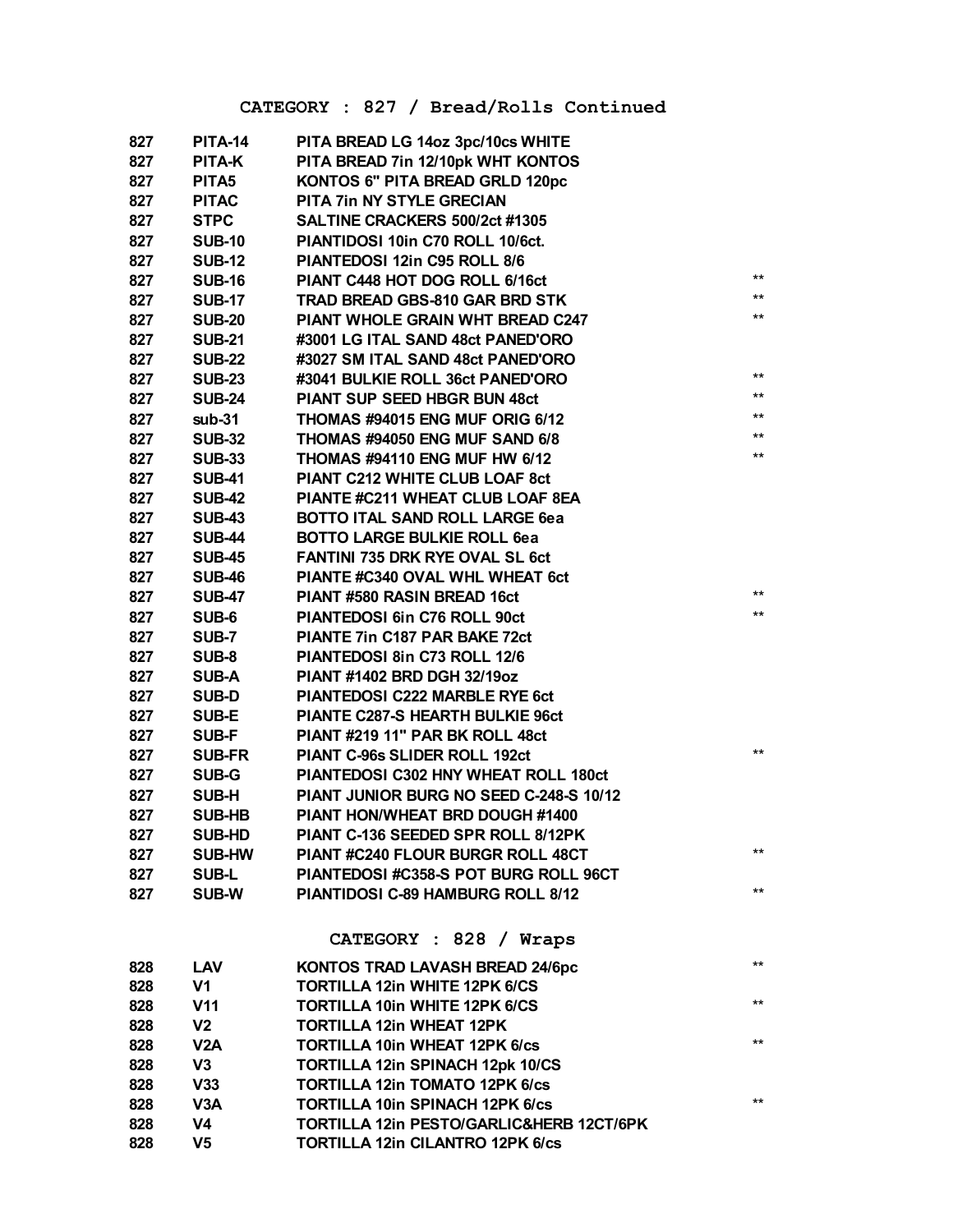## CATEGORY : 827 / Bread/Rolls Continued

| | | | |
|---|---|---|---|
| 827 | PITA-14 | PITA BREAD LG 14oz 3pc/10cs WHITE | |
| 827 | PITA-K | PITA BREAD 7in 12/10pk WHT KONTOS | |
| 827 | PITA5 | KONTOS 6" PITA BREAD GRLD 120pc | |
| 827 | PITAC | PITA 7in NY STYLE GRECIAN | |
| 827 | STPC | SALTINE CRACKERS 500/2ct #1305 | |
| 827 | SUB-10 | PIANTIDOSI 10in C70 ROLL 10/6ct. | |
| 827 | SUB-12 | PIANTEDOSI 12in C95 ROLL 8/6 | |
| 827 | SUB-16 | PIANT C448 HOT DOG ROLL 6/16ct | ** |
| 827 | SUB-17 | TRAD BREAD GBS-810 GAR BRD STK | ** |
| 827 | SUB-20 | PIANT WHOLE GRAIN WHT BREAD C247 | ** |
| 827 | SUB-21 | #3001 LG ITAL SAND 48ct PANED'ORO | |
| 827 | SUB-22 | #3027 SM ITAL SAND 48ct PANED'ORO | |
| 827 | SUB-23 | #3041 BULKIE ROLL 36ct PANED'ORO | ** |
| 827 | SUB-24 | PIANT SUP SEED HBGR BUN 48ct | ** |
| 827 | sub-31 | THOMAS #94015 ENG MUF ORIG 6/12 | ** |
| 827 | SUB-32 | THOMAS #94050 ENG MUF SAND 6/8 | ** |
| 827 | SUB-33 | THOMAS #94110 ENG MUF HW 6/12 | ** |
| 827 | SUB-41 | PIANT C212 WHITE CLUB LOAF 8ct | |
| 827 | SUB-42 | PIANTE #C211 WHEAT CLUB LOAF 8EA | |
| 827 | SUB-43 | BOTTO ITAL SAND ROLL LARGE 6ea | |
| 827 | SUB-44 | BOTTO LARGE BULKIE ROLL 6ea | |
| 827 | SUB-45 | FANTINI 735 DRK RYE OVAL SL 6ct | |
| 827 | SUB-46 | PIANTE #C340 OVAL WHL WHEAT 6ct | |
| 827 | SUB-47 | PIANT #580 RASIN BREAD 16ct | ** |
| 827 | SUB-6 | PIANTEDOSI 6in C76 ROLL 90ct | ** |
| 827 | SUB-7 | PIANTE 7in C187 PAR BAKE 72ct | |
| 827 | SUB-8 | PIANTEDOSI 8in C73 ROLL 12/6 | |
| 827 | SUB-A | PIANT #1402 BRD DGH 32/19oz | |
| 827 | SUB-D | PIANTEDOSI C222 MARBLE RYE 6ct | |
| 827 | SUB-E | PIANTE C287-S HEARTH BULKIE 96ct | |
| 827 | SUB-F | PIANT #219 11" PAR BK ROLL 48ct | |
| 827 | SUB-FR | PIANT C-96s SLIDER ROLL 192ct | ** |
| 827 | SUB-G | PIANTEDOSI C302 HNY WHEAT ROLL 180ct | |
| 827 | SUB-H | PIANT JUNIOR BURG NO SEED C-248-S 10/12 | |
| 827 | SUB-HB | PIANT HON/WHEAT BRD DOUGH #1400 | |
| 827 | SUB-HD | PIANT C-136 SEEDED SPR ROLL 8/12PK | |
| 827 | SUB-HW | PIANT #C240 FLOUR BURGR ROLL 48CT | ** |
| 827 | SUB-L | PIANTEDOSI #C358-S POT BURG ROLL 96CT | |
| 827 | SUB-W | PIANTIDOSI C-89 HAMBURG ROLL 8/12 | ** |

## CATEGORY : 828 / Wraps

| | | | |
|---|---|---|---|
| 828 | LAV | KONTOS TRAD LAVASH BREAD 24/6pc | ** |
| 828 | V1 | TORTILLA 12in WHITE 12PK 6/CS | |
| 828 | V11 | TORTILLA 10in WHITE 12PK 6/CS | ** |
| 828 | V2 | TORTILLA 12in WHEAT 12PK | |
| 828 | V2A | TORTILLA 10in WHEAT 12PK 6/cs | ** |
| 828 | V3 | TORTILLA 12in SPINACH 12pk 10/CS | |
| 828 | V33 | TORTILLA 12in TOMATO 12PK 6/cs | |
| 828 | V3A | TORTILLA 10in SPINACH 12PK 6/cs | ** |
| 828 | V4 | TORTILLA 12in PESTO/GARLIC&HERB 12CT/6PK | |
| 828 | V5 | TORTILLA 12in CILANTRO 12PK 6/cs | |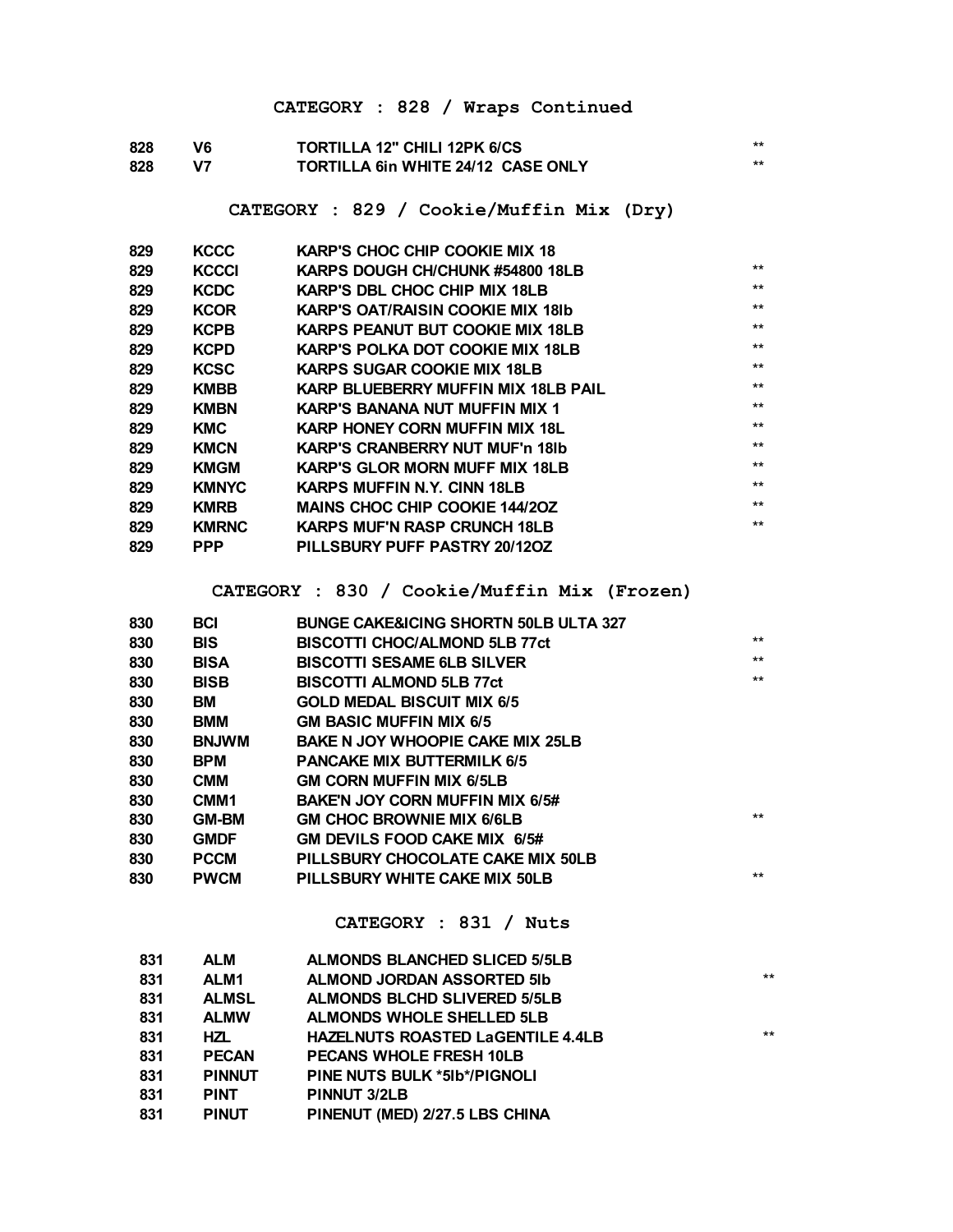## CATEGORY : 828 / Wraps Continued

| | | | |
|---|---|---|---|
| 828 | V6 | TORTILLA 12" CHILI 12PK 6/CS | ** |
| 828 | V7 | TORTILLA 6in WHITE 24/12 CASE ONLY | ** |

## CATEGORY : 829 / Cookie/Muffin Mix (Dry)

| | | | |
|---|---|---|---|
| 829 | KCCC | KARP'S CHOC CHIP COOKIE MIX 18 | |
| 829 | KCCCI | KARPS DOUGH CH/CHUNK #54800 18LB | ** |
| 829 | KCDC | KARP'S DBL CHOC CHIP MIX 18LB | ** |
| 829 | KCOR | KARP'S OAT/RAISIN COOKIE MIX 18lb | ** |
| 829 | KCPB | KARPS PEANUT BUT COOKIE MIX 18LB | ** |
| 829 | KCPD | KARP'S POLKA DOT COOKIE MIX 18LB | ** |
| 829 | KCSC | KARPS SUGAR COOKIE MIX 18LB | ** |
| 829 | KMBB | KARP BLUEBERRY MUFFIN MIX 18LB PAIL | ** |
| 829 | KMBN | KARP'S BANANA NUT MUFFIN MIX 1 | ** |
| 829 | KMC | KARP HONEY CORN MUFFIN MIX 18L | ** |
| 829 | KMCN | KARP'S CRANBERRY NUT MUF'n 18lb | ** |
| 829 | KMGM | KARP'S GLOR MORN MUFF MIX 18LB | ** |
| 829 | KMNYC | KARPS MUFFIN N.Y. CINN 18LB | ** |
| 829 | KMRB | MAINS CHOC CHIP COOKIE 144/2OZ | ** |
| 829 | KMRNC | KARPS MUF'N RASP CRUNCH 18LB | ** |
| 829 | PPP | PILLSBURY PUFF PASTRY 20/12OZ | |

## CATEGORY : 830 / Cookie/Muffin Mix (Frozen)

| | | | |
|---|---|---|---|
| 830 | BCI | BUNGE CAKE&ICING SHORTN 50LB ULTA 327 | |
| 830 | BIS | BISCOTTI CHOC/ALMOND 5LB 77ct | ** |
| 830 | BISA | BISCOTTI SESAME 6LB SILVER | ** |
| 830 | BISB | BISCOTTI ALMOND 5LB 77ct | ** |
| 830 | BM | GOLD MEDAL BISCUIT MIX 6/5 | |
| 830 | BMM | GM BASIC MUFFIN MIX 6/5 | |
| 830 | BNJWM | BAKE N JOY WHOOPIE CAKE MIX 25LB | |
| 830 | BPM | PANCAKE MIX BUTTERMILK 6/5 | |
| 830 | CMM | GM CORN MUFFIN MIX 6/5LB | |
| 830 | CMM1 | BAKE'N JOY CORN MUFFIN MIX 6/5# | |
| 830 | GM-BM | GM CHOC BROWNIE MIX 6/6LB | ** |
| 830 | GMDF | GM DEVILS FOOD CAKE MIX 6/5# | |
| 830 | PCCM | PILLSBURY CHOCOLATE CAKE MIX 50LB | |
| 830 | PWCM | PILLSBURY WHITE CAKE MIX 50LB | ** |

## CATEGORY : 831 / Nuts

| | | | |
|---|---|---|---|
| 831 | ALM | ALMONDS BLANCHED SLICED 5/5LB | |
| 831 | ALM1 | ALMOND JORDAN ASSORTED 5lb | ** |
| 831 | ALMSL | ALMONDS BLCHD SLIVERED 5/5LB | |
| 831 | ALMW | ALMONDS WHOLE SHELLED 5LB | |
| 831 | HZL | HAZELNUTS ROASTED LaGENTILE 4.4LB | ** |
| 831 | PECAN | PECANS WHOLE FRESH 10LB | |
| 831 | PINNUT | PINE NUTS BULK *5lb*/PIGNOLI | |
| 831 | PINT | PINNUT 3/2LB | |
| 831 | PINUT | PINENUT (MED) 2/27.5 LBS CHINA | |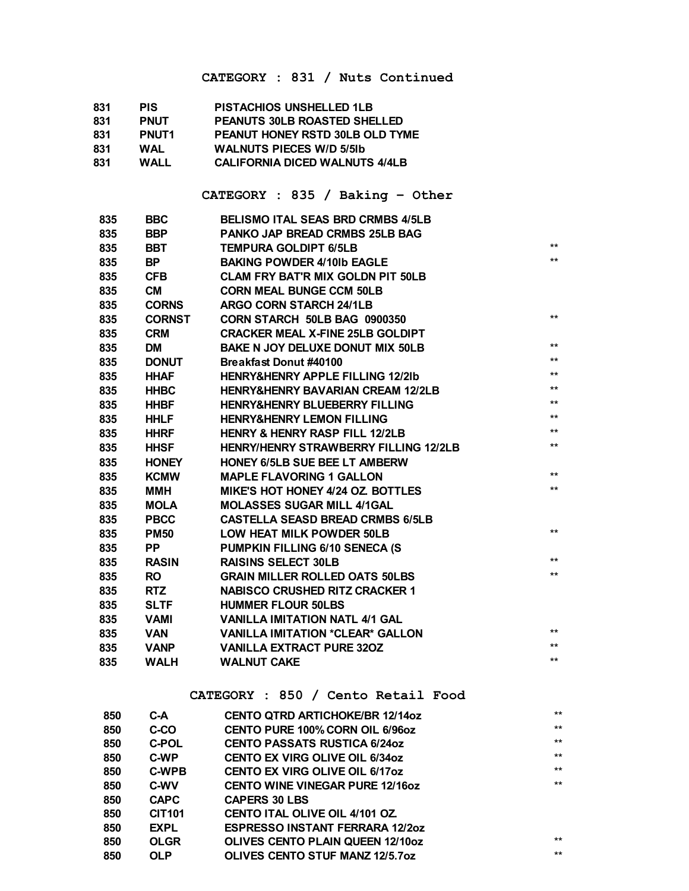## CATEGORY : 831 / Nuts Continued

| | | | |
|---|---|---|---|
| 831 | PIS | PISTACHIOS UNSHELLED 1LB | |
| 831 | PNUT | PEANUTS 30LB ROASTED SHELLED | |
| 831 | PNUT1 | PEANUT HONEY RSTD 30LB OLD TYME | |
| 831 | WAL | WALNUTS PIECES W/D 5/5lb | |
| 831 | WALL | CALIFORNIA DICED WALNUTS 4/4LB | |

## CATEGORY : 835 / Baking - Other

| | | | |
|---|---|---|---|
| 835 | BBC | BELISMO ITAL SEAS BRD CRMBS 4/5LB | |
| 835 | BBP | PANKO JAP BREAD CRMBS 25LB BAG | |
| 835 | BBT | TEMPURA GOLDIPT 6/5LB | ** |
| 835 | BP | BAKING POWDER 4/10lb EAGLE | ** |
| 835 | CFB | CLAM FRY BAT'R MIX GOLDN PIT 50LB | |
| 835 | CM | CORN MEAL BUNGE CCM 50LB | |
| 835 | CORNS | ARGO CORN STARCH 24/1LB | |
| 835 | CORNST | CORN STARCH 50LB BAG 0900350 | ** |
| 835 | CRM | CRACKER MEAL X-FINE 25LB GOLDIPT | |
| 835 | DM | BAKE N JOY DELUXE DONUT MIX 50LB | ** |
| 835 | DONUT | Breakfast Donut #40100 | ** |
| 835 | HHAF | HENRY&HENRY APPLE FILLING 12/2lb | ** |
| 835 | HHBC | HENRY&HENRY BAVARIAN CREAM 12/2LB | ** |
| 835 | HHBF | HENRY&HENRY BLUEBERRY FILLING | ** |
| 835 | HHLF | HENRY&HENRY LEMON FILLING | ** |
| 835 | HHRF | HENRY & HENRY RASP FILL 12/2LB | ** |
| 835 | HHSF | HENRY/HENRY STRAWBERRY FILLING 12/2LB | ** |
| 835 | HONEY | HONEY 6/5LB SUE BEE LT AMBERW | |
| 835 | KCMW | MAPLE FLAVORING 1 GALLON | ** |
| 835 | MMH | MIKE'S HOT HONEY 4/24 OZ. BOTTLES | ** |
| 835 | MOLA | MOLASSES SUGAR MILL 4/1GAL | |
| 835 | PBCC | CASTELLA SEASD BREAD CRMBS 6/5LB | |
| 835 | PM50 | LOW HEAT MILK POWDER 50LB | ** |
| 835 | PP | PUMPKIN FILLING 6/10 SENECA (S | |
| 835 | RASIN | RAISINS SELECT 30LB | ** |
| 835 | RO | GRAIN MILLER ROLLED OATS 50LBS | ** |
| 835 | RTZ | NABISCO CRUSHED RITZ CRACKER 1 | |
| 835 | SLTF | HUMMER FLOUR 50LBS | |
| 835 | VAMI | VANILLA IMITATION NATL 4/1 GAL | |
| 835 | VAN | VANILLA IMITATION *CLEAR* GALLON | ** |
| 835 | VANP | VANILLA EXTRACT PURE 32OZ | ** |
| 835 | WALH | WALNUT CAKE | ** |

## CATEGORY : 850 / Cento Retail Food

| | | | |
|---|---|---|---|
| 850 | C-A | CENTO QTRD ARTICHOKE/BR 12/14oz | ** |
| 850 | C-CO | CENTO PURE 100% CORN OIL 6/96oz | ** |
| 850 | C-POL | CENTO PASSATS RUSTICA 6/24oz | ** |
| 850 | C-WP | CENTO EX VIRG OLIVE OIL 6/34oz | ** |
| 850 | C-WPB | CENTO EX VIRG OLIVE OIL 6/17oz | ** |
| 850 | C-WV | CENTO WINE VINEGAR PURE 12/16oz | ** |
| 850 | CAPC | CAPERS 30 LBS | |
| 850 | CIT101 | CENTO ITAL OLIVE OIL 4/101 OZ. | |
| 850 | EXPL | ESPRESSO INSTANT FERRARA 12/2oz | |
| 850 | OLGR | OLIVES CENTO PLAIN QUEEN 12/10oz | ** |
| 850 | OLP | OLIVES CENTO STUF MANZ 12/5.7oz | ** |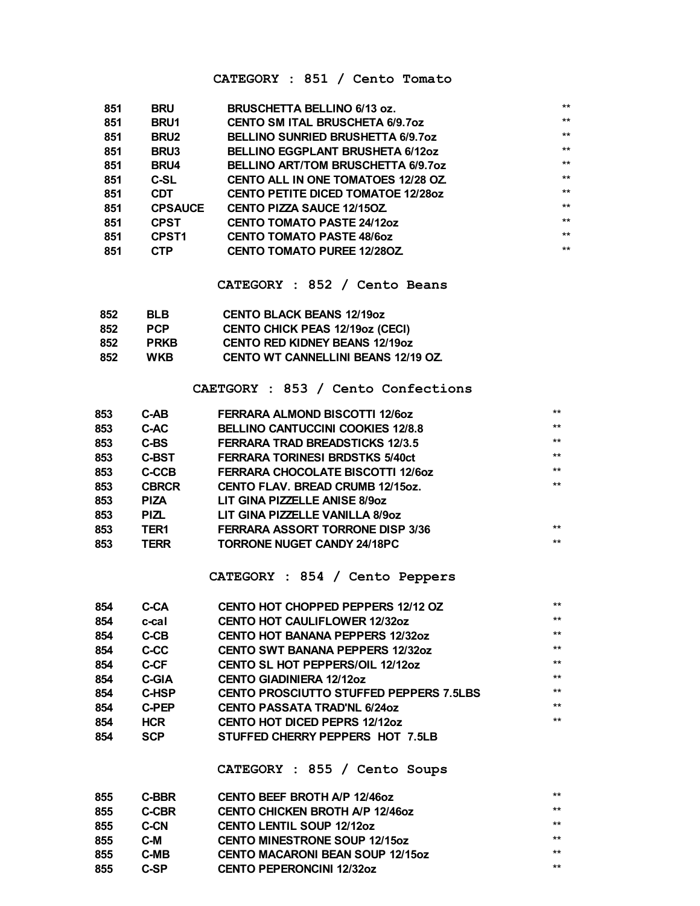## CATEGORY : 851 / Cento Tomato

| | | | |
|---|---|---|---|
| 851 | BRU | BRUSCHETTA BELLINO 6/13 oz. | ** |
| 851 | BRU1 | CENTO SM ITAL BRUSCHETA 6/9.7oz | ** |
| 851 | BRU2 | BELLINO SUNRIED BRUSHETTA 6/9.7oz | ** |
| 851 | BRU3 | BELLINO EGGPLANT BRUSHETA 6/12oz | ** |
| 851 | BRU4 | BELLINO ART/TOM BRUSCHETTA 6/9.7oz | ** |
| 851 | C-SL | CENTO ALL IN ONE TOMATOES 12/28 OZ. | ** |
| 851 | CDT | CENTO PETITE DICED TOMATOE 12/28oz | ** |
| 851 | CPSAUCE | CENTO PIZZA SAUCE 12/15OZ. | ** |
| 851 | CPST | CENTO TOMATO PASTE 24/12oz | ** |
| 851 | CPST1 | CENTO TOMATO PASTE 48/6oz | ** |
| 851 | CTP | CENTO TOMATO PUREE 12/28OZ. | ** |

## CATEGORY : 852 / Cento Beans

| | | |
|---|---|---|
| 852 | BLB | CENTO BLACK BEANS 12/19oz |
| 852 | PCP | CENTO CHICK PEAS 12/19oz (CECI) |
| 852 | PRKB | CENTO RED KIDNEY BEANS 12/19oz |
| 852 | WKB | CENTO WT CANNELLINI BEANS 12/19 OZ. |

## CAETGORY : 853 / Cento Confections

| | | | |
|---|---|---|---|
| 853 | C-AB | FERRARA ALMOND BISCOTTI 12/6oz | ** |
| 853 | C-AC | BELLINO CANTUCCINI COOKIES 12/8.8 | ** |
| 853 | C-BS | FERRARA TRAD BREADSTICKS 12/3.5 | ** |
| 853 | C-BST | FERRARA TORINESI BRDSTKS 5/40ct | ** |
| 853 | C-CCB | FERRARA CHOCOLATE BISCOTTI 12/6oz | ** |
| 853 | CBRCR | CENTO FLAV. BREAD CRUMB 12/15oz. | ** |
| 853 | PIZA | LIT GINA PIZZELLE ANISE 8/9oz | |
| 853 | PIZL | LIT GINA PIZZELLE VANILLA 8/9oz | |
| 853 | TER1 | FERRARA ASSORT TORRONE DISP 3/36 | ** |
| 853 | TERR | TORRONE NUGET CANDY 24/18PC | ** |

## CATEGORY : 854 / Cento Peppers

| | | | |
|---|---|---|---|
| 854 | C-CA | CENTO HOT CHOPPED PEPPERS 12/12 OZ | ** |
| 854 | c-cal | CENTO HOT CAULIFLOWER 12/32oz | ** |
| 854 | C-CB | CENTO HOT BANANA PEPPERS 12/32oz | ** |
| 854 | C-CC | CENTO SWT BANANA PEPPERS 12/32oz | ** |
| 854 | C-CF | CENTO SL HOT PEPPERS/OIL 12/12oz | ** |
| 854 | C-GIA | CENTO GIADINIERA 12/12oz | ** |
| 854 | C-HSP | CENTO PROSCIUTTO STUFFED PEPPERS 7.5LBS | ** |
| 854 | C-PEP | CENTO PASSATA TRAD'NL 6/24oz | ** |
| 854 | HCR | CENTO HOT DICED PEPRS 12/12oz | ** |
| 854 | SCP | STUFFED CHERRY PEPPERS HOT 7.5LB | |

## CATEGORY : 855 / Cento Soups

| | | | |
|---|---|---|---|
| 855 | C-BBR | CENTO BEEF BROTH A/P 12/46oz | ** |
| 855 | C-CBR | CENTO CHICKEN BROTH A/P 12/46oz | ** |
| 855 | C-CN | CENTO LENTIL SOUP 12/12oz | ** |
| 855 | C-M | CENTO MINESTRONE SOUP 12/15oz | ** |
| 855 | C-MB | CENTO MACARONI BEAN SOUP 12/15oz | ** |
| 855 | C-SP | CENTO PEPERONCINI 12/32oz | ** |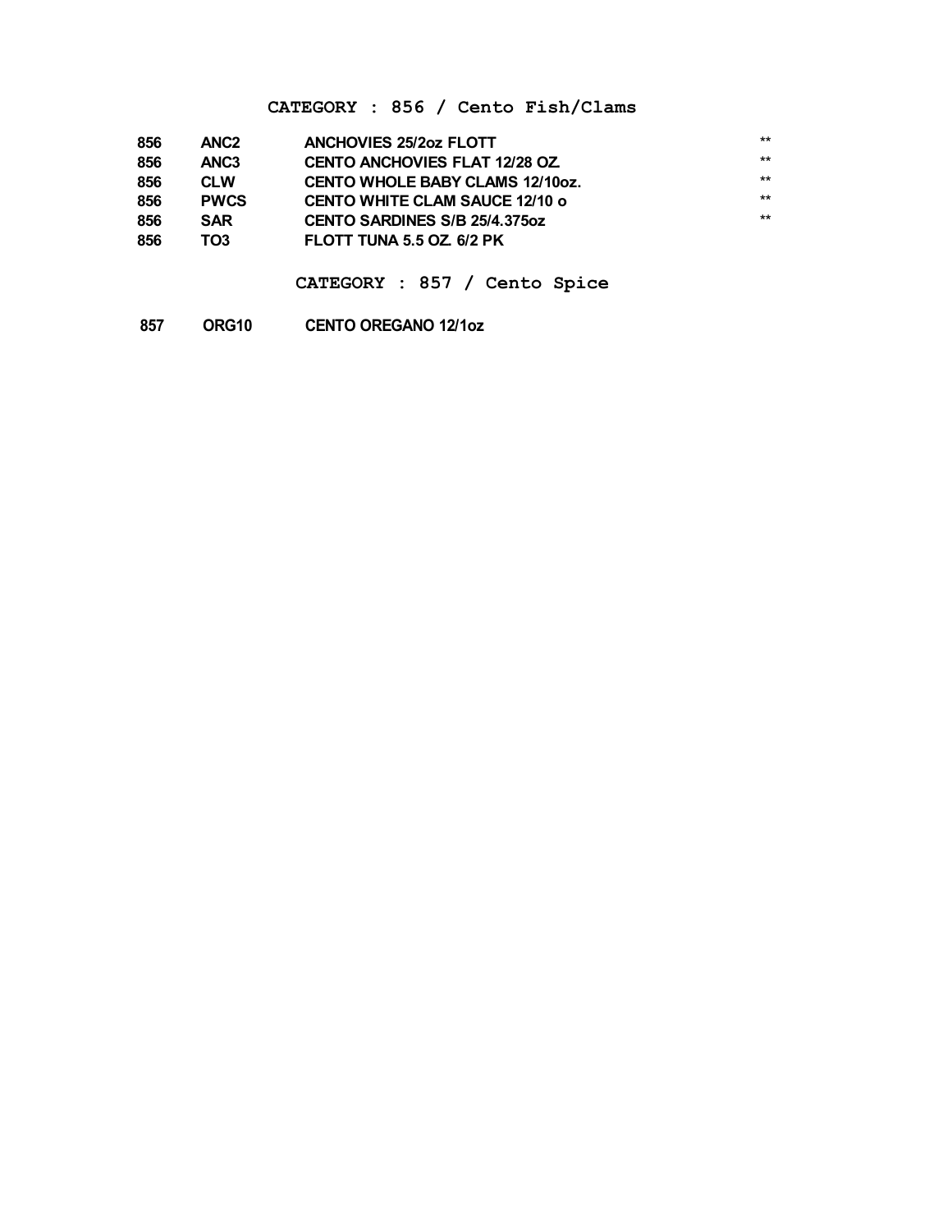## CATEGORY : 856 / Cento Fish/Clams

| | | | |
|---|---|---|---|
| 856 | ANC2 | ANCHOVIES 25/2oz FLOTT | ** |
| 856 | ANC3 | CENTO ANCHOVIES FLAT 12/28 OZ. | ** |
| 856 | CLW | CENTO WHOLE BABY CLAMS 12/10oz. | ** |
| 856 | PWCS | CENTO WHITE CLAM SAUCE 12/10 o | ** |
| 856 | SAR | CENTO SARDINES S/B 25/4.375oz | ** |
| 856 | TO3 | FLOTT TUNA 5.5 OZ. 6/2 PK | |

## CATEGORY : 857 / Cento Spice

| | | |
|---|---|---|
| 857 | ORG10 | CENTO OREGANO 12/1oz |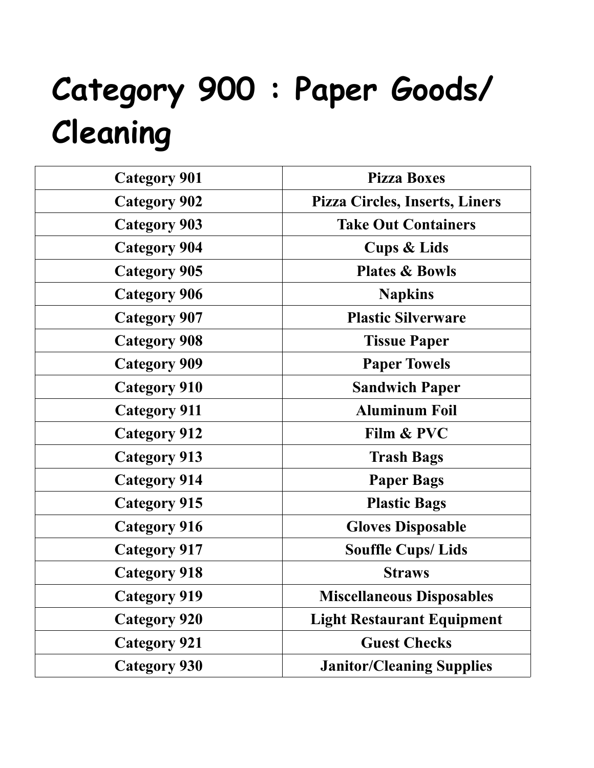# Category 900 : Paper Goods/ Cleaning

| Category 901 | Pizza Boxes |
|---|---|
| Category 902 | Pizza Circles, Inserts, Liners |
| Category 903 | Take Out Containers |
| Category 904 | Cups & Lids |
| Category 905 | Plates & Bowls |
| Category 906 | Napkins |
| Category 907 | Plastic Silverware |
| Category 908 | Tissue Paper |
| Category 909 | Paper Towels |
| Category 910 | Sandwich Paper |
| Category 911 | Aluminum Foil |
| Category 912 | Film & PVC |
| Category 913 | Trash Bags |
| Category 914 | Paper Bags |
| Category 915 | Plastic Bags |
| Category 916 | Gloves Disposable |
| Category 917 | Souffle Cups/ Lids |
| Category 918 | Straws |
| Category 919 | Miscellaneous Disposables |
| Category 920 | Light Restaurant Equipment |
| Category 921 | Guest Checks |
| Category 930 | Janitor/Cleaning Supplies |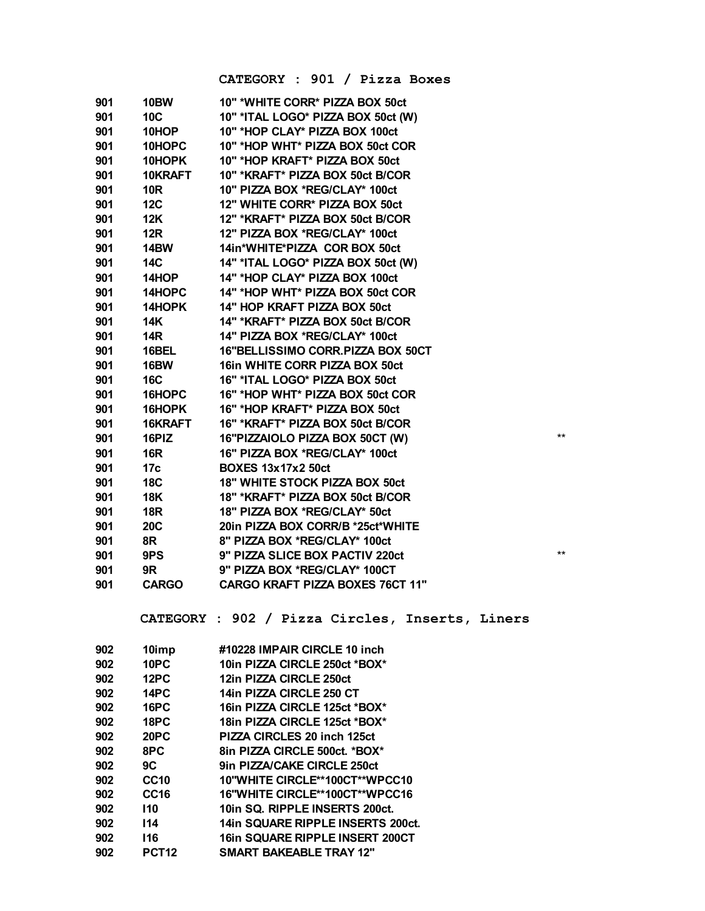## CATEGORY : 901 / Pizza Boxes

| | | | |
|---|---|---|---|
| 901 | 10BW | 10" *WHITE CORR* PIZZA BOX 50ct | |
| 901 | 10C | 10" *ITAL LOGO* PIZZA BOX 50ct (W) | |
| 901 | 10HOP | 10" *HOP CLAY* PIZZA BOX 100ct | |
| 901 | 10HOPC | 10" *HOP WHT* PIZZA BOX 50ct COR | |
| 901 | 10HOPK | 10" *HOP KRAFT* PIZZA BOX 50ct | |
| 901 | 10KRAFT | 10" *KRAFT* PIZZA BOX 50ct B/COR | |
| 901 | 10R | 10" PIZZA BOX *REG/CLAY* 100ct | |
| 901 | 12C | 12" WHITE CORR* PIZZA BOX 50ct | |
| 901 | 12K | 12" *KRAFT* PIZZA BOX 50ct B/COR | |
| 901 | 12R | 12" PIZZA BOX *REG/CLAY* 100ct | |
| 901 | 14BW | 14in*WHITE*PIZZA COR BOX 50ct | |
| 901 | 14C | 14" *ITAL LOGO* PIZZA BOX 50ct (W) | |
| 901 | 14HOP | 14" *HOP CLAY* PIZZA BOX 100ct | |
| 901 | 14HOPC | 14" *HOP WHT* PIZZA BOX 50ct COR | |
| 901 | 14HOPK | 14" HOP KRAFT PIZZA BOX 50ct | |
| 901 | 14K | 14" *KRAFT* PIZZA BOX 50ct B/COR | |
| 901 | 14R | 14" PIZZA BOX *REG/CLAY* 100ct | |
| 901 | 16BEL | 16"BELLISSIMO CORR.PIZZA BOX 50CT | |
| 901 | 16BW | 16in WHITE CORR PIZZA BOX 50ct | |
| 901 | 16C | 16" *ITAL LOGO* PIZZA BOX 50ct | |
| 901 | 16HOPC | 16" *HOP WHT* PIZZA BOX 50ct COR | |
| 901 | 16HOPK | 16" *HOP KRAFT* PIZZA BOX 50ct | |
| 901 | 16KRAFT | 16" *KRAFT* PIZZA BOX 50ct B/COR | |
| 901 | 16PIZ | 16"PIZZAIOLO PIZZA BOX 50CT (W) | ** |
| 901 | 16R | 16" PIZZA BOX *REG/CLAY* 100ct | |
| 901 | 17c | BOXES 13x17x2 50ct | |
| 901 | 18C | 18" WHITE STOCK PIZZA BOX 50ct | |
| 901 | 18K | 18" *KRAFT* PIZZA BOX 50ct B/COR | |
| 901 | 18R | 18" PIZZA BOX *REG/CLAY* 50ct | |
| 901 | 20C | 20in PIZZA BOX CORR/B *25ct*WHITE | |
| 901 | 8R | 8" PIZZA BOX *REG/CLAY* 100ct | |
| 901 | 9PS | 9" PIZZA SLICE BOX PACTIV 220ct | ** |
| 901 | 9R | 9" PIZZA BOX *REG/CLAY* 100CT | |
| 901 | CARGO | CARGO KRAFT PIZZA BOXES 76CT 11" | |

## CATEGORY : 902 / Pizza Circles, Inserts, Liners

| | | |
|---|---|---|
| 902 | 10imp | #10228 IMPAIR CIRCLE 10 inch |
| 902 | 10PC | 10in PIZZA CIRCLE 250ct *BOX* |
| 902 | 12PC | 12in PIZZA CIRCLE 250ct |
| 902 | 14PC | 14in PIZZA CIRCLE 250 CT |
| 902 | 16PC | 16in PIZZA CIRCLE 125ct *BOX* |
| 902 | 18PC | 18in PIZZA CIRCLE 125ct *BOX* |
| 902 | 20PC | PIZZA CIRCLES 20 inch 125ct |
| 902 | 8PC | 8in PIZZA CIRCLE 500ct. *BOX* |
| 902 | 9C | 9in PIZZA/CAKE CIRCLE 250ct |
| 902 | CC10 | 10"WHITE CIRCLE**100CT**WPCC10 |
| 902 | CC16 | 16"WHITE CIRCLE**100CT**WPCC16 |
| 902 | I10 | 10in SQ. RIPPLE INSERTS 200ct. |
| 902 | I14 | 14in SQUARE RIPPLE INSERTS 200ct. |
| 902 | I16 | 16in SQUARE RIPPLE INSERT 200CT |
| 902 | PCT12 | SMART BAKEABLE TRAY 12" |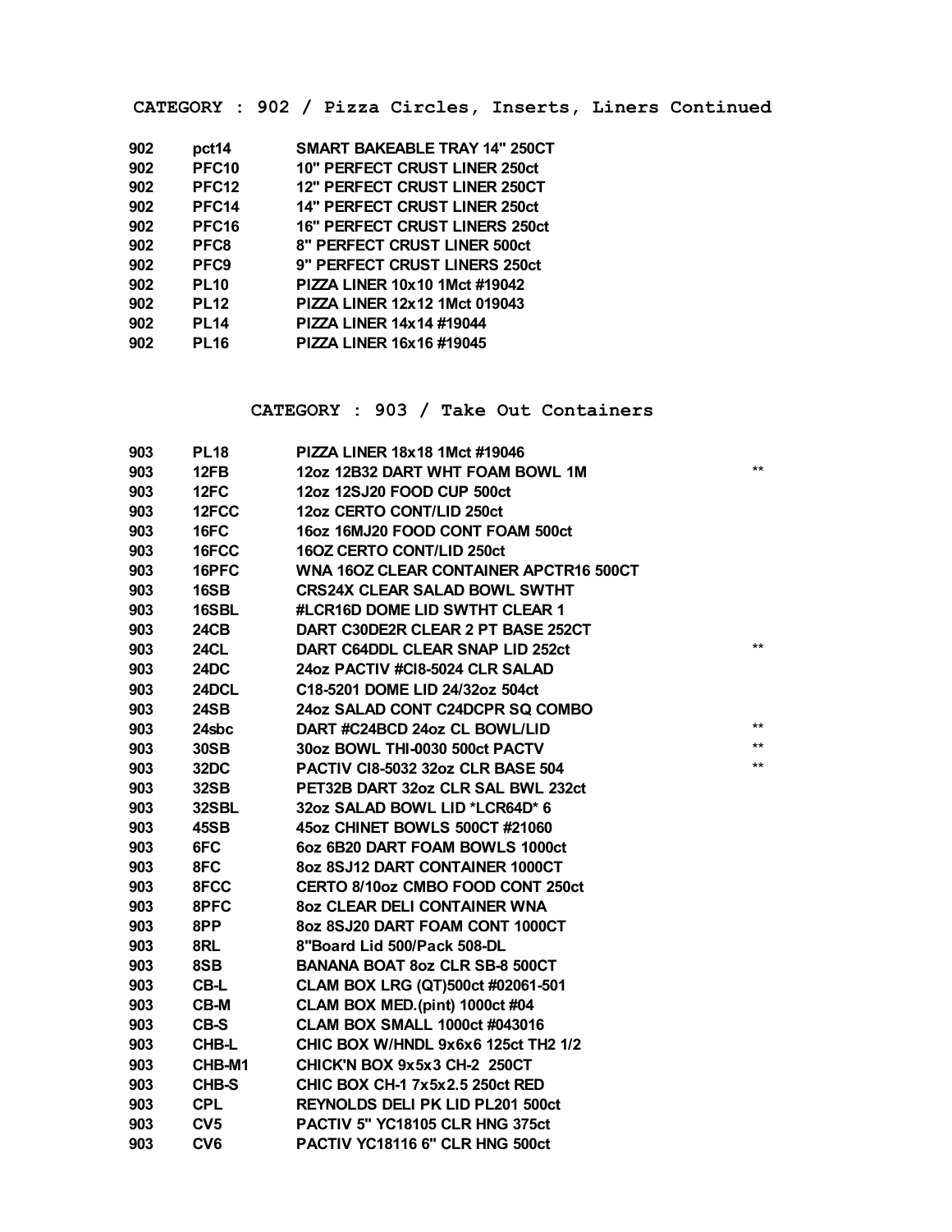## CATEGORY : 902 / Pizza Circles, Inserts, Liners Continued

| | | | |
|---|---|---|---|
| 902 | pct14 | SMART BAKEABLE TRAY 14" 250CT | |
| 902 | PFC10 | 10" PERFECT CRUST LINER 250ct | |
| 902 | PFC12 | 12" PERFECT CRUST LINER 250CT | |
| 902 | PFC14 | 14" PERFECT CRUST LINER 250ct | |
| 902 | PFC16 | 16" PERFECT CRUST LINERS 250ct | |
| 902 | PFC8 | 8" PERFECT CRUST LINER 500ct | |
| 902 | PFC9 | 9" PERFECT CRUST LINERS 250ct | |
| 902 | PL10 | PIZZA LINER 10x10 1Mct #19042 | |
| 902 | PL12 | PIZZA LINER 12x12 1Mct 019043 | |
| 902 | PL14 | PIZZA LINER 14x14 #19044 | |
| 902 | PL16 | PIZZA LINER 16x16 #19045 | |

## CATEGORY : 903 / Take Out Containers

| | | | |
|---|---|---|---|
| 903 | PL18 | PIZZA LINER 18x18 1Mct #19046 | |
| 903 | 12FB | 12oz 12B32 DART WHT FOAM BOWL 1M | ** |
| 903 | 12FC | 12oz 12SJ20 FOOD CUP 500ct | |
| 903 | 12FCC | 12oz CERTO CONT/LID 250ct | |
| 903 | 16FC | 16oz 16MJ20 FOOD CONT FOAM 500ct | |
| 903 | 16FCC | 16OZ CERTO CONT/LID 250ct | |
| 903 | 16PFC | WNA 16OZ CLEAR CONTAINER APCTR16 500CT | |
| 903 | 16SB | CRS24X CLEAR SALAD BOWL SWTHT | |
| 903 | 16SBL | #LCR16D DOME LID SWTHT CLEAR 1 | |
| 903 | 24CB | DART C30DE2R CLEAR 2 PT BASE 252CT | |
| 903 | 24CL | DART C64DDL CLEAR SNAP LID 252ct | ** |
| 903 | 24DC | 24oz PACTIV #CI8-5024 CLR SALAD | |
| 903 | 24DCL | C18-5201 DOME LID 24/32oz 504ct | |
| 903 | 24SB | 24oz SALAD CONT C24DCPR SQ COMBO | |
| 903 | 24sbc | DART #C24BCD 24oz CL BOWL/LID | ** |
| 903 | 30SB | 30oz BOWL THI-0030 500ct PACTV | ** |
| 903 | 32DC | PACTIV CI8-5032 32oz CLR BASE 504 | ** |
| 903 | 32SB | PET32B DART 32oz CLR SAL BWL 232ct | |
| 903 | 32SBL | 32oz SALAD BOWL LID *LCR64D* 6 | |
| 903 | 45SB | 45oz CHINET BOWLS 500CT #21060 | |
| 903 | 6FC | 6oz 6B20 DART FOAM BOWLS 1000ct | |
| 903 | 8FC | 8oz 8SJ12 DART CONTAINER 1000CT | |
| 903 | 8FCC | CERTO 8/10oz CMBO FOOD CONT 250ct | |
| 903 | 8PFC | 8oz CLEAR DELI CONTAINER WNA | |
| 903 | 8PP | 8oz 8SJ20 DART FOAM CONT 1000CT | |
| 903 | 8RL | 8"Board Lid 500/Pack 508-DL | |
| 903 | 8SB | BANANA BOAT 8oz CLR SB-8 500CT | |
| 903 | CB-L | CLAM BOX LRG (QT)500ct #02061-501 | |
| 903 | CB-M | CLAM BOX MED.(pint) 1000ct #04 | |
| 903 | CB-S | CLAM BOX SMALL 1000ct #043016 | |
| 903 | CHB-L | CHIC BOX W/HNDL 9x6x6 125ct TH2 1/2 | |
| 903 | CHB-M1 | CHICK'N BOX 9x5x3 CH-2 250CT | |
| 903 | CHB-S | CHIC BOX CH-1 7x5x2.5 250ct RED | |
| 903 | CPL | REYNOLDS DELI PK LID PL201 500ct | |
| 903 | CV5 | PACTIV 5" YC18105 CLR HNG 375ct | |
| 903 | CV6 | PACTIV YC18116 6" CLR HNG 500ct | |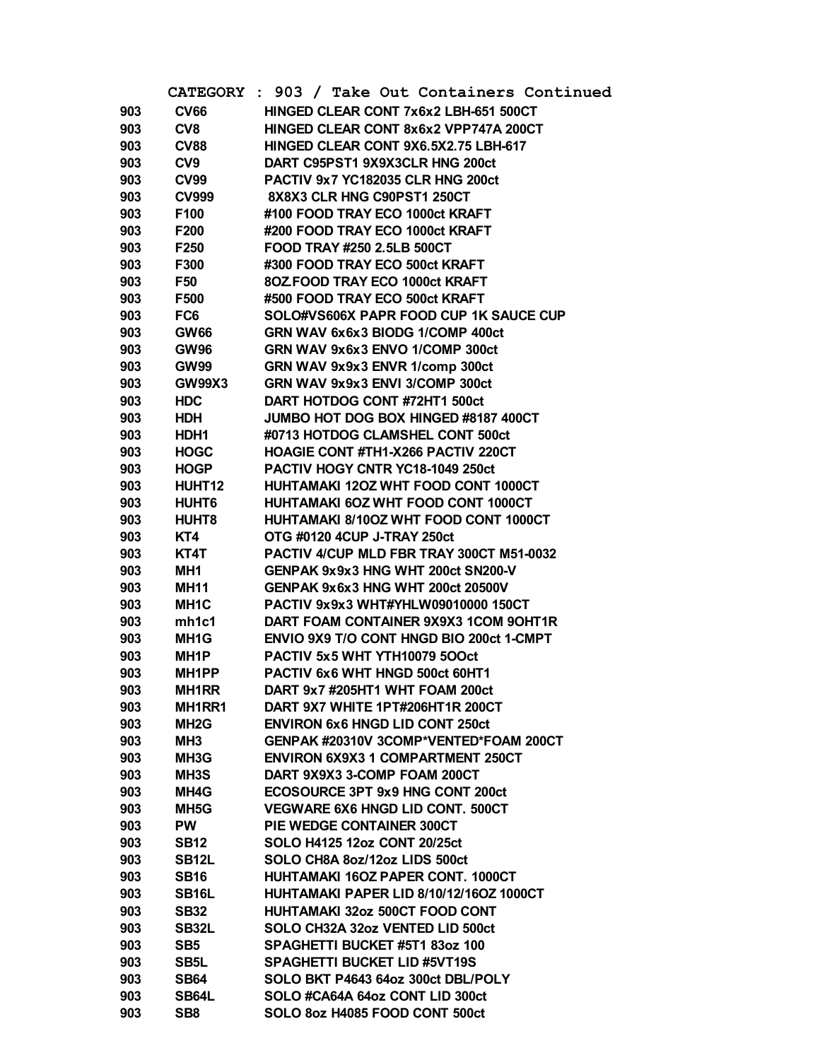CATEGORY : 903 / Take Out Containers Continued

| | | |
|---|---|---|
| 903 | CV66 | HINGED CLEAR CONT 7x6x2 LBH-651 500CT |
| 903 | CV8 | HINGED CLEAR CONT 8x6x2 VPP747A 200CT |
| 903 | CV88 | HINGED CLEAR CONT 9X6.5X2.75 LBH-617 |
| 903 | CV9 | DART C95PST1 9X9X3CLR HNG 200ct |
| 903 | CV99 | PACTIV 9x7 YC182035 CLR HNG 200ct |
| 903 | CV999 | 8X8X3 CLR HNG C90PST1 250CT |
| 903 | F100 | #100 FOOD TRAY ECO 1000ct KRAFT |
| 903 | F200 | #200 FOOD TRAY ECO 1000ct KRAFT |
| 903 | F250 | FOOD TRAY #250 2.5LB 500CT |
| 903 | F300 | #300 FOOD TRAY ECO 500ct KRAFT |
| 903 | F50 | 8OZ.FOOD TRAY ECO 1000ct KRAFT |
| 903 | F500 | #500 FOOD TRAY ECO 500ct KRAFT |
| 903 | FC6 | SOLO#VS606X PAPR FOOD CUP 1K SAUCE CUP |
| 903 | GW66 | GRN WAV 6x6x3 BIODG 1/COMP 400ct |
| 903 | GW96 | GRN WAV 9x6x3 ENVO 1/COMP 300ct |
| 903 | GW99 | GRN WAV 9x9x3 ENVR 1/comp 300ct |
| 903 | GW99X3 | GRN WAV 9x9x3 ENVI 3/COMP 300ct |
| 903 | HDC | DART HOTDOG CONT #72HT1 500ct |
| 903 | HDH | JUMBO HOT DOG BOX HINGED #8187 400CT |
| 903 | HDH1 | #0713 HOTDOG CLAMSHEL CONT 500ct |
| 903 | HOGC | HOAGIE CONT #TH1-X266 PACTIV 220CT |
| 903 | HOGP | PACTIV HOGY CNTR YC18-1049 250ct |
| 903 | HUHT12 | HUHTAMAKI 12OZ WHT FOOD CONT 1000CT |
| 903 | HUHT6 | HUHTAMAKI 6OZ WHT FOOD CONT 1000CT |
| 903 | HUHT8 | HUHTAMAKI 8/10OZ WHT FOOD CONT 1000CT |
| 903 | KT4 | OTG #0120 4CUP J-TRAY 250ct |
| 903 | KT4T | PACTIV 4/CUP MLD FBR TRAY 300CT M51-0032 |
| 903 | MH1 | GENPAK 9x9x3 HNG WHT 200ct SN200-V |
| 903 | MH11 | GENPAK 9x6x3 HNG WHT 200ct 20500V |
| 903 | MH1C | PACTIV 9x9x3 WHT#YHLW09010000 150CT |
| 903 | mh1c1 | DART FOAM CONTAINER 9X9X3 1COM 9OHT1R |
| 903 | MH1G | ENVIO 9X9 T/O CONT HNGD BIO 200ct 1-CMPT |
| 903 | MH1P | PACTIV 5x5 WHT YTH10079 5OOct |
| 903 | MH1PP | PACTIV 6x6 WHT HNGD 500ct 60HT1 |
| 903 | MH1RR | DART 9x7 #205HT1 WHT FOAM 200ct |
| 903 | MH1RR1 | DART 9X7 WHITE 1PT#206HT1R 200CT |
| 903 | MH2G | ENVIRON 6x6 HNGD LID CONT 250ct |
| 903 | MH3 | GENPAK #20310V 3COMP*VENTED*FOAM 200CT |
| 903 | MH3G | ENVIRON 6X9X3 1 COMPARTMENT 250CT |
| 903 | MH3S | DART 9X9X3 3-COMP FOAM 200CT |
| 903 | MH4G | ECOSOURCE 3PT 9x9 HNG CONT 200ct |
| 903 | MH5G | VEGWARE 6X6 HNGD LID CONT. 500CT |
| 903 | PW | PIE WEDGE CONTAINER 300CT |
| 903 | SB12 | SOLO H4125 12oz CONT 20/25ct |
| 903 | SB12L | SOLO CH8A 8oz/12oz LIDS 500ct |
| 903 | SB16 | HUHTAMAKI 16OZ PAPER CONT. 1000CT |
| 903 | SB16L | HUHTAMAKI PAPER LID 8/10/12/16OZ 1000CT |
| 903 | SB32 | HUHTAMAKI 32oz 500CT FOOD CONT |
| 903 | SB32L | SOLO CH32A 32oz VENTED LID 500ct |
| 903 | SB5 | SPAGHETTI BUCKET #5T1 83oz 100 |
| 903 | SB5L | SPAGHETTI BUCKET LID #5VT19S |
| 903 | SB64 | SOLO BKT P4643 64oz 300ct DBL/POLY |
| 903 | SB64L | SOLO #CA64A 64oz CONT LID 300ct |
| 903 | SB8 | SOLO 8oz H4085 FOOD CONT 500ct |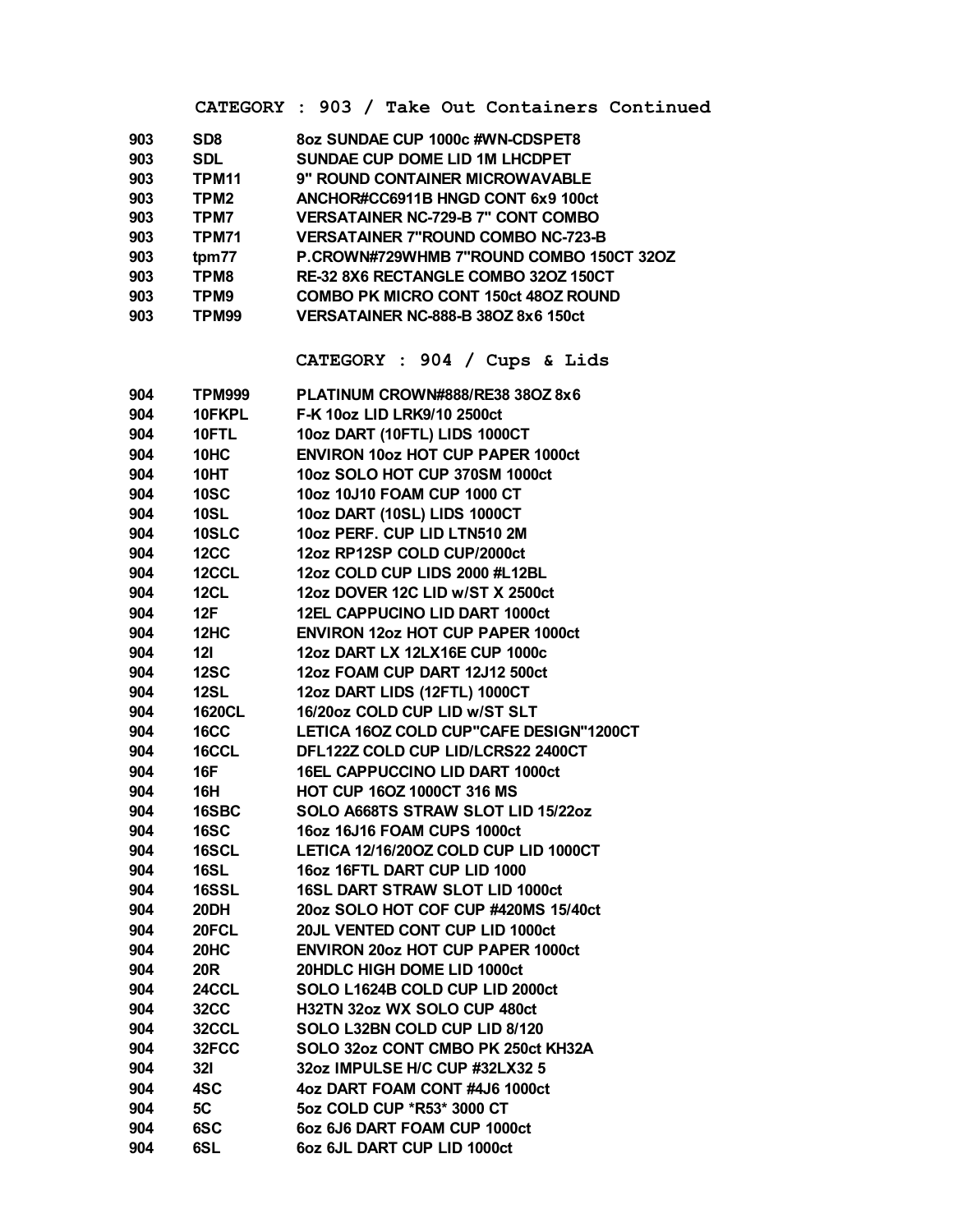## CATEGORY : 903 / Take Out Containers Continued

| | | |
|---|---|---|
| 903 | SD8 | 8oz SUNDAE CUP 1000c #WN-CDSPET8 |
| 903 | SDL | SUNDAE CUP DOME LID 1M LHCDPET |
| 903 | TPM11 | 9" ROUND CONTAINER MICROWAVABLE |
| 903 | TPM2 | ANCHOR#CC6911B HNGD CONT 6x9 100ct |
| 903 | TPM7 | VERSATAINER NC-729-B 7" CONT COMBO |
| 903 | TPM71 | VERSATAINER 7"ROUND COMBO NC-723-B |
| 903 | tpm77 | P.CROWN#729WHMB 7"ROUND COMBO 150CT 32OZ |
| 903 | TPM8 | RE-32 8X6 RECTANGLE COMBO 32OZ 150CT |
| 903 | TPM9 | COMBO PK MICRO CONT 150ct 48OZ ROUND |
| 903 | TPM99 | VERSATAINER NC-888-B 38OZ 8x6 150ct |

## CATEGORY : 904 / Cups & Lids

| | | |
|---|---|---|
| 904 | TPM999 | PLATINUM CROWN#888/RE38 38OZ 8x6 |
| 904 | 10FKPL | F-K 10oz LID LRK9/10 2500ct |
| 904 | 10FTL | 10oz DART (10FTL) LIDS 1000CT |
| 904 | 10HC | ENVIRON 10oz HOT CUP PAPER 1000ct |
| 904 | 10HT | 10oz SOLO HOT CUP 370SM 1000ct |
| 904 | 10SC | 10oz 10J10 FOAM CUP 1000 CT |
| 904 | 10SL | 10oz DART (10SL) LIDS 1000CT |
| 904 | 10SLC | 10oz PERF. CUP LID LTN510 2M |
| 904 | 12CC | 12oz RP12SP COLD CUP/2000ct |
| 904 | 12CCL | 12oz COLD CUP LIDS 2000 #L12BL |
| 904 | 12CL | 12oz DOVER 12C LID w/ST X 2500ct |
| 904 | 12F | 12EL CAPPUCINO LID DART 1000ct |
| 904 | 12HC | ENVIRON 12oz HOT CUP PAPER 1000ct |
| 904 | 12I | 12oz DART LX 12LX16E CUP 1000c |
| 904 | 12SC | 12oz FOAM CUP DART 12J12 500ct |
| 904 | 12SL | 12oz DART LIDS (12FTL) 1000CT |
| 904 | 1620CL | 16/20oz COLD CUP LID w/ST SLT |
| 904 | 16CC | LETICA 16OZ COLD CUP"CAFE DESIGN"1200CT |
| 904 | 16CCL | DFL122Z COLD CUP LID/LCRS22 2400CT |
| 904 | 16F | 16EL CAPPUCCINO LID DART 1000ct |
| 904 | 16H | HOT CUP 16OZ 1000CT 316 MS |
| 904 | 16SBC | SOLO A668TS STRAW SLOT LID 15/22oz |
| 904 | 16SC | 16oz 16J16 FOAM CUPS 1000ct |
| 904 | 16SCL | LETICA 12/16/20OZ COLD CUP LID 1000CT |
| 904 | 16SL | 16oz 16FTL DART CUP LID 1000 |
| 904 | 16SSL | 16SL DART STRAW SLOT LID 1000ct |
| 904 | 20DH | 20oz SOLO HOT COF CUP #420MS 15/40ct |
| 904 | 20FCL | 20JL VENTED CONT CUP LID 1000ct |
| 904 | 20HC | ENVIRON 20oz HOT CUP PAPER 1000ct |
| 904 | 20R | 20HDLC HIGH DOME LID 1000ct |
| 904 | 24CCL | SOLO L1624B COLD CUP LID 2000ct |
| 904 | 32CC | H32TN 32oz WX SOLO CUP 480ct |
| 904 | 32CCL | SOLO L32BN COLD CUP LID 8/120 |
| 904 | 32FCC | SOLO 32oz CONT CMBO PK 250ct KH32A |
| 904 | 32I | 32oz IMPULSE H/C CUP #32LX32 5 |
| 904 | 4SC | 4oz DART FOAM CONT #4J6 1000ct |
| 904 | 5C | 5oz COLD CUP *R53* 3000 CT |
| 904 | 6SC | 6oz 6J6 DART FOAM CUP 1000ct |
| 904 | 6SL | 6oz 6JL DART CUP LID 1000ct |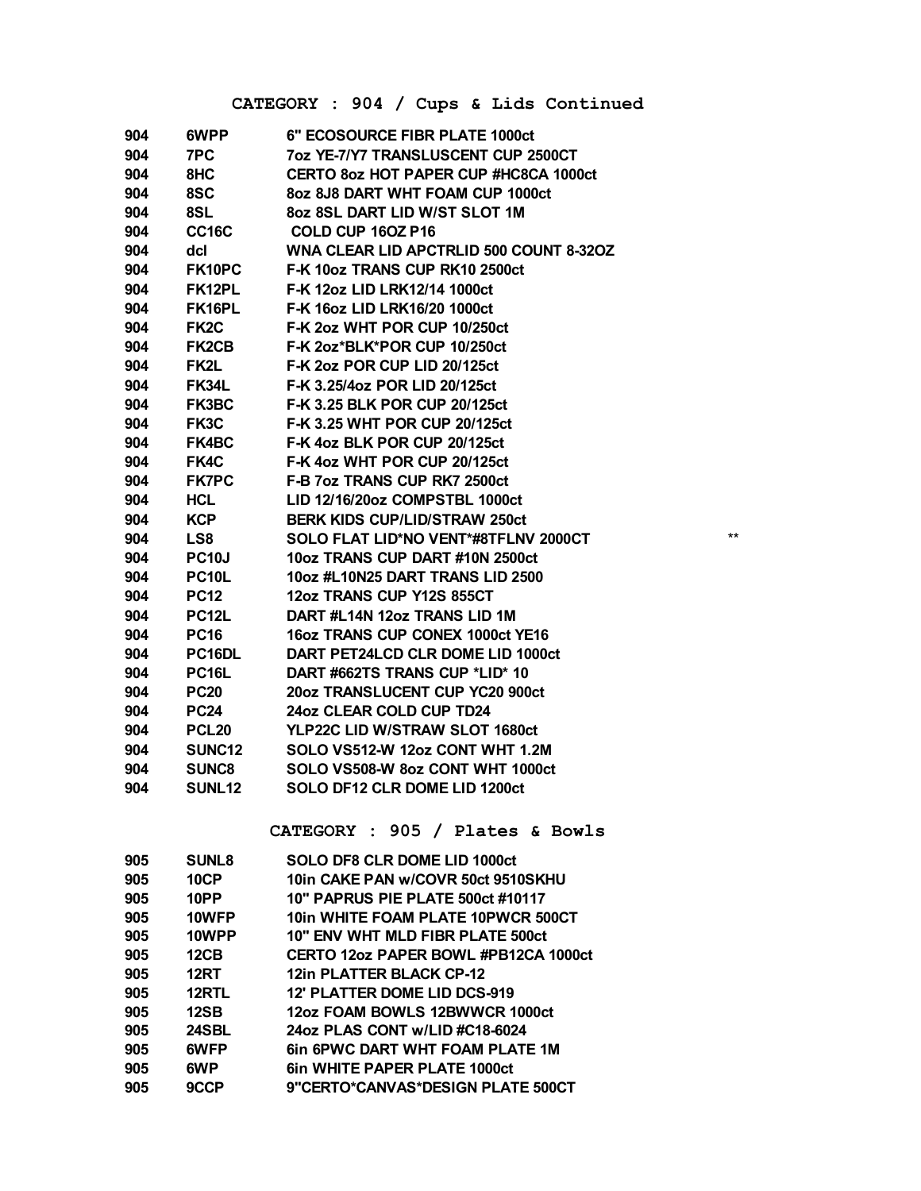## CATEGORY : 904 / Cups & Lids Continued

| | | | |
|---|---|---|---|
| 904 | 6WPP | 6" ECOSOURCE FIBR PLATE 1000ct | |
| 904 | 7PC | 7oz YE-7/Y7 TRANSLUSCENT CUP 2500CT | |
| 904 | 8HC | CERTO 8oz HOT PAPER CUP #HC8CA 1000ct | |
| 904 | 8SC | 8oz 8J8 DART WHT FOAM CUP 1000ct | |
| 904 | 8SL | 8oz 8SL DART LID W/ST SLOT 1M | |
| 904 | CC16C | COLD CUP 16OZ P16 | |
| 904 | dcl | WNA CLEAR LID APCTRLID 500 COUNT 8-32OZ | |
| 904 | FK10PC | F-K 10oz TRANS CUP RK10 2500ct | |
| 904 | FK12PL | F-K 12oz LID LRK12/14 1000ct | |
| 904 | FK16PL | F-K 16oz LID LRK16/20 1000ct | |
| 904 | FK2C | F-K 2oz WHT POR CUP 10/250ct | |
| 904 | FK2CB | F-K 2oz*BLK*POR CUP 10/250ct | |
| 904 | FK2L | F-K 2oz POR CUP LID 20/125ct | |
| 904 | FK34L | F-K 3.25/4oz POR LID 20/125ct | |
| 904 | FK3BC | F-K 3.25 BLK POR CUP 20/125ct | |
| 904 | FK3C | F-K 3.25 WHT POR CUP 20/125ct | |
| 904 | FK4BC | F-K 4oz BLK POR CUP 20/125ct | |
| 904 | FK4C | F-K 4oz WHT POR CUP 20/125ct | |
| 904 | FK7PC | F-B 7oz TRANS CUP RK7 2500ct | |
| 904 | HCL | LID 12/16/20oz COMPSTBL 1000ct | |
| 904 | KCP | BERK KIDS CUP/LID/STRAW 250ct | |
| 904 | LS8 | SOLO FLAT LID*NO VENT*#8TFLNV 2000CT | ** |
| 904 | PC10J | 10oz TRANS CUP DART #10N 2500ct | |
| 904 | PC10L | 10oz #L10N25 DART TRANS LID 2500 | |
| 904 | PC12 | 12oz TRANS CUP Y12S 855CT | |
| 904 | PC12L | DART #L14N 12oz TRANS LID 1M | |
| 904 | PC16 | 16oz TRANS CUP CONEX 1000ct YE16 | |
| 904 | PC16DL | DART PET24LCD CLR DOME LID 1000ct | |
| 904 | PC16L | DART #662TS TRANS CUP *LID* 10 | |
| 904 | PC20 | 20oz TRANSLUCENT CUP YC20 900ct | |
| 904 | PC24 | 24oz CLEAR COLD CUP TD24 | |
| 904 | PCL20 | YLP22C LID W/STRAW SLOT 1680ct | |
| 904 | SUNC12 | SOLO VS512-W 12oz CONT WHT 1.2M | |
| 904 | SUNC8 | SOLO VS508-W 8oz CONT WHT 1000ct | |
| 904 | SUNL12 | SOLO DF12 CLR DOME LID 1200ct | |

## CATEGORY : 905 / Plates & Bowls

| | | |
|---|---|---|
| 905 | SUNL8 | SOLO DF8 CLR DOME LID 1000ct |
| 905 | 10CP | 10in CAKE PAN w/COVR 50ct 9510SKHU |
| 905 | 10PP | 10" PAPRUS PIE PLATE 500ct #10117 |
| 905 | 10WFP | 10in WHITE FOAM PLATE 10PWCR 500CT |
| 905 | 10WPP | 10" ENV WHT MLD FIBR PLATE 500ct |
| 905 | 12CB | CERTO 12oz PAPER BOWL #PB12CA 1000ct |
| 905 | 12RT | 12in PLATTER BLACK CP-12 |
| 905 | 12RTL | 12' PLATTER DOME LID DCS-919 |
| 905 | 12SB | 12oz FOAM BOWLS 12BWWCR 1000ct |
| 905 | 24SBL | 24oz PLAS CONT w/LID #C18-6024 |
| 905 | 6WFP | 6in 6PWC DART WHT FOAM PLATE 1M |
| 905 | 6WP | 6in WHITE PAPER PLATE 1000ct |
| 905 | 9CCP | 9"CERTO*CANVAS*DESIGN PLATE 500CT |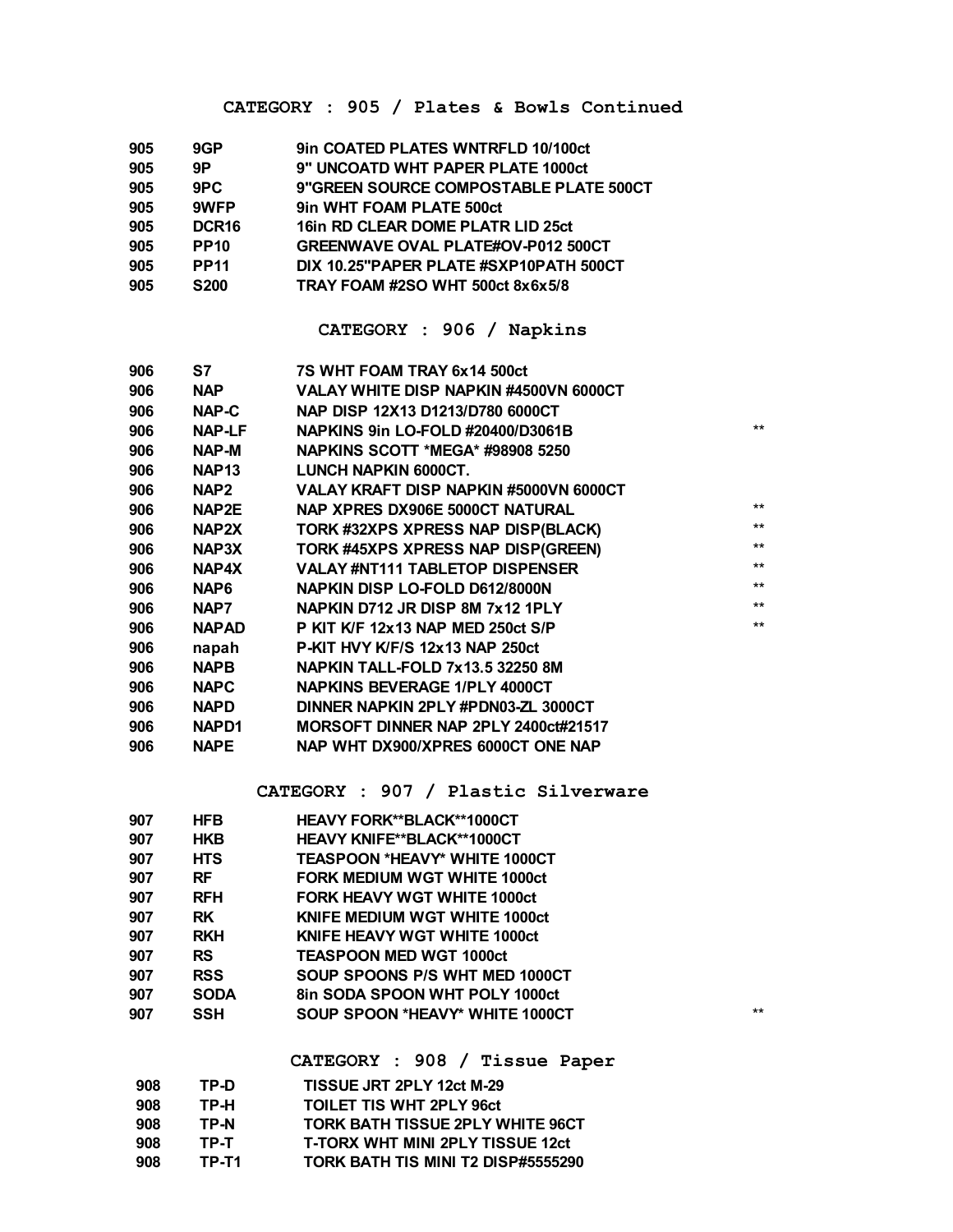## CATEGORY : 905 / Plates & Bowls Continued

| | | | |
|---|---|---|---|
| 905 | 9GP | 9in COATED PLATES WNTRFLD 10/100ct | |
| 905 | 9P | 9" UNCOATD WHT PAPER PLATE 1000ct | |
| 905 | 9PC | 9"GREEN SOURCE COMPOSTABLE PLATE 500CT | |
| 905 | 9WFP | 9in WHT FOAM PLATE 500ct | |
| 905 | DCR16 | 16in RD CLEAR DOME PLATR LID 25ct | |
| 905 | PP10 | GREENWAVE OVAL PLATE#OV-P012 500CT | |
| 905 | PP11 | DIX 10.25"PAPER PLATE #SXP10PATH 500CT | |
| 905 | S200 | TRAY FOAM #2SO WHT 500ct 8x6x5/8 | |

## CATEGORY : 906 / Napkins

| | | | |
|---|---|---|---|
| 906 | S7 | 7S WHT FOAM TRAY 6x14 500ct | |
| 906 | NAP | VALAY WHITE DISP NAPKIN #4500VN 6000CT | |
| 906 | NAP-C | NAP DISP 12X13 D1213/D780 6000CT | |
| 906 | NAP-LF | NAPKINS 9in LO-FOLD #20400/D3061B | ** |
| 906 | NAP-M | NAPKINS SCOTT *MEGA* #98908 5250 | |
| 906 | NAP13 | LUNCH NAPKIN 6000CT. | |
| 906 | NAP2 | VALAY KRAFT DISP NAPKIN #5000VN 6000CT | |
| 906 | NAP2E | NAP XPRES DX906E 5000CT NATURAL | ** |
| 906 | NAP2X | TORK #32XPS XPRESS NAP DISP(BLACK) | ** |
| 906 | NAP3X | TORK #45XPS XPRESS NAP DISP(GREEN) | ** |
| 906 | NAP4X | VALAY #NT111 TABLETOP DISPENSER | ** |
| 906 | NAP6 | NAPKIN DISP LO-FOLD D612/8000N | ** |
| 906 | NAP7 | NAPKIN D712 JR DISP 8M 7x12 1PLY | ** |
| 906 | NAPAD | P KIT K/F 12x13 NAP MED 250ct S/P | ** |
| 906 | napah | P-KIT HVY K/F/S 12x13 NAP 250ct | |
| 906 | NAPB | NAPKIN TALL-FOLD 7x13.5 32250 8M | |
| 906 | NAPC | NAPKINS BEVERAGE 1/PLY 4000CT | |
| 906 | NAPD | DINNER NAPKIN 2PLY #PDN03-ZL 3000CT | |
| 906 | NAPD1 | MORSOFT DINNER NAP 2PLY 2400ct#21517 | |
| 906 | NAPE | NAP WHT DX900/XPRES 6000CT ONE NAP | |

## CATEGORY : 907 / Plastic Silverware

| | | | |
|---|---|---|---|
| 907 | HFB | HEAVY FORK**BLACK**1000CT | |
| 907 | HKB | HEAVY KNIFE**BLACK**1000CT | |
| 907 | HTS | TEASPOON *HEAVY* WHITE 1000CT | |
| 907 | RF | FORK MEDIUM WGT WHITE 1000ct | |
| 907 | RFH | FORK HEAVY WGT WHITE 1000ct | |
| 907 | RK | KNIFE MEDIUM WGT WHITE 1000ct | |
| 907 | RKH | KNIFE HEAVY WGT WHITE 1000ct | |
| 907 | RS | TEASPOON MED WGT 1000ct | |
| 907 | RSS | SOUP SPOONS P/S WHT MED 1000CT | |
| 907 | SODA | 8in SODA SPOON WHT POLY 1000ct | |
| 907 | SSH | SOUP SPOON *HEAVY* WHITE 1000CT | ** |

## CATEGORY : 908 / Tissue Paper

| | | | |
|---|---|---|---|
| 908 | TP-D | TISSUE JRT 2PLY 12ct M-29 | |
| 908 | TP-H | TOILET TIS WHT 2PLY 96ct | |
| 908 | TP-N | TORK BATH TISSUE 2PLY WHITE 96CT | |
| 908 | TP-T | T-TORX WHT MINI 2PLY TISSUE 12ct | |
| 908 | TP-T1 | TORK BATH TIS MINI T2 DISP#5555290 | |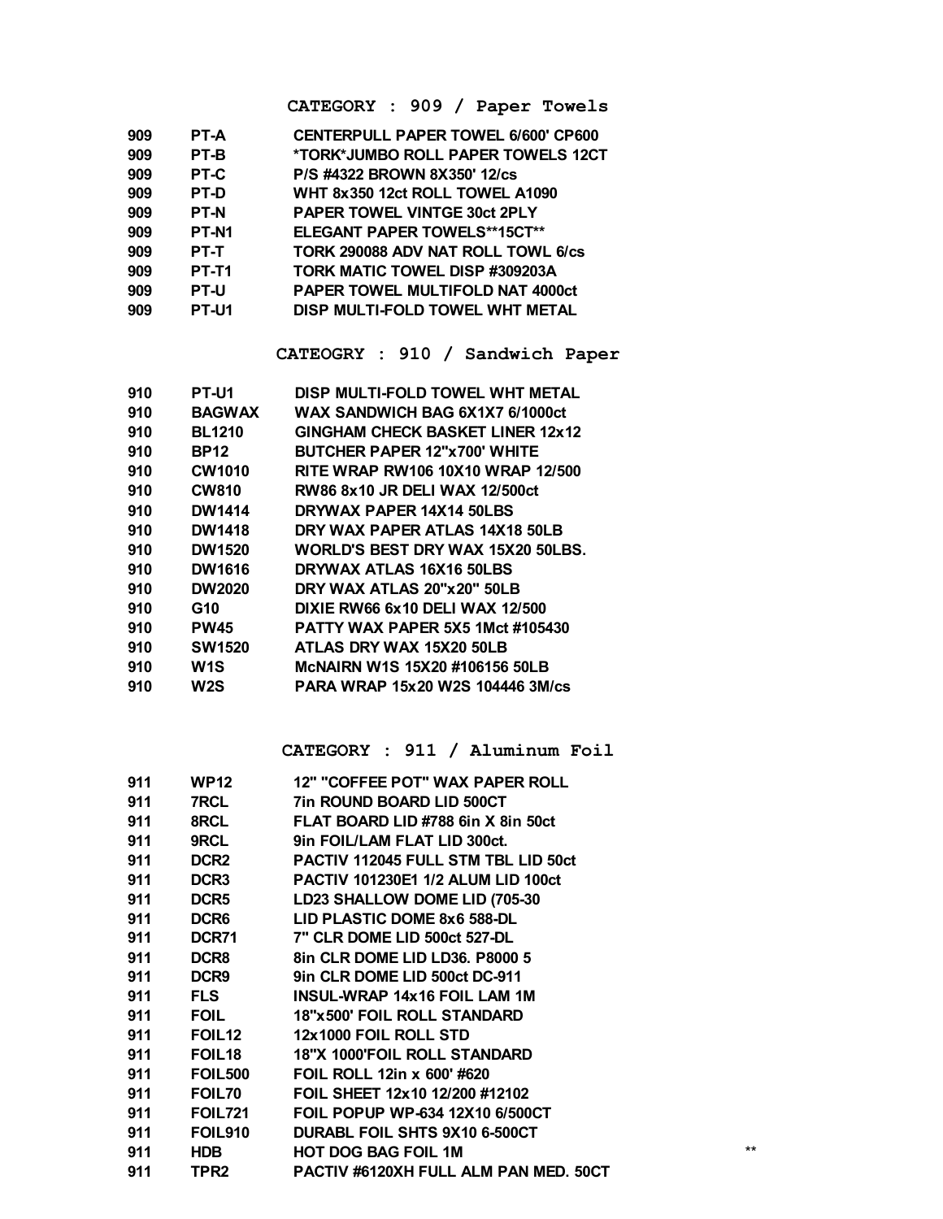## CATEGORY : 909 / Paper Towels

| | | |
|---|---|---|
| 909 | PT-A | CENTERPULL PAPER TOWEL 6/600' CP600 |
| 909 | PT-B | *TORK*JUMBO ROLL PAPER TOWELS 12CT |
| 909 | PT-C | P/S #4322 BROWN 8X350' 12/cs |
| 909 | PT-D | WHT 8x350 12ct ROLL TOWEL A1090 |
| 909 | PT-N | PAPER TOWEL VINTGE 30ct 2PLY |
| 909 | PT-N1 | ELEGANT PAPER TOWELS**15CT** |
| 909 | PT-T | TORK 290088 ADV NAT ROLL TOWL 6/cs |
| 909 | PT-T1 | TORK MATIC TOWEL DISP #309203A |
| 909 | PT-U | PAPER TOWEL MULTIFOLD NAT 4000ct |
| 909 | PT-U1 | DISP MULTI-FOLD TOWEL WHT METAL |

## CATEOGRY : 910 / Sandwich Paper

| | | |
|---|---|---|
| 910 | PT-U1 | DISP MULTI-FOLD TOWEL WHT METAL |
| 910 | BAGWAX | WAX SANDWICH BAG 6X1X7 6/1000ct |
| 910 | BL1210 | GINGHAM CHECK BASKET LINER 12x12 |
| 910 | BP12 | BUTCHER PAPER 12"x700' WHITE |
| 910 | CW1010 | RITE WRAP RW106 10X10 WRAP 12/500 |
| 910 | CW810 | RW86 8x10 JR DELI WAX 12/500ct |
| 910 | DW1414 | DRYWAX PAPER 14X14 50LBS |
| 910 | DW1418 | DRY WAX PAPER ATLAS 14X18 50LB |
| 910 | DW1520 | WORLD'S BEST DRY WAX 15X20 50LBS. |
| 910 | DW1616 | DRYWAX ATLAS 16X16 50LBS |
| 910 | DW2020 | DRY WAX ATLAS 20"x20" 50LB |
| 910 | G10 | DIXIE RW66 6x10 DELI WAX 12/500 |
| 910 | PW45 | PATTY WAX PAPER 5X5 1Mct #105430 |
| 910 | SW1520 | ATLAS DRY WAX 15X20 50LB |
| 910 | W1S | McNAIRN W1S 15X20 #106156 50LB |
| 910 | W2S | PARA WRAP 15x20 W2S 104446 3M/cs |

## CATEGORY : 911 / Aluminum Foil

| | | | |
|---|---|---|---|
| 911 | WP12 | 12" "COFFEE POT" WAX PAPER ROLL | |
| 911 | 7RCL | 7in ROUND BOARD LID 500CT | |
| 911 | 8RCL | FLAT BOARD LID #788 6in X 8in 50ct | |
| 911 | 9RCL | 9in FOIL/LAM FLAT LID 300ct. | |
| 911 | DCR2 | PACTIV 112045 FULL STM TBL LID 50ct | |
| 911 | DCR3 | PACTIV 101230E1 1/2 ALUM LID 100ct | |
| 911 | DCR5 | LD23 SHALLOW DOME LID (705-30 | |
| 911 | DCR6 | LID PLASTIC DOME 8x6 588-DL | |
| 911 | DCR71 | 7" CLR DOME LID 500ct 527-DL | |
| 911 | DCR8 | 8in CLR DOME LID LD36. P8000 5 | |
| 911 | DCR9 | 9in CLR DOME LID 500ct DC-911 | |
| 911 | FLS | INSUL-WRAP 14x16 FOIL LAM 1M | |
| 911 | FOIL | 18"x500' FOIL ROLL STANDARD | |
| 911 | FOIL12 | 12x1000 FOIL ROLL STD | |
| 911 | FOIL18 | 18"X 1000'FOIL ROLL STANDARD | |
| 911 | FOIL500 | FOIL ROLL 12in x 600' #620 | |
| 911 | FOIL70 | FOIL SHEET 12x10 12/200 #12102 | |
| 911 | FOIL721 | FOIL POPUP WP-634 12X10 6/500CT | |
| 911 | FOIL910 | DURABL FOIL SHTS 9X10 6-500CT | |
| 911 | HDB | HOT DOG BAG FOIL 1M | ** |
| 911 | TPR2 | PACTIV #6120XH FULL ALM PAN MED. 50CT | |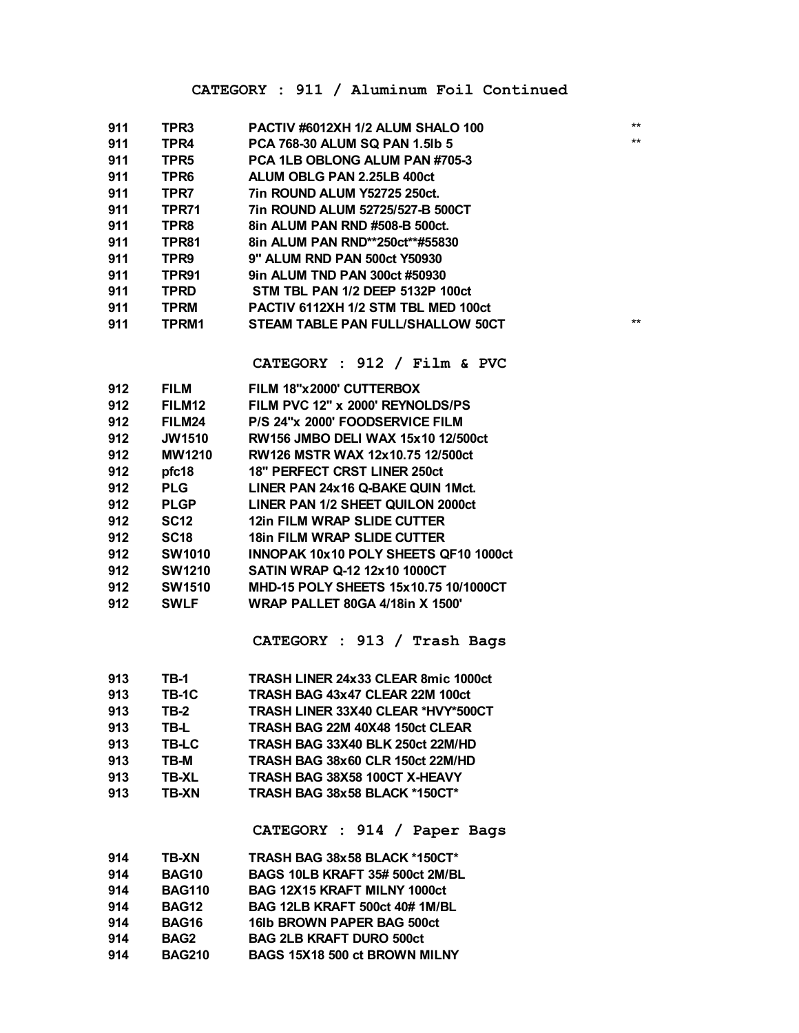## CATEGORY : 911 / Aluminum Foil Continued

| | | | |
|---|---|---|---|
| 911 | TPR3 | PACTIV #6012XH 1/2 ALUM SHALO 100 | ** |
| 911 | TPR4 | PCA 768-30 ALUM SQ PAN 1.5lb 5 | ** |
| 911 | TPR5 | PCA 1LB OBLONG ALUM PAN #705-3 | |
| 911 | TPR6 | ALUM OBLG PAN 2.25LB 400ct | |
| 911 | TPR7 | 7in ROUND ALUM Y52725 250ct. | |
| 911 | TPR71 | 7in ROUND ALUM 52725/527-B 500CT | |
| 911 | TPR8 | 8in ALUM PAN RND #508-B 500ct. | |
| 911 | TPR81 | 8in ALUM PAN RND**250ct**#55830 | |
| 911 | TPR9 | 9" ALUM RND PAN 500ct Y50930 | |
| 911 | TPR91 | 9in ALUM TND PAN 300ct #50930 | |
| 911 | TPRD | STM TBL PAN 1/2 DEEP 5132P 100ct | |
| 911 | TPRM | PACTIV 6112XH 1/2 STM TBL MED 100ct | |
| 911 | TPRM1 | STEAM TABLE PAN FULL/SHALLOW 50CT | ** |

## CATEGORY : 912 / Film & PVC

| | | |
|---|---|---|
| 912 | FILM | FILM 18"x2000' CUTTERBOX |
| 912 | FILM12 | FILM PVC 12" x 2000' REYNOLDS/PS |
| 912 | FILM24 | P/S 24"x 2000' FOODSERVICE FILM |
| 912 | JW1510 | RW156 JMBO DELI WAX 15x10 12/500ct |
| 912 | MW1210 | RW126 MSTR WAX 12x10.75 12/500ct |
| 912 | pfc18 | 18" PERFECT CRST LINER 250ct |
| 912 | PLG | LINER PAN 24x16 Q-BAKE QUIN 1Mct. |
| 912 | PLGP | LINER PAN 1/2 SHEET QUILON 2000ct |
| 912 | SC12 | 12in FILM WRAP SLIDE CUTTER |
| 912 | SC18 | 18in FILM WRAP SLIDE CUTTER |
| 912 | SW1010 | INNOPAK 10x10 POLY SHEETS QF10 1000ct |
| 912 | SW1210 | SATIN WRAP Q-12 12x10 1000CT |
| 912 | SW1510 | MHD-15 POLY SHEETS 15x10.75 10/1000CT |
| 912 | SWLF | WRAP PALLET 80GA 4/18in X 1500' |

## CATEGORY : 913 / Trash Bags

| | | |
|---|---|---|
| 913 | TB-1 | TRASH LINER 24x33 CLEAR 8mic 1000ct |
| 913 | TB-1C | TRASH BAG 43x47 CLEAR 22M 100ct |
| 913 | TB-2 | TRASH LINER 33X40 CLEAR *HVY*500CT |
| 913 | TB-L | TRASH BAG 22M 40X48 150ct CLEAR |
| 913 | TB-LC | TRASH BAG 33X40 BLK 250ct 22M/HD |
| 913 | TB-M | TRASH BAG 38x60 CLR 150ct 22M/HD |
| 913 | TB-XL | TRASH BAG 38X58 100CT X-HEAVY |
| 913 | TB-XN | TRASH BAG 38x58 BLACK *150CT* |

## CATEGORY : 914 / Paper Bags

| | | |
|---|---|---|
| 914 | TB-XN | TRASH BAG 38x58 BLACK *150CT* |
| 914 | BAG10 | BAGS 10LB KRAFT 35# 500ct 2M/BL |
| 914 | BAG110 | BAG 12X15 KRAFT MILNY 1000ct |
| 914 | BAG12 | BAG 12LB KRAFT 500ct 40# 1M/BL |
| 914 | BAG16 | 16lb BROWN PAPER BAG 500ct |
| 914 | BAG2 | BAG 2LB KRAFT DURO 500ct |
| 914 | BAG210 | BAGS 15X18 500 ct BROWN MILNY |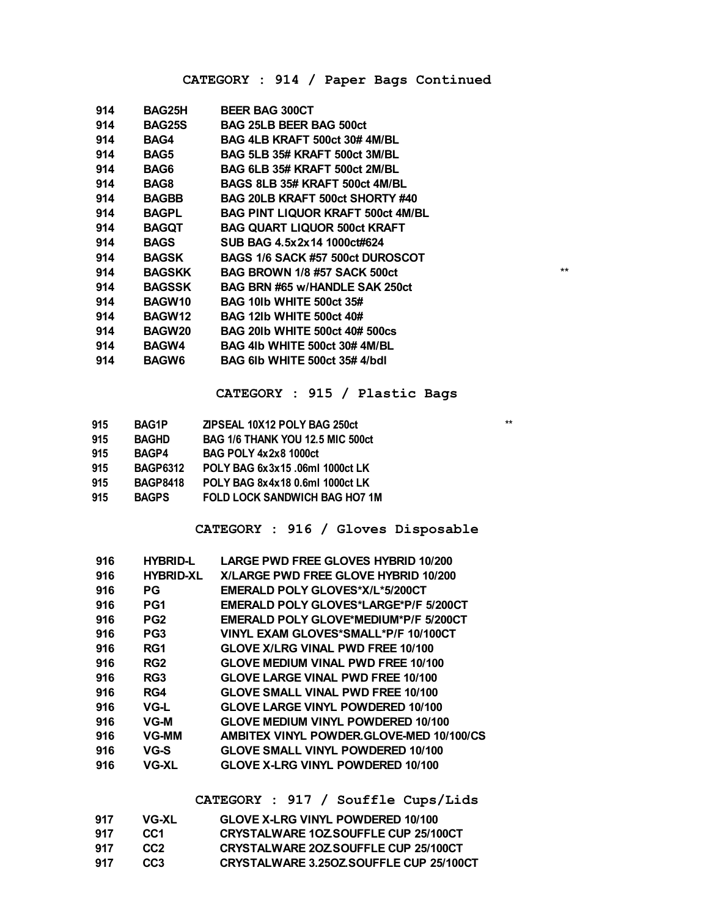## CATEGORY : 914 / Paper Bags Continued

| | | | |
|---|---|---|---|
| 914 | BAG25H | BEER BAG 300CT | |
| 914 | BAG25S | BAG 25LB BEER BAG 500ct | |
| 914 | BAG4 | BAG 4LB KRAFT 500ct 30# 4M/BL | |
| 914 | BAG5 | BAG 5LB 35# KRAFT 500ct 3M/BL | |
| 914 | BAG6 | BAG 6LB 35# KRAFT 500ct 2M/BL | |
| 914 | BAG8 | BAGS 8LB 35# KRAFT 500ct 4M/BL | |
| 914 | BAGBB | BAG 20LB KRAFT 500ct SHORTY #40 | |
| 914 | BAGPL | BAG PINT LIQUOR KRAFT 500ct 4M/BL | |
| 914 | BAGQT | BAG QUART LIQUOR 500ct KRAFT | |
| 914 | BAGS | SUB BAG 4.5x2x14 1000ct#624 | |
| 914 | BAGSK | BAGS 1/6 SACK #57 500ct DUROSCOT | |
| 914 | BAGSKK | BAG BROWN 1/8 #57 SACK 500ct | ** |
| 914 | BAGSSK | BAG BRN #65 w/HANDLE SAK 250ct | |
| 914 | BAGW10 | BAG 10lb WHITE 500ct 35# | |
| 914 | BAGW12 | BAG 12lb WHITE 500ct 40# | |
| 914 | BAGW20 | BAG 20lb WHITE 500ct 40# 500cs | |
| 914 | BAGW4 | BAG 4lb WHITE 500ct 30# 4M/BL | |
| 914 | BAGW6 | BAG 6lb WHITE 500ct 35# 4/bdl | |

## CATEGORY : 915 / Plastic Bags

| | | | |
|---|---|---|---|
| 915 | BAG1P | ZIPSEAL 10X12 POLY BAG 250ct | ** |
| 915 | BAGHD | BAG 1/6 THANK YOU 12.5 MIC 500ct | |
| 915 | BAGP4 | BAG POLY 4x2x8 1000ct | |
| 915 | BAGP6312 | POLY BAG 6x3x15 .06ml 1000ct LK | |
| 915 | BAGP8418 | POLY BAG 8x4x18 0.6ml 1000ct LK | |
| 915 | BAGPS | FOLD LOCK SANDWICH BAG HO7 1M | |

## CATEGORY : 916 / Gloves Disposable

| | | |
|---|---|---|
| 916 | HYBRID-L | LARGE PWD FREE GLOVES HYBRID 10/200 |
| 916 | HYBRID-XL | X/LARGE PWD FREE GLOVE HYBRID 10/200 |
| 916 | PG | EMERALD POLY GLOVES*X/L*5/200CT |
| 916 | PG1 | EMERALD POLY GLOVES*LARGE*P/F 5/200CT |
| 916 | PG2 | EMERALD POLY GLOVE*MEDIUM*P/F 5/200CT |
| 916 | PG3 | VINYL EXAM GLOVES*SMALL*P/F 10/100CT |
| 916 | RG1 | GLOVE X/LRG VINAL PWD FREE 10/100 |
| 916 | RG2 | GLOVE MEDIUM VINAL PWD FREE 10/100 |
| 916 | RG3 | GLOVE LARGE VINAL PWD FREE 10/100 |
| 916 | RG4 | GLOVE SMALL VINAL PWD FREE 10/100 |
| 916 | VG-L | GLOVE LARGE VINYL POWDERED 10/100 |
| 916 | VG-M | GLOVE MEDIUM VINYL POWDERED 10/100 |
| 916 | VG-MM | AMBITEX VINYL POWDER.GLOVE-MED 10/100/CS |
| 916 | VG-S | GLOVE SMALL VINYL POWDERED 10/100 |
| 916 | VG-XL | GLOVE X-LRG VINYL POWDERED 10/100 |

## CATEGORY : 917 / Souffle Cups/Lids

| | | |
|---|---|---|
| 917 | VG-XL | GLOVE X-LRG VINYL POWDERED 10/100 |
| 917 | CC1 | CRYSTALWARE 1OZ.SOUFFLE CUP 25/100CT |
| 917 | CC2 | CRYSTALWARE 2OZ.SOUFFLE CUP 25/100CT |
| 917 | CC3 | CRYSTALWARE 3.25OZ.SOUFFLE CUP 25/100CT |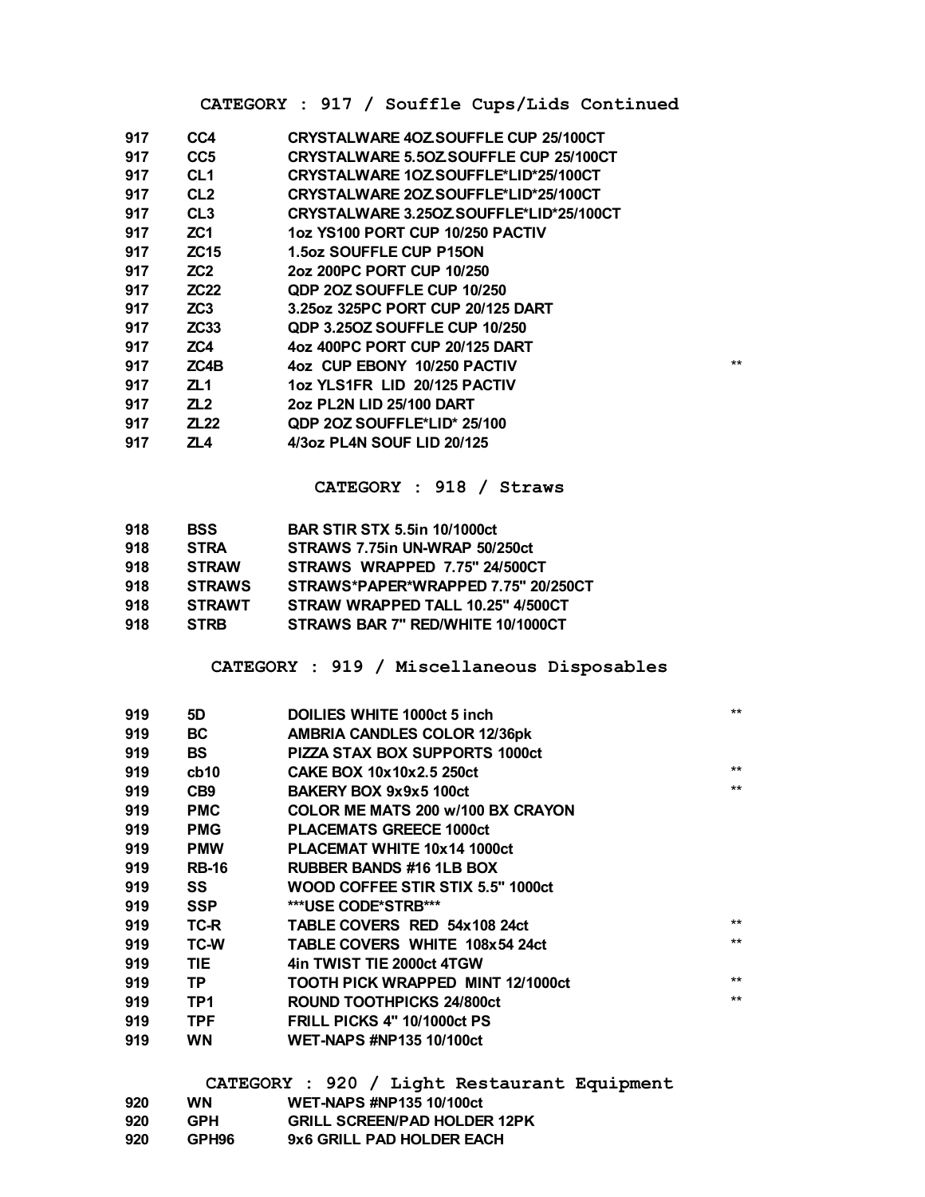## CATEGORY : 917 / Souffle Cups/Lids Continued

| | | | |
|---|---|---|---|
| 917 | CC4 | CRYSTALWARE 4OZ.SOUFFLE CUP 25/100CT | |
| 917 | CC5 | CRYSTALWARE 5.5OZ.SOUFFLE CUP 25/100CT | |
| 917 | CL1 | CRYSTALWARE 1OZ.SOUFFLE*LID*25/100CT | |
| 917 | CL2 | CRYSTALWARE 2OZ.SOUFFLE*LID*25/100CT | |
| 917 | CL3 | CRYSTALWARE 3.25OZ.SOUFFLE*LID*25/100CT | |
| 917 | ZC1 | 1oz YS100 PORT CUP 10/250 PACTIV | |
| 917 | ZC15 | 1.5oz SOUFFLE CUP P15ON | |
| 917 | ZC2 | 2oz 200PC PORT CUP 10/250 | |
| 917 | ZC22 | QDP 2OZ SOUFFLE CUP 10/250 | |
| 917 | ZC3 | 3.25oz 325PC PORT CUP 20/125 DART | |
| 917 | ZC33 | QDP 3.25OZ SOUFFLE CUP 10/250 | |
| 917 | ZC4 | 4oz 400PC PORT CUP 20/125 DART | |
| 917 | ZC4B | 4oz CUP EBONY 10/250 PACTIV | ** |
| 917 | ZL1 | 1oz YLS1FR LID 20/125 PACTIV | |
| 917 | ZL2 | 2oz PL2N LID 25/100 DART | |
| 917 | ZL22 | QDP 2OZ SOUFFLE*LID* 25/100 | |
| 917 | ZL4 | 4/3oz PL4N SOUF LID 20/125 | |

## CATEGORY : 918 / Straws

| | | | |
|---|---|---|---|
| 918 | BSS | BAR STIR STX 5.5in 10/1000ct | |
| 918 | STRA | STRAWS 7.75in UN-WRAP 50/250ct | |
| 918 | STRAW | STRAWS WRAPPED 7.75" 24/500CT | |
| 918 | STRAWS | STRAWS*PAPER*WRAPPED 7.75" 20/250CT | |
| 918 | STRAWT | STRAW WRAPPED TALL 10.25" 4/500CT | |
| 918 | STRB | STRAWS BAR 7" RED/WHITE 10/1000CT | |

## CATEGORY : 919 / Miscellaneous Disposables

| | | | |
|---|---|---|---|
| 919 | 5D | DOILIES WHITE 1000ct 5 inch | ** |
| 919 | BC | AMBRIA CANDLES COLOR 12/36pk | |
| 919 | BS | PIZZA STAX BOX SUPPORTS 1000ct | |
| 919 | cb10 | CAKE BOX 10x10x2.5 250ct | ** |
| 919 | CB9 | BAKERY BOX 9x9x5 100ct | ** |
| 919 | PMC | COLOR ME MATS 200 w/100 BX CRAYON | |
| 919 | PMG | PLACEMATS GREECE 1000ct | |
| 919 | PMW | PLACEMAT WHITE 10x14 1000ct | |
| 919 | RB-16 | RUBBER BANDS #16 1LB BOX | |
| 919 | SS | WOOD COFFEE STIR STIX 5.5" 1000ct | |
| 919 | SSP | ***USE CODE*STRB*** | |
| 919 | TC-R | TABLE COVERS RED 54x108 24ct | ** |
| 919 | TC-W | TABLE COVERS WHITE 108x54 24ct | ** |
| 919 | TIE | 4in TWIST TIE 2000ct 4TGW | |
| 919 | TP | TOOTH PICK WRAPPED MINT 12/1000ct | ** |
| 919 | TP1 | ROUND TOOTHPICKS 24/800ct | ** |
| 919 | TPF | FRILL PICKS 4" 10/1000ct PS | |
| 919 | WN | WET-NAPS #NP135 10/100ct | |

## CATEGORY : 920 / Light Restaurant Equipment

| | | | |
|---|---|---|---|
| 920 | WN | WET-NAPS #NP135 10/100ct | |
| 920 | GPH | GRILL SCREEN/PAD HOLDER 12PK | |
| 920 | GPH96 | 9x6 GRILL PAD HOLDER EACH | |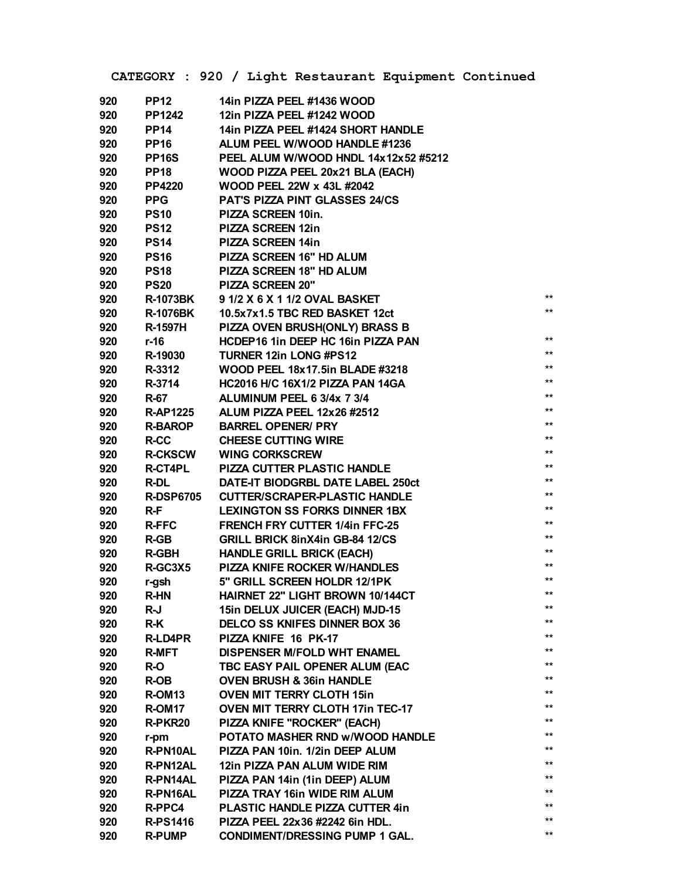## CATEGORY : 920 / Light Restaurant Equipment Continued

| | | | |
|---|---|---|---|
| 920 | PP12 | 14in PIZZA PEEL #1436 WOOD | |
| 920 | PP1242 | 12in PIZZA PEEL #1242 WOOD | |
| 920 | PP14 | 14in PIZZA PEEL #1424 SHORT HANDLE | |
| 920 | PP16 | ALUM PEEL W/WOOD HANDLE #1236 | |
| 920 | PP16S | PEEL ALUM W/WOOD HNDL 14x12x52 #5212 | |
| 920 | PP18 | WOOD PIZZA PEEL 20x21 BLA (EACH) | |
| 920 | PP4220 | WOOD PEEL 22W x 43L #2042 | |
| 920 | PPG | PAT'S PIZZA PINT GLASSES 24/CS | |
| 920 | PS10 | PIZZA SCREEN 10in. | |
| 920 | PS12 | PIZZA SCREEN 12in | |
| 920 | PS14 | PIZZA SCREEN 14in | |
| 920 | PS16 | PIZZA SCREEN 16" HD ALUM | |
| 920 | PS18 | PIZZA SCREEN 18" HD ALUM | |
| 920 | PS20 | PIZZA SCREEN 20" | |
| 920 | R-1073BK | 9 1/2 X 6 X 1 1/2 OVAL BASKET | ** |
| 920 | R-1076BK | 10.5x7x1.5 TBC RED BASKET 12ct | ** |
| 920 | R-1597H | PIZZA OVEN BRUSH(ONLY) BRASS B | |
| 920 | r-16 | HCDEP16 1in DEEP HC 16in PIZZA PAN | ** |
| 920 | R-19030 | TURNER 12in LONG #PS12 | ** |
| 920 | R-3312 | WOOD PEEL 18x17.5in BLADE #3218 | ** |
| 920 | R-3714 | HC2016 H/C 16X1/2 PIZZA PAN 14GA | ** |
| 920 | R-67 | ALUMINUM PEEL 6 3/4x 7 3/4 | ** |
| 920 | R-AP1225 | ALUM PIZZA PEEL 12x26 #2512 | ** |
| 920 | R-BAROP | BARREL OPENER/ PRY | ** |
| 920 | R-CC | CHEESE CUTTING WIRE | ** |
| 920 | R-CKSCW | WING CORKSCREW | ** |
| 920 | R-CT4PL | PIZZA CUTTER PLASTIC HANDLE | ** |
| 920 | R-DL | DATE-IT BIODGRBL DATE LABEL 250ct | ** |
| 920 | R-DSP6705 | CUTTER/SCRAPER-PLASTIC HANDLE | ** |
| 920 | R-F | LEXINGTON SS FORKS DINNER 1BX | ** |
| 920 | R-FFC | FRENCH FRY CUTTER 1/4in FFC-25 | ** |
| 920 | R-GB | GRILL BRICK 8inX4in GB-84 12/CS | ** |
| 920 | R-GBH | HANDLE GRILL BRICK (EACH) | ** |
| 920 | R-GC3X5 | PIZZA KNIFE ROCKER W/HANDLES | ** |
| 920 | r-gsh | 5" GRILL SCREEN HOLDR 12/1PK | ** |
| 920 | R-HN | HAIRNET 22" LIGHT BROWN 10/144CT | ** |
| 920 | R-J | 15in DELUX JUICER (EACH) MJD-15 | ** |
| 920 | R-K | DELCO SS KNIFES DINNER BOX 36 | ** |
| 920 | R-LD4PR | PIZZA KNIFE 16 PK-17 | ** |
| 920 | R-MFT | DISPENSER M/FOLD WHT ENAMEL | ** |
| 920 | R-O | TBC EASY PAIL OPENER ALUM (EAC | ** |
| 920 | R-OB | OVEN BRUSH & 36in HANDLE | ** |
| 920 | R-OM13 | OVEN MIT TERRY CLOTH 15in | ** |
| 920 | R-OM17 | OVEN MIT TERRY CLOTH 17in TEC-17 | ** |
| 920 | R-PKR20 | PIZZA KNIFE "ROCKER" (EACH) | ** |
| 920 | r-pm | POTATO MASHER RND w/WOOD HANDLE | ** |
| 920 | R-PN10AL | PIZZA PAN 10in. 1/2in DEEP ALUM | ** |
| 920 | R-PN12AL | 12in PIZZA PAN ALUM WIDE RIM | ** |
| 920 | R-PN14AL | PIZZA PAN 14in (1in DEEP) ALUM | ** |
| 920 | R-PN16AL | PIZZA TRAY 16in WIDE RIM ALUM | ** |
| 920 | R-PPC4 | PLASTIC HANDLE PIZZA CUTTER 4in | ** |
| 920 | R-PS1416 | PIZZA PEEL 22x36 #2242 6in HDL. | ** |
| 920 | R-PUMP | CONDIMENT/DRESSING PUMP 1 GAL. | ** |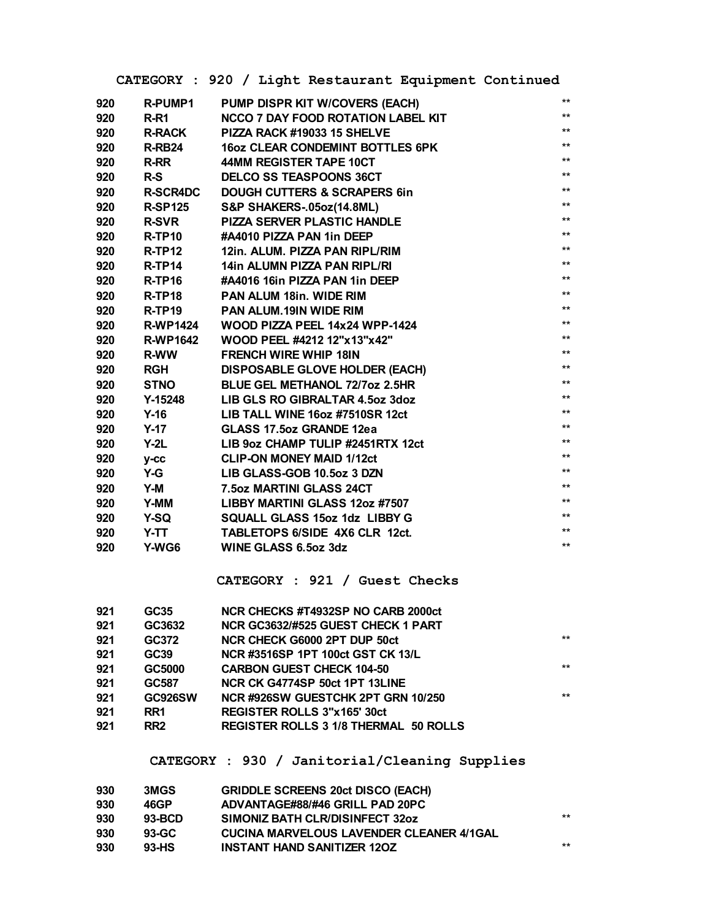## CATEGORY : 920 / Light Restaurant Equipment Continued

| | | | |
|---|---|---|---|
| 920 | R-PUMP1 | PUMP DISPR KIT W/COVERS (EACH) | ** |
| 920 | R-R1 | NCCO 7 DAY FOOD ROTATION LABEL KIT | ** |
| 920 | R-RACK | PIZZA RACK #19033 15 SHELVE | ** |
| 920 | R-RB24 | 16oz CLEAR CONDEMINT BOTTLES 6PK | ** |
| 920 | R-RR | 44MM REGISTER TAPE 10CT | ** |
| 920 | R-S | DELCO SS TEASPOONS 36CT | ** |
| 920 | R-SCR4DC | DOUGH CUTTERS & SCRAPERS 6in | ** |
| 920 | R-SP125 | S&P SHAKERS-.05oz(14.8ML) | ** |
| 920 | R-SVR | PIZZA SERVER PLASTIC HANDLE | ** |
| 920 | R-TP10 | #A4010 PIZZA PAN 1in DEEP | ** |
| 920 | R-TP12 | 12in. ALUM. PIZZA PAN RIPL/RIM | ** |
| 920 | R-TP14 | 14in ALUMN PIZZA PAN RIPL/RI | ** |
| 920 | R-TP16 | #A4016 16in PIZZA PAN 1in DEEP | ** |
| 920 | R-TP18 | PAN ALUM 18in. WIDE RIM | ** |
| 920 | R-TP19 | PAN ALUM.19IN WIDE RIM | ** |
| 920 | R-WP1424 | WOOD PIZZA PEEL 14x24 WPP-1424 | ** |
| 920 | R-WP1642 | WOOD PEEL #4212 12"x13"x42" | ** |
| 920 | R-WW | FRENCH WIRE WHIP 18IN | ** |
| 920 | RGH | DISPOSABLE GLOVE HOLDER (EACH) | ** |
| 920 | STNO | BLUE GEL METHANOL 72/7oz 2.5HR | ** |
| 920 | Y-15248 | LIB GLS RO GIBRALTAR 4.5oz 3doz | ** |
| 920 | Y-16 | LIB TALL WINE 16oz #7510SR 12ct | ** |
| 920 | Y-17 | GLASS 17.5oz GRANDE 12ea | ** |
| 920 | Y-2L | LIB 9oz CHAMP TULIP #2451RTX 12ct | ** |
| 920 | y-cc | CLIP-ON MONEY MAID 1/12ct | ** |
| 920 | Y-G | LIB GLASS-GOB 10.5oz 3 DZN | ** |
| 920 | Y-M | 7.5oz MARTINI GLASS 24CT | ** |
| 920 | Y-MM | LIBBY MARTINI GLASS 12oz #7507 | ** |
| 920 | Y-SQ | SQUALL GLASS 15oz 1dz LIBBY G | ** |
| 920 | Y-TT | TABLETOPS 6/SIDE 4X6 CLR 12ct. | ** |
| 920 | Y-WG6 | WINE GLASS 6.5oz 3dz | ** |

## CATEGORY : 921 / Guest Checks

| | | | |
|---|---|---|---|
| 921 | GC35 | NCR CHECKS #T4932SP NO CARB 2000ct | |
| 921 | GC3632 | NCR GC3632/#525 GUEST CHECK 1 PART | |
| 921 | GC372 | NCR CHECK G6000 2PT DUP 50ct | ** |
| 921 | GC39 | NCR #3516SP 1PT 100ct GST CK 13/L | |
| 921 | GC5000 | CARBON GUEST CHECK 104-50 | ** |
| 921 | GC587 | NCR CK G4774SP 50ct 1PT 13LINE | |
| 921 | GC926SW | NCR #926SW GUESTCHK 2PT GRN 10/250 | ** |
| 921 | RR1 | REGISTER ROLLS 3"x165' 30ct | |
| 921 | RR2 | REGISTER ROLLS 3 1/8 THERMAL 50 ROLLS | |

## CATEGORY : 930 / Janitorial/Cleaning Supplies

| | | | |
|---|---|---|---|
| 930 | 3MGS | GRIDDLE SCREENS 20ct DISCO (EACH) | |
| 930 | 46GP | ADVANTAGE#88/#46 GRILL PAD 20PC | |
| 930 | 93-BCD | SIMONIZ BATH CLR/DISINFECT 32oz | ** |
| 930 | 93-GC | CUCINA MARVELOUS LAVENDER CLEANER 4/1GAL | |
| 930 | 93-HS | INSTANT HAND SANITIZER 12OZ | ** |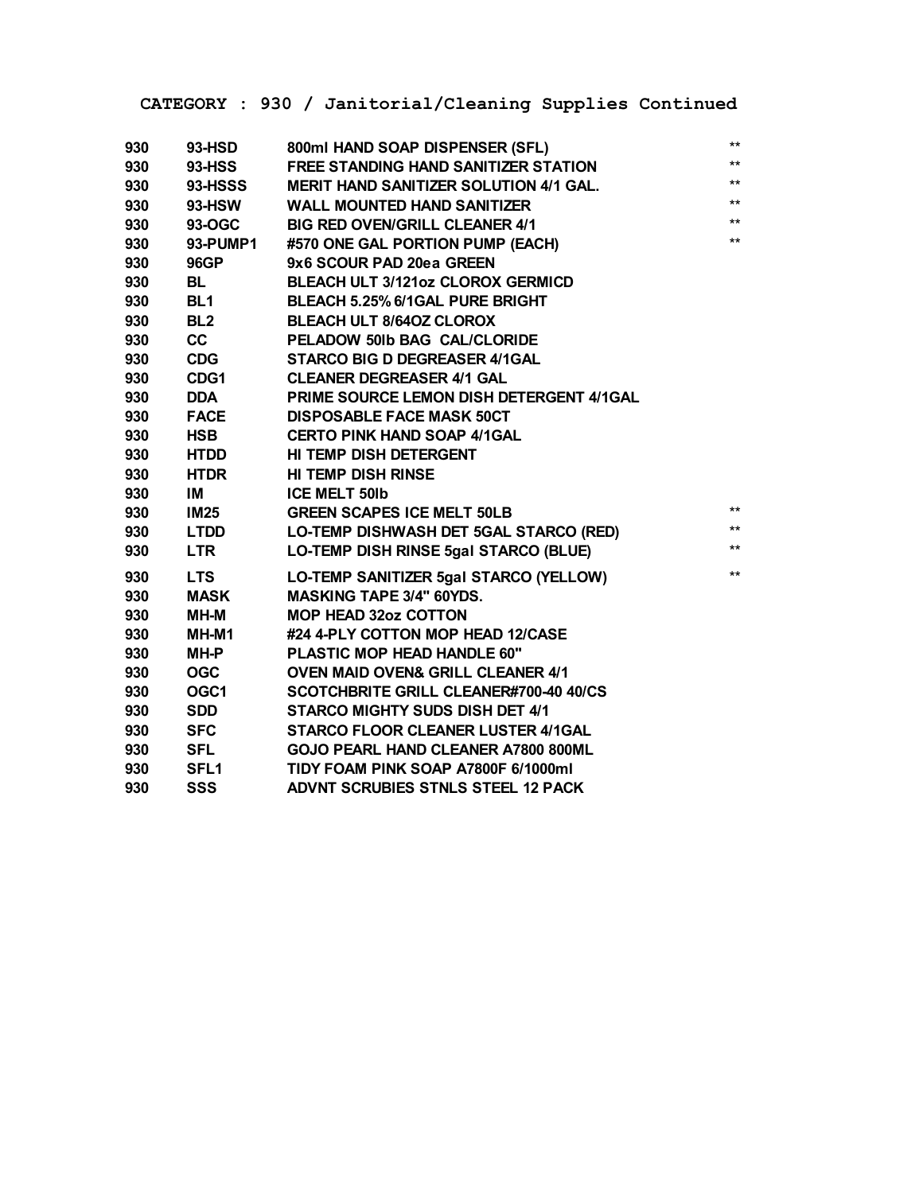## CATEGORY : 930 / Janitorial/Cleaning Supplies Continued

| | | | |
|---|---|---|---|
| 930 | 93-HSD | 800ml HAND SOAP DISPENSER (SFL) | ** |
| 930 | 93-HSS | FREE STANDING HAND SANITIZER STATION | ** |
| 930 | 93-HSSS | MERIT HAND SANITIZER SOLUTION 4/1 GAL. | ** |
| 930 | 93-HSW | WALL MOUNTED HAND SANITIZER | ** |
| 930 | 93-OGC | BIG RED OVEN/GRILL CLEANER 4/1 | ** |
| 930 | 93-PUMP1 | #570 ONE GAL PORTION PUMP (EACH) | ** |
| 930 | 96GP | 9x6 SCOUR PAD 20ea GREEN | |
| 930 | BL | BLEACH ULT 3/121oz CLOROX GERMICD | |
| 930 | BL1 | BLEACH 5.25% 6/1GAL PURE BRIGHT | |
| 930 | BL2 | BLEACH ULT 8/64OZ CLOROX | |
| 930 | CC | PELADOW 50lb BAG CAL/CLORIDE | |
| 930 | CDG | STARCO BIG D DEGREASER 4/1GAL | |
| 930 | CDG1 | CLEANER DEGREASER 4/1 GAL | |
| 930 | DDA | PRIME SOURCE LEMON DISH DETERGENT 4/1GAL | |
| 930 | FACE | DISPOSABLE FACE MASK 50CT | |
| 930 | HSB | CERTO PINK HAND SOAP 4/1GAL | |
| 930 | HTDD | HI TEMP DISH DETERGENT | |
| 930 | HTDR | HI TEMP DISH RINSE | |
| 930 | IM | ICE MELT 50lb | |
| 930 | IM25 | GREEN SCAPES ICE MELT 50LB | ** |
| 930 | LTDD | LO-TEMP DISHWASH DET 5GAL STARCO (RED) | ** |
| 930 | LTR | LO-TEMP DISH RINSE 5gal STARCO (BLUE) | ** |
| 930 | LTS | LO-TEMP SANITIZER 5gal STARCO (YELLOW) | ** |
| 930 | MASK | MASKING TAPE 3/4" 60YDS. | |
| 930 | MH-M | MOP HEAD 32oz COTTON | |
| 930 | MH-M1 | #24 4-PLY COTTON MOP HEAD 12/CASE | |
| 930 | MH-P | PLASTIC MOP HEAD HANDLE 60" | |
| 930 | OGC | OVEN MAID OVEN& GRILL CLEANER 4/1 | |
| 930 | OGC1 | SCOTCHBRITE GRILL CLEANER#700-40 40/CS | |
| 930 | SDD | STARCO MIGHTY SUDS DISH DET 4/1 | |
| 930 | SFC | STARCO FLOOR CLEANER LUSTER 4/1GAL | |
| 930 | SFL | GOJO PEARL HAND CLEANER A7800 800ML | |
| 930 | SFL1 | TIDY FOAM PINK SOAP A7800F 6/1000ml | |
| 930 | SSS | ADVNT SCRUBIES STNLS STEEL 12 PACK | |